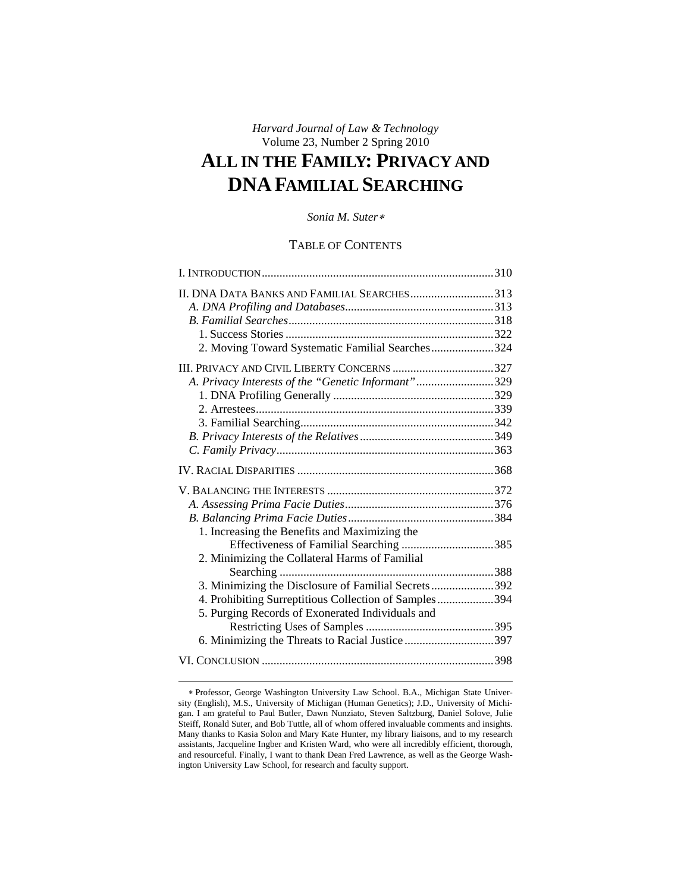*Harvard Journal of Law & Technology*
Volume 23, Number 2 Spring 2010

# ALL IN THE FAMILY: PRIVACY AND DNA FAMILIAL SEARCHING

*Sonia M. Suter*[*]

TABLE OF CONTENTS

I. INTRODUCTION ....................................................................310

II. DNA DATA BANKS AND FAMILIAL SEARCHES ..............................313
*A. DNA Profiling and Databases* ................................................313
*B. Familial Searches* ................................................................318
1. Success Stories ......................................................................322
2. Moving Toward Systematic Familial Searches ...........................324

III. PRIVACY AND CIVIL LIBERTY CONCERNS .....................................327
*A. Privacy Interests of the "Genetic Informant"* ...........................329
1. DNA Profiling Generally .........................................................329
2. Arrestees ................................................................................339
3. Familial Searching ..................................................................342
*B. Privacy Interests of the Relatives* .............................................349
*C. Family Privacy* ......................................................................363

IV. RACIAL DISPARITIES ...............................................................368

V. BALANCING THE INTERESTS .......................................................372
*A. Assessing Prima Facie Duties* ..................................................376
*B. Balancing Prima Facie Duties* ..................................................384
1. Increasing the Benefits and Maximizing the Effectiveness of Familial Searching ...............................385
2. Minimizing the Collateral Harms of Familial Searching ......................................................................388
3. Minimizing the Disclosure of Familial Secrets ...........................392
4. Prohibiting Surreptitious Collection of Samples ..........................394
5. Purging Records of Exonerated Individuals and Restricting Uses of Samples ........................................395
6. Minimizing the Threats to Racial Justice ...................................397

VI. CONCLUSION .........................................................................398

---

[*] Professor, George Washington University Law School. B.A., Michigan State University (English), M.S., University of Michigan (Human Genetics); J.D., University of Michigan. I am grateful to Paul Butler, Dawn Nunziato, Steven Saltzburg, Daniel Solove, Julie Steiff, Ronald Suter, and Bob Tuttle, all of whom offered invaluable comments and insights. Many thanks to Kasia Solon and Mary Kate Hunter, my library liaisons, and to my research assistants, Jacqueline Ingber and Kristen Ward, who were all incredibly efficient, thorough, and resourceful. Finally, I want to thank Dean Fred Lawrence, as well as the George Washington University Law School, for research and faculty support.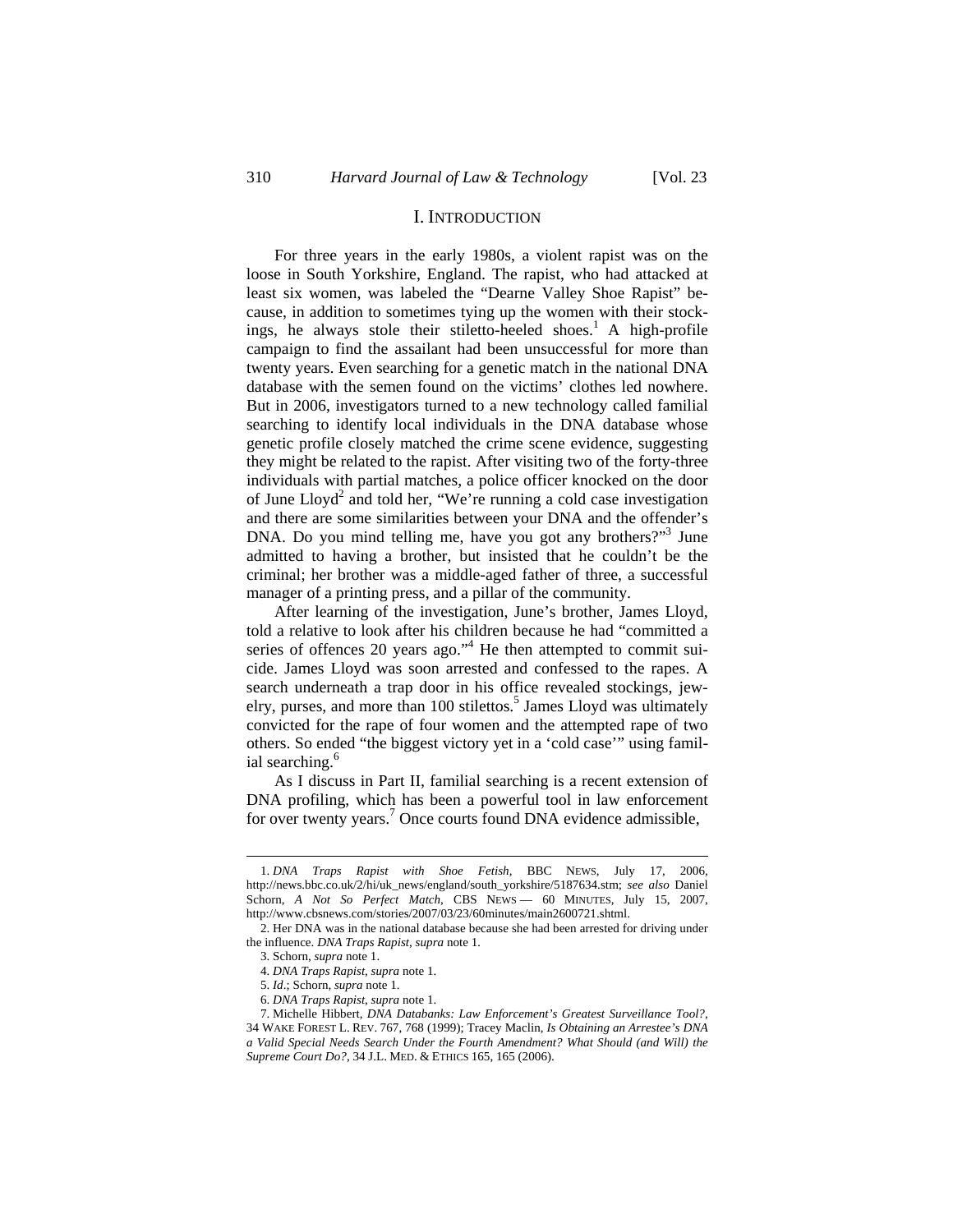## I. INTRODUCTION

For three years in the early 1980s, a violent rapist was on the loose in South Yorkshire, England. The rapist, who had attacked at least six women, was labeled the "Dearne Valley Shoe Rapist" because, in addition to sometimes tying up the women with their stockings, he always stole their stiletto-heeled shoes.[1] A high-profile campaign to find the assailant had been unsuccessful for more than twenty years. Even searching for a genetic match in the national DNA database with the semen found on the victims' clothes led nowhere. But in 2006, investigators turned to a new technology called familial searching to identify local individuals in the DNA database whose genetic profile closely matched the crime scene evidence, suggesting they might be related to the rapist. After visiting two of the forty-three individuals with partial matches, a police officer knocked on the door of June Lloyd[2] and told her, "We're running a cold case investigation and there are some similarities between your DNA and the offender's DNA. Do you mind telling me, have you got any brothers?"[3] June admitted to having a brother, but insisted that he couldn't be the criminal; her brother was a middle-aged father of three, a successful manager of a printing press, and a pillar of the community.

After learning of the investigation, June's brother, James Lloyd, told a relative to look after his children because he had "committed a series of offences 20 years ago."[4] He then attempted to commit suicide. James Lloyd was soon arrested and confessed to the rapes. A search underneath a trap door in his office revealed stockings, jewelry, purses, and more than 100 stilettos.[5] James Lloyd was ultimately convicted for the rape of four women and the attempted rape of two others. So ended "the biggest victory yet in a 'cold case'" using familial searching.[6]

As I discuss in Part II, familial searching is a recent extension of DNA profiling, which has been a powerful tool in law enforcement for over twenty years.[7] Once courts found DNA evidence admissible,

---

1. *DNA Traps Rapist with Shoe Fetish*, BBC NEWS, July 17, 2006, http://news.bbc.co.uk/2/hi/uk_news/england/south_yorkshire/5187634.stm; *see also* Daniel Schorn, *A Not So Perfect Match*, CBS NEWS — 60 MINUTES, July 15, 2007, http://www.cbsnews.com/stories/2007/03/23/60minutes/main2600721.shtml.

2. Her DNA was in the national database because she had been arrested for driving under the influence. *DNA Traps Rapist*, *supra* note 1.

3. Schorn, *supra* note 1.

4. *DNA Traps Rapist*, *supra* note 1.

5. *Id*.; Schorn, *supra* note 1.

6. *DNA Traps Rapist*, *supra* note 1.

7. Michelle Hibbert, *DNA Databanks: Law Enforcement's Greatest Surveillance Tool?*, 34 WAKE FOREST L. REV. 767, 768 (1999); Tracey Maclin, *Is Obtaining an Arrestee's DNA a Valid Special Needs Search Under the Fourth Amendment? What Should (and Will) the Supreme Court Do?*, 34 J.L. MED. & ETHICS 165, 165 (2006).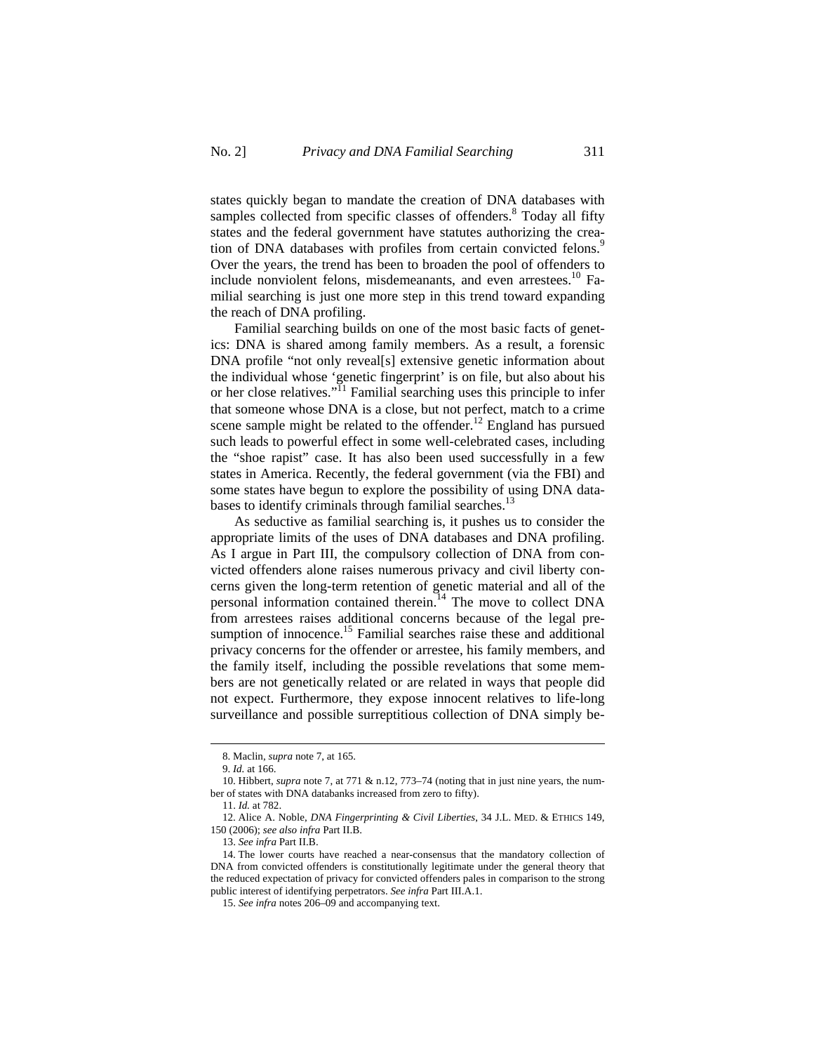states quickly began to mandate the creation of DNA databases with samples collected from specific classes of offenders.[8] Today all fifty states and the federal government have statutes authorizing the creation of DNA databases with profiles from certain convicted felons.[9] Over the years, the trend has been to broaden the pool of offenders to include nonviolent felons, misdemeanants, and even arrestees.[10] Familial searching is just one more step in this trend toward expanding the reach of DNA profiling.

Familial searching builds on one of the most basic facts of genetics: DNA is shared among family members. As a result, a forensic DNA profile "not only reveal[s] extensive genetic information about the individual whose 'genetic fingerprint' is on file, but also about his or her close relatives."[11] Familial searching uses this principle to infer that someone whose DNA is a close, but not perfect, match to a crime scene sample might be related to the offender.[12] England has pursued such leads to powerful effect in some well-celebrated cases, including the "shoe rapist" case. It has also been used successfully in a few states in America. Recently, the federal government (via the FBI) and some states have begun to explore the possibility of using DNA databases to identify criminals through familial searches.[13]

As seductive as familial searching is, it pushes us to consider the appropriate limits of the uses of DNA databases and DNA profiling. As I argue in Part III, the compulsory collection of DNA from convicted offenders alone raises numerous privacy and civil liberty concerns given the long-term retention of genetic material and all of the personal information contained therein.[14] The move to collect DNA from arrestees raises additional concerns because of the legal presumption of innocence.[15] Familial searches raise these and additional privacy concerns for the offender or arrestee, his family members, and the family itself, including the possible revelations that some members are not genetically related or are related in ways that people did not expect. Furthermore, they expose innocent relatives to life-long surveillance and possible surreptitious collection of DNA simply be-

---

8. Maclin, *supra* note 7, at 165.

9. *Id.* at 166.

10. Hibbert, *supra* note 7, at 771 & n.12, 773–74 (noting that in just nine years, the number of states with DNA databanks increased from zero to fifty).

11. *Id.* at 782.

12. Alice A. Noble, *DNA Fingerprinting & Civil Liberties*, 34 J.L. MED. & ETHICS 149, 150 (2006); *see also infra* Part II.B.

13. *See infra* Part II.B.

14. The lower courts have reached a near-consensus that the mandatory collection of DNA from convicted offenders is constitutionally legitimate under the general theory that the reduced expectation of privacy for convicted offenders pales in comparison to the strong public interest of identifying perpetrators. *See infra* Part III.A.1.

15. *See infra* notes 206–09 and accompanying text.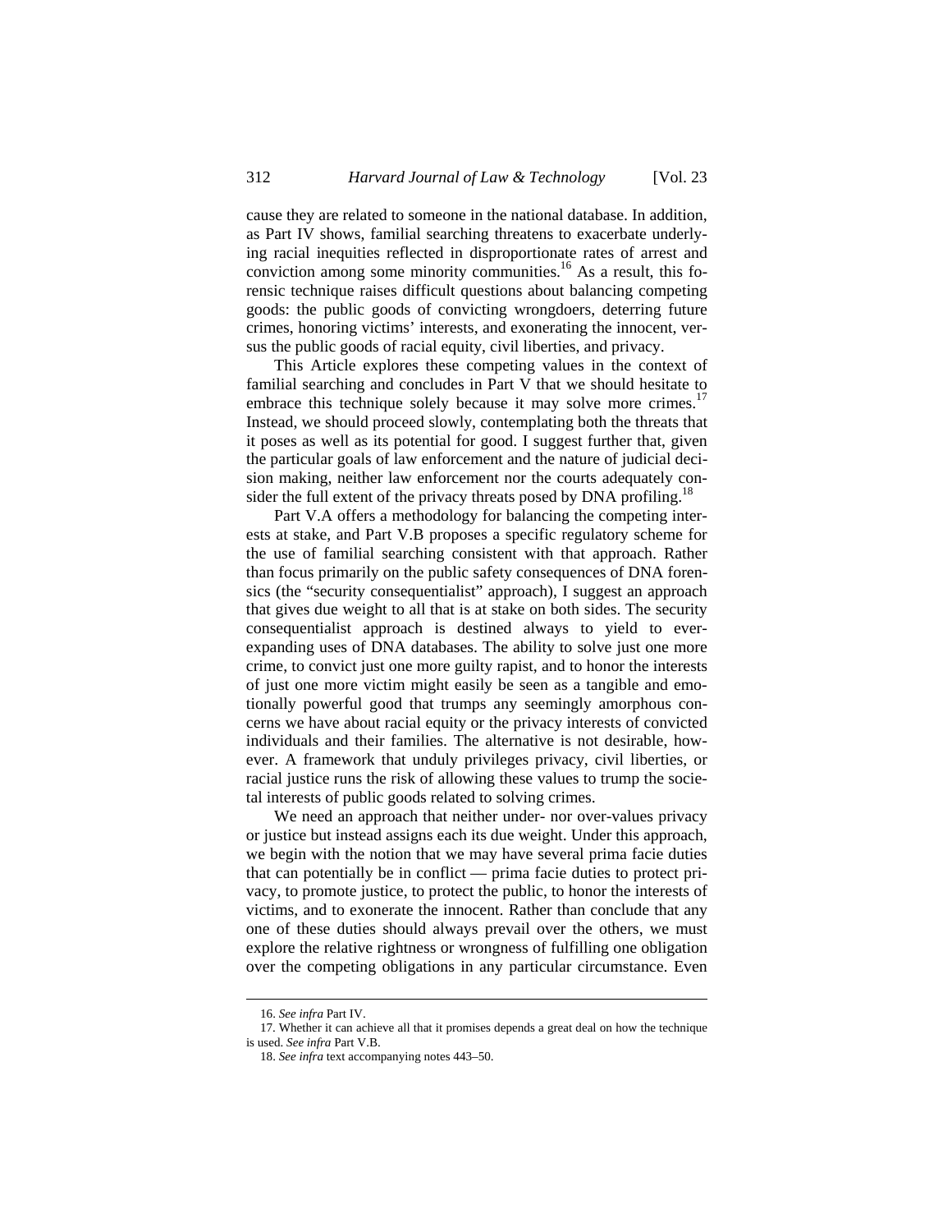cause they are related to someone in the national database. In addition, as Part IV shows, familial searching threatens to exacerbate underlying racial inequities reflected in disproportionate rates of arrest and conviction among some minority communities.[16] As a result, this forensic technique raises difficult questions about balancing competing goods: the public goods of convicting wrongdoers, deterring future crimes, honoring victims' interests, and exonerating the innocent, versus the public goods of racial equity, civil liberties, and privacy.

This Article explores these competing values in the context of familial searching and concludes in Part V that we should hesitate to embrace this technique solely because it may solve more crimes.[17] Instead, we should proceed slowly, contemplating both the threats that it poses as well as its potential for good. I suggest further that, given the particular goals of law enforcement and the nature of judicial decision making, neither law enforcement nor the courts adequately consider the full extent of the privacy threats posed by DNA profiling.[18]

Part V.A offers a methodology for balancing the competing interests at stake, and Part V.B proposes a specific regulatory scheme for the use of familial searching consistent with that approach. Rather than focus primarily on the public safety consequences of DNA forensics (the "security consequentialist" approach), I suggest an approach that gives due weight to all that is at stake on both sides. The security consequentialist approach is destined always to yield to ever-expanding uses of DNA databases. The ability to solve just one more crime, to convict just one more guilty rapist, and to honor the interests of just one more victim might easily be seen as a tangible and emotionally powerful good that trumps any seemingly amorphous concerns we have about racial equity or the privacy interests of convicted individuals and their families. The alternative is not desirable, however. A framework that unduly privileges privacy, civil liberties, or racial justice runs the risk of allowing these values to trump the societal interests of public goods related to solving crimes.

We need an approach that neither under- nor over-values privacy or justice but instead assigns each its due weight. Under this approach, we begin with the notion that we may have several prima facie duties that can potentially be in conflict — prima facie duties to protect privacy, to promote justice, to protect the public, to honor the interests of victims, and to exonerate the innocent. Rather than conclude that any one of these duties should always prevail over the others, we must explore the relative rightness or wrongness of fulfilling one obligation over the competing obligations in any particular circumstance. Even

16. *See infra* Part IV.

17. Whether it can achieve all that it promises depends a great deal on how the technique is used. *See infra* Part V.B.

18. *See infra* text accompanying notes 443–50.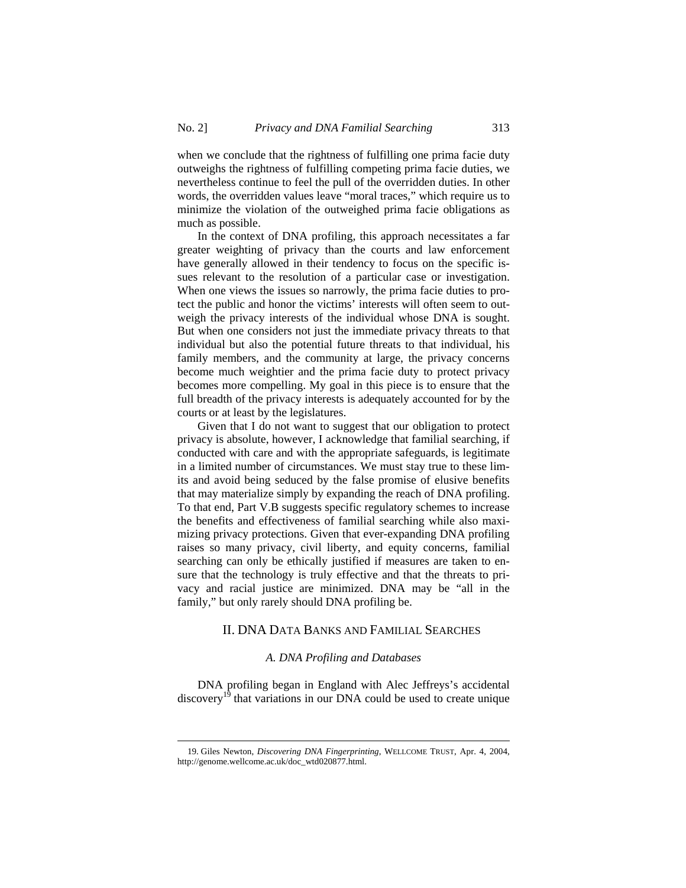when we conclude that the rightness of fulfilling one prima facie duty outweighs the rightness of fulfilling competing prima facie duties, we nevertheless continue to feel the pull of the overridden duties. In other words, the overridden values leave "moral traces," which require us to minimize the violation of the outweighed prima facie obligations as much as possible.

In the context of DNA profiling, this approach necessitates a far greater weighting of privacy than the courts and law enforcement have generally allowed in their tendency to focus on the specific issues relevant to the resolution of a particular case or investigation. When one views the issues so narrowly, the prima facie duties to protect the public and honor the victims' interests will often seem to outweigh the privacy interests of the individual whose DNA is sought. But when one considers not just the immediate privacy threats to that individual but also the potential future threats to that individual, his family members, and the community at large, the privacy concerns become much weightier and the prima facie duty to protect privacy becomes more compelling. My goal in this piece is to ensure that the full breadth of the privacy interests is adequately accounted for by the courts or at least by the legislatures.

Given that I do not want to suggest that our obligation to protect privacy is absolute, however, I acknowledge that familial searching, if conducted with care and with the appropriate safeguards, is legitimate in a limited number of circumstances. We must stay true to these limits and avoid being seduced by the false promise of elusive benefits that may materialize simply by expanding the reach of DNA profiling. To that end, Part V.B suggests specific regulatory schemes to increase the benefits and effectiveness of familial searching while also maximizing privacy protections. Given that ever-expanding DNA profiling raises so many privacy, civil liberty, and equity concerns, familial searching can only be ethically justified if measures are taken to ensure that the technology is truly effective and that the threats to privacy and racial justice are minimized. DNA may be "all in the family," but only rarely should DNA profiling be.

## II. DNA Data Banks and Familial Searches

### *A. DNA Profiling and Databases*

DNA profiling began in England with Alec Jeffreys's accidental discovery[19] that variations in our DNA could be used to create unique

---

19. Giles Newton, *Discovering DNA Fingerprinting*, WELLCOME TRUST, Apr. 4, 2004, http://genome.wellcome.ac.uk/doc_wtd020877.html.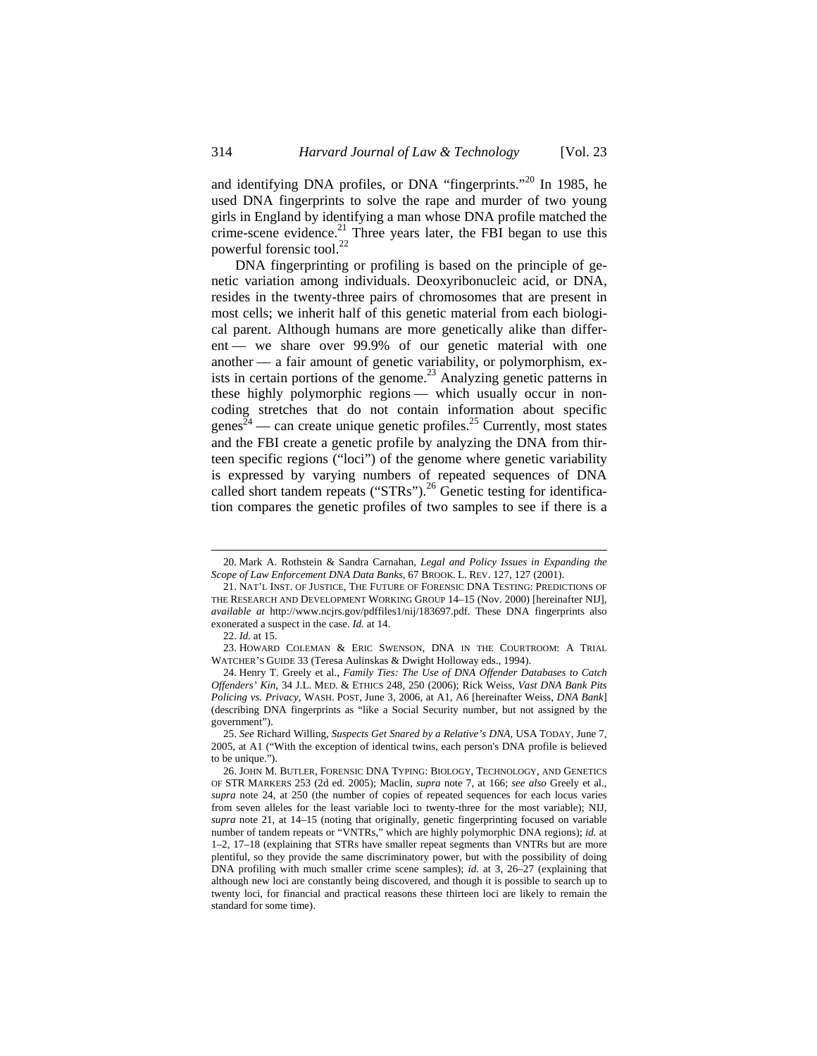and identifying DNA profiles, or DNA "fingerprints."[20] In 1985, he used DNA fingerprints to solve the rape and murder of two young girls in England by identifying a man whose DNA profile matched the crime-scene evidence.[21] Three years later, the FBI began to use this powerful forensic tool.[22]

DNA fingerprinting or profiling is based on the principle of genetic variation among individuals. Deoxyribonucleic acid, or DNA, resides in the twenty-three pairs of chromosomes that are present in most cells; we inherit half of this genetic material from each biological parent. Although humans are more genetically alike than different — we share over 99.9% of our genetic material with one another — a fair amount of genetic variability, or polymorphism, exists in certain portions of the genome.[23] Analyzing genetic patterns in these highly polymorphic regions — which usually occur in non-coding stretches that do not contain information about specific genes[24] — can create unique genetic profiles.[25] Currently, most states and the FBI create a genetic profile by analyzing the DNA from thirteen specific regions ("loci") of the genome where genetic variability is expressed by varying numbers of repeated sequences of DNA called short tandem repeats ("STRs").[26] Genetic testing for identification compares the genetic profiles of two samples to see if there is a

---

20. Mark A. Rothstein & Sandra Carnahan, *Legal and Policy Issues in Expanding the Scope of Law Enforcement DNA Data Banks*, 67 BROOK. L. REV. 127, 127 (2001).

21. NAT'L INST. OF JUSTICE, THE FUTURE OF FORENSIC DNA TESTING: PREDICTIONS OF THE RESEARCH AND DEVELOPMENT WORKING GROUP 14–15 (Nov. 2000) [hereinafter NIJ], *available at* http://www.ncjrs.gov/pdffiles1/nij/183697.pdf. These DNA fingerprints also exonerated a suspect in the case. *Id.* at 14.

22. *Id.* at 15.

23. HOWARD COLEMAN & ERIC SWENSON, DNA IN THE COURTROOM: A TRIAL WATCHER'S GUIDE 33 (Teresa Aulinskas & Dwight Holloway eds., 1994).

24. Henry T. Greely et al., *Family Ties: The Use of DNA Offender Databases to Catch Offenders' Kin*, 34 J.L. MED. & ETHICS 248, 250 (2006); Rick Weiss, *Vast DNA Bank Pits Policing vs. Privacy*, WASH. POST, June 3, 2006, at A1, A6 [hereinafter Weiss, *DNA Bank*] (describing DNA fingerprints as "like a Social Security number, but not assigned by the government").

25. *See* Richard Willing, *Suspects Get Snared by a Relative's DNA*, USA TODAY, June 7, 2005, at A1 ("With the exception of identical twins, each person's DNA profile is believed to be unique.").

26. JOHN M. BUTLER, FORENSIC DNA TYPING: BIOLOGY, TECHNOLOGY, AND GENETICS OF STR MARKERS 253 (2d ed. 2005); Maclin, *supra* note 7, at 166; *see also* Greely et al., *supra* note 24, at 250 (the number of copies of repeated sequences for each locus varies from seven alleles for the least variable loci to twenty-three for the most variable); NIJ, *supra* note 21, at 14–15 (noting that originally, genetic fingerprinting focused on variable number of tandem repeats or "VNTRs," which are highly polymorphic DNA regions); *id.* at 1–2, 17–18 (explaining that STRs have smaller repeat segments than VNTRs but are more plentiful, so they provide the same discriminatory power, but with the possibility of doing DNA profiling with much smaller crime scene samples); *id.* at 3, 26–27 (explaining that although new loci are constantly being discovered, and though it is possible to search up to twenty loci, for financial and practical reasons these thirteen loci are likely to remain the standard for some time).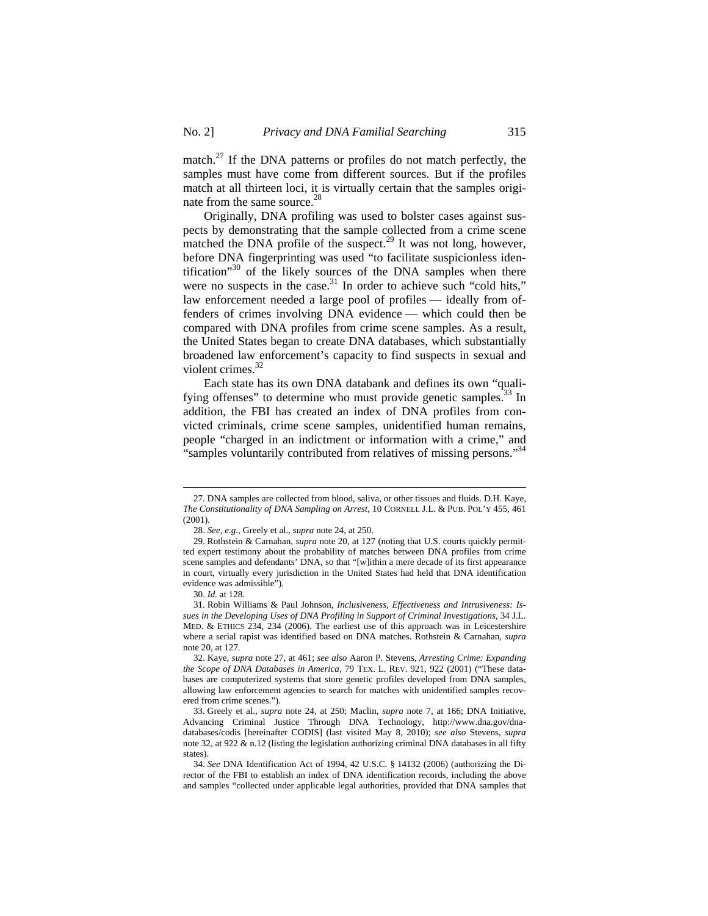match.[27] If the DNA patterns or profiles do not match perfectly, the samples must have come from different sources. But if the profiles match at all thirteen loci, it is virtually certain that the samples originate from the same source.[28]

Originally, DNA profiling was used to bolster cases against suspects by demonstrating that the sample collected from a crime scene matched the DNA profile of the suspect.[29] It was not long, however, before DNA fingerprinting was used "to facilitate suspicionless identification"[30] of the likely sources of the DNA samples when there were no suspects in the case.[31] In order to achieve such "cold hits," law enforcement needed a large pool of profiles — ideally from offenders of crimes involving DNA evidence — which could then be compared with DNA profiles from crime scene samples. As a result, the United States began to create DNA databases, which substantially broadened law enforcement's capacity to find suspects in sexual and violent crimes.[32]

Each state has its own DNA databank and defines its own "qualifying offenses" to determine who must provide genetic samples.[33] In addition, the FBI has created an index of DNA profiles from convicted criminals, crime scene samples, unidentified human remains, people "charged in an indictment or information with a crime," and "samples voluntarily contributed from relatives of missing persons."[34]

---

27. DNA samples are collected from blood, saliva, or other tissues and fluids. D.H. Kaye, *The Constitutionality of DNA Sampling on Arrest*, 10 CORNELL J.L. & PUB. POL'Y 455, 461 (2001).

28. *See, e.g.*, Greely et al., *supra* note 24, at 250.

29. Rothstein & Carnahan, *supra* note 20, at 127 (noting that U.S. courts quickly permitted expert testimony about the probability of matches between DNA profiles from crime scene samples and defendants' DNA, so that "[w]ithin a mere decade of its first appearance in court, virtually every jurisdiction in the United States had held that DNA identification evidence was admissible").

30. *Id.* at 128.

31. Robin Williams & Paul Johnson, *Inclusiveness, Effectiveness and Intrusiveness: Issues in the Developing Uses of DNA Profiling in Support of Criminal Investigations*, 34 J.L. MED. & ETHICS 234, 234 (2006). The earliest use of this approach was in Leicestershire where a serial rapist was identified based on DNA matches. Rothstein & Carnahan, *supra* note 20, at 127.

32. Kaye, *supra* note 27, at 461; *see also* Aaron P. Stevens, *Arresting Crime: Expanding the Scope of DNA Databases in America*, 79 TEX. L. REV. 921, 922 (2001) ("These databases are computerized systems that store genetic profiles developed from DNA samples, allowing law enforcement agencies to search for matches with unidentified samples recovered from crime scenes.").

33. Greely et al., *supra* note 24, at 250; Maclin, *supra* note 7, at 166; DNA Initiative, Advancing Criminal Justice Through DNA Technology, http://www.dna.gov/dna-databases/codis [hereinafter CODIS] (last visited May 8, 2010); *see also* Stevens, *supra* note 32, at 922 & n.12 (listing the legislation authorizing criminal DNA databases in all fifty states).

34. *See* DNA Identification Act of 1994, 42 U.S.C. § 14132 (2006) (authorizing the Director of the FBI to establish an index of DNA identification records, including the above and samples "collected under applicable legal authorities, provided that DNA samples that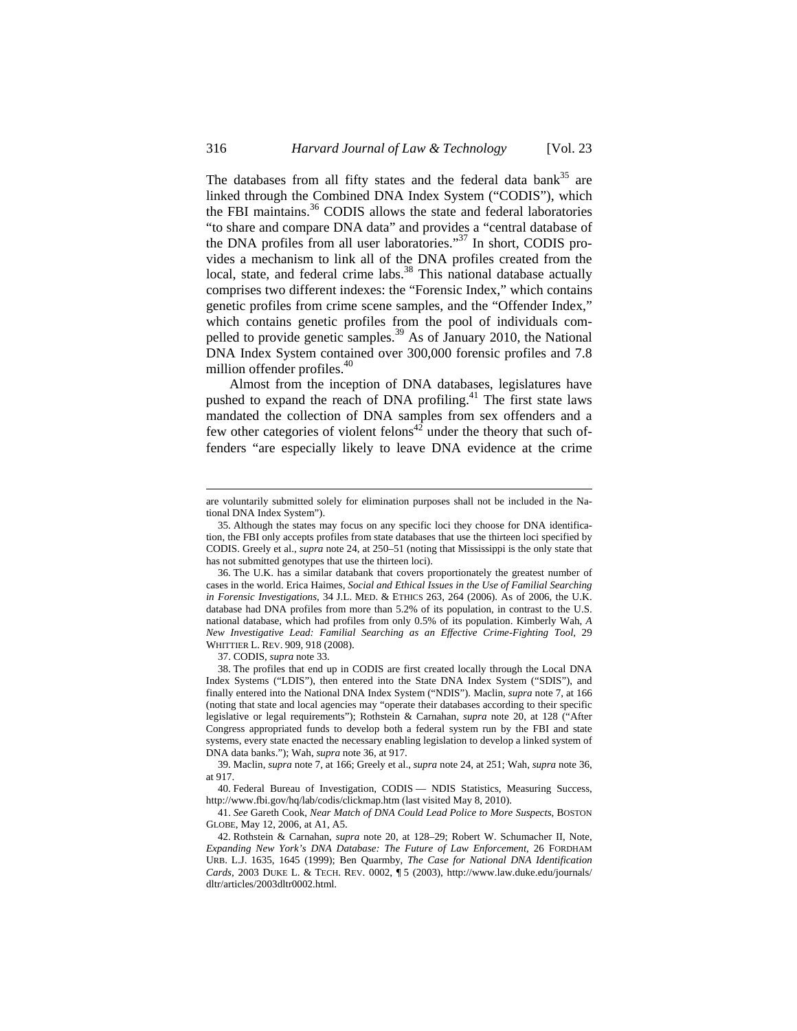The databases from all fifty states and the federal data bank[35] are linked through the Combined DNA Index System ("CODIS"), which the FBI maintains.[36] CODIS allows the state and federal laboratories "to share and compare DNA data" and provides a "central database of the DNA profiles from all user laboratories."[37] In short, CODIS provides a mechanism to link all of the DNA profiles created from the local, state, and federal crime labs.[38] This national database actually comprises two different indexes: the "Forensic Index," which contains genetic profiles from crime scene samples, and the "Offender Index," which contains genetic profiles from the pool of individuals compelled to provide genetic samples.[39] As of January 2010, the National DNA Index System contained over 300,000 forensic profiles and 7.8 million offender profiles.[40]

Almost from the inception of DNA databases, legislatures have pushed to expand the reach of DNA profiling.[41] The first state laws mandated the collection of DNA samples from sex offenders and a few other categories of violent felons[42] under the theory that such offenders "are especially likely to leave DNA evidence at the crime

---

are voluntarily submitted solely for elimination purposes shall not be included in the National DNA Index System").

35. Although the states may focus on any specific loci they choose for DNA identification, the FBI only accepts profiles from state databases that use the thirteen loci specified by CODIS. Greely et al., *supra* note 24, at 250–51 (noting that Mississippi is the only state that has not submitted genotypes that use the thirteen loci).

36. The U.K. has a similar databank that covers proportionately the greatest number of cases in the world. Erica Haimes, *Social and Ethical Issues in the Use of Familial Searching in Forensic Investigations*, 34 J.L. MED. & ETHICS 263, 264 (2006). As of 2006, the U.K. database had DNA profiles from more than 5.2% of its population, in contrast to the U.S. national database, which had profiles from only 0.5% of its population. Kimberly Wah, *A New Investigative Lead: Familial Searching as an Effective Crime-Fighting Tool*, 29 WHITTIER L. REV. 909, 918 (2008).

37. CODIS, *supra* note 33.

38. The profiles that end up in CODIS are first created locally through the Local DNA Index Systems ("LDIS"), then entered into the State DNA Index System ("SDIS"), and finally entered into the National DNA Index System ("NDIS"). Maclin, *supra* note 7, at 166 (noting that state and local agencies may "operate their databases according to their specific legislative or legal requirements"); Rothstein & Carnahan, *supra* note 20, at 128 ("After Congress appropriated funds to develop both a federal system run by the FBI and state systems, every state enacted the necessary enabling legislation to develop a linked system of DNA data banks."); Wah, *supra* note 36, at 917.

39. Maclin, *supra* note 7, at 166; Greely et al., *supra* note 24, at 251; Wah, *supra* note 36, at 917.

40. Federal Bureau of Investigation, CODIS — NDIS Statistics, Measuring Success, http://www.fbi.gov/hq/lab/codis/clickmap.htm (last visited May 8, 2010).

41. *See* Gareth Cook, *Near Match of DNA Could Lead Police to More Suspects*, BOSTON GLOBE, May 12, 2006, at A1, A5.

42. Rothstein & Carnahan, *supra* note 20, at 128–29; Robert W. Schumacher II, Note, *Expanding New York's DNA Database: The Future of Law Enforcement*, 26 FORDHAM URB. L.J. 1635, 1645 (1999); Ben Quarmby, *The Case for National DNA Identification Cards*, 2003 DUKE L. & TECH. REV. 0002, ¶ 5 (2003), http://www.law.duke.edu/journals/dltr/articles/2003dltr0002.html.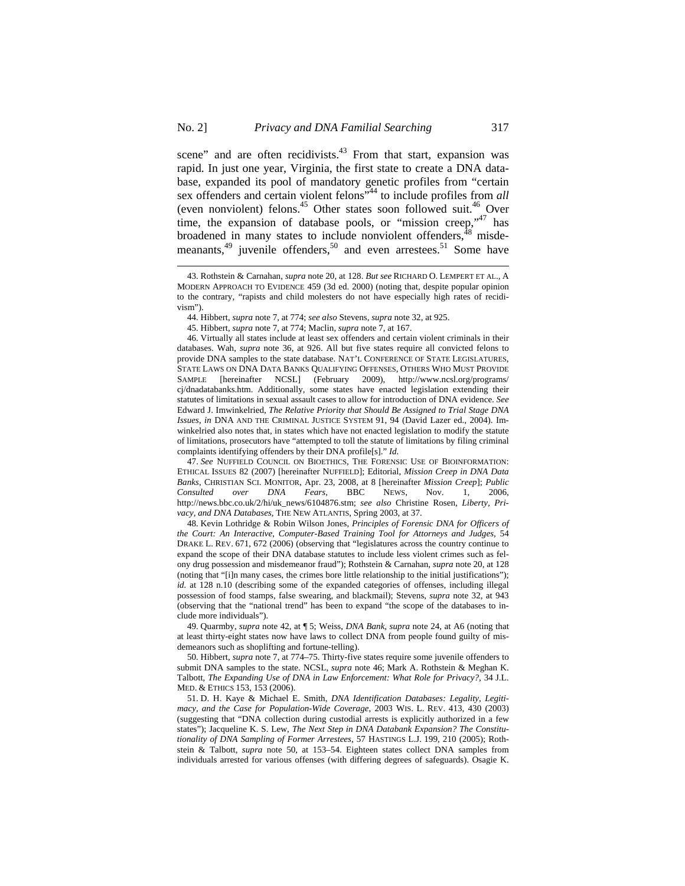scene" and are often recidivists.[43] From that start, expansion was rapid. In just one year, Virginia, the first state to create a DNA database, expanded its pool of mandatory genetic profiles from "certain sex offenders and certain violent felons"[44] to include profiles from *all* (even nonviolent) felons.[45] Other states soon followed suit.[46] Over time, the expansion of database pools, or "mission creep,"[47] has broadened in many states to include nonviolent offenders,[48] misdemeanants,[49] juvenile offenders,[50] and even arrestees.[51] Some have

---

43. Rothstein & Carnahan, *supra* note 20, at 128. *But see* RICHARD O. LEMPERT ET AL., A MODERN APPROACH TO EVIDENCE 459 (3d ed. 2000) (noting that, despite popular opinion to the contrary, "rapists and child molesters do not have especially high rates of recidivism").

44. Hibbert, *supra* note 7, at 774; *see also* Stevens, *supra* note 32, at 925.

45. Hibbert, *supra* note 7, at 774; Maclin, *supra* note 7, at 167.

46. Virtually all states include at least sex offenders and certain violent criminals in their databases. Wah, *supra* note 36, at 926. All but five states require all convicted felons to provide DNA samples to the state database. NAT'L CONFERENCE OF STATE LEGISLATURES, STATE LAWS ON DNA DATA BANKS QUALIFYING OFFENSES, OTHERS WHO MUST PROVIDE SAMPLE [hereinafter NCSL] (February 2009), http://www.ncsl.org/programs/cj/dnadatabanks.htm. Additionally, some states have enacted legislation extending their statutes of limitations in sexual assault cases to allow for introduction of DNA evidence. *See* Edward J. Imwinkelried, *The Relative Priority that Should Be Assigned to Trial Stage DNA Issues*, *in* DNA AND THE CRIMINAL JUSTICE SYSTEM 91, 94 (David Lazer ed., 2004). Imwinkelried also notes that, in states which have not enacted legislation to modify the statute of limitations, prosecutors have "attempted to toll the statute of limitations by filing criminal complaints identifying offenders by their DNA profile[s]." *Id.*

47. *See* NUFFIELD COUNCIL ON BIOETHICS, THE FORENSIC USE OF BIOINFORMATION: ETHICAL ISSUES 82 (2007) [hereinafter NUFFIELD]; Editorial, *Mission Creep in DNA Data Banks*, CHRISTIAN SCI. MONITOR, Apr. 23, 2008, at 8 [hereinafter *Mission Creep*]; *Public Consulted over DNA Fears*, BBC NEWS, Nov. 1, 2006, http://news.bbc.co.uk/2/hi/uk_news/6104876.stm; *see also* Christine Rosen, *Liberty, Privacy, and DNA Databases*, THE NEW ATLANTIS, Spring 2003, at 37.

48. Kevin Lothridge & Robin Wilson Jones, *Principles of Forensic DNA for Officers of the Court: An Interactive, Computer-Based Training Tool for Attorneys and Judges*, 54 DRAKE L. REV. 671, 672 (2006) (observing that "legislatures across the country continue to expand the scope of their DNA database statutes to include less violent crimes such as felony drug possession and misdemeanor fraud"); Rothstein & Carnahan, *supra* note 20, at 128 (noting that "[i]n many cases, the crimes bore little relationship to the initial justifications"); *id.* at 128 n.10 (describing some of the expanded categories of offenses, including illegal possession of food stamps, false swearing, and blackmail); Stevens, *supra* note 32, at 943 (observing that the "national trend" has been to expand "the scope of the databases to include more individuals").

49. Quarmby, *supra* note 42, at ¶ 5; Weiss, *DNA Bank*, *supra* note 24, at A6 (noting that at least thirty-eight states now have laws to collect DNA from people found guilty of misdemeanors such as shoplifting and fortune-telling).

50. Hibbert, *supra* note 7, at 774–75. Thirty-five states require some juvenile offenders to submit DNA samples to the state. NCSL, *supra* note 46; Mark A. Rothstein & Meghan K. Talbott, *The Expanding Use of DNA in Law Enforcement: What Role for Privacy?*, 34 J.L. MED. & ETHICS 153, 153 (2006).

51. D. H. Kaye & Michael E. Smith, *DNA Identification Databases: Legality, Legitimacy, and the Case for Population-Wide Coverage*, 2003 WIS. L. REV. 413, 430 (2003) (suggesting that "DNA collection during custodial arrests is explicitly authorized in a few states"); Jacqueline K. S. Lew, *The Next Step in DNA Databank Expansion? The Constitutionality of DNA Sampling of Former Arrestees*, 57 HASTINGS L.J. 199, 210 (2005); Rothstein & Talbott, *supra* note 50, at 153–54. Eighteen states collect DNA samples from individuals arrested for various offenses (with differing degrees of safeguards). Osagie K.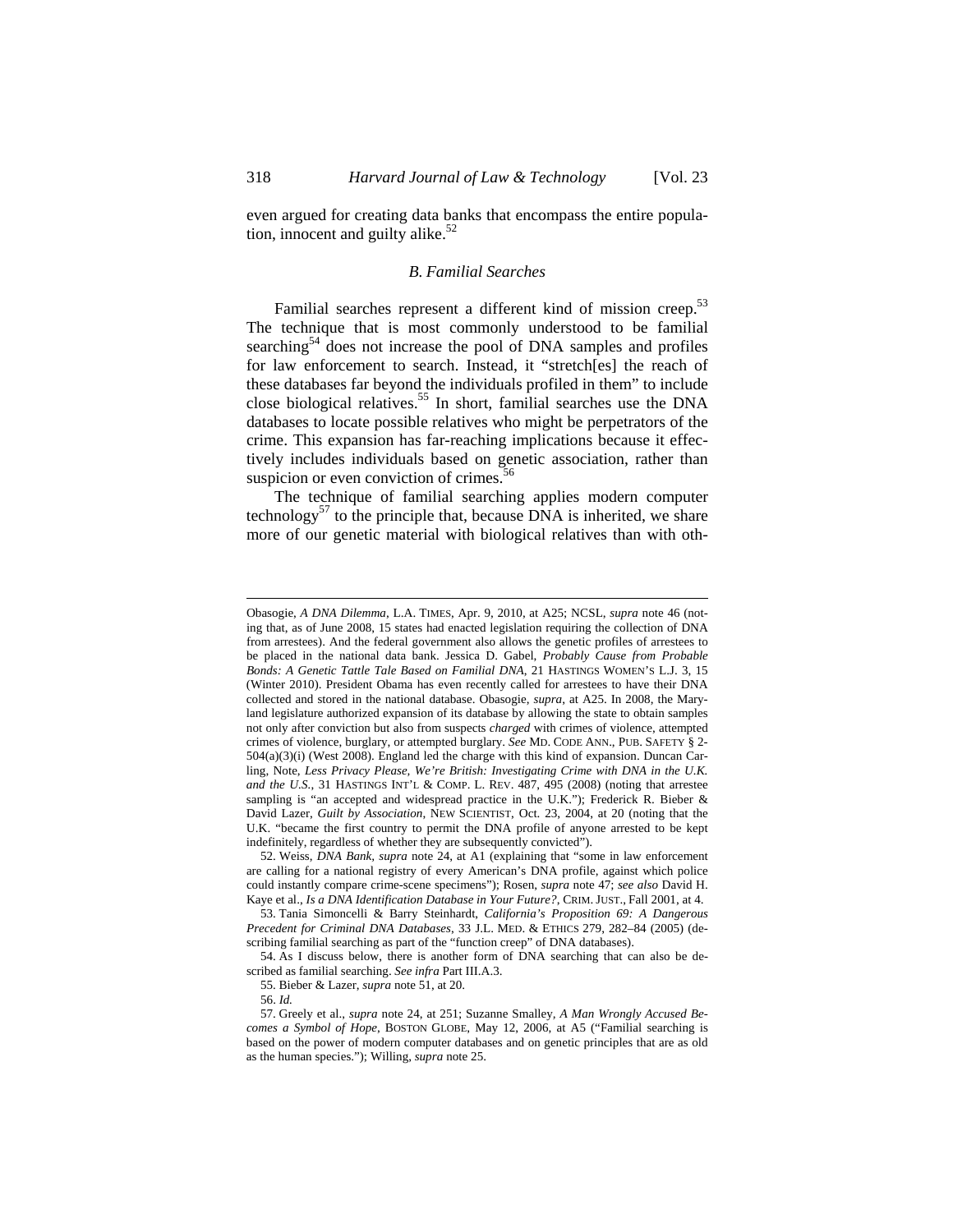even argued for creating data banks that encompass the entire population, innocent and guilty alike.[52]

### *B. Familial Searches*

Familial searches represent a different kind of mission creep.[53] The technique that is most commonly understood to be familial searching[54] does not increase the pool of DNA samples and profiles for law enforcement to search. Instead, it "stretch[es] the reach of these databases far beyond the individuals profiled in them" to include close biological relatives.[55] In short, familial searches use the DNA databases to locate possible relatives who might be perpetrators of the crime. This expansion has far-reaching implications because it effectively includes individuals based on genetic association, rather than suspicion or even conviction of crimes.[56]

The technique of familial searching applies modern computer technology[57] to the principle that, because DNA is inherited, we share more of our genetic material with biological relatives than with oth-

---

Obasogie, *A DNA Dilemma*, L.A. TIMES, Apr. 9, 2010, at A25; NCSL, *supra* note 46 (noting that, as of June 2008, 15 states had enacted legislation requiring the collection of DNA from arrestees). And the federal government also allows the genetic profiles of arrestees to be placed in the national data bank. Jessica D. Gabel, *Probably Cause from Probable Bonds: A Genetic Tattle Tale Based on Familial DNA*, 21 HASTINGS WOMEN'S L.J. 3, 15 (Winter 2010). President Obama has even recently called for arrestees to have their DNA collected and stored in the national database. Obasogie, *supra*, at A25. In 2008, the Maryland legislature authorized expansion of its database by allowing the state to obtain samples not only after conviction but also from suspects *charged* with crimes of violence, attempted crimes of violence, burglary, or attempted burglary. *See* MD. CODE ANN., PUB. SAFETY § 2-504(a)(3)(i) (West 2008). England led the charge with this kind of expansion. Duncan Carling, Note, *Less Privacy Please, We're British: Investigating Crime with DNA in the U.K. and the U.S.*, 31 HASTINGS INT'L & COMP. L. REV. 487, 495 (2008) (noting that arrestee sampling is "an accepted and widespread practice in the U.K."); Frederick R. Bieber & David Lazer, *Guilt by Association*, NEW SCIENTIST, Oct. 23, 2004, at 20 (noting that the U.K. "became the first country to permit the DNA profile of anyone arrested to be kept indefinitely, regardless of whether they are subsequently convicted").

52. Weiss, *DNA Bank*, *supra* note 24, at A1 (explaining that "some in law enforcement are calling for a national registry of every American's DNA profile, against which police could instantly compare crime-scene specimens"); Rosen, *supra* note 47; *see also* David H. Kaye et al., *Is a DNA Identification Database in Your Future?*, CRIM. JUST., Fall 2001, at 4.

53. Tania Simoncelli & Barry Steinhardt, *California's Proposition 69: A Dangerous Precedent for Criminal DNA Databases*, 33 J.L. MED. & ETHICS 279, 282–84 (2005) (describing familial searching as part of the "function creep" of DNA databases).

54. As I discuss below, there is another form of DNA searching that can also be described as familial searching. *See infra* Part III.A.3.

55. Bieber & Lazer, *supra* note 51, at 20.

56. *Id.*

57. Greely et al., *supra* note 24, at 251; Suzanne Smalley, *A Man Wrongly Accused Becomes a Symbol of Hope*, BOSTON GLOBE, May 12, 2006, at A5 ("Familial searching is based on the power of modern computer databases and on genetic principles that are as old as the human species."); Willing, *supra* note 25.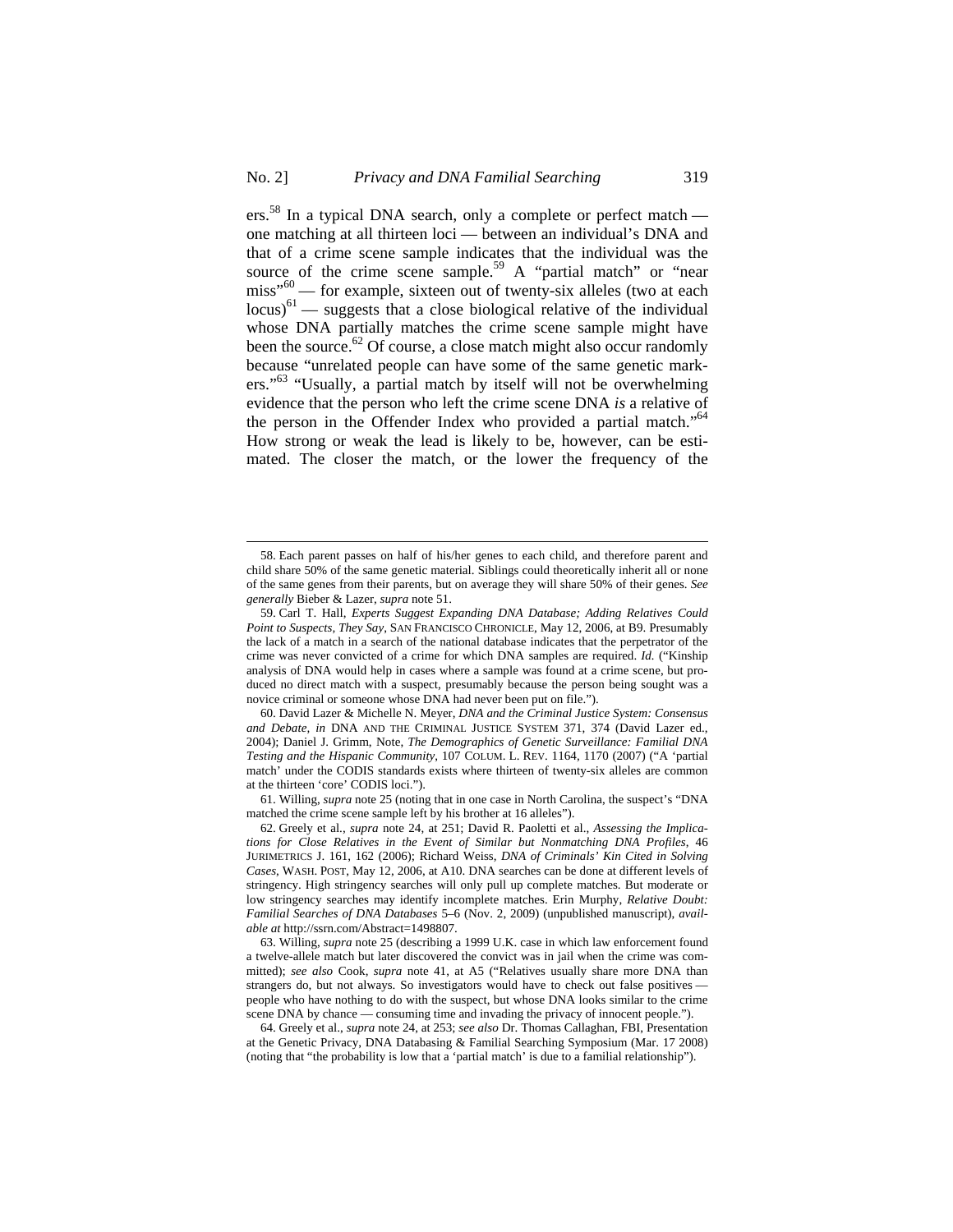ers.[58] In a typical DNA search, only a complete or perfect match — one matching at all thirteen loci — between an individual's DNA and that of a crime scene sample indicates that the individual was the source of the crime scene sample.[59] A "partial match" or "near miss"[60] — for example, sixteen out of twenty-six alleles (two at each locus)[61] — suggests that a close biological relative of the individual whose DNA partially matches the crime scene sample might have been the source.[62] Of course, a close match might also occur randomly because "unrelated people can have some of the same genetic markers."[63] "Usually, a partial match by itself will not be overwhelming evidence that the person who left the crime scene DNA *is* a relative of the person in the Offender Index who provided a partial match."[64] How strong or weak the lead is likely to be, however, can be estimated. The closer the match, or the lower the frequency of the

---

58. Each parent passes on half of his/her genes to each child, and therefore parent and child share 50% of the same genetic material. Siblings could theoretically inherit all or none of the same genes from their parents, but on average they will share 50% of their genes. *See generally* Bieber & Lazer, *supra* note 51.

59. Carl T. Hall, *Experts Suggest Expanding DNA Database; Adding Relatives Could Point to Suspects, They Say*, SAN FRANCISCO CHRONICLE, May 12, 2006, at B9. Presumably the lack of a match in a search of the national database indicates that the perpetrator of the crime was never convicted of a crime for which DNA samples are required. *Id.* ("Kinship analysis of DNA would help in cases where a sample was found at a crime scene, but produced no direct match with a suspect, presumably because the person being sought was a novice criminal or someone whose DNA had never been put on file.").

60. David Lazer & Michelle N. Meyer, *DNA and the Criminal Justice System: Consensus and Debate*, *in* DNA AND THE CRIMINAL JUSTICE SYSTEM 371, 374 (David Lazer ed., 2004); Daniel J. Grimm, Note, *The Demographics of Genetic Surveillance: Familial DNA Testing and the Hispanic Community*, 107 COLUM. L. REV. 1164, 1170 (2007) ("A 'partial match' under the CODIS standards exists where thirteen of twenty-six alleles are common at the thirteen 'core' CODIS loci.").

61. Willing, *supra* note 25 (noting that in one case in North Carolina, the suspect's "DNA matched the crime scene sample left by his brother at 16 alleles").

62. Greely et al., *supra* note 24, at 251; David R. Paoletti et al., *Assessing the Implications for Close Relatives in the Event of Similar but Nonmatching DNA Profiles*, 46 JURIMETRICS J. 161, 162 (2006); Richard Weiss, *DNA of Criminals' Kin Cited in Solving Cases*, WASH. POST, May 12, 2006, at A10. DNA searches can be done at different levels of stringency. High stringency searches will only pull up complete matches. But moderate or low stringency searches may identify incomplete matches. Erin Murphy, *Relative Doubt: Familial Searches of DNA Databases* 5–6 (Nov. 2, 2009) (unpublished manuscript), *available at* http://ssrn.com/Abstract=1498807.

63. Willing, *supra* note 25 (describing a 1999 U.K. case in which law enforcement found a twelve-allele match but later discovered the convict was in jail when the crime was committed); *see also* Cook, *supra* note 41, at A5 ("Relatives usually share more DNA than strangers do, but not always. So investigators would have to check out false positives — people who have nothing to do with the suspect, but whose DNA looks similar to the crime scene DNA by chance — consuming time and invading the privacy of innocent people.").

64. Greely et al., *supra* note 24, at 253; *see also* Dr. Thomas Callaghan, FBI, Presentation at the Genetic Privacy, DNA Databasing & Familial Searching Symposium (Mar. 17 2008) (noting that "the probability is low that a 'partial match' is due to a familial relationship").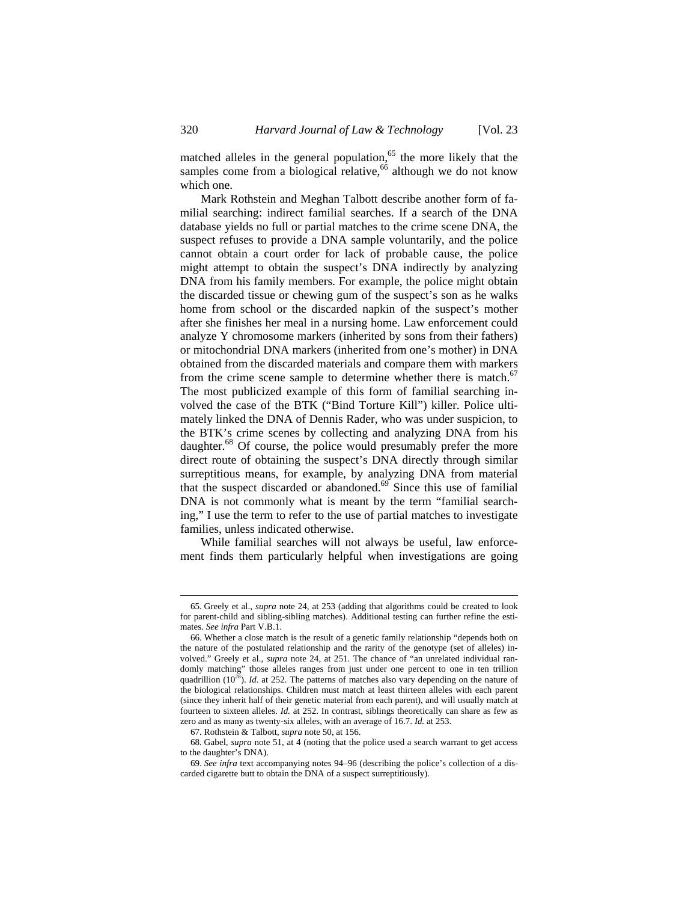matched alleles in the general population,[65] the more likely that the samples come from a biological relative,[66] although we do not know which one.

Mark Rothstein and Meghan Talbott describe another form of familial searching: indirect familial searches. If a search of the DNA database yields no full or partial matches to the crime scene DNA, the suspect refuses to provide a DNA sample voluntarily, and the police cannot obtain a court order for lack of probable cause, the police might attempt to obtain the suspect's DNA indirectly by analyzing DNA from his family members. For example, the police might obtain the discarded tissue or chewing gum of the suspect's son as he walks home from school or the discarded napkin of the suspect's mother after she finishes her meal in a nursing home. Law enforcement could analyze Y chromosome markers (inherited by sons from their fathers) or mitochondrial DNA markers (inherited from one's mother) in DNA obtained from the discarded materials and compare them with markers from the crime scene sample to determine whether there is match.[67] The most publicized example of this form of familial searching involved the case of the BTK ("Bind Torture Kill") killer. Police ultimately linked the DNA of Dennis Rader, who was under suspicion, to the BTK's crime scenes by collecting and analyzing DNA from his daughter.[68] Of course, the police would presumably prefer the more direct route of obtaining the suspect's DNA directly through similar surreptitious means, for example, by analyzing DNA from material that the suspect discarded or abandoned.[69] Since this use of familial DNA is not commonly what is meant by the term "familial searching," I use the term to refer to the use of partial matches to investigate families, unless indicated otherwise.

While familial searches will not always be useful, law enforcement finds them particularly helpful when investigations are going

---

65. Greely et al., *supra* note 24, at 253 (adding that algorithms could be created to look for parent-child and sibling-sibling matches). Additional testing can further refine the estimates. *See infra* Part V.B.1.

66. Whether a close match is the result of a genetic family relationship "depends both on the nature of the postulated relationship and the rarity of the genotype (set of alleles) involved." Greely et al., *supra* note 24, at 251. The chance of "an unrelated individual randomly matching" those alleles ranges from just under one percent to one in ten trillion quadrillion ($10^{28}$). *Id.* at 252. The patterns of matches also vary depending on the nature of the biological relationships. Children must match at least thirteen alleles with each parent (since they inherit half of their genetic material from each parent), and will usually match at fourteen to sixteen alleles. *Id.* at 252. In contrast, siblings theoretically can share as few as zero and as many as twenty-six alleles, with an average of 16.7. *Id.* at 253.

67. Rothstein & Talbott, *supra* note 50, at 156.

68. Gabel, *supra* note 51, at 4 (noting that the police used a search warrant to get access to the daughter's DNA).

69. *See infra* text accompanying notes 94–96 (describing the police's collection of a discarded cigarette butt to obtain the DNA of a suspect surreptitiously).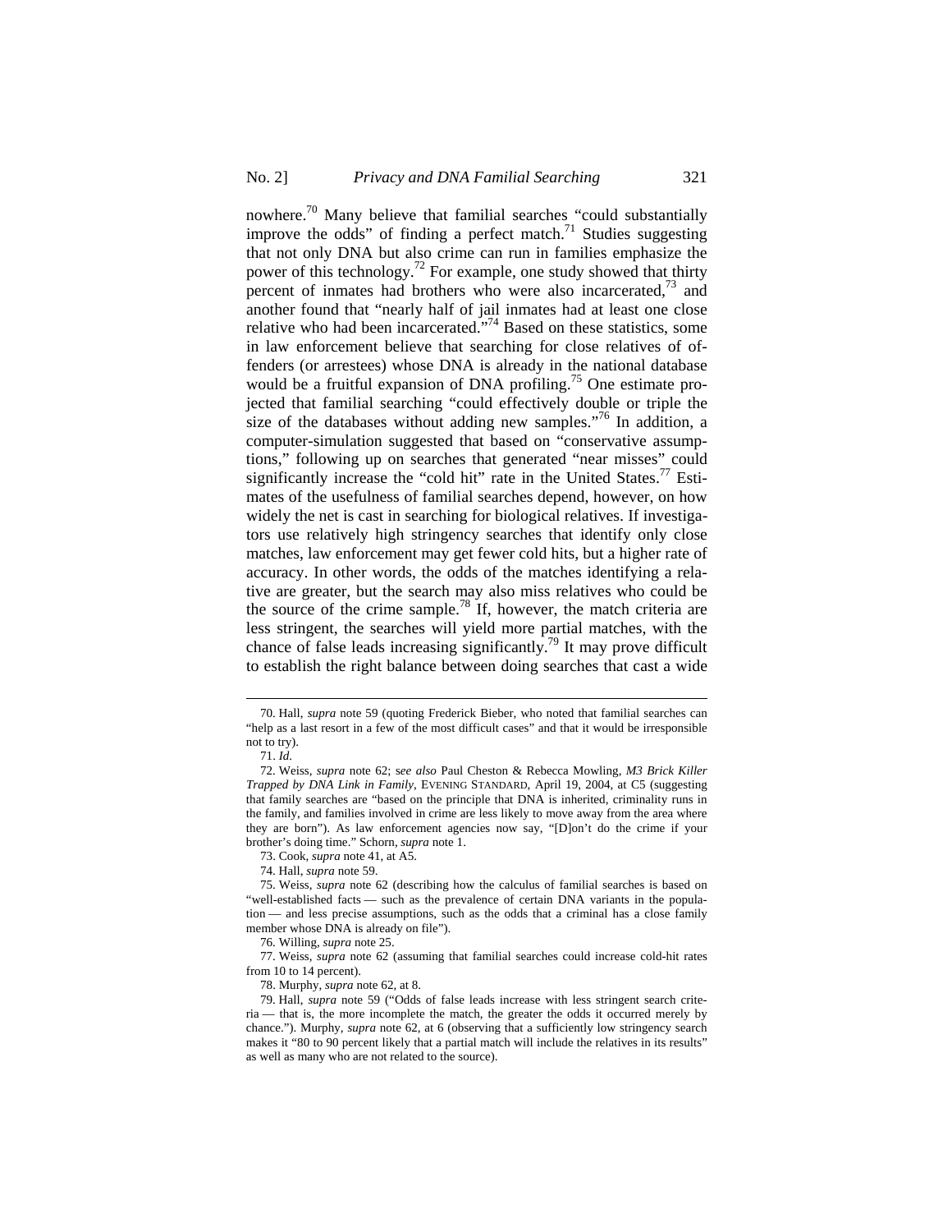nowhere.[70] Many believe that familial searches "could substantially improve the odds" of finding a perfect match.[71] Studies suggesting that not only DNA but also crime can run in families emphasize the power of this technology.[72] For example, one study showed that thirty percent of inmates had brothers who were also incarcerated,[73] and another found that "nearly half of jail inmates had at least one close relative who had been incarcerated."[74] Based on these statistics, some in law enforcement believe that searching for close relatives of offenders (or arrestees) whose DNA is already in the national database would be a fruitful expansion of DNA profiling.[75] One estimate projected that familial searching "could effectively double or triple the size of the databases without adding new samples."[76] In addition, a computer-simulation suggested that based on "conservative assumptions," following up on searches that generated "near misses" could significantly increase the "cold hit" rate in the United States.[77] Estimates of the usefulness of familial searches depend, however, on how widely the net is cast in searching for biological relatives. If investigators use relatively high stringency searches that identify only close matches, law enforcement may get fewer cold hits, but a higher rate of accuracy. In other words, the odds of the matches identifying a relative are greater, but the search may also miss relatives who could be the source of the crime sample.[78] If, however, the match criteria are less stringent, the searches will yield more partial matches, with the chance of false leads increasing significantly.[79] It may prove difficult to establish the right balance between doing searches that cast a wide

---

70. Hall, *supra* note 59 (quoting Frederick Bieber, who noted that familial searches can "help as a last resort in a few of the most difficult cases" and that it would be irresponsible not to try).

71. *Id.*

72. Weiss, *supra* note 62; *see also* Paul Cheston & Rebecca Mowling, *M3 Brick Killer Trapped by DNA Link in Family*, EVENING STANDARD, April 19, 2004, at C5 (suggesting that family searches are "based on the principle that DNA is inherited, criminality runs in the family, and families involved in crime are less likely to move away from the area where they are born"). As law enforcement agencies now say, "[D]on't do the crime if your brother's doing time." Schorn, *supra* note 1.

73. Cook, *supra* note 41, at A5.

74. Hall, *supra* note 59.

75. Weiss, *supra* note 62 (describing how the calculus of familial searches is based on "well-established facts — such as the prevalence of certain DNA variants in the population — and less precise assumptions, such as the odds that a criminal has a close family member whose DNA is already on file").

76. Willing, *supra* note 25.

77. Weiss, *supra* note 62 (assuming that familial searches could increase cold-hit rates from 10 to 14 percent).

78. Murphy, *supra* note 62, at 8.

79. Hall, *supra* note 59 ("Odds of false leads increase with less stringent search criteria — that is, the more incomplete the match, the greater the odds it occurred merely by chance."). Murphy, *supra* note 62, at 6 (observing that a sufficiently low stringency search makes it "80 to 90 percent likely that a partial match will include the relatives in its results" as well as many who are not related to the source).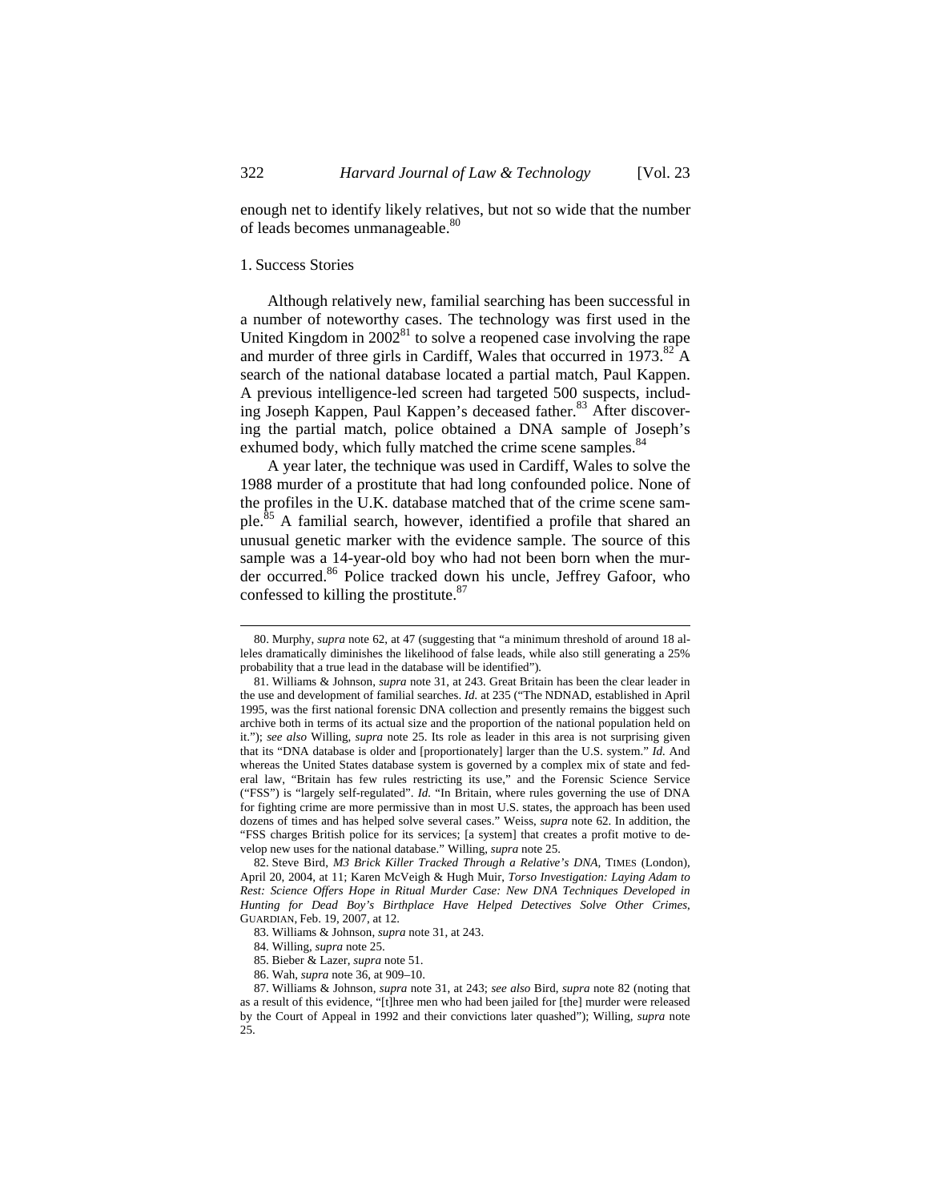enough net to identify likely relatives, but not so wide that the number of leads becomes unmanageable.[80]

### 1. Success Stories

Although relatively new, familial searching has been successful in a number of noteworthy cases. The technology was first used in the United Kingdom in 2002[81] to solve a reopened case involving the rape and murder of three girls in Cardiff, Wales that occurred in 1973.[82] A search of the national database located a partial match, Paul Kappen. A previous intelligence-led screen had targeted 500 suspects, including Joseph Kappen, Paul Kappen's deceased father.[83] After discovering the partial match, police obtained a DNA sample of Joseph's exhumed body, which fully matched the crime scene samples.[84]

A year later, the technique was used in Cardiff, Wales to solve the 1988 murder of a prostitute that had long confounded police. None of the profiles in the U.K. database matched that of the crime scene sample.[85] A familial search, however, identified a profile that shared an unusual genetic marker with the evidence sample. The source of this sample was a 14-year-old boy who had not been born when the murder occurred.[86] Police tracked down his uncle, Jeffrey Gafoor, who confessed to killing the prostitute.[87]

---

80. Murphy, *supra* note 62, at 47 (suggesting that "a minimum threshold of around 18 alleles dramatically diminishes the likelihood of false leads, while also still generating a 25% probability that a true lead in the database will be identified").

81. Williams & Johnson, *supra* note 31, at 243. Great Britain has been the clear leader in the use and development of familial searches. *Id.* at 235 ("The NDNAD, established in April 1995, was the first national forensic DNA collection and presently remains the biggest such archive both in terms of its actual size and the proportion of the national population held on it."); *see also* Willing, *supra* note 25. Its role as leader in this area is not surprising given that its "DNA database is older and [proportionately] larger than the U.S. system." *Id.* And whereas the United States database system is governed by a complex mix of state and federal law, "Britain has few rules restricting its use," and the Forensic Science Service ("FSS") is "largely self-regulated". *Id.* "In Britain, where rules governing the use of DNA for fighting crime are more permissive than in most U.S. states, the approach has been used dozens of times and has helped solve several cases." Weiss, *supra* note 62. In addition, the "FSS charges British police for its services; [a system] that creates a profit motive to develop new uses for the national database." Willing, *supra* note 25.

82. Steve Bird, *M3 Brick Killer Tracked Through a Relative's DNA*, TIMES (London), April 20, 2004, at 11; Karen McVeigh & Hugh Muir, *Torso Investigation: Laying Adam to Rest: Science Offers Hope in Ritual Murder Case: New DNA Techniques Developed in Hunting for Dead Boy's Birthplace Have Helped Detectives Solve Other Crimes*, GUARDIAN, Feb. 19, 2007, at 12.

83. Williams & Johnson, *supra* note 31, at 243.

84. Willing, *supra* note 25.

85. Bieber & Lazer, *supra* note 51.

86. Wah, *supra* note 36, at 909–10.

87. Williams & Johnson, *supra* note 31, at 243; *see also* Bird, *supra* note 82 (noting that as a result of this evidence, "[t]hree men who had been jailed for [the] murder were released by the Court of Appeal in 1992 and their convictions later quashed"); Willing, *supra* note 25.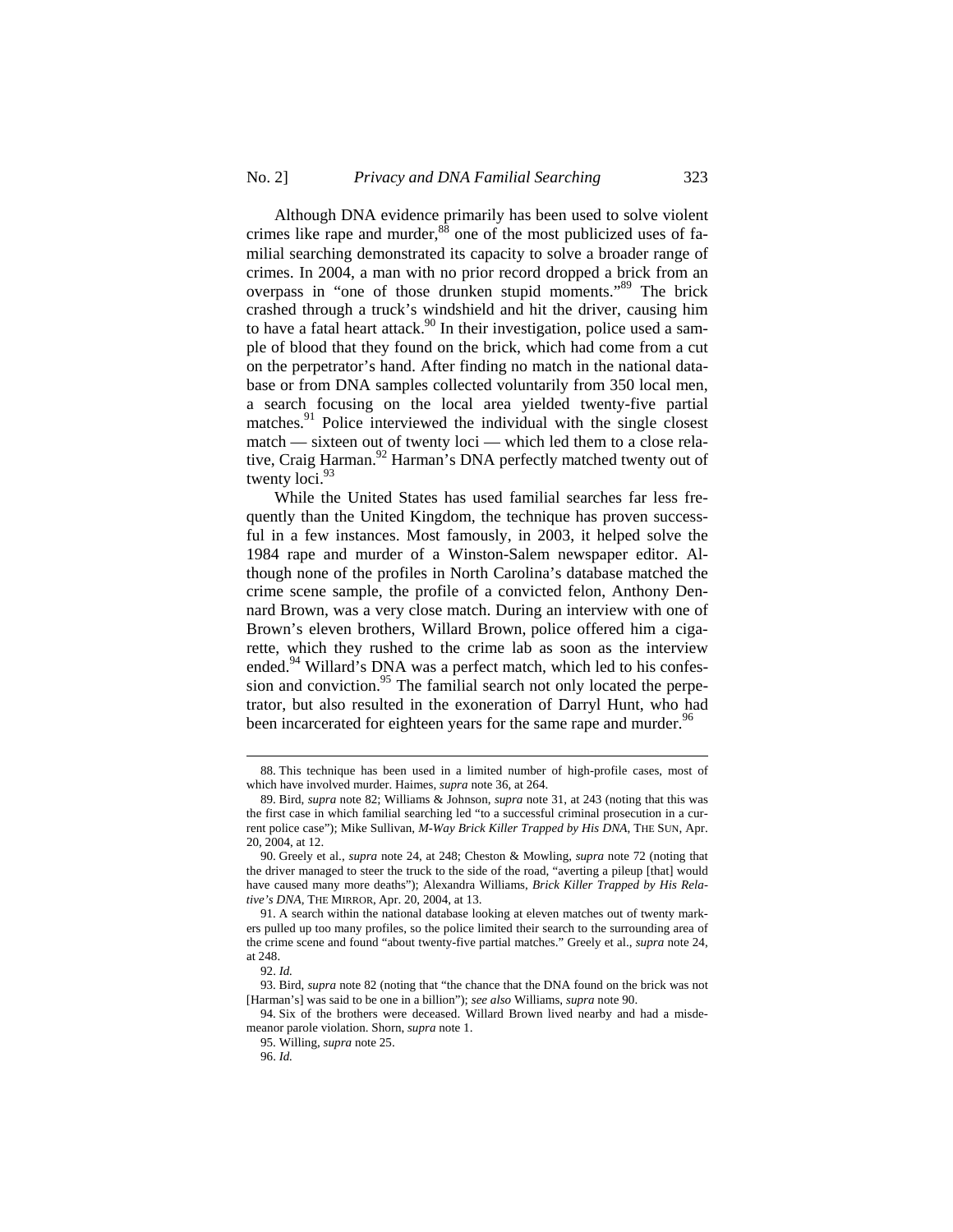Although DNA evidence primarily has been used to solve violent crimes like rape and murder,[88] one of the most publicized uses of familial searching demonstrated its capacity to solve a broader range of crimes. In 2004, a man with no prior record dropped a brick from an overpass in "one of those drunken stupid moments."[89] The brick crashed through a truck's windshield and hit the driver, causing him to have a fatal heart attack.[90] In their investigation, police used a sample of blood that they found on the brick, which had come from a cut on the perpetrator's hand. After finding no match in the national database or from DNA samples collected voluntarily from 350 local men, a search focusing on the local area yielded twenty-five partial matches.[91] Police interviewed the individual with the single closest match — sixteen out of twenty loci — which led them to a close relative, Craig Harman.[92] Harman's DNA perfectly matched twenty out of twenty loci.[93]

While the United States has used familial searches far less frequently than the United Kingdom, the technique has proven successful in a few instances. Most famously, in 2003, it helped solve the 1984 rape and murder of a Winston-Salem newspaper editor. Although none of the profiles in North Carolina's database matched the crime scene sample, the profile of a convicted felon, Anthony Dennard Brown, was a very close match. During an interview with one of Brown's eleven brothers, Willard Brown, police offered him a cigarette, which they rushed to the crime lab as soon as the interview ended.[94] Willard's DNA was a perfect match, which led to his confession and conviction.[95] The familial search not only located the perpetrator, but also resulted in the exoneration of Darryl Hunt, who had been incarcerated for eighteen years for the same rape and murder.[96]

---

88. This technique has been used in a limited number of high-profile cases, most of which have involved murder. Haimes, *supra* note 36, at 264.

89. Bird, *supra* note 82; Williams & Johnson, *supra* note 31, at 243 (noting that this was the first case in which familial searching led "to a successful criminal prosecution in a current police case"); Mike Sullivan, *M-Way Brick Killer Trapped by His DNA*, THE SUN, Apr. 20, 2004, at 12.

90. Greely et al., *supra* note 24, at 248; Cheston & Mowling, *supra* note 72 (noting that the driver managed to steer the truck to the side of the road, "averting a pileup [that] would have caused many more deaths"); Alexandra Williams, *Brick Killer Trapped by His Relative's DNA*, THE MIRROR, Apr. 20, 2004, at 13.

91. A search within the national database looking at eleven matches out of twenty markers pulled up too many profiles, so the police limited their search to the surrounding area of the crime scene and found "about twenty-five partial matches." Greely et al., *supra* note 24, at 248.

92. *Id.*

93. Bird, *supra* note 82 (noting that "the chance that the DNA found on the brick was not [Harman's] was said to be one in a billion"); *see also* Williams, *supra* note 90.

94. Six of the brothers were deceased. Willard Brown lived nearby and had a misdemeanor parole violation. Shorn, *supra* note 1.

95. Willing, *supra* note 25.

96. *Id.*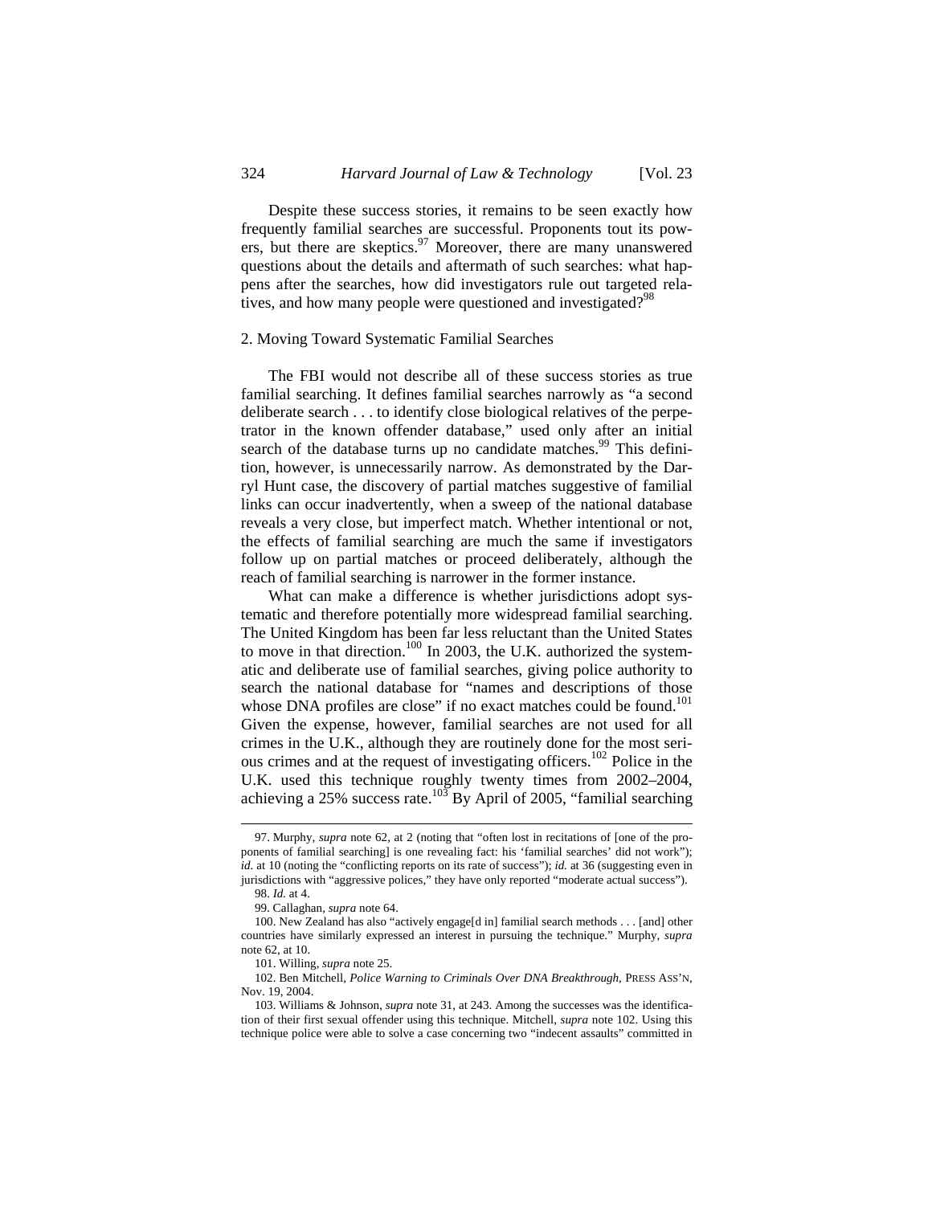Despite these success stories, it remains to be seen exactly how frequently familial searches are successful. Proponents tout its powers, but there are skeptics.[97] Moreover, there are many unanswered questions about the details and aftermath of such searches: what happens after the searches, how did investigators rule out targeted relatives, and how many people were questioned and investigated?[98]

### 2. Moving Toward Systematic Familial Searches

The FBI would not describe all of these success stories as true familial searching. It defines familial searches narrowly as "a second deliberate search . . . to identify close biological relatives of the perpetrator in the known offender database," used only after an initial search of the database turns up no candidate matches.[99] This definition, however, is unnecessarily narrow. As demonstrated by the Darryl Hunt case, the discovery of partial matches suggestive of familial links can occur inadvertently, when a sweep of the national database reveals a very close, but imperfect match. Whether intentional or not, the effects of familial searching are much the same if investigators follow up on partial matches or proceed deliberately, although the reach of familial searching is narrower in the former instance.

What can make a difference is whether jurisdictions adopt systematic and therefore potentially more widespread familial searching. The United Kingdom has been far less reluctant than the United States to move in that direction.[100] In 2003, the U.K. authorized the systematic and deliberate use of familial searches, giving police authority to search the national database for "names and descriptions of those whose DNA profiles are close" if no exact matches could be found.[101] Given the expense, however, familial searches are not used for all crimes in the U.K., although they are routinely done for the most serious crimes and at the request of investigating officers.[102] Police in the U.K. used this technique roughly twenty times from 2002–2004, achieving a 25% success rate.[103] By April of 2005, "familial searching

---

97. Murphy, *supra* note 62, at 2 (noting that "often lost in recitations of [one of the proponents of familial searching] is one revealing fact: his 'familial searches' did not work"); *id.* at 10 (noting the "conflicting reports on its rate of success"); *id.* at 36 (suggesting even in jurisdictions with "aggressive polices," they have only reported "moderate actual success").

98. *Id.* at 4.

99. Callaghan, *supra* note 64.

100. New Zealand has also "actively engage[d in] familial search methods . . . [and] other countries have similarly expressed an interest in pursuing the technique." Murphy, *supra* note 62, at 10.

101. Willing, *supra* note 25.

102. Ben Mitchell, *Police Warning to Criminals Over DNA Breakthrough*, PRESS ASS'N, Nov. 19, 2004.

103. Williams & Johnson, *supra* note 31, at 243. Among the successes was the identification of their first sexual offender using this technique. Mitchell, *supra* note 102. Using this technique police were able to solve a case concerning two "indecent assaults" committed in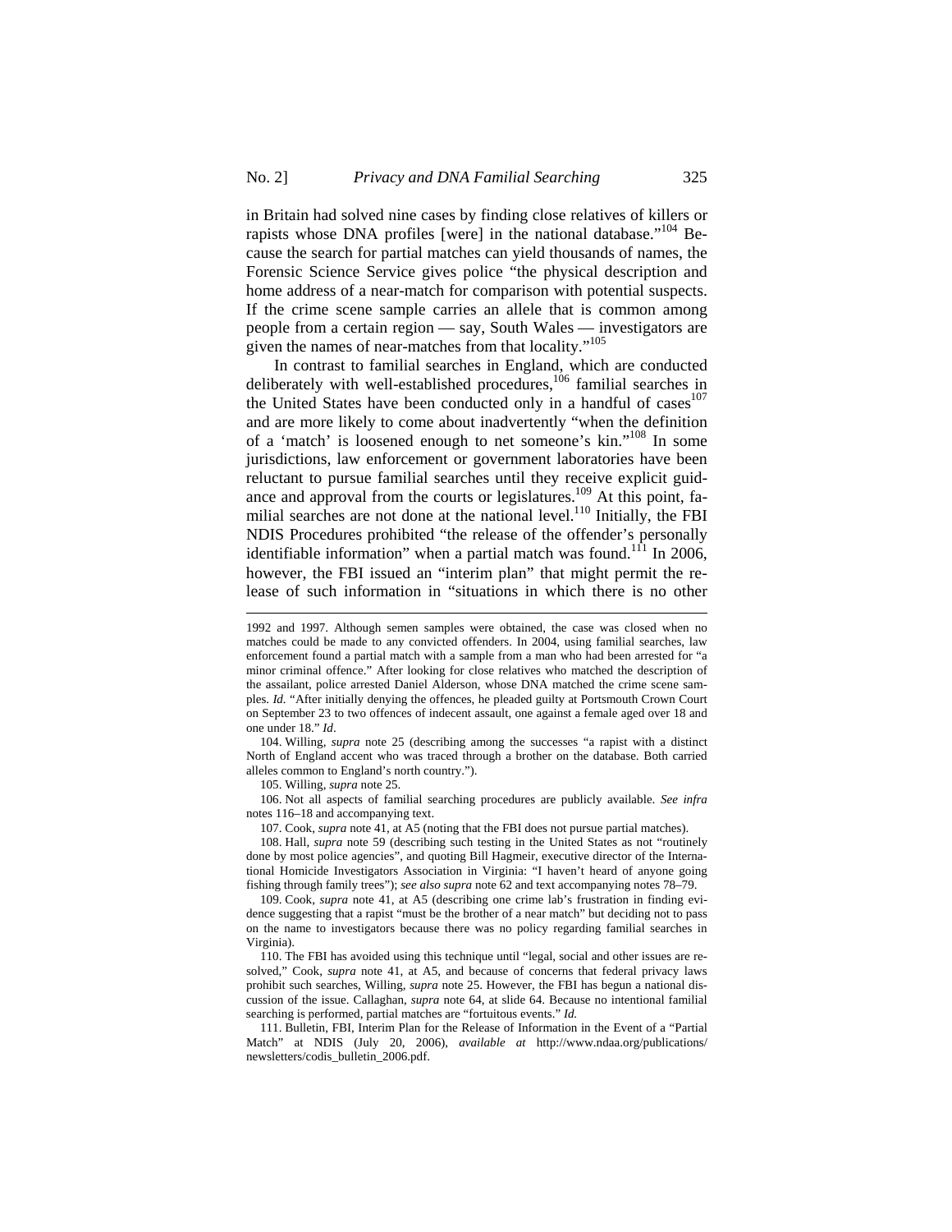in Britain had solved nine cases by finding close relatives of killers or rapists whose DNA profiles [were] in the national database."[104] Because the search for partial matches can yield thousands of names, the Forensic Science Service gives police "the physical description and home address of a near-match for comparison with potential suspects. If the crime scene sample carries an allele that is common among people from a certain region — say, South Wales — investigators are given the names of near-matches from that locality."[105]

In contrast to familial searches in England, which are conducted deliberately with well-established procedures,[106] familial searches in the United States have been conducted only in a handful of cases[107] and are more likely to come about inadvertently "when the definition of a 'match' is loosened enough to net someone's kin."[108] In some jurisdictions, law enforcement or government laboratories have been reluctant to pursue familial searches until they receive explicit guidance and approval from the courts or legislatures.[109] At this point, familial searches are not done at the national level.[110] Initially, the FBI NDIS Procedures prohibited "the release of the offender's personally identifiable information" when a partial match was found.[111] In 2006, however, the FBI issued an "interim plan" that might permit the release of such information in "situations in which there is no other

---

1992 and 1997. Although semen samples were obtained, the case was closed when no matches could be made to any convicted offenders. In 2004, using familial searches, law enforcement found a partial match with a sample from a man who had been arrested for "a minor criminal offence." After looking for close relatives who matched the description of the assailant, police arrested Daniel Alderson, whose DNA matched the crime scene samples. *Id.* "After initially denying the offences, he pleaded guilty at Portsmouth Crown Court on September 23 to two offences of indecent assault, one against a female aged over 18 and one under 18." *Id*.

104. Willing, *supra* note 25 (describing among the successes "a rapist with a distinct North of England accent who was traced through a brother on the database. Both carried alleles common to England's north country.").

105. Willing, *supra* note 25.

106. Not all aspects of familial searching procedures are publicly available. *See infra* notes 116–18 and accompanying text.

107. Cook, *supra* note 41, at A5 (noting that the FBI does not pursue partial matches).

108. Hall, *supra* note 59 (describing such testing in the United States as not "routinely done by most police agencies", and quoting Bill Hagmeir, executive director of the International Homicide Investigators Association in Virginia: "I haven't heard of anyone going fishing through family trees"); *see also supra* note 62 and text accompanying notes 78–79.

109. Cook, *supra* note 41, at A5 (describing one crime lab's frustration in finding evidence suggesting that a rapist "must be the brother of a near match" but deciding not to pass on the name to investigators because there was no policy regarding familial searches in Virginia).

110. The FBI has avoided using this technique until "legal, social and other issues are resolved," Cook, *supra* note 41, at A5, and because of concerns that federal privacy laws prohibit such searches, Willing, *supra* note 25. However, the FBI has begun a national discussion of the issue. Callaghan, *supra* note 64, at slide 64. Because no intentional familial searching is performed, partial matches are "fortuitous events." *Id.*

111. Bulletin, FBI, Interim Plan for the Release of Information in the Event of a "Partial Match" at NDIS (July 20, 2006), *available at* http://www.ndaa.org/publications/newsletters/codis_bulletin_2006.pdf.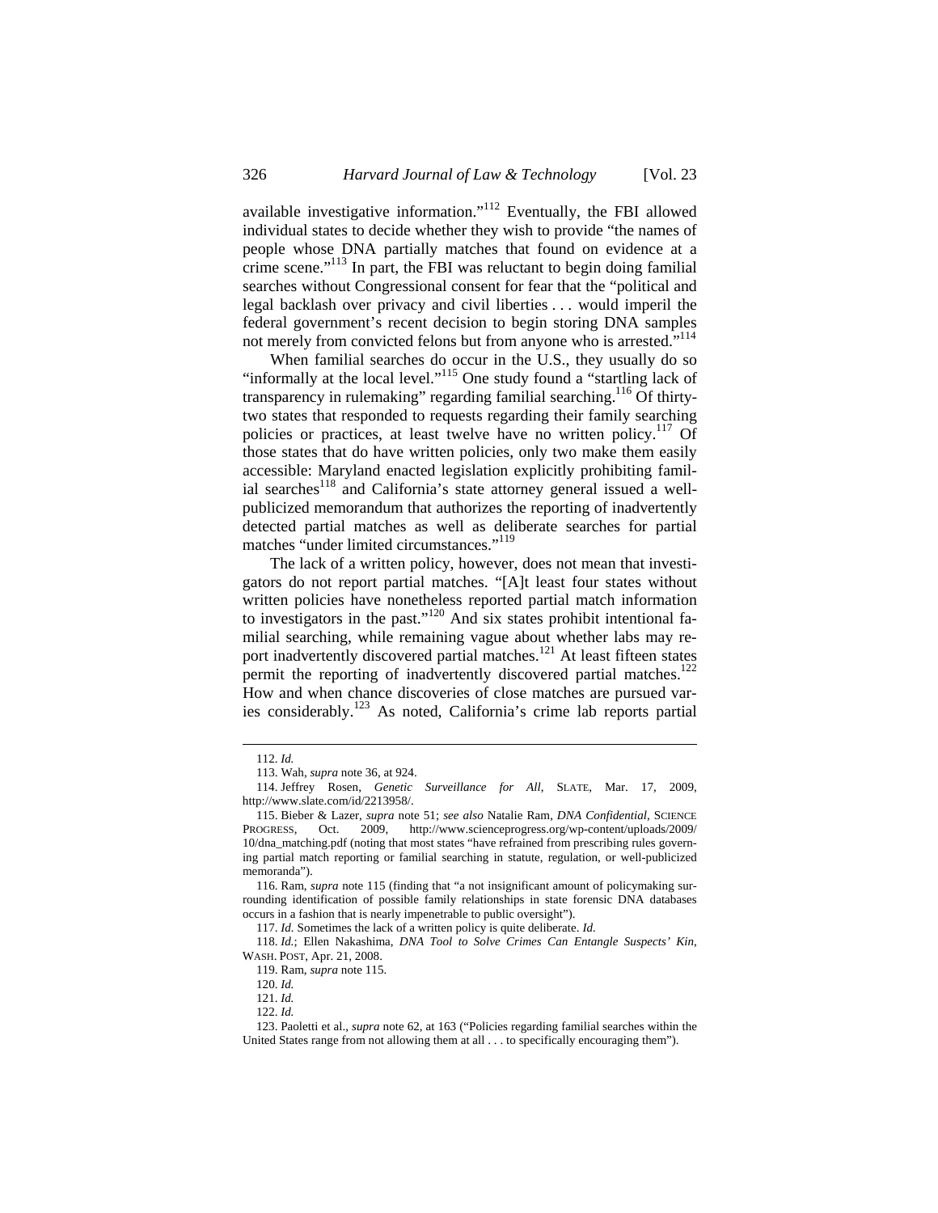available investigative information."[112] Eventually, the FBI allowed individual states to decide whether they wish to provide "the names of people whose DNA partially matches that found on evidence at a crime scene."[113] In part, the FBI was reluctant to begin doing familial searches without Congressional consent for fear that the "political and legal backlash over privacy and civil liberties . . . would imperil the federal government's recent decision to begin storing DNA samples not merely from convicted felons but from anyone who is arrested."[114]

When familial searches do occur in the U.S., they usually do so "informally at the local level."[115] One study found a "startling lack of transparency in rulemaking" regarding familial searching.[116] Of thirty-two states that responded to requests regarding their family searching policies or practices, at least twelve have no written policy.[117] Of those states that do have written policies, only two make them easily accessible: Maryland enacted legislation explicitly prohibiting familial searches[118] and California's state attorney general issued a well-publicized memorandum that authorizes the reporting of inadvertently detected partial matches as well as deliberate searches for partial matches "under limited circumstances."[119]

The lack of a written policy, however, does not mean that investigators do not report partial matches. "[A]t least four states without written policies have nonetheless reported partial match information to investigators in the past."[120] And six states prohibit intentional familial searching, while remaining vague about whether labs may report inadvertently discovered partial matches.[121] At least fifteen states permit the reporting of inadvertently discovered partial matches.[122] How and when chance discoveries of close matches are pursued varies considerably.[123] As noted, California's crime lab reports partial

---

112. *Id.*

113. Wah, *supra* note 36, at 924.

114. Jeffrey Rosen, *Genetic Surveillance for All*, SLATE, Mar. 17, 2009, http://www.slate.com/id/2213958/.

115. Bieber & Lazer, *supra* note 51; *see also* Natalie Ram, *DNA Confidential*, SCIENCE PROGRESS, Oct. 2009, http://www.scienceprogress.org/wp-content/uploads/2009/10/dna_matching.pdf (noting that most states "have refrained from prescribing rules governing partial match reporting or familial searching in statute, regulation, or well-publicized memoranda").

116. Ram, *supra* note 115 (finding that "a not insignificant amount of policymaking surrounding identification of possible family relationships in state forensic DNA databases occurs in a fashion that is nearly impenetrable to public oversight").

117. *Id.* Sometimes the lack of a written policy is quite deliberate. *Id.*

118. *Id.*; Ellen Nakashima, *DNA Tool to Solve Crimes Can Entangle Suspects' Kin*, WASH. POST, Apr. 21, 2008.

119. Ram, *supra* note 115.

120. *Id.*

121. *Id.*

122. *Id.*

123. Paoletti et al., *supra* note 62, at 163 ("Policies regarding familial searches within the United States range from not allowing them at all . . . to specifically encouraging them").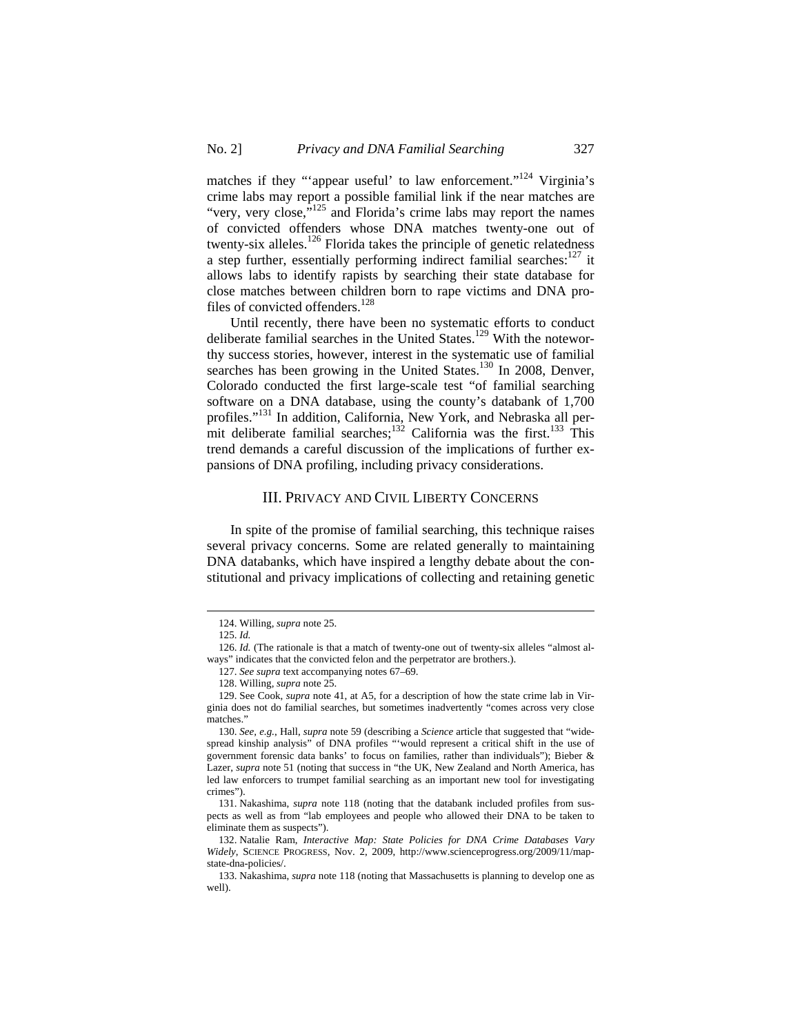matches if they "'appear useful' to law enforcement."[124] Virginia's crime labs may report a possible familial link if the near matches are "very, very close,"[125] and Florida's crime labs may report the names of convicted offenders whose DNA matches twenty-one out of twenty-six alleles.[126] Florida takes the principle of genetic relatedness a step further, essentially performing indirect familial searches:[127] it allows labs to identify rapists by searching their state database for close matches between children born to rape victims and DNA profiles of convicted offenders.[128]

Until recently, there have been no systematic efforts to conduct deliberate familial searches in the United States.[129] With the noteworthy success stories, however, interest in the systematic use of familial searches has been growing in the United States.[130] In 2008, Denver, Colorado conducted the first large-scale test "of familial searching software on a DNA database, using the county's databank of 1,700 profiles."[131] In addition, California, New York, and Nebraska all permit deliberate familial searches;[132] California was the first.[133] This trend demands a careful discussion of the implications of further expansions of DNA profiling, including privacy considerations.

## III. Privacy and Civil Liberty Concerns

In spite of the promise of familial searching, this technique raises several privacy concerns. Some are related generally to maintaining DNA databanks, which have inspired a lengthy debate about the constitutional and privacy implications of collecting and retaining genetic

---

124. Willing, *supra* note 25.

125. *Id.*

126. *Id.* (The rationale is that a match of twenty-one out of twenty-six alleles "almost always" indicates that the convicted felon and the perpetrator are brothers.).

127. *See supra* text accompanying notes 67–69.

128. Willing, *supra* note 25.

129. See Cook, *supra* note 41, at A5, for a description of how the state crime lab in Virginia does not do familial searches, but sometimes inadvertently "comes across very close matches."

130. *See, e.g.*, Hall, *supra* note 59 (describing a *Science* article that suggested that "widespread kinship analysis" of DNA profiles "'would represent a critical shift in the use of government forensic data banks' to focus on families, rather than individuals"); Bieber & Lazer, *supra* note 51 (noting that success in "the UK, New Zealand and North America, has led law enforcers to trumpet familial searching as an important new tool for investigating crimes").

131. Nakashima, *supra* note 118 (noting that the databank included profiles from suspects as well as from "lab employees and people who allowed their DNA to be taken to eliminate them as suspects").

132. Natalie Ram, *Interactive Map: State Policies for DNA Crime Databases Vary Widely*, Science Progress, Nov. 2, 2009, http://www.scienceprogress.org/2009/11/map-state-dna-policies/.

133. Nakashima, *supra* note 118 (noting that Massachusetts is planning to develop one as well).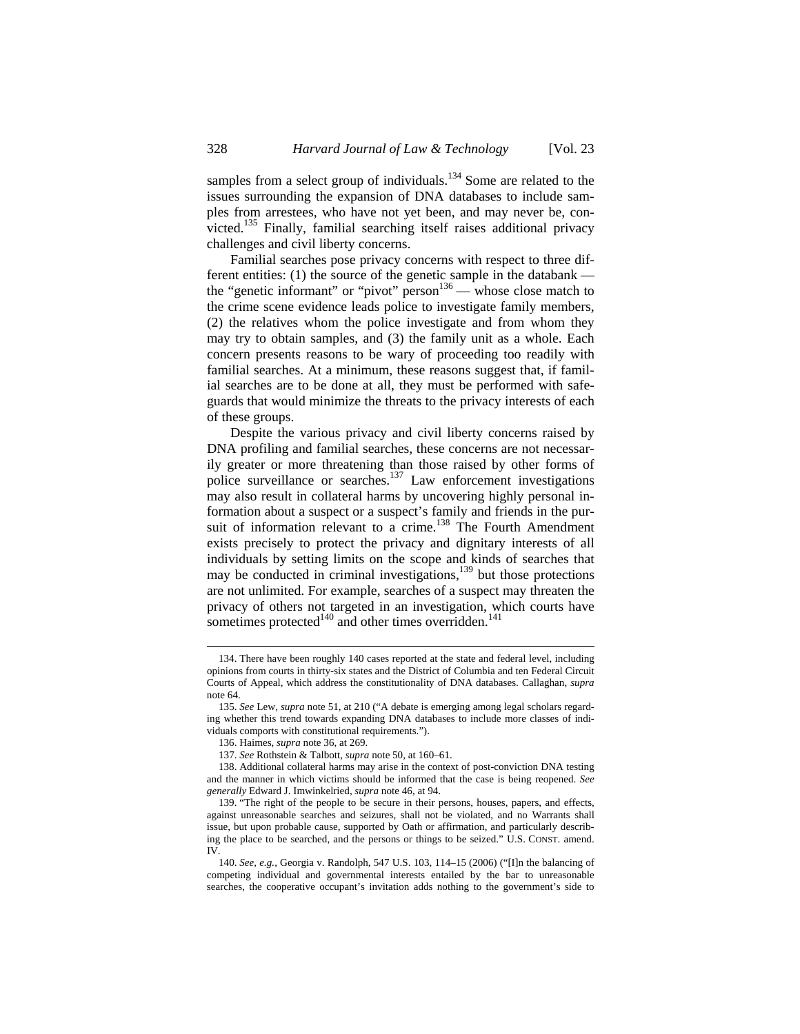samples from a select group of individuals.[134] Some are related to the issues surrounding the expansion of DNA databases to include samples from arrestees, who have not yet been, and may never be, convicted.[135] Finally, familial searching itself raises additional privacy challenges and civil liberty concerns.

Familial searches pose privacy concerns with respect to three different entities: (1) the source of the genetic sample in the databank — the "genetic informant" or "pivot" person[136] — whose close match to the crime scene evidence leads police to investigate family members, (2) the relatives whom the police investigate and from whom they may try to obtain samples, and (3) the family unit as a whole. Each concern presents reasons to be wary of proceeding too readily with familial searches. At a minimum, these reasons suggest that, if familial searches are to be done at all, they must be performed with safeguards that would minimize the threats to the privacy interests of each of these groups.

Despite the various privacy and civil liberty concerns raised by DNA profiling and familial searches, these concerns are not necessarily greater or more threatening than those raised by other forms of police surveillance or searches.[137] Law enforcement investigations may also result in collateral harms by uncovering highly personal information about a suspect or a suspect's family and friends in the pursuit of information relevant to a crime.[138] The Fourth Amendment exists precisely to protect the privacy and dignitary interests of all individuals by setting limits on the scope and kinds of searches that may be conducted in criminal investigations,[139] but those protections are not unlimited. For example, searches of a suspect may threaten the privacy of others not targeted in an investigation, which courts have sometimes protected[140] and other times overridden.[141]

---

134. There have been roughly 140 cases reported at the state and federal level, including opinions from courts in thirty-six states and the District of Columbia and ten Federal Circuit Courts of Appeal, which address the constitutionality of DNA databases. Callaghan, *supra* note 64.

135. *See* Lew, *supra* note 51, at 210 ("A debate is emerging among legal scholars regarding whether this trend towards expanding DNA databases to include more classes of individuals comports with constitutional requirements.").

136. Haimes, *supra* note 36, at 269.

137. *See* Rothstein & Talbott, *supra* note 50, at 160–61.

138. Additional collateral harms may arise in the context of post-conviction DNA testing and the manner in which victims should be informed that the case is being reopened. *See generally* Edward J. Imwinkelried, *supra* note 46, at 94.

139. "The right of the people to be secure in their persons, houses, papers, and effects, against unreasonable searches and seizures, shall not be violated, and no Warrants shall issue, but upon probable cause, supported by Oath or affirmation, and particularly describing the place to be searched, and the persons or things to be seized." U.S. CONST. amend. IV.

140. *See, e.g.*, Georgia v. Randolph, 547 U.S. 103, 114–15 (2006) ("[I]n the balancing of competing individual and governmental interests entailed by the bar to unreasonable searches, the cooperative occupant's invitation adds nothing to the government's side to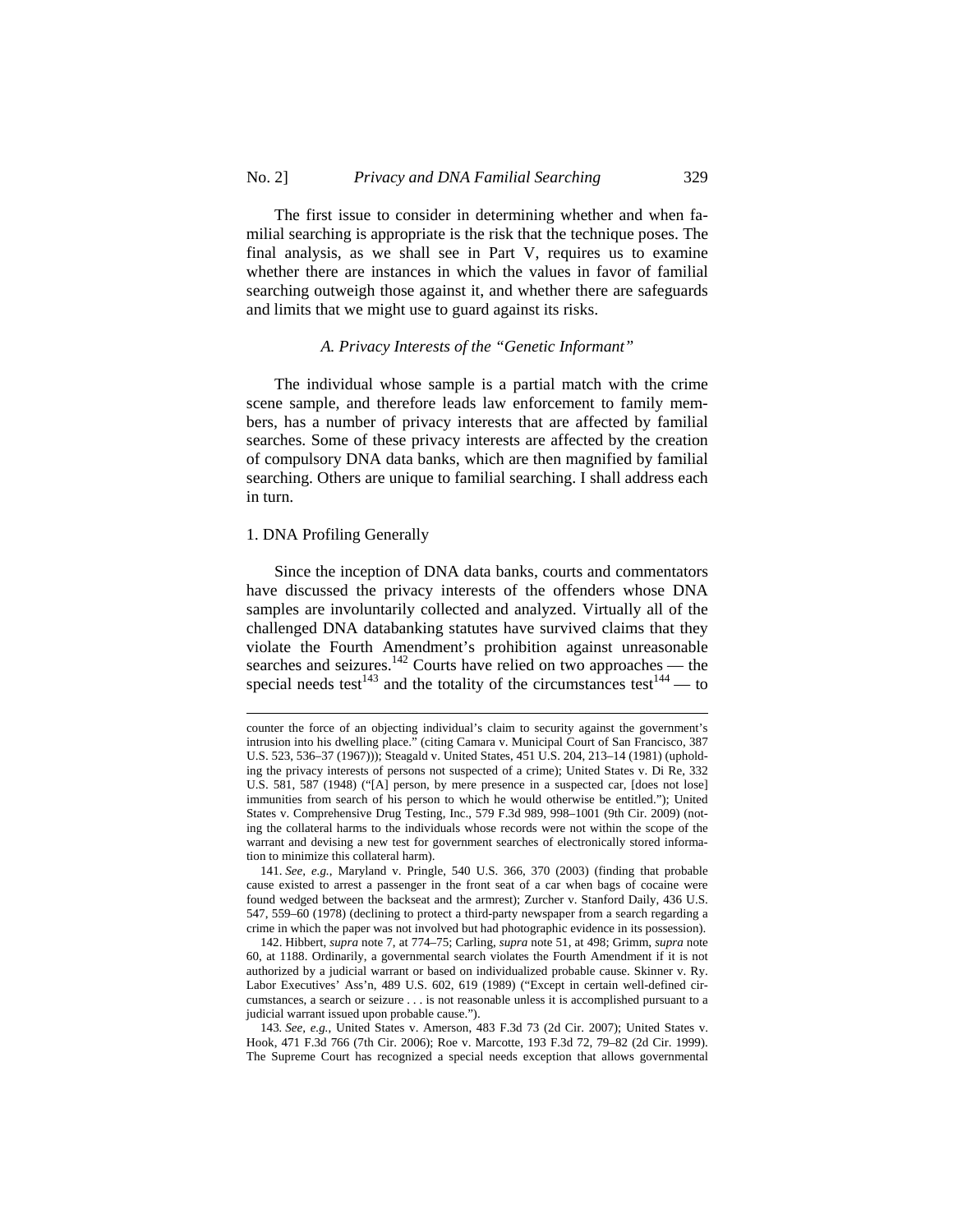The first issue to consider in determining whether and when familial searching is appropriate is the risk that the technique poses. The final analysis, as we shall see in Part V, requires us to examine whether there are instances in which the values in favor of familial searching outweigh those against it, and whether there are safeguards and limits that we might use to guard against its risks.

### *A. Privacy Interests of the "Genetic Informant"*

The individual whose sample is a partial match with the crime scene sample, and therefore leads law enforcement to family members, has a number of privacy interests that are affected by familial searches. Some of these privacy interests are affected by the creation of compulsory DNA data banks, which are then magnified by familial searching. Others are unique to familial searching. I shall address each in turn.

#### 1. DNA Profiling Generally

Since the inception of DNA data banks, courts and commentators have discussed the privacy interests of the offenders whose DNA samples are involuntarily collected and analyzed. Virtually all of the challenged DNA databanking statutes have survived claims that they violate the Fourth Amendment's prohibition against unreasonable searches and seizures.[142] Courts have relied on two approaches — the special needs test[143] and the totality of the circumstances test[144] — to

---

counter the force of an objecting individual's claim to security against the government's intrusion into his dwelling place." (citing Camara v. Municipal Court of San Francisco, 387 U.S. 523, 536–37 (1967))); Steagald v. United States, 451 U.S. 204, 213–14 (1981) (upholding the privacy interests of persons not suspected of a crime); United States v. Di Re, 332 U.S. 581, 587 (1948) ("[A] person, by mere presence in a suspected car, [does not lose] immunities from search of his person to which he would otherwise be entitled."); United States v. Comprehensive Drug Testing, Inc., 579 F.3d 989, 998–1001 (9th Cir. 2009) (noting the collateral harms to the individuals whose records were not within the scope of the warrant and devising a new test for government searches of electronically stored information to minimize this collateral harm).

141. *See, e.g.*, Maryland v. Pringle, 540 U.S. 366, 370 (2003) (finding that probable cause existed to arrest a passenger in the front seat of a car when bags of cocaine were found wedged between the backseat and the armrest); Zurcher v. Stanford Daily, 436 U.S. 547, 559–60 (1978) (declining to protect a third-party newspaper from a search regarding a crime in which the paper was not involved but had photographic evidence in its possession).

142. Hibbert, *supra* note 7, at 774–75; Carling, *supra* note 51, at 498; Grimm, *supra* note 60, at 1188. Ordinarily, a governmental search violates the Fourth Amendment if it is not authorized by a judicial warrant or based on individualized probable cause. Skinner v. Ry. Labor Executives' Ass'n, 489 U.S. 602, 619 (1989) ("Except in certain well-defined circumstances, a search or seizure . . . is not reasonable unless it is accomplished pursuant to a judicial warrant issued upon probable cause.").

143. *See, e.g.*, United States v. Amerson, 483 F.3d 73 (2d Cir. 2007); United States v. Hook, 471 F.3d 766 (7th Cir. 2006); Roe v. Marcotte, 193 F.3d 72, 79–82 (2d Cir. 1999). The Supreme Court has recognized a special needs exception that allows governmental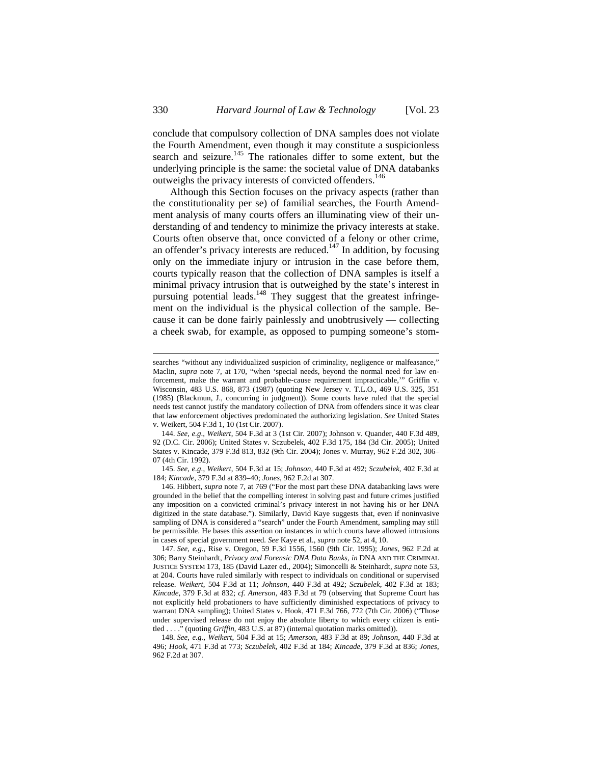conclude that compulsory collection of DNA samples does not violate the Fourth Amendment, even though it may constitute a suspicionless search and seizure.[145] The rationales differ to some extent, but the underlying principle is the same: the societal value of DNA databanks outweighs the privacy interests of convicted offenders.[146]

Although this Section focuses on the privacy aspects (rather than the constitutionality per se) of familial searches, the Fourth Amendment analysis of many courts offers an illuminating view of their understanding of and tendency to minimize the privacy interests at stake. Courts often observe that, once convicted of a felony or other crime, an offender's privacy interests are reduced.[147] In addition, by focusing only on the immediate injury or intrusion in the case before them, courts typically reason that the collection of DNA samples is itself a minimal privacy intrusion that is outweighed by the state's interest in pursuing potential leads.[148] They suggest that the greatest infringement on the individual is the physical collection of the sample. Because it can be done fairly painlessly and unobtrusively — collecting a cheek swab, for example, as opposed to pumping someone's stom-

---

searches "without any individualized suspicion of criminality, negligence or malfeasance," Maclin, *supra* note 7, at 170, "when 'special needs, beyond the normal need for law enforcement, make the warrant and probable-cause requirement impracticable,'" Griffin v. Wisconsin, 483 U.S. 868, 873 (1987) (quoting New Jersey v. T.L.O., 469 U.S. 325, 351 (1985) (Blackmun, J., concurring in judgment)). Some courts have ruled that the special needs test cannot justify the mandatory collection of DNA from offenders since it was clear that law enforcement objectives predominated the authorizing legislation. *See* United States v. Weikert, 504 F.3d 1, 10 (1st Cir. 2007).

144. *See, e.g.*, *Weikert*, 504 F.3d at 3 (1st Cir. 2007); Johnson v. Quander, 440 F.3d 489, 92 (D.C. Cir. 2006); United States v. Sczubelek, 402 F.3d 175, 184 (3d Cir. 2005); United States v. Kincade, 379 F.3d 813, 832 (9th Cir. 2004); Jones v. Murray, 962 F.2d 302, 306–07 (4th Cir. 1992).

145. *See, e.g.*, *Weikert*, 504 F.3d at 15; *Johnson*, 440 F.3d at 492; *Sczubelek*, 402 F.3d at 184; *Kincade*, 379 F.3d at 839–40; *Jones*, 962 F.2d at 307.

146. Hibbert, *supra* note 7, at 769 ("For the most part these DNA databanking laws were grounded in the belief that the compelling interest in solving past and future crimes justified any imposition on a convicted criminal's privacy interest in not having his or her DNA digitized in the state database."). Similarly, David Kaye suggests that, even if noninvasive sampling of DNA is considered a "search" under the Fourth Amendment, sampling may still be permissible. He bases this assertion on instances in which courts have allowed intrusions in cases of special government need. *See* Kaye et al., *supra* note 52, at 4, 10.

147. *See, e.g.*, Rise v. Oregon, 59 F.3d 1556, 1560 (9th Cir. 1995); *Jones*, 962 F.2d at 306; Barry Steinhardt, *Privacy and Forensic DNA Data Banks*, *in* DNA AND THE CRIMINAL JUSTICE SYSTEM 173, 185 (David Lazer ed., 2004); Simoncelli & Steinhardt, *supra* note 53, at 204. Courts have ruled similarly with respect to individuals on conditional or supervised release. *Weikert*, 504 F.3d at 11; *Johnson*, 440 F.3d at 492; *Sczubelek*, 402 F.3d at 183; *Kincade*, 379 F.3d at 832; *cf. Amerson*, 483 F.3d at 79 (observing that Supreme Court has not explicitly held probationers to have sufficiently diminished expectations of privacy to warrant DNA sampling); United States v. Hook, 471 F.3d 766, 772 (7th Cir. 2006) ("Those under supervised release do not enjoy the absolute liberty to which every citizen is entitled . . . ." (quoting *Griffin*, 483 U.S. at 87) (internal quotation marks omitted)).

148. *See, e.g.*, *Weikert*, 504 F.3d at 15; *Amerson*, 483 F.3d at 89; *Johnson*, 440 F.3d at 496; *Hook*, 471 F.3d at 773; *Sczubelek*, 402 F.3d at 184; *Kincade*, 379 F.3d at 836; *Jones*, 962 F.2d at 307.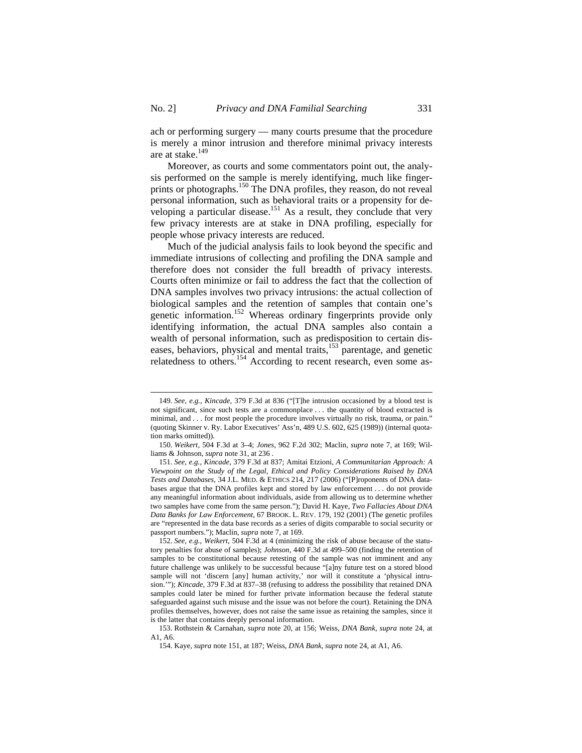ach or performing surgery — many courts presume that the procedure is merely a minor intrusion and therefore minimal privacy interests are at stake.[149]

Moreover, as courts and some commentators point out, the analysis performed on the sample is merely identifying, much like fingerprints or photographs.[150] The DNA profiles, they reason, do not reveal personal information, such as behavioral traits or a propensity for developing a particular disease.[151] As a result, they conclude that very few privacy interests are at stake in DNA profiling, especially for people whose privacy interests are reduced.

Much of the judicial analysis fails to look beyond the specific and immediate intrusions of collecting and profiling the DNA sample and therefore does not consider the full breadth of privacy interests. Courts often minimize or fail to address the fact that the collection of DNA samples involves two privacy intrusions: the actual collection of biological samples and the retention of samples that contain one's genetic information.[152] Whereas ordinary fingerprints provide only identifying information, the actual DNA samples also contain a wealth of personal information, such as predisposition to certain diseases, behaviors, physical and mental traits,[153] parentage, and genetic relatedness to others.[154] According to recent research, even some as-

---

149. *See, e.g.*, *Kincade*, 379 F.3d at 836 ("[T]he intrusion occasioned by a blood test is not significant, since such tests are a commonplace . . . the quantity of blood extracted is minimal, and . . . for most people the procedure involves virtually no risk, trauma, or pain." (quoting Skinner v. Ry. Labor Executives' Ass'n, 489 U.S. 602, 625 (1989)) (internal quotation marks omitted)).

150. *Weikert*, 504 F.3d at 3–4; *Jones*, 962 F.2d 302; Maclin, *supra* note 7, at 169; Williams & Johnson, *supra* note 31, at 236 .

151. *See, e.g.*, *Kincade*, 379 F.3d at 837; Amitai Etzioni, *A Communitarian Approach: A Viewpoint on the Study of the Legal, Ethical and Policy Considerations Raised by DNA Tests and Databases*, 34 J.L. MED. & ETHICS 214, 217 (2006) ("[P]roponents of DNA databases argue that the DNA profiles kept and stored by law enforcement . . . do not provide any meaningful information about individuals, aside from allowing us to determine whether two samples have come from the same person."); David H. Kaye, *Two Fallacies About DNA Data Banks for Law Enforcement*, 67 BROOK. L. REV. 179, 192 (2001) (The genetic profiles are "represented in the data base records as a series of digits comparable to social security or passport numbers."); Maclin, *supra* note 7, at 169.

152. *See, e.g.*, *Weikert*, 504 F.3d at 4 (minimizing the risk of abuse because of the statutory penalties for abuse of samples); *Johnson*, 440 F.3d at 499–500 (finding the retention of samples to be constitutional because retesting of the sample was not imminent and any future challenge was unlikely to be successful because "[a]ny future test on a stored blood sample will not 'discern [any] human activity,' nor will it constitute a 'physical intrusion.'"); *Kincade*, 379 F.3d at 837–38 (refusing to address the possibility that retained DNA samples could later be mined for further private information because the federal statute safeguarded against such misuse and the issue was not before the court). Retaining the DNA profiles themselves, however, does not raise the same issue as retaining the samples, since it is the latter that contains deeply personal information.

153. Rothstein & Carnahan, *supra* note 20, at 156; Weiss, *DNA Bank*, *supra* note 24, at A1, A6.

154. Kaye, *supra* note 151, at 187; Weiss, *DNA Bank*, *supra* note 24, at A1, A6.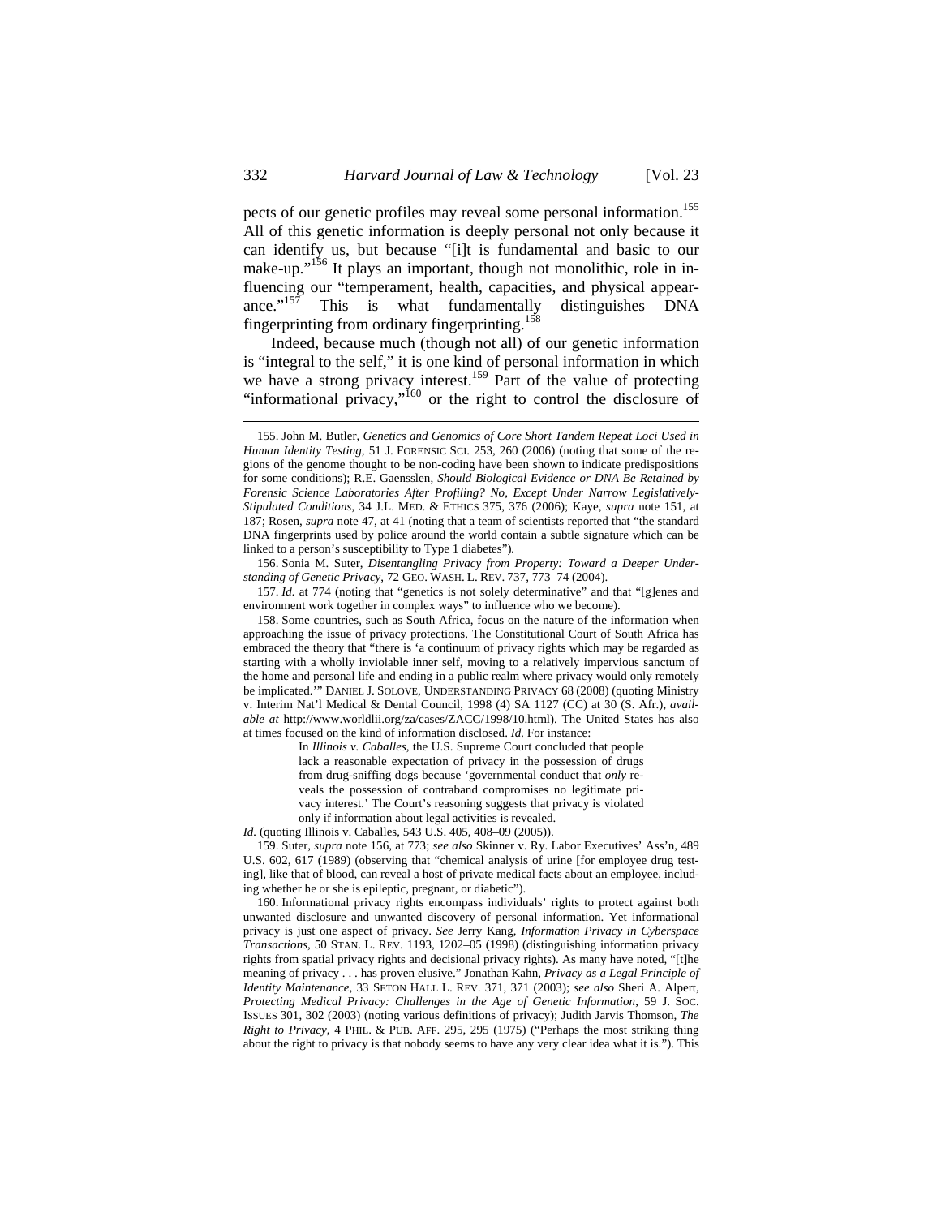pects of our genetic profiles may reveal some personal information.[155] All of this genetic information is deeply personal not only because it can identify us, but because "[i]t is fundamental and basic to our make-up."[156] It plays an important, though not monolithic, role in influencing our "temperament, health, capacities, and physical appearance."[157] This is what fundamentally distinguishes DNA fingerprinting from ordinary fingerprinting.[158]

Indeed, because much (though not all) of our genetic information is "integral to the self," it is one kind of personal information in which we have a strong privacy interest.[159] Part of the value of protecting "informational privacy,"[160] or the right to control the disclosure of

---

155. John M. Butler, *Genetics and Genomics of Core Short Tandem Repeat Loci Used in Human Identity Testing*, 51 J. FORENSIC SCI. 253, 260 (2006) (noting that some of the regions of the genome thought to be non-coding have been shown to indicate predispositions for some conditions); R.E. Gaensslen, *Should Biological Evidence or DNA Be Retained by Forensic Science Laboratories After Profiling? No, Except Under Narrow Legislatively-Stipulated Conditions*, 34 J.L. MED. & ETHICS 375, 376 (2006); Kaye, *supra* note 151, at 187; Rosen, *supra* note 47, at 41 (noting that a team of scientists reported that "the standard DNA fingerprints used by police around the world contain a subtle signature which can be linked to a person's susceptibility to Type 1 diabetes").

156. Sonia M. Suter, *Disentangling Privacy from Property: Toward a Deeper Understanding of Genetic Privacy*, 72 GEO. WASH. L. REV. 737, 773–74 (2004).

157. *Id.* at 774 (noting that "genetics is not solely determinative" and that "[g]enes and environment work together in complex ways" to influence who we become).

158. Some countries, such as South Africa, focus on the nature of the information when approaching the issue of privacy protections. The Constitutional Court of South Africa has embraced the theory that "there is 'a continuum of privacy rights which may be regarded as starting with a wholly inviolable inner self, moving to a relatively impervious sanctum of the home and personal life and ending in a public realm where privacy would only remotely be implicated.'" DANIEL J. SOLOVE, UNDERSTANDING PRIVACY 68 (2008) (quoting Ministry v. Interim Nat'l Medical & Dental Council, 1998 (4) SA 1127 (CC) at 30 (S. Afr.), *available at* http://www.worldlii.org/za/cases/ZACC/1998/10.html). The United States has also at times focused on the kind of information disclosed. *Id.* For instance:

> In *Illinois v. Caballes*, the U.S. Supreme Court concluded that people lack a reasonable expectation of privacy in the possession of drugs from drug-sniffing dogs because 'governmental conduct that *only* reveals the possession of contraband compromises no legitimate privacy interest.' The Court's reasoning suggests that privacy is violated only if information about legal activities is revealed.

*Id.* (quoting Illinois v. Caballes, 543 U.S. 405, 408–09 (2005)).

159. Suter, *supra* note 156, at 773; *see also* Skinner v. Ry. Labor Executives' Ass'n, 489 U.S. 602, 617 (1989) (observing that "chemical analysis of urine [for employee drug testing], like that of blood, can reveal a host of private medical facts about an employee, including whether he or she is epileptic, pregnant, or diabetic").

160. Informational privacy rights encompass individuals' rights to protect against both unwanted disclosure and unwanted discovery of personal information. Yet informational privacy is just one aspect of privacy. *See* Jerry Kang, *Information Privacy in Cyberspace Transactions*, 50 STAN. L. REV. 1193, 1202–05 (1998) (distinguishing information privacy rights from spatial privacy rights and decisional privacy rights). As many have noted, "[t]he meaning of privacy . . . has proven elusive." Jonathan Kahn, *Privacy as a Legal Principle of Identity Maintenance*, 33 SETON HALL L. REV. 371, 371 (2003); *see also* Sheri A. Alpert, *Protecting Medical Privacy: Challenges in the Age of Genetic Information*, 59 J. SOC. ISSUES 301, 302 (2003) (noting various definitions of privacy); Judith Jarvis Thomson, *The Right to Privacy*, 4 PHIL. & PUB. AFF. 295, 295 (1975) ("Perhaps the most striking thing about the right to privacy is that nobody seems to have any very clear idea what it is."). This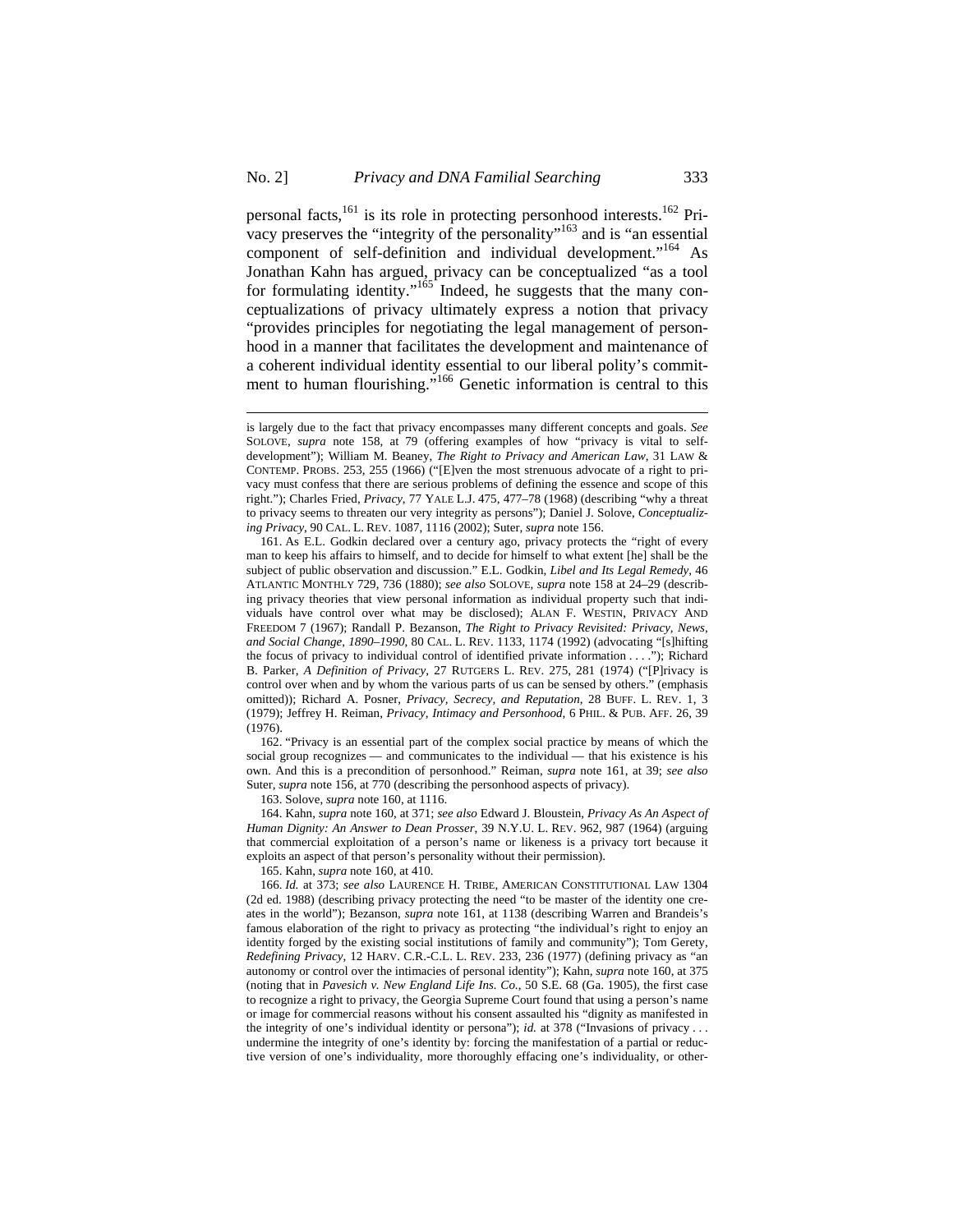personal facts,[161] is its role in protecting personhood interests.[162] Privacy preserves the "integrity of the personality"[163] and is "an essential component of self-definition and individual development."[164] As Jonathan Kahn has argued, privacy can be conceptualized "as a tool for formulating identity."[165] Indeed, he suggests that the many conceptualizations of privacy ultimately express a notion that privacy "provides principles for negotiating the legal management of personhood in a manner that facilitates the development and maintenance of a coherent individual identity essential to our liberal polity's commitment to human flourishing."[166] Genetic information is central to this

---

is largely due to the fact that privacy encompasses many different concepts and goals. *See* SOLOVE, *supra* note 158, at 79 (offering examples of how "privacy is vital to self-development"); William M. Beaney, *The Right to Privacy and American Law*, 31 LAW & CONTEMP. PROBS. 253, 255 (1966) ("[E]ven the most strenuous advocate of a right to privacy must confess that there are serious problems of defining the essence and scope of this right."); Charles Fried, *Privacy*, 77 YALE L.J. 475, 477–78 (1968) (describing "why a threat to privacy seems to threaten our very integrity as persons"); Daniel J. Solove, *Conceptualizing Privacy*, 90 CAL. L. REV. 1087, 1116 (2002); Suter, *supra* note 156.

161. As E.L. Godkin declared over a century ago, privacy protects the "right of every man to keep his affairs to himself, and to decide for himself to what extent [he] shall be the subject of public observation and discussion." E.L. Godkin, *Libel and Its Legal Remedy*, 46 ATLANTIC MONTHLY 729, 736 (1880); *see also* SOLOVE, *supra* note 158 at 24–29 (describing privacy theories that view personal information as individual property such that individuals have control over what may be disclosed); ALAN F. WESTIN, PRIVACY AND FREEDOM 7 (1967); Randall P. Bezanson, *The Right to Privacy Revisited: Privacy, News, and Social Change, 1890–1990*, 80 CAL. L. REV. 1133, 1174 (1992) (advocating "[s]hifting the focus of privacy to individual control of identified private information . . . ."); Richard B. Parker, *A Definition of Privacy*, 27 RUTGERS L. REV. 275, 281 (1974) ("[P]rivacy is control over when and by whom the various parts of us can be sensed by others." (emphasis omitted)); Richard A. Posner, *Privacy, Secrecy, and Reputation*, 28 BUFF. L. REV. 1, 3 (1979); Jeffrey H. Reiman, *Privacy, Intimacy and Personhood*, 6 PHIL. & PUB. AFF. 26, 39 (1976).

162. "Privacy is an essential part of the complex social practice by means of which the social group recognizes — and communicates to the individual — that his existence is his own. And this is a precondition of personhood." Reiman, *supra* note 161, at 39; *see also* Suter, *supra* note 156, at 770 (describing the personhood aspects of privacy).

163. Solove, *supra* note 160, at 1116.

164. Kahn, *supra* note 160, at 371; *see also* Edward J. Bloustein, *Privacy As An Aspect of Human Dignity: An Answer to Dean Prosser*, 39 N.Y.U. L. REV. 962, 987 (1964) (arguing that commercial exploitation of a person's name or likeness is a privacy tort because it exploits an aspect of that person's personality without their permission).

165. Kahn, *supra* note 160, at 410.

166. *Id.* at 373; *see also* LAURENCE H. TRIBE, AMERICAN CONSTITUTIONAL LAW 1304 (2d ed. 1988) (describing privacy protecting the need "to be master of the identity one creates in the world"); Bezanson, *supra* note 161, at 1138 (describing Warren and Brandeis's famous elaboration of the right to privacy as protecting "the individual's right to enjoy an identity forged by the existing social institutions of family and community"); Tom Gerety, *Redefining Privacy*, 12 HARV. C.R.-C.L. L. REV. 233, 236 (1977) (defining privacy as "an autonomy or control over the intimacies of personal identity"); Kahn, *supra* note 160, at 375 (noting that in *Pavesich v. New England Life Ins. Co.*, 50 S.E. 68 (Ga. 1905), the first case to recognize a right to privacy, the Georgia Supreme Court found that using a person's name or image for commercial reasons without his consent assaulted his "dignity as manifested in the integrity of one's individual identity or persona"); *id.* at 378 ("Invasions of privacy . . . undermine the integrity of one's identity by: forcing the manifestation of a partial or reductive version of one's individuality, more thoroughly effacing one's individuality, or other-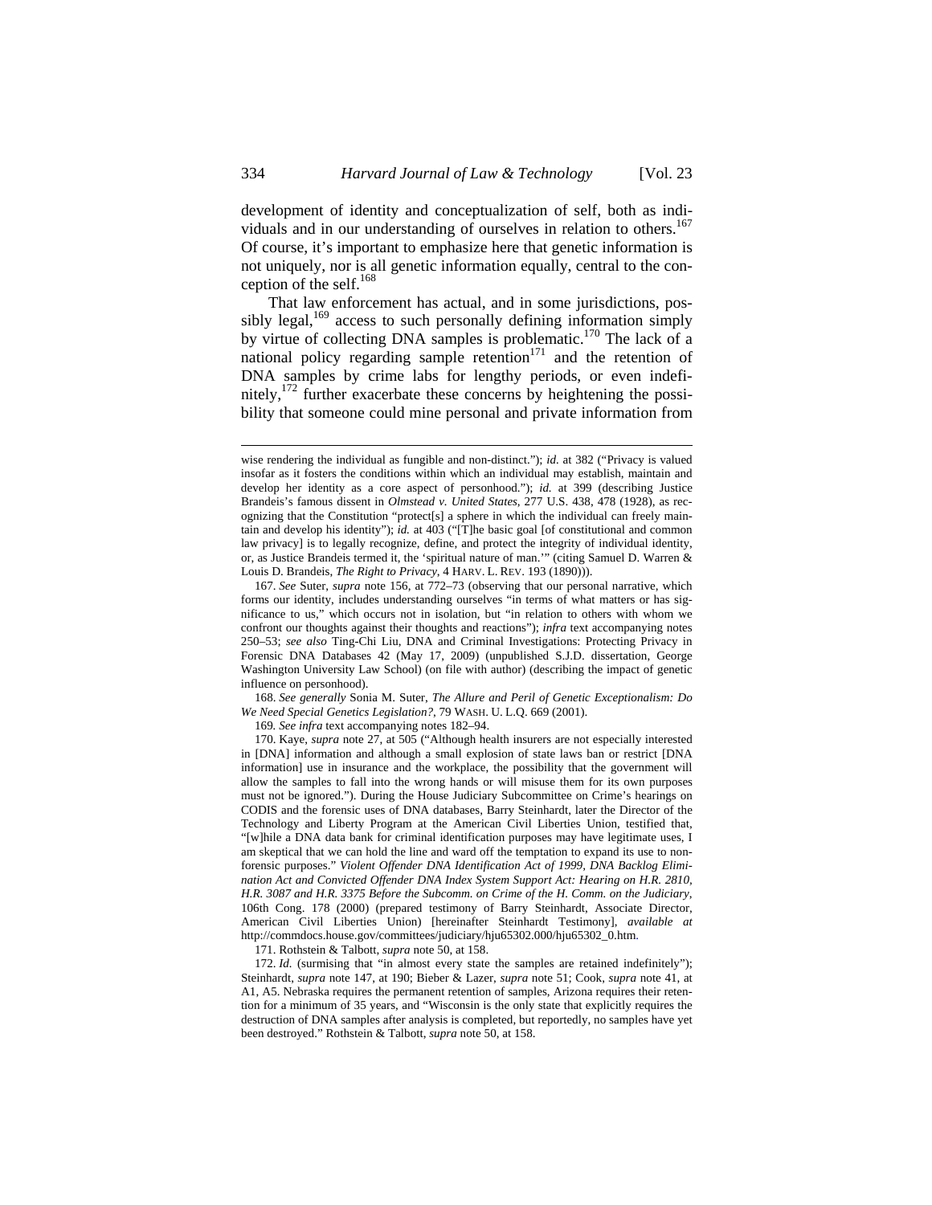development of identity and conceptualization of self, both as individuals and in our understanding of ourselves in relation to others.[167] Of course, it's important to emphasize here that genetic information is not uniquely, nor is all genetic information equally, central to the conception of the self.[168]

That law enforcement has actual, and in some jurisdictions, possibly legal,[169] access to such personally defining information simply by virtue of collecting DNA samples is problematic.[170] The lack of a national policy regarding sample retention[171] and the retention of DNA samples by crime labs for lengthy periods, or even indefinitely,[172] further exacerbate these concerns by heightening the possibility that someone could mine personal and private information from

---

wise rendering the individual as fungible and non-distinct."); *id.* at 382 ("Privacy is valued insofar as it fosters the conditions within which an individual may establish, maintain and develop her identity as a core aspect of personhood."); *id.* at 399 (describing Justice Brandeis's famous dissent in *Olmstead v. United States*, 277 U.S. 438, 478 (1928), as recognizing that the Constitution "protect[s] a sphere in which the individual can freely maintain and develop his identity"); *id.* at 403 ("[T]he basic goal [of constitutional and common law privacy] is to legally recognize, define, and protect the integrity of individual identity, or, as Justice Brandeis termed it, the 'spiritual nature of man.'" (citing Samuel D. Warren & Louis D. Brandeis, *The Right to Privacy*, 4 HARV. L. REV. 193 (1890))).

167. *See* Suter, *supra* note 156, at 772–73 (observing that our personal narrative, which forms our identity, includes understanding ourselves "in terms of what matters or has significance to us," which occurs not in isolation, but "in relation to others with whom we confront our thoughts against their thoughts and reactions"); *infra* text accompanying notes 250–53; *see also* Ting-Chi Liu, DNA and Criminal Investigations: Protecting Privacy in Forensic DNA Databases 42 (May 17, 2009) (unpublished S.J.D. dissertation, George Washington University Law School) (on file with author) (describing the impact of genetic influence on personhood).

168. *See generally* Sonia M. Suter, *The Allure and Peril of Genetic Exceptionalism: Do We Need Special Genetics Legislation?*, 79 WASH. U. L.Q. 669 (2001).

169. *See infra* text accompanying notes 182–94.

170. Kaye, *supra* note 27, at 505 ("Although health insurers are not especially interested in [DNA] information and although a small explosion of state laws ban or restrict [DNA information] use in insurance and the workplace, the possibility that the government will allow the samples to fall into the wrong hands or will misuse them for its own purposes must not be ignored."). During the House Judiciary Subcommittee on Crime's hearings on CODIS and the forensic uses of DNA databases, Barry Steinhardt, later the Director of the Technology and Liberty Program at the American Civil Liberties Union, testified that, "[w]hile a DNA data bank for criminal identification purposes may have legitimate uses, I am skeptical that we can hold the line and ward off the temptation to expand its use to non-forensic purposes." *Violent Offender DNA Identification Act of 1999, DNA Backlog Elimination Act and Convicted Offender DNA Index System Support Act: Hearing on H.R. 2810, H.R. 3087 and H.R. 3375 Before the Subcomm. on Crime of the H. Comm. on the Judiciary*, 106th Cong. 178 (2000) (prepared testimony of Barry Steinhardt, Associate Director, American Civil Liberties Union) [hereinafter Steinhardt Testimony], *available at* http://commdocs.house.gov/committees/judiciary/hju65302.000/hju65302_0.htm.

171. Rothstein & Talbott, *supra* note 50, at 158.

172. *Id.* (surmising that "in almost every state the samples are retained indefinitely"); Steinhardt, *supra* note 147, at 190; Bieber & Lazer, *supra* note 51; Cook, *supra* note 41, at A1, A5. Nebraska requires the permanent retention of samples, Arizona requires their retention for a minimum of 35 years, and "Wisconsin is the only state that explicitly requires the destruction of DNA samples after analysis is completed, but reportedly, no samples have yet been destroyed." Rothstein & Talbott, *supra* note 50, at 158.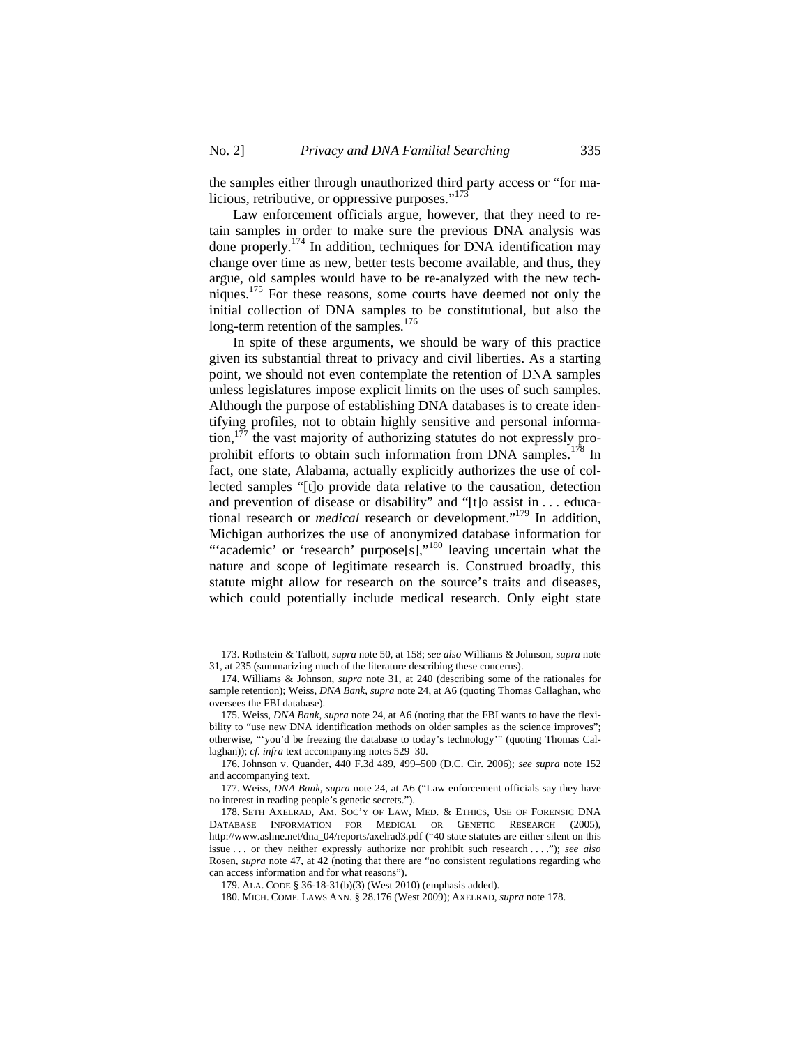the samples either through unauthorized third party access or "for malicious, retributive, or oppressive purposes."[173]

Law enforcement officials argue, however, that they need to retain samples in order to make sure the previous DNA analysis was done properly.[174] In addition, techniques for DNA identification may change over time as new, better tests become available, and thus, they argue, old samples would have to be re-analyzed with the new techniques.[175] For these reasons, some courts have deemed not only the initial collection of DNA samples to be constitutional, but also the long-term retention of the samples.[176]

In spite of these arguments, we should be wary of this practice given its substantial threat to privacy and civil liberties. As a starting point, we should not even contemplate the retention of DNA samples unless legislatures impose explicit limits on the uses of such samples. Although the purpose of establishing DNA databases is to create identifying profiles, not to obtain highly sensitive and personal information,[177] the vast majority of authorizing statutes do not expressly proprohibit efforts to obtain such information from DNA samples.[178] In fact, one state, Alabama, actually explicitly authorizes the use of collected samples "[t]o provide data relative to the causation, detection and prevention of disease or disability" and "[t]o assist in . . . educational research or *medical* research or development."[179] In addition, Michigan authorizes the use of anonymized database information for "'academic' or 'research' purpose[s],"[180] leaving uncertain what the nature and scope of legitimate research is. Construed broadly, this statute might allow for research on the source's traits and diseases, which could potentially include medical research. Only eight state

---

173. Rothstein & Talbott, *supra* note 50, at 158; *see also* Williams & Johnson, *supra* note 31, at 235 (summarizing much of the literature describing these concerns).

174. Williams & Johnson, *supra* note 31, at 240 (describing some of the rationales for sample retention); Weiss, *DNA Bank*, *supra* note 24, at A6 (quoting Thomas Callaghan, who oversees the FBI database).

175. Weiss, *DNA Bank*, *supra* note 24, at A6 (noting that the FBI wants to have the flexibility to "use new DNA identification methods on older samples as the science improves"; otherwise, "'you'd be freezing the database to today's technology'" (quoting Thomas Callaghan)); *cf. infra* text accompanying notes 529–30.

176. Johnson v. Quander, 440 F.3d 489, 499–500 (D.C. Cir. 2006); *see supra* note 152 and accompanying text.

177. Weiss, *DNA Bank*, *supra* note 24, at A6 ("Law enforcement officials say they have no interest in reading people's genetic secrets.").

178. SETH AXELRAD, AM. SOC'Y OF LAW, MED. & ETHICS, USE OF FORENSIC DNA DATABASE INFORMATION FOR MEDICAL OR GENETIC RESEARCH (2005), http://www.aslme.net/dna_04/reports/axelrad3.pdf ("40 state statutes are either silent on this issue . . . or they neither expressly authorize nor prohibit such research . . . ."); *see also* Rosen, *supra* note 47, at 42 (noting that there are "no consistent regulations regarding who can access information and for what reasons").

179. ALA. CODE § 36-18-31(b)(3) (West 2010) (emphasis added).

180. MICH. COMP. LAWS ANN. § 28.176 (West 2009); AXELRAD, *supra* note 178.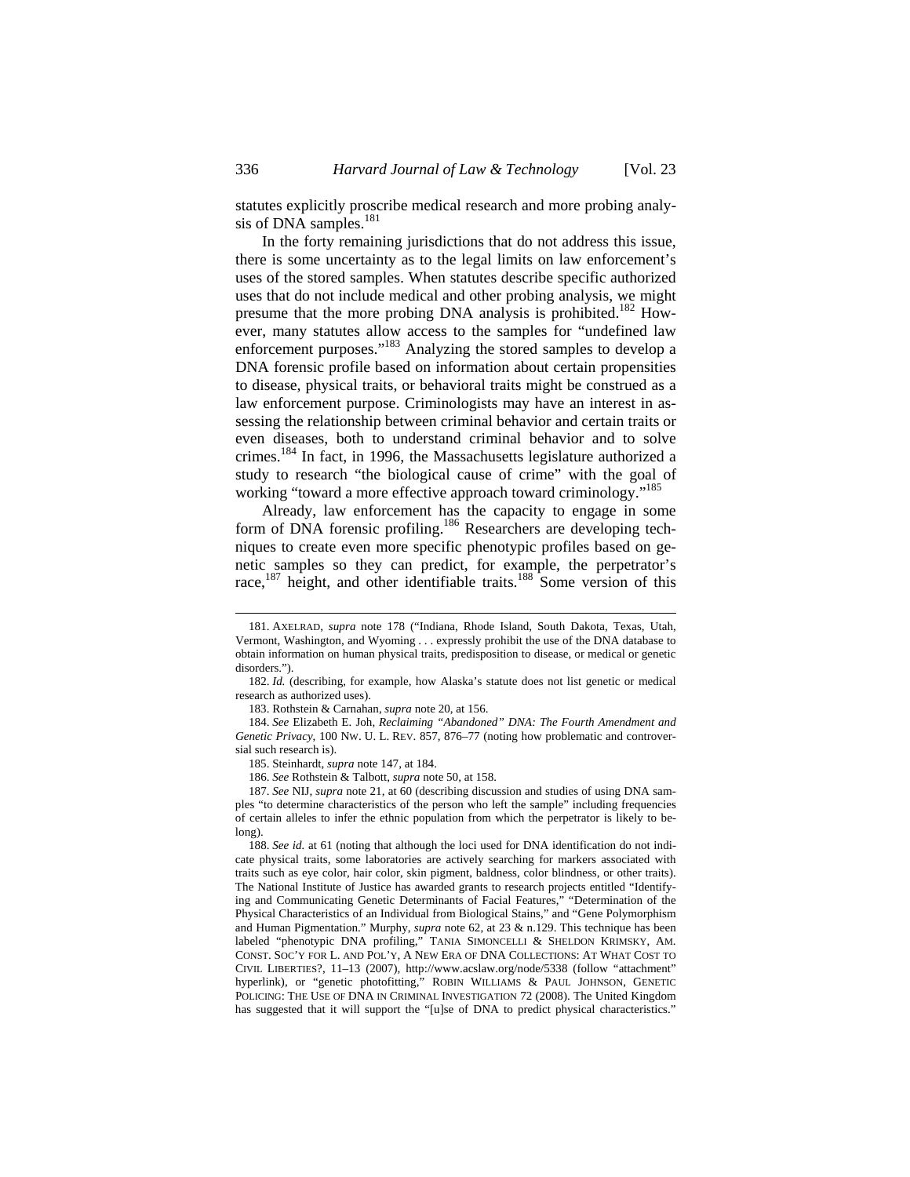statutes explicitly proscribe medical research and more probing analysis of DNA samples.[181]

In the forty remaining jurisdictions that do not address this issue, there is some uncertainty as to the legal limits on law enforcement's uses of the stored samples. When statutes describe specific authorized uses that do not include medical and other probing analysis, we might presume that the more probing DNA analysis is prohibited.[182] However, many statutes allow access to the samples for "undefined law enforcement purposes."[183] Analyzing the stored samples to develop a DNA forensic profile based on information about certain propensities to disease, physical traits, or behavioral traits might be construed as a law enforcement purpose. Criminologists may have an interest in assessing the relationship between criminal behavior and certain traits or even diseases, both to understand criminal behavior and to solve crimes.[184] In fact, in 1996, the Massachusetts legislature authorized a study to research "the biological cause of crime" with the goal of working "toward a more effective approach toward criminology."[185]

Already, law enforcement has the capacity to engage in some form of DNA forensic profiling.[186] Researchers are developing techniques to create even more specific phenotypic profiles based on genetic samples so they can predict, for example, the perpetrator's race,[187] height, and other identifiable traits.[188] Some version of this

---

181. AXELRAD, *supra* note 178 ("Indiana, Rhode Island, South Dakota, Texas, Utah, Vermont, Washington, and Wyoming . . . expressly prohibit the use of the DNA database to obtain information on human physical traits, predisposition to disease, or medical or genetic disorders.").

182. *Id.* (describing, for example, how Alaska's statute does not list genetic or medical research as authorized uses).

183. Rothstein & Carnahan, *supra* note 20, at 156.

184. *See* Elizabeth E. Joh, *Reclaiming "Abandoned" DNA: The Fourth Amendment and Genetic Privacy*, 100 NW. U. L. REV. 857, 876–77 (noting how problematic and controversial such research is).

185. Steinhardt, *supra* note 147, at 184.

186. *See* Rothstein & Talbott, *supra* note 50, at 158.

187. *See* NIJ, *supra* note 21, at 60 (describing discussion and studies of using DNA samples "to determine characteristics of the person who left the sample" including frequencies of certain alleles to infer the ethnic population from which the perpetrator is likely to belong).

188. *See id.* at 61 (noting that although the loci used for DNA identification do not indicate physical traits, some laboratories are actively searching for markers associated with traits such as eye color, hair color, skin pigment, baldness, color blindness, or other traits). The National Institute of Justice has awarded grants to research projects entitled "Identifying and Communicating Genetic Determinants of Facial Features," "Determination of the Physical Characteristics of an Individual from Biological Stains," and "Gene Polymorphism and Human Pigmentation." Murphy, *supra* note 62, at 23 & n.129. This technique has been labeled "phenotypic DNA profiling," TANIA SIMONCELLI & SHELDON KRIMSKY, AM. CONST. SOC'Y FOR L. AND POL'Y, A NEW ERA OF DNA COLLECTIONS: AT WHAT COST TO CIVIL LIBERTIES?, 11–13 (2007), http://www.acslaw.org/node/5338 (follow "attachment" hyperlink), or "genetic photofitting," ROBIN WILLIAMS & PAUL JOHNSON, GENETIC POLICING: THE USE OF DNA IN CRIMINAL INVESTIGATION 72 (2008). The United Kingdom has suggested that it will support the "[u]se of DNA to predict physical characteristics."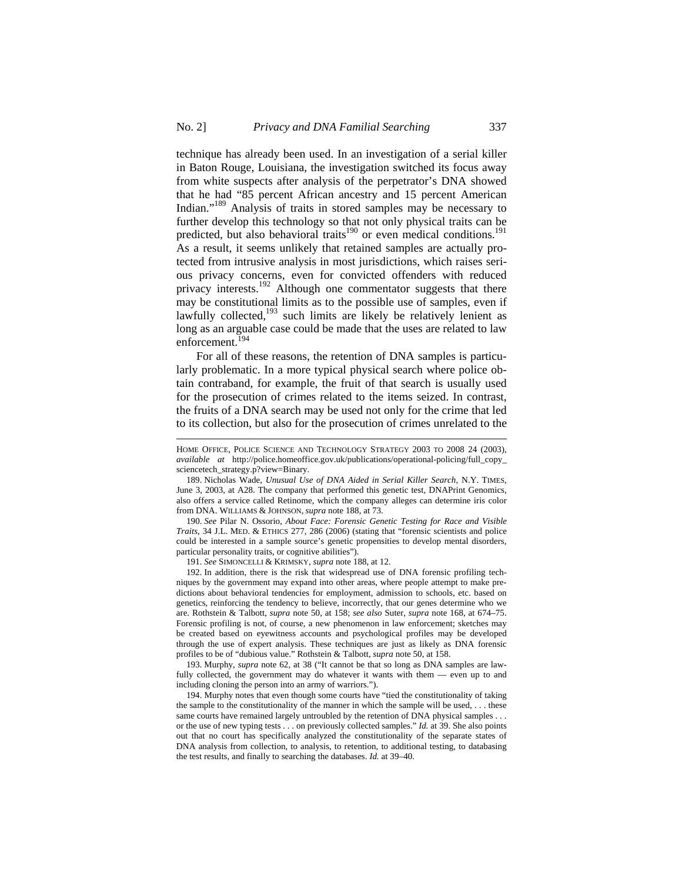technique has already been used. In an investigation of a serial killer in Baton Rouge, Louisiana, the investigation switched its focus away from white suspects after analysis of the perpetrator's DNA showed that he had "85 percent African ancestry and 15 percent American Indian."[189] Analysis of traits in stored samples may be necessary to further develop this technology so that not only physical traits can be predicted, but also behavioral traits[190] or even medical conditions.[191] As a result, it seems unlikely that retained samples are actually protected from intrusive analysis in most jurisdictions, which raises serious privacy concerns, even for convicted offenders with reduced privacy interests.[192] Although one commentator suggests that there may be constitutional limits as to the possible use of samples, even if lawfully collected,[193] such limits are likely be relatively lenient as long as an arguable case could be made that the uses are related to law enforcement.[194]

For all of these reasons, the retention of DNA samples is particularly problematic. In a more typical physical search where police obtain contraband, for example, the fruit of that search is usually used for the prosecution of crimes related to the items seized. In contrast, the fruits of a DNA search may be used not only for the crime that led to its collection, but also for the prosecution of crimes unrelated to the

---

HOME OFFICE, POLICE SCIENCE AND TECHNOLOGY STRATEGY 2003 TO 2008 24 (2003), *available at* http://police.homeoffice.gov.uk/publications/operational-policing/full_copy_sciencetech_strategy.p?view=Binary.

189. Nicholas Wade, *Unusual Use of DNA Aided in Serial Killer Search*, N.Y. TIMES, June 3, 2003, at A28. The company that performed this genetic test, DNAPrint Genomics, also offers a service called Retinome, which the company alleges can determine iris color from DNA. WILLIAMS & JOHNSON, *supra* note 188, at 73.

190. *See* Pilar N. Ossorio, *About Face: Forensic Genetic Testing for Race and Visible Traits*, 34 J.L. MED. & ETHICS 277, 286 (2006) (stating that "forensic scientists and police could be interested in a sample source's genetic propensities to develop mental disorders, particular personality traits, or cognitive abilities").

191. *See* SIMONCELLI & KRIMSKY, *supra* note 188, at 12.

192. In addition, there is the risk that widespread use of DNA forensic profiling techniques by the government may expand into other areas, where people attempt to make predictions about behavioral tendencies for employment, admission to schools, etc. based on genetics, reinforcing the tendency to believe, incorrectly, that our genes determine who we are. Rothstein & Talbott, *supra* note 50, at 158; *see also* Suter, *supra* note 168, at 674–75. Forensic profiling is not, of course, a new phenomenon in law enforcement; sketches may be created based on eyewitness accounts and psychological profiles may be developed through the use of expert analysis. These techniques are just as likely as DNA forensic profiles to be of "dubious value." Rothstein & Talbott, *supra* note 50, at 158.

193. Murphy, *supra* note 62, at 38 ("It cannot be that so long as DNA samples are lawfully collected, the government may do whatever it wants with them — even up to and including cloning the person into an army of warriors.").

194. Murphy notes that even though some courts have "tied the constitutionality of taking the sample to the constitutionality of the manner in which the sample will be used, . . . these same courts have remained largely untroubled by the retention of DNA physical samples . . . or the use of new typing tests . . . on previously collected samples." *Id.* at 39. She also points out that no court has specifically analyzed the constitutionality of the separate states of DNA analysis from collection, to analysis, to retention, to additional testing, to databasing the test results, and finally to searching the databases. *Id.* at 39–40.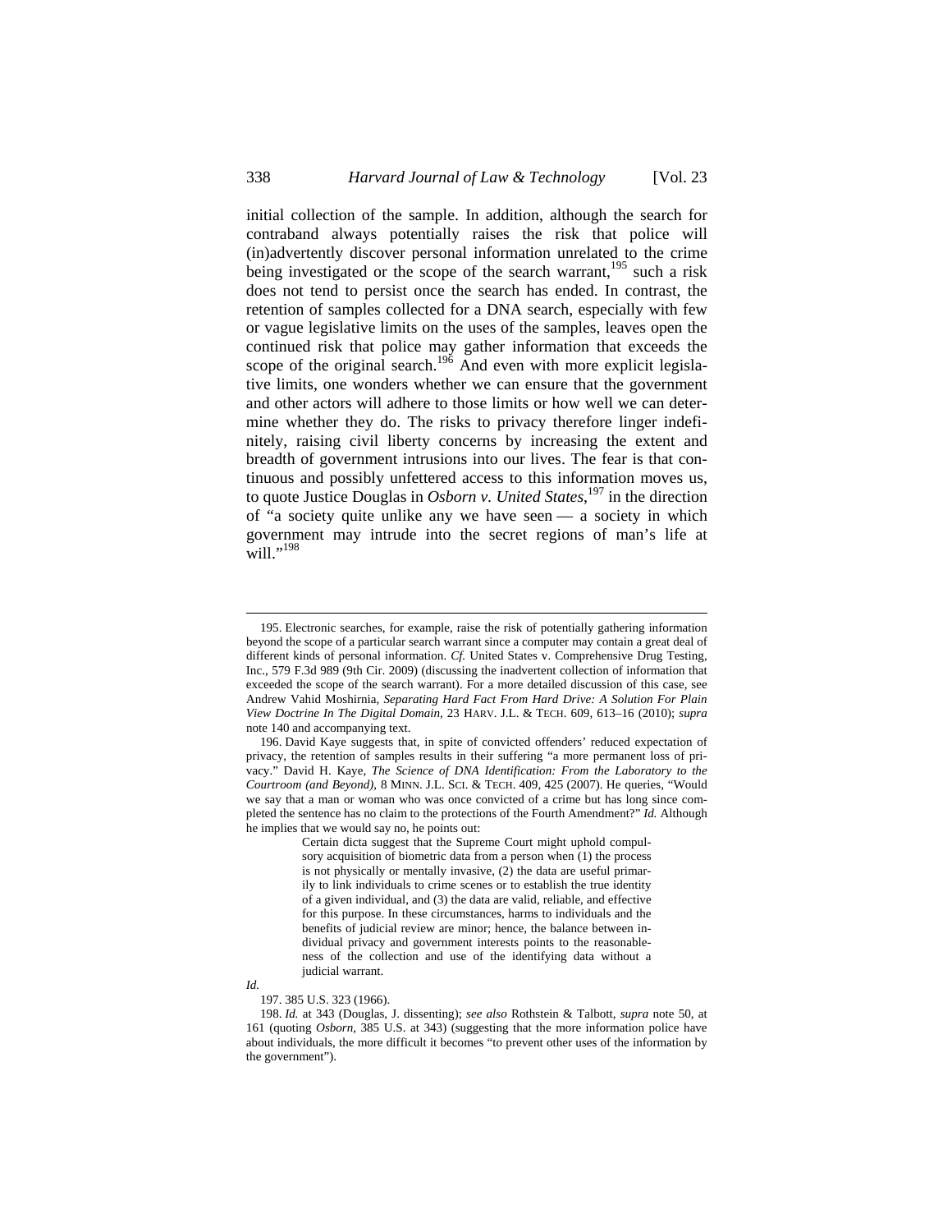initial collection of the sample. In addition, although the search for contraband always potentially raises the risk that police will (in)advertently discover personal information unrelated to the crime being investigated or the scope of the search warrant,[195] such a risk does not tend to persist once the search has ended. In contrast, the retention of samples collected for a DNA search, especially with few or vague legislative limits on the uses of the samples, leaves open the continued risk that police may gather information that exceeds the scope of the original search.[196] And even with more explicit legislative limits, one wonders whether we can ensure that the government and other actors will adhere to those limits or how well we can determine whether they do. The risks to privacy therefore linger indefinitely, raising civil liberty concerns by increasing the extent and breadth of government intrusions into our lives. The fear is that continuous and possibly unfettered access to this information moves us, to quote Justice Douglas in *Osborn v. United States*,[197] in the direction of "a society quite unlike any we have seen — a society in which government may intrude into the secret regions of man's life at will."[198]

---

195. Electronic searches, for example, raise the risk of potentially gathering information beyond the scope of a particular search warrant since a computer may contain a great deal of different kinds of personal information. *Cf.* United States v. Comprehensive Drug Testing, Inc., 579 F.3d 989 (9th Cir. 2009) (discussing the inadvertent collection of information that exceeded the scope of the search warrant). For a more detailed discussion of this case, see Andrew Vahid Moshirnia, *Separating Hard Fact From Hard Drive: A Solution For Plain View Doctrine In The Digital Domain*, 23 HARV. J.L. & TECH. 609, 613–16 (2010); *supra* note 140 and accompanying text.

196. David Kaye suggests that, in spite of convicted offenders' reduced expectation of privacy, the retention of samples results in their suffering "a more permanent loss of privacy." David H. Kaye, *The Science of DNA Identification: From the Laboratory to the Courtroom (and Beyond)*, 8 MINN. J.L. SCI. & TECH. 409, 425 (2007). He queries, "Would we say that a man or woman who was once convicted of a crime but has long since completed the sentence has no claim to the protections of the Fourth Amendment?" *Id.* Although he implies that we would say no, he points out:

> Certain dicta suggest that the Supreme Court might uphold compulsory acquisition of biometric data from a person when (1) the process is not physically or mentally invasive, (2) the data are useful primarily to link individuals to crime scenes or to establish the true identity of a given individual, and (3) the data are valid, reliable, and effective for this purpose. In these circumstances, harms to individuals and the benefits of judicial review are minor; hence, the balance between individual privacy and government interests points to the reasonableness of the collection and use of the identifying data without a judicial warrant.

*Id.*

197. 385 U.S. 323 (1966).

198. *Id.* at 343 (Douglas, J. dissenting); *see also* Rothstein & Talbott, *supra* note 50, at 161 (quoting *Osborn*, 385 U.S. at 343) (suggesting that the more information police have about individuals, the more difficult it becomes "to prevent other uses of the information by the government").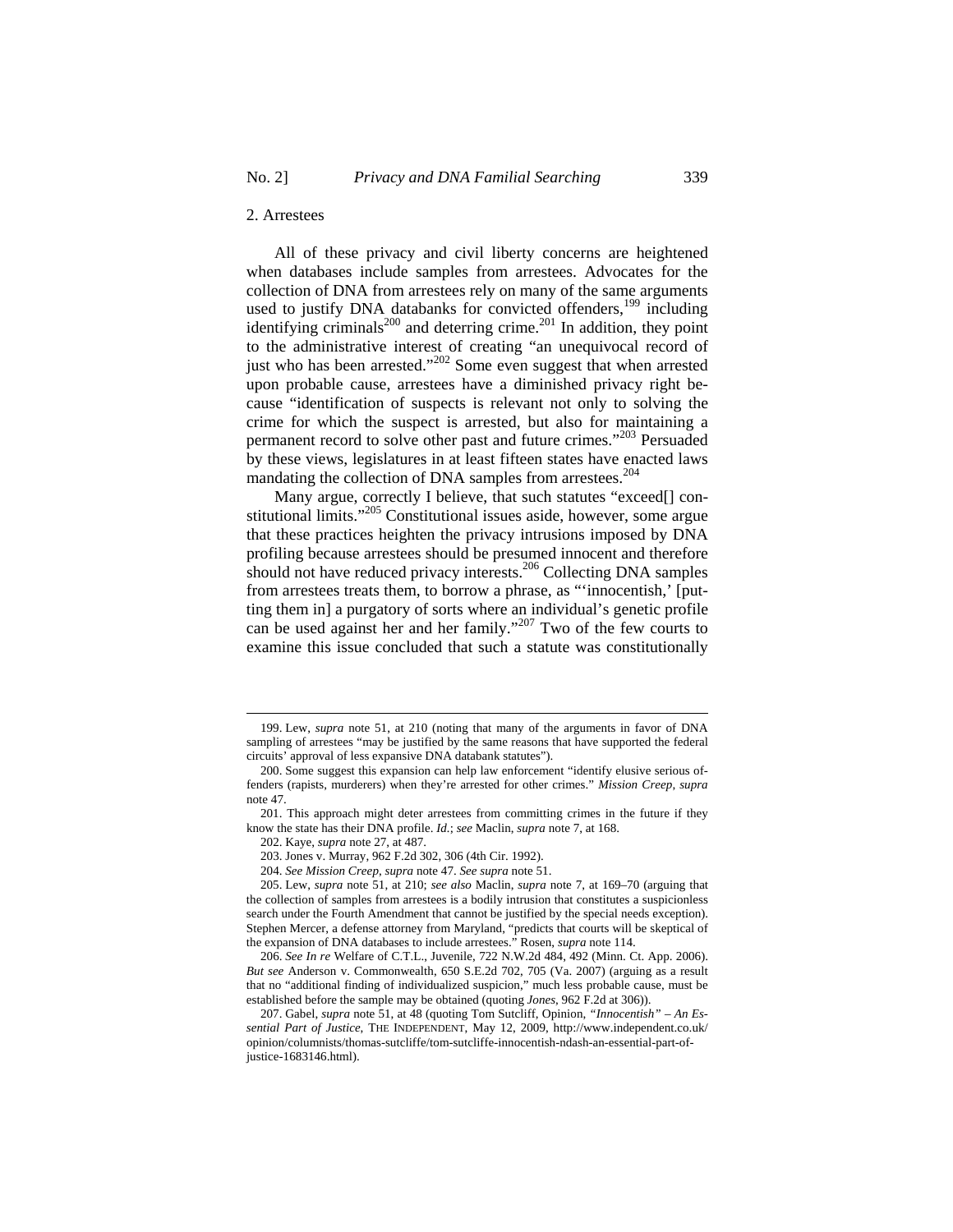### 2. Arrestees

All of these privacy and civil liberty concerns are heightened when databases include samples from arrestees. Advocates for the collection of DNA from arrestees rely on many of the same arguments used to justify DNA databanks for convicted offenders,[199] including identifying criminals[200] and deterring crime.[201] In addition, they point to the administrative interest of creating "an unequivocal record of just who has been arrested."[202] Some even suggest that when arrested upon probable cause, arrestees have a diminished privacy right because "identification of suspects is relevant not only to solving the crime for which the suspect is arrested, but also for maintaining a permanent record to solve other past and future crimes."[203] Persuaded by these views, legislatures in at least fifteen states have enacted laws mandating the collection of DNA samples from arrestees.[204]

Many argue, correctly I believe, that such statutes "exceed[] constitutional limits."[205] Constitutional issues aside, however, some argue that these practices heighten the privacy intrusions imposed by DNA profiling because arrestees should be presumed innocent and therefore should not have reduced privacy interests.[206] Collecting DNA samples from arrestees treats them, to borrow a phrase, as "'innocentish,' [putting them in] a purgatory of sorts where an individual's genetic profile can be used against her and her family."[207] Two of the few courts to examine this issue concluded that such a statute was constitutionally

---

199. Lew, *supra* note 51, at 210 (noting that many of the arguments in favor of DNA sampling of arrestees "may be justified by the same reasons that have supported the federal circuits' approval of less expansive DNA databank statutes").

200. Some suggest this expansion can help law enforcement "identify elusive serious offenders (rapists, murderers) when they're arrested for other crimes." *Mission Creep*, *supra* note 47.

201. This approach might deter arrestees from committing crimes in the future if they know the state has their DNA profile. *Id.*; *see* Maclin, *supra* note 7, at 168.

202. Kaye, *supra* note 27, at 487.

203. Jones v. Murray, 962 F.2d 302, 306 (4th Cir. 1992).

204. *See Mission Creep*, *supra* note 47. *See supra* note 51.

205. Lew, *supra* note 51, at 210; *see also* Maclin, *supra* note 7, at 169–70 (arguing that the collection of samples from arrestees is a bodily intrusion that constitutes a suspicionless search under the Fourth Amendment that cannot be justified by the special needs exception). Stephen Mercer, a defense attorney from Maryland, "predicts that courts will be skeptical of the expansion of DNA databases to include arrestees." Rosen, *supra* note 114.

206. *See In re* Welfare of C.T.L., Juvenile, 722 N.W.2d 484, 492 (Minn. Ct. App. 2006). *But see* Anderson v. Commonwealth, 650 S.E.2d 702, 705 (Va. 2007) (arguing as a result that no "additional finding of individualized suspicion," much less probable cause, must be established before the sample may be obtained (quoting *Jones*, 962 F.2d at 306)).

207. Gabel, *supra* note 51, at 48 (quoting Tom Sutcliff, Opinion, *"Innocentish" – An Essential Part of Justice*, THE INDEPENDENT, May 12, 2009, http://www.independent.co.uk/opinion/columnists/thomas-sutcliffe/tom-sutcliffe-innocentish-ndash-an-essential-part-of-justice-1683146.html).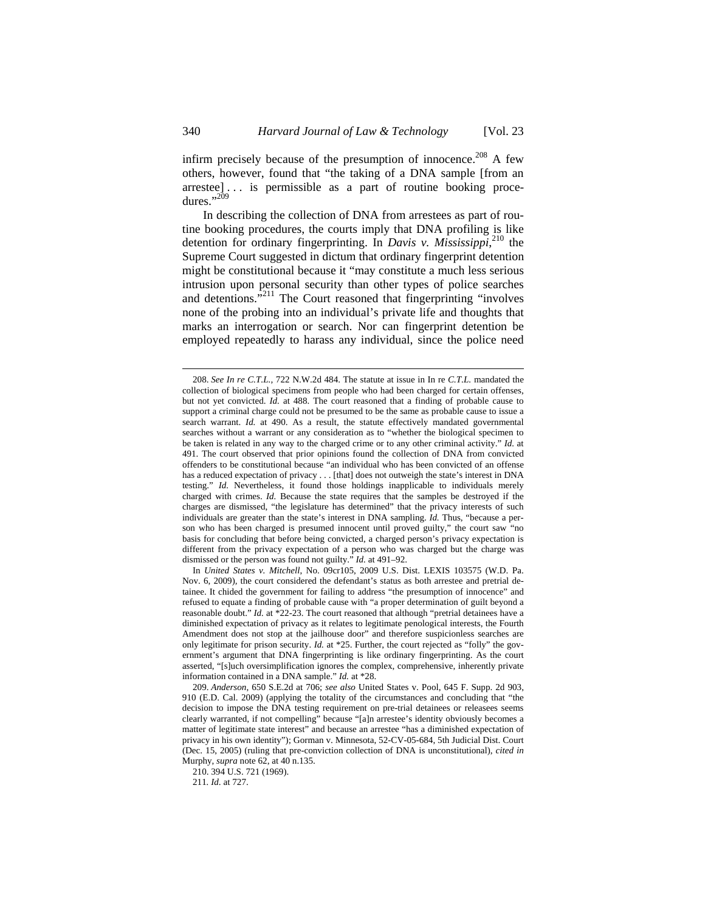infirm precisely because of the presumption of innocence.[208] A few others, however, found that "the taking of a DNA sample [from an arrestee] . . . is permissible as a part of routine booking procedures."[209]

In describing the collection of DNA from arrestees as part of routine booking procedures, the courts imply that DNA profiling is like detention for ordinary fingerprinting. In *Davis v. Mississippi*,[210] the Supreme Court suggested in dictum that ordinary fingerprint detention might be constitutional because it "may constitute a much less serious intrusion upon personal security than other types of police searches and detentions."[211] The Court reasoned that fingerprinting "involves none of the probing into an individual's private life and thoughts that marks an interrogation or search. Nor can fingerprint detention be employed repeatedly to harass any individual, since the police need

---

208. *See In re C.T.L.*, 722 N.W.2d 484. The statute at issue in In re *C.T.L.* mandated the collection of biological specimens from people who had been charged for certain offenses, but not yet convicted. *Id.* at 488. The court reasoned that a finding of probable cause to support a criminal charge could not be presumed to be the same as probable cause to issue a search warrant. *Id.* at 490. As a result, the statute effectively mandated governmental searches without a warrant or any consideration as to "whether the biological specimen to be taken is related in any way to the charged crime or to any other criminal activity." *Id.* at 491. The court observed that prior opinions found the collection of DNA from convicted offenders to be constitutional because "an individual who has been convicted of an offense has a reduced expectation of privacy . . . [that] does not outweigh the state's interest in DNA testing." *Id.* Nevertheless, it found those holdings inapplicable to individuals merely charged with crimes. *Id.* Because the state requires that the samples be destroyed if the charges are dismissed, "the legislature has determined" that the privacy interests of such individuals are greater than the state's interest in DNA sampling. *Id.* Thus, "because a person who has been charged is presumed innocent until proved guilty," the court saw "no basis for concluding that before being convicted, a charged person's privacy expectation is different from the privacy expectation of a person who was charged but the charge was dismissed or the person was found not guilty." *Id.* at 491–92.

In *United States v. Mitchell*, No. 09cr105, 2009 U.S. Dist. LEXIS 103575 (W.D. Pa. Nov. 6, 2009), the court considered the defendant's status as both arrestee and pretrial detainee. It chided the government for failing to address "the presumption of innocence" and refused to equate a finding of probable cause with "a proper determination of guilt beyond a reasonable doubt." *Id.* at *22-23. The court reasoned that although "pretrial detainees have a diminished expectation of privacy as it relates to legitimate penological interests, the Fourth Amendment does not stop at the jailhouse door" and therefore suspicionless searches are only legitimate for prison security. *Id.* at *25. Further, the court rejected as "folly" the government's argument that DNA fingerprinting is like ordinary fingerprinting. As the court asserted, "[s]uch oversimplification ignores the complex, comprehensive, inherently private information contained in a DNA sample." *Id.* at *28.

209. *Anderson*, 650 S.E.2d at 706; *see also* United States v. Pool, 645 F. Supp. 2d 903, 910 (E.D. Cal. 2009) (applying the totality of the circumstances and concluding that "the decision to impose the DNA testing requirement on pre-trial detainees or releasees seems clearly warranted, if not compelling" because "[a]n arrestee's identity obviously becomes a matter of legitimate state interest" and because an arrestee "has a diminished expectation of privacy in his own identity"); Gorman v. Minnesota, 52-CV-05-684, 5th Judicial Dist. Court (Dec. 15, 2005) (ruling that pre-conviction collection of DNA is unconstitutional), *cited in* Murphy, *supra* note 62, at 40 n.135.

210. 394 U.S. 721 (1969).

211. *Id.* at 727.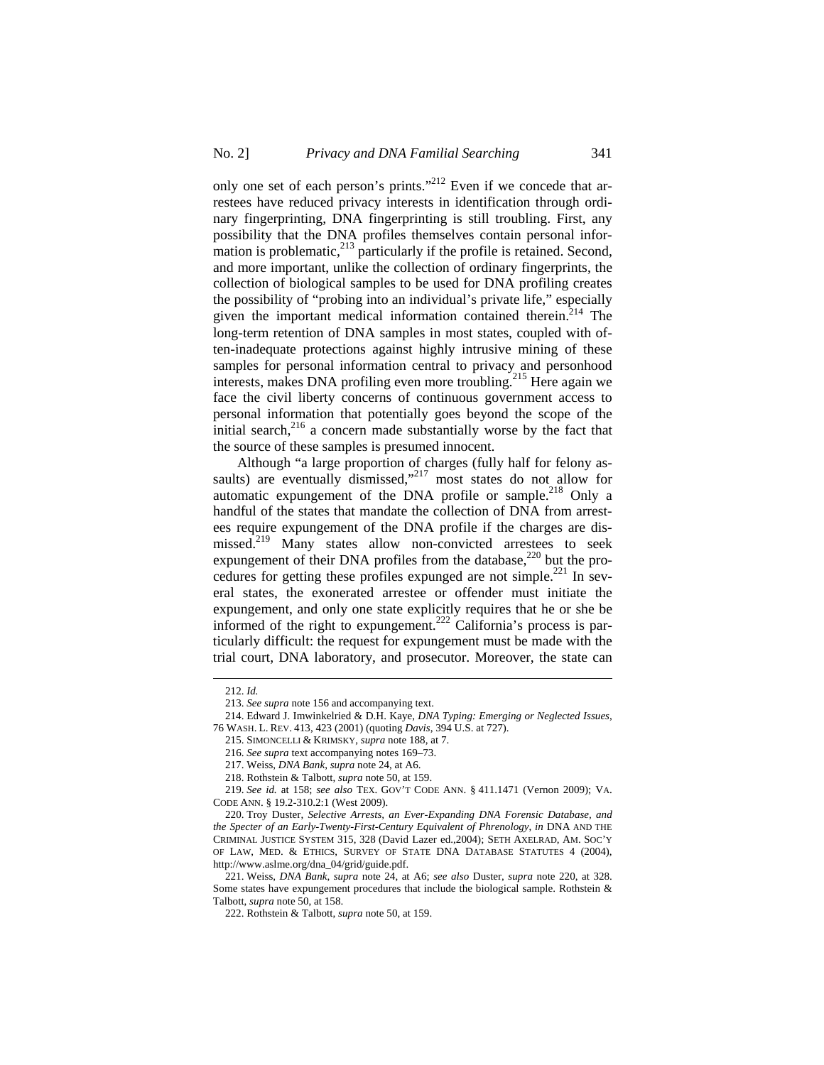only one set of each person's prints."[212] Even if we concede that arrestees have reduced privacy interests in identification through ordinary fingerprinting, DNA fingerprinting is still troubling. First, any possibility that the DNA profiles themselves contain personal information is problematic,[213] particularly if the profile is retained. Second, and more important, unlike the collection of ordinary fingerprints, the collection of biological samples to be used for DNA profiling creates the possibility of "probing into an individual's private life," especially given the important medical information contained therein.[214] The long-term retention of DNA samples in most states, coupled with often-inadequate protections against highly intrusive mining of these samples for personal information central to privacy and personhood interests, makes DNA profiling even more troubling.[215] Here again we face the civil liberty concerns of continuous government access to personal information that potentially goes beyond the scope of the initial search,[216] a concern made substantially worse by the fact that the source of these samples is presumed innocent.

Although "a large proportion of charges (fully half for felony assaults) are eventually dismissed,"[217] most states do not allow for automatic expungement of the DNA profile or sample.[218] Only a handful of the states that mandate the collection of DNA from arrestees require expungement of the DNA profile if the charges are dismissed.[219] Many states allow non-convicted arrestees to seek expungement of their DNA profiles from the database,[220] but the procedures for getting these profiles expunged are not simple.[221] In several states, the exonerated arrestee or offender must initiate the expungement, and only one state explicitly requires that he or she be informed of the right to expungement.[222] California's process is particularly difficult: the request for expungement must be made with the trial court, DNA laboratory, and prosecutor. Moreover, the state can

---

212. *Id.*

213. *See supra* note 156 and accompanying text.

214. Edward J. Imwinkelried & D.H. Kaye, *DNA Typing: Emerging or Neglected Issues*, 76 WASH. L. REV. 413, 423 (2001) (quoting *Davis*, 394 U.S. at 727).

215. SIMONCELLI & KRIMSKY, *supra* note 188, at 7.

216. *See supra* text accompanying notes 169–73.

217. Weiss, *DNA Bank*, *supra* note 24, at A6.

218. Rothstein & Talbott, *supra* note 50, at 159.

219. *See id.* at 158; *see also* TEX. GOV'T CODE ANN. § 411.1471 (Vernon 2009); VA. CODE ANN. § 19.2-310.2:1 (West 2009).

220. Troy Duster, *Selective Arrests, an Ever-Expanding DNA Forensic Database, and the Specter of an Early-Twenty-First-Century Equivalent of Phrenology*, *in* DNA AND THE CRIMINAL JUSTICE SYSTEM 315, 328 (David Lazer ed.,2004); SETH AXELRAD, AM. SOC'Y OF LAW, MED. & ETHICS, SURVEY OF STATE DNA DATABASE STATUTES 4 (2004), http://www.aslme.org/dna_04/grid/guide.pdf.

221. Weiss, *DNA Bank*, *supra* note 24, at A6; *see also* Duster, *supra* note 220, at 328. Some states have expungement procedures that include the biological sample. Rothstein & Talbott, *supra* note 50, at 158.

222. Rothstein & Talbott, *supra* note 50, at 159.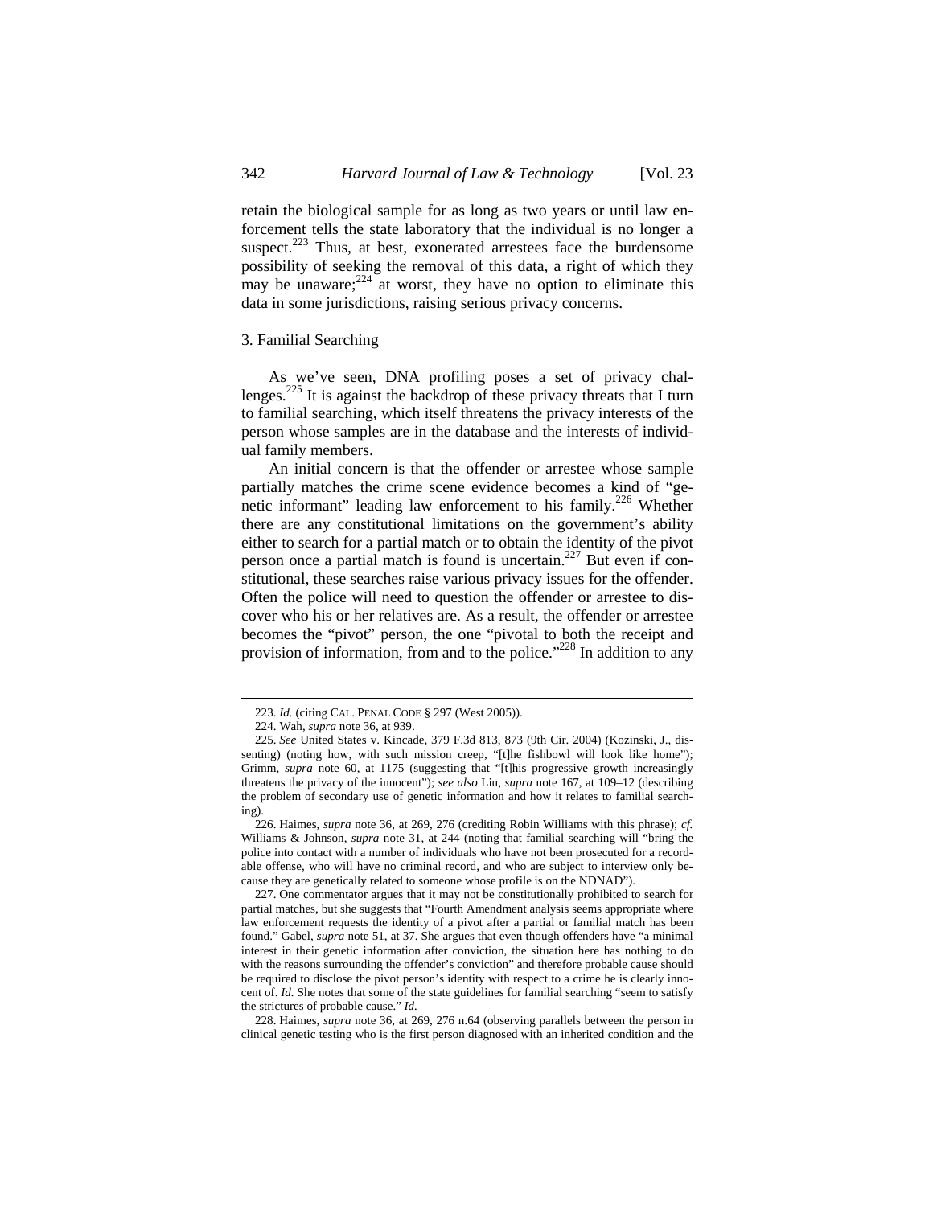retain the biological sample for as long as two years or until law enforcement tells the state laboratory that the individual is no longer a suspect.[223] Thus, at best, exonerated arrestees face the burdensome possibility of seeking the removal of this data, a right of which they may be unaware;[224] at worst, they have no option to eliminate this data in some jurisdictions, raising serious privacy concerns.

### 3. Familial Searching

As we've seen, DNA profiling poses a set of privacy challenges.[225] It is against the backdrop of these privacy threats that I turn to familial searching, which itself threatens the privacy interests of the person whose samples are in the database and the interests of individual family members.

An initial concern is that the offender or arrestee whose sample partially matches the crime scene evidence becomes a kind of "genetic informant" leading law enforcement to his family.[226] Whether there are any constitutional limitations on the government's ability either to search for a partial match or to obtain the identity of the pivot person once a partial match is found is uncertain.[227] But even if constitutional, these searches raise various privacy issues for the offender. Often the police will need to question the offender or arrestee to discover who his or her relatives are. As a result, the offender or arrestee becomes the "pivot" person, the one "pivotal to both the receipt and provision of information, from and to the police."[228] In addition to any

---

223. *Id.* (citing CAL. PENAL CODE § 297 (West 2005)).

224. Wah, *supra* note 36, at 939.

225. *See* United States v. Kincade, 379 F.3d 813, 873 (9th Cir. 2004) (Kozinski, J., dissenting) (noting how, with such mission creep, "[t]he fishbowl will look like home"); Grimm, *supra* note 60, at 1175 (suggesting that "[t]his progressive growth increasingly threatens the privacy of the innocent"); *see also* Liu, *supra* note 167, at 109–12 (describing the problem of secondary use of genetic information and how it relates to familial searching).

226. Haimes, *supra* note 36, at 269, 276 (crediting Robin Williams with this phrase); *cf.* Williams & Johnson, *supra* note 31, at 244 (noting that familial searching will "bring the police into contact with a number of individuals who have not been prosecuted for a recordable offense, who will have no criminal record, and who are subject to interview only because they are genetically related to someone whose profile is on the NDNAD").

227. One commentator argues that it may not be constitutionally prohibited to search for partial matches, but she suggests that "Fourth Amendment analysis seems appropriate where law enforcement requests the identity of a pivot after a partial or familial match has been found." Gabel, *supra* note 51, at 37. She argues that even though offenders have "a minimal interest in their genetic information after conviction, the situation here has nothing to do with the reasons surrounding the offender's conviction" and therefore probable cause should be required to disclose the pivot person's identity with respect to a crime he is clearly innocent of. *Id.* She notes that some of the state guidelines for familial searching "seem to satisfy the strictures of probable cause." *Id.*

228. Haimes, *supra* note 36, at 269, 276 n.64 (observing parallels between the person in clinical genetic testing who is the first person diagnosed with an inherited condition and the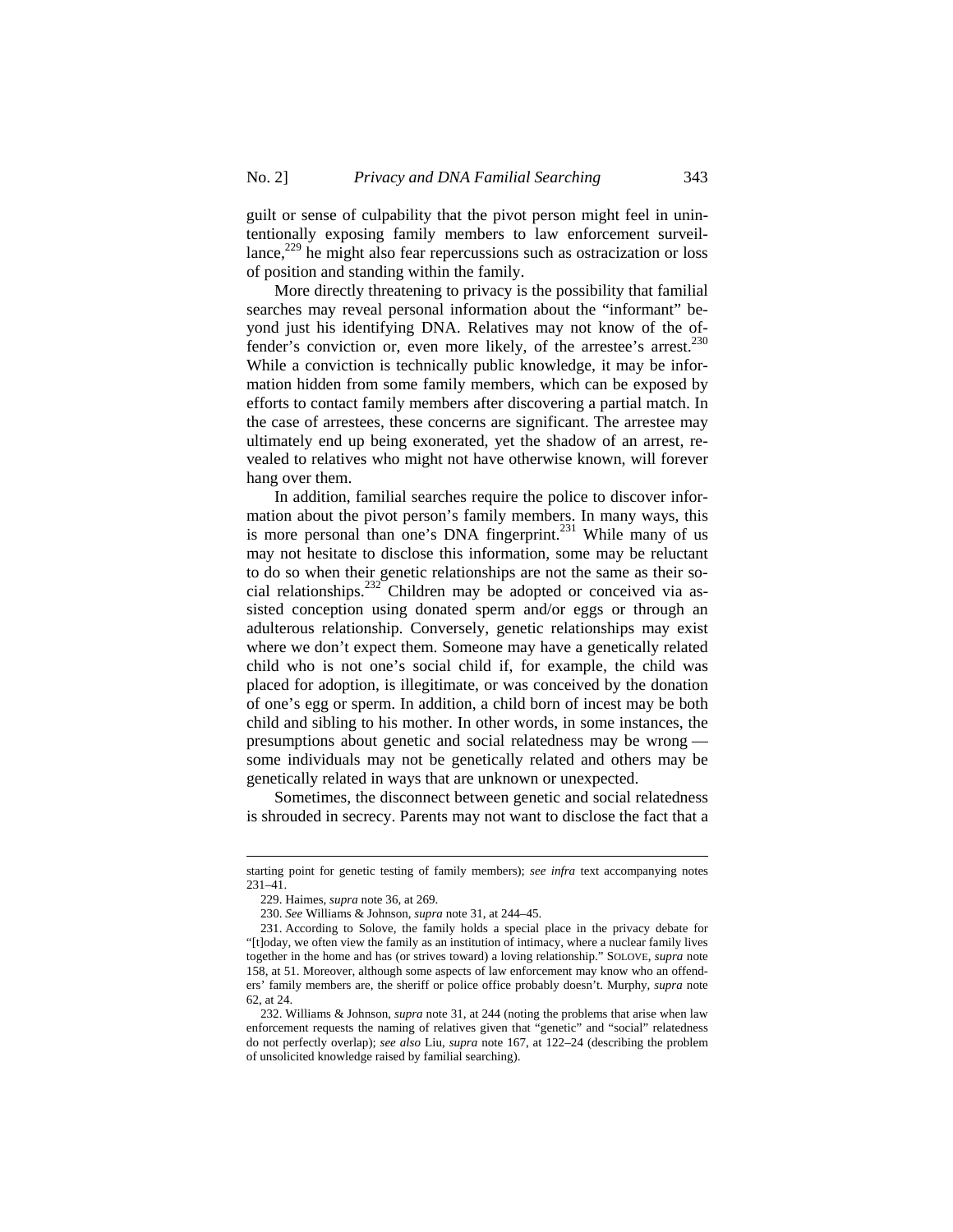guilt or sense of culpability that the pivot person might feel in unintentionally exposing family members to law enforcement surveillance,[229] he might also fear repercussions such as ostracization or loss of position and standing within the family.

More directly threatening to privacy is the possibility that familial searches may reveal personal information about the "informant" beyond just his identifying DNA. Relatives may not know of the offender's conviction or, even more likely, of the arrestee's arrest.[230] While a conviction is technically public knowledge, it may be information hidden from some family members, which can be exposed by efforts to contact family members after discovering a partial match. In the case of arrestees, these concerns are significant. The arrestee may ultimately end up being exonerated, yet the shadow of an arrest, revealed to relatives who might not have otherwise known, will forever hang over them.

In addition, familial searches require the police to discover information about the pivot person's family members. In many ways, this is more personal than one's DNA fingerprint.[231] While many of us may not hesitate to disclose this information, some may be reluctant to do so when their genetic relationships are not the same as their social relationships.[232] Children may be adopted or conceived via assisted conception using donated sperm and/or eggs or through an adulterous relationship. Conversely, genetic relationships may exist where we don't expect them. Someone may have a genetically related child who is not one's social child if, for example, the child was placed for adoption, is illegitimate, or was conceived by the donation of one's egg or sperm. In addition, a child born of incest may be both child and sibling to his mother. In other words, in some instances, the presumptions about genetic and social relatedness may be wrong — some individuals may not be genetically related and others may be genetically related in ways that are unknown or unexpected.

Sometimes, the disconnect between genetic and social relatedness is shrouded in secrecy. Parents may not want to disclose the fact that a

---

starting point for genetic testing of family members); *see infra* text accompanying notes 231–41.

229. Haimes, *supra* note 36, at 269.

230. *See* Williams & Johnson, *supra* note 31, at 244–45.

231. According to Solove, the family holds a special place in the privacy debate for "[t]oday, we often view the family as an institution of intimacy, where a nuclear family lives together in the home and has (or strives toward) a loving relationship." SOLOVE, *supra* note 158, at 51. Moreover, although some aspects of law enforcement may know who an offenders' family members are, the sheriff or police office probably doesn't. Murphy, *supra* note 62, at 24.

232. Williams & Johnson, *supra* note 31, at 244 (noting the problems that arise when law enforcement requests the naming of relatives given that "genetic" and "social" relatedness do not perfectly overlap); *see also* Liu, *supra* note 167, at 122–24 (describing the problem of unsolicited knowledge raised by familial searching).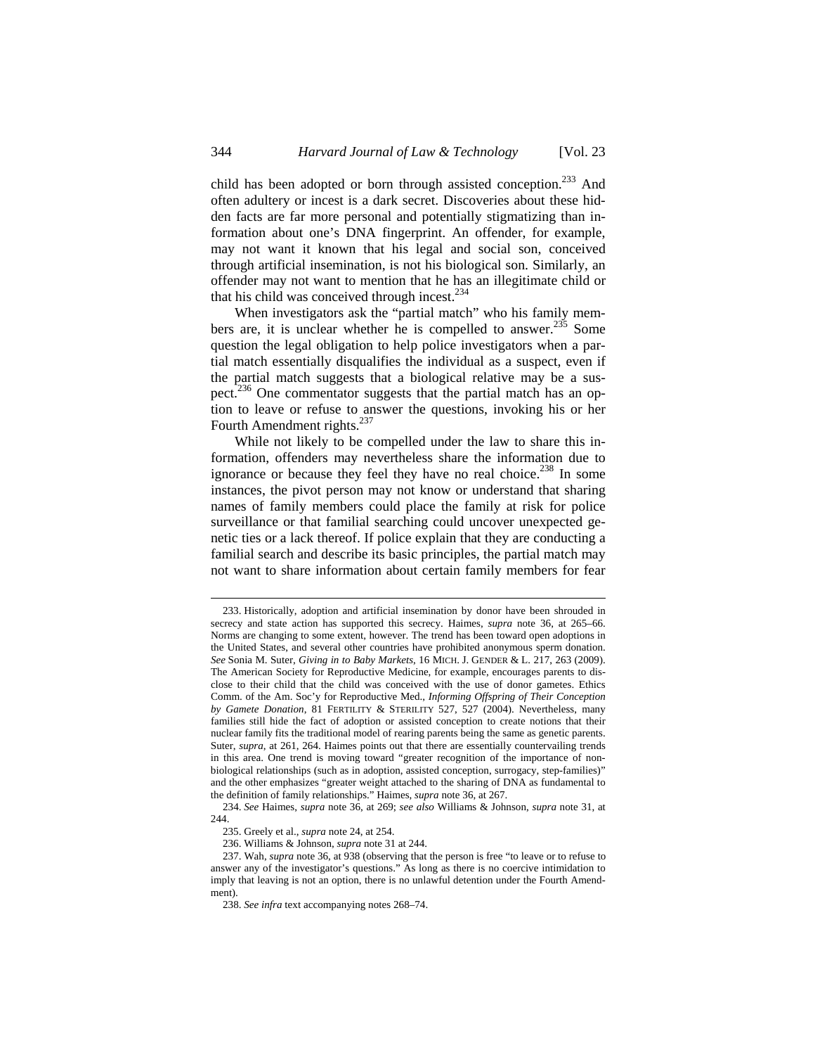child has been adopted or born through assisted conception.[233] And often adultery or incest is a dark secret. Discoveries about these hidden facts are far more personal and potentially stigmatizing than information about one's DNA fingerprint. An offender, for example, may not want it known that his legal and social son, conceived through artificial insemination, is not his biological son. Similarly, an offender may not want to mention that he has an illegitimate child or that his child was conceived through incest.[234]

When investigators ask the "partial match" who his family members are, it is unclear whether he is compelled to answer.[235] Some question the legal obligation to help police investigators when a partial match essentially disqualifies the individual as a suspect, even if the partial match suggests that a biological relative may be a suspect.[236] One commentator suggests that the partial match has an option to leave or refuse to answer the questions, invoking his or her Fourth Amendment rights.[237]

While not likely to be compelled under the law to share this information, offenders may nevertheless share the information due to ignorance or because they feel they have no real choice.[238] In some instances, the pivot person may not know or understand that sharing names of family members could place the family at risk for police surveillance or that familial searching could uncover unexpected genetic ties or a lack thereof. If police explain that they are conducting a familial search and describe its basic principles, the partial match may not want to share information about certain family members for fear

---

233. Historically, adoption and artificial insemination by donor have been shrouded in secrecy and state action has supported this secrecy. Haimes, *supra* note 36, at 265–66. Norms are changing to some extent, however. The trend has been toward open adoptions in the United States, and several other countries have prohibited anonymous sperm donation. *See* Sonia M. Suter, *Giving in to Baby Markets*, 16 MICH. J. GENDER & L. 217, 263 (2009). The American Society for Reproductive Medicine, for example, encourages parents to disclose to their child that the child was conceived with the use of donor gametes. Ethics Comm. of the Am. Soc'y for Reproductive Med., *Informing Offspring of Their Conception by Gamete Donation*, 81 FERTILITY & STERILITY 527, 527 (2004). Nevertheless, many families still hide the fact of adoption or assisted conception to create notions that their nuclear family fits the traditional model of rearing parents being the same as genetic parents. Suter, *supra*, at 261, 264. Haimes points out that there are essentially countervailing trends in this area. One trend is moving toward "greater recognition of the importance of non-biological relationships (such as in adoption, assisted conception, surrogacy, step-families)" and the other emphasizes "greater weight attached to the sharing of DNA as fundamental to the definition of family relationships." Haimes, *supra* note 36, at 267.

234. *See* Haimes, *supra* note 36, at 269; *see also* Williams & Johnson, *supra* note 31, at 244.

235. Greely et al., *supra* note 24, at 254.

236. Williams & Johnson, *supra* note 31 at 244.

237. Wah, *supra* note 36, at 938 (observing that the person is free "to leave or to refuse to answer any of the investigator's questions." As long as there is no coercive intimidation to imply that leaving is not an option, there is no unlawful detention under the Fourth Amendment).

238. *See infra* text accompanying notes 268–74.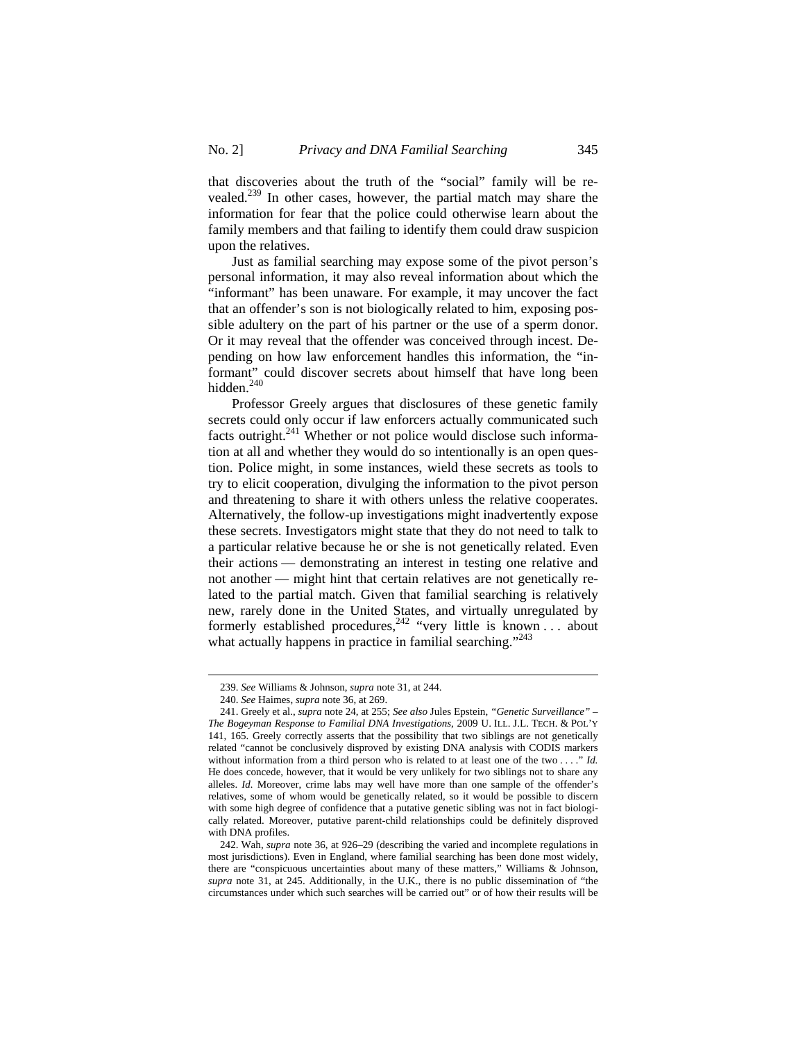that discoveries about the truth of the "social" family will be revealed.[239] In other cases, however, the partial match may share the information for fear that the police could otherwise learn about the family members and that failing to identify them could draw suspicion upon the relatives.

Just as familial searching may expose some of the pivot person's personal information, it may also reveal information about which the "informant" has been unaware. For example, it may uncover the fact that an offender's son is not biologically related to him, exposing possible adultery on the part of his partner or the use of a sperm donor. Or it may reveal that the offender was conceived through incest. Depending on how law enforcement handles this information, the "informant" could discover secrets about himself that have long been hidden.[240]

Professor Greely argues that disclosures of these genetic family secrets could only occur if law enforcers actually communicated such facts outright.[241] Whether or not police would disclose such information at all and whether they would do so intentionally is an open question. Police might, in some instances, wield these secrets as tools to try to elicit cooperation, divulging the information to the pivot person and threatening to share it with others unless the relative cooperates. Alternatively, the follow-up investigations might inadvertently expose these secrets. Investigators might state that they do not need to talk to a particular relative because he or she is not genetically related. Even their actions — demonstrating an interest in testing one relative and not another — might hint that certain relatives are not genetically related to the partial match. Given that familial searching is relatively new, rarely done in the United States, and virtually unregulated by formerly established procedures,[242] "very little is known . . . about what actually happens in practice in familial searching."[243]

---

239. *See* Williams & Johnson, *supra* note 31, at 244.

240. *See* Haimes, *supra* note 36, at 269.

241. Greely et al., *supra* note 24, at 255; *See also* Jules Epstein, *"Genetic Surveillance" – The Bogeyman Response to Familial DNA Investigations*, 2009 U. ILL. J.L. TECH. & POL'Y 141, 165. Greely correctly asserts that the possibility that two siblings are not genetically related "cannot be conclusively disproved by existing DNA analysis with CODIS markers without information from a third person who is related to at least one of the two . . . ." *Id.* He does concede, however, that it would be very unlikely for two siblings not to share any alleles. *Id.* Moreover, crime labs may well have more than one sample of the offender's relatives, some of whom would be genetically related, so it would be possible to discern with some high degree of confidence that a putative genetic sibling was not in fact biologically related. Moreover, putative parent-child relationships could be definitely disproved with DNA profiles.

242. Wah, *supra* note 36, at 926–29 (describing the varied and incomplete regulations in most jurisdictions). Even in England, where familial searching has been done most widely, there are "conspicuous uncertainties about many of these matters," Williams & Johnson, *supra* note 31, at 245. Additionally, in the U.K., there is no public dissemination of "the circumstances under which such searches will be carried out" or of how their results will be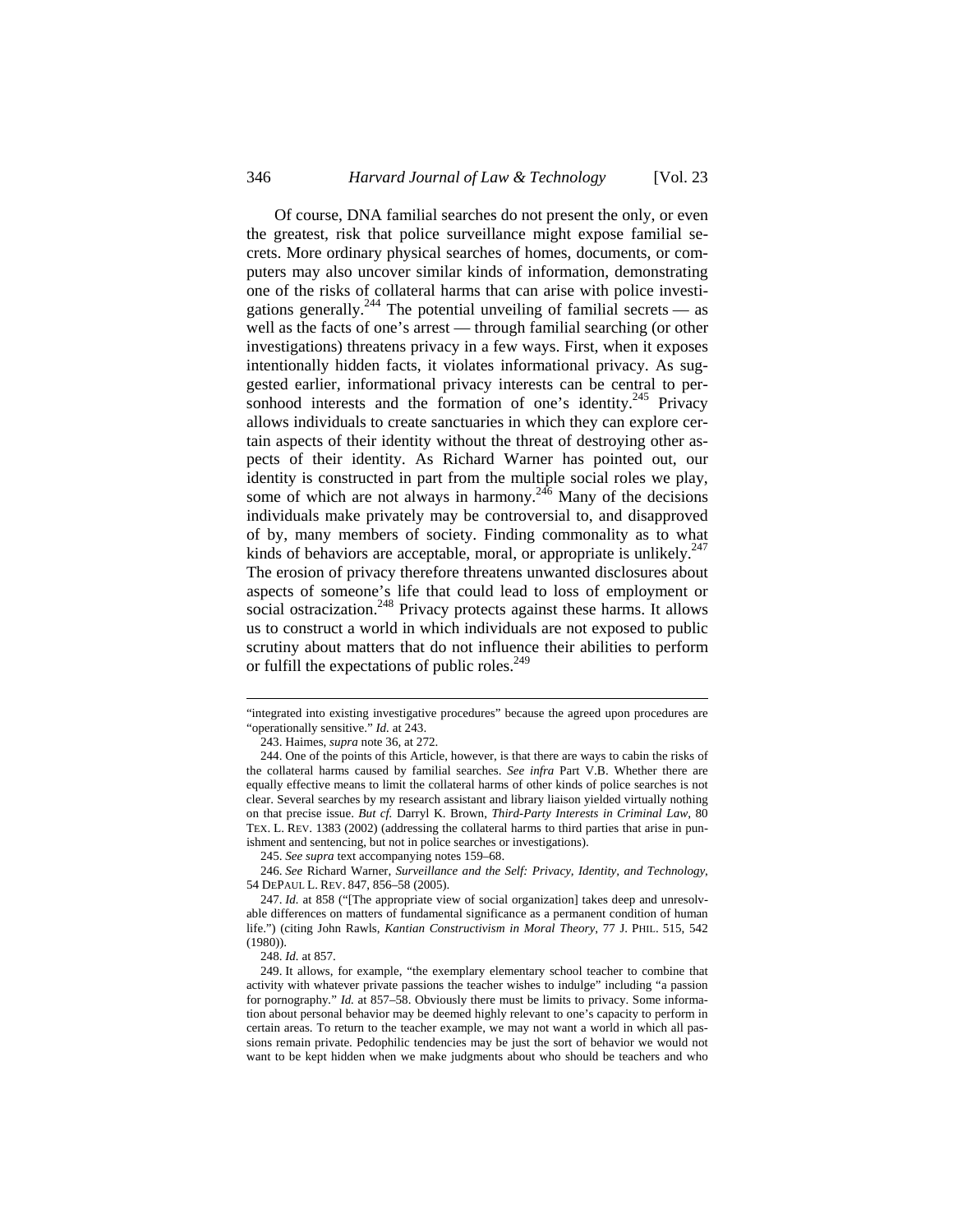Of course, DNA familial searches do not present the only, or even the greatest, risk that police surveillance might expose familial secrets. More ordinary physical searches of homes, documents, or computers may also uncover similar kinds of information, demonstrating one of the risks of collateral harms that can arise with police investigations generally.[244] The potential unveiling of familial secrets — as well as the facts of one's arrest — through familial searching (or other investigations) threatens privacy in a few ways. First, when it exposes intentionally hidden facts, it violates informational privacy. As suggested earlier, informational privacy interests can be central to personhood interests and the formation of one's identity.[245] Privacy allows individuals to create sanctuaries in which they can explore certain aspects of their identity without the threat of destroying other aspects of their identity. As Richard Warner has pointed out, our identity is constructed in part from the multiple social roles we play, some of which are not always in harmony.[246] Many of the decisions individuals make privately may be controversial to, and disapproved of by, many members of society. Finding commonality as to what kinds of behaviors are acceptable, moral, or appropriate is unlikely.[247] The erosion of privacy therefore threatens unwanted disclosures about aspects of someone's life that could lead to loss of employment or social ostracization.[248] Privacy protects against these harms. It allows us to construct a world in which individuals are not exposed to public scrutiny about matters that do not influence their abilities to perform or fulfill the expectations of public roles.[249]

---

"integrated into existing investigative procedures" because the agreed upon procedures are "operationally sensitive." *Id.* at 243.

243. Haimes, *supra* note 36, at 272.

244. One of the points of this Article, however, is that there are ways to cabin the risks of the collateral harms caused by familial searches. *See infra* Part V.B. Whether there are equally effective means to limit the collateral harms of other kinds of police searches is not clear. Several searches by my research assistant and library liaison yielded virtually nothing on that precise issue. *But cf.* Darryl K. Brown, *Third-Party Interests in Criminal Law*, 80 TEX. L. REV. 1383 (2002) (addressing the collateral harms to third parties that arise in punishment and sentencing, but not in police searches or investigations).

245. *See supra* text accompanying notes 159–68.

246. *See* Richard Warner, *Surveillance and the Self: Privacy, Identity, and Technology*, 54 DEPAUL L. REV. 847, 856–58 (2005).

247. *Id.* at 858 ("[The appropriate view of social organization] takes deep and unresolvable differences on matters of fundamental significance as a permanent condition of human life.") (citing John Rawls, *Kantian Constructivism in Moral Theory*, 77 J. PHIL. 515, 542 (1980)).

248. *Id.* at 857.

249. It allows, for example, "the exemplary elementary school teacher to combine that activity with whatever private passions the teacher wishes to indulge" including "a passion for pornography." *Id.* at 857–58. Obviously there must be limits to privacy. Some information about personal behavior may be deemed highly relevant to one's capacity to perform in certain areas. To return to the teacher example, we may not want a world in which all passions remain private. Pedophilic tendencies may be just the sort of behavior we would not want to be kept hidden when we make judgments about who should be teachers and who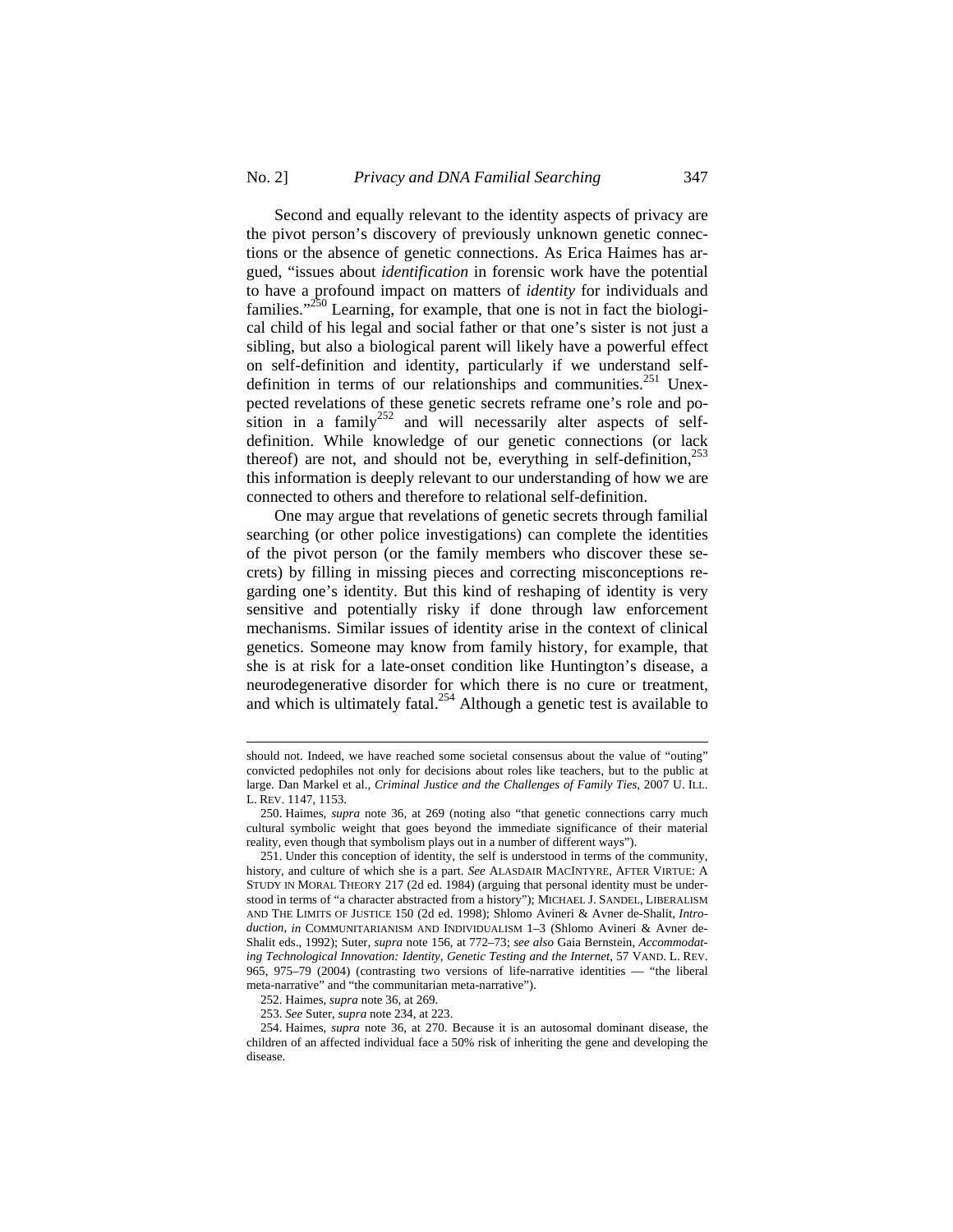Second and equally relevant to the identity aspects of privacy are the pivot person's discovery of previously unknown genetic connections or the absence of genetic connections. As Erica Haimes has argued, "issues about *identification* in forensic work have the potential to have a profound impact on matters of *identity* for individuals and families."[250] Learning, for example, that one is not in fact the biological child of his legal and social father or that one's sister is not just a sibling, but also a biological parent will likely have a powerful effect on self-definition and identity, particularly if we understand self-definition in terms of our relationships and communities.[251] Unexpected revelations of these genetic secrets reframe one's role and position in a family[252] and will necessarily alter aspects of self-definition. While knowledge of our genetic connections (or lack thereof) are not, and should not be, everything in self-definition,[253] this information is deeply relevant to our understanding of how we are connected to others and therefore to relational self-definition.

One may argue that revelations of genetic secrets through familial searching (or other police investigations) can complete the identities of the pivot person (or the family members who discover these secrets) by filling in missing pieces and correcting misconceptions regarding one's identity. But this kind of reshaping of identity is very sensitive and potentially risky if done through law enforcement mechanisms. Similar issues of identity arise in the context of clinical genetics. Someone may know from family history, for example, that she is at risk for a late-onset condition like Huntington's disease, a neurodegenerative disorder for which there is no cure or treatment, and which is ultimately fatal.[254] Although a genetic test is available to

---

should not. Indeed, we have reached some societal consensus about the value of "outing" convicted pedophiles not only for decisions about roles like teachers, but to the public at large. Dan Markel et al., *Criminal Justice and the Challenges of Family Ties*, 2007 U. ILL. L. REV. 1147, 1153.

250. Haimes, *supra* note 36, at 269 (noting also "that genetic connections carry much cultural symbolic weight that goes beyond the immediate significance of their material reality, even though that symbolism plays out in a number of different ways").

251. Under this conception of identity, the self is understood in terms of the community, history, and culture of which she is a part. *See* ALASDAIR MACINTYRE, AFTER VIRTUE: A STUDY IN MORAL THEORY 217 (2d ed. 1984) (arguing that personal identity must be understood in terms of "a character abstracted from a history"); MICHAEL J. SANDEL, LIBERALISM AND THE LIMITS OF JUSTICE 150 (2d ed. 1998); Shlomo Avineri & Avner de-Shalit, *Introduction*, *in* COMMUNITARIANISM AND INDIVIDUALISM 1–3 (Shlomo Avineri & Avner de-Shalit eds., 1992); Suter, *supra* note 156, at 772–73; *see also* Gaia Bernstein, *Accommodating Technological Innovation: Identity, Genetic Testing and the Internet*, 57 VAND. L. REV. 965, 975–79 (2004) (contrasting two versions of life-narrative identities — "the liberal meta-narrative" and "the communitarian meta-narrative").

252. Haimes, *supra* note 36, at 269.

253. *See* Suter, *supra* note 234, at 223.

254. Haimes, *supra* note 36, at 270. Because it is an autosomal dominant disease, the children of an affected individual face a 50% risk of inheriting the gene and developing the disease.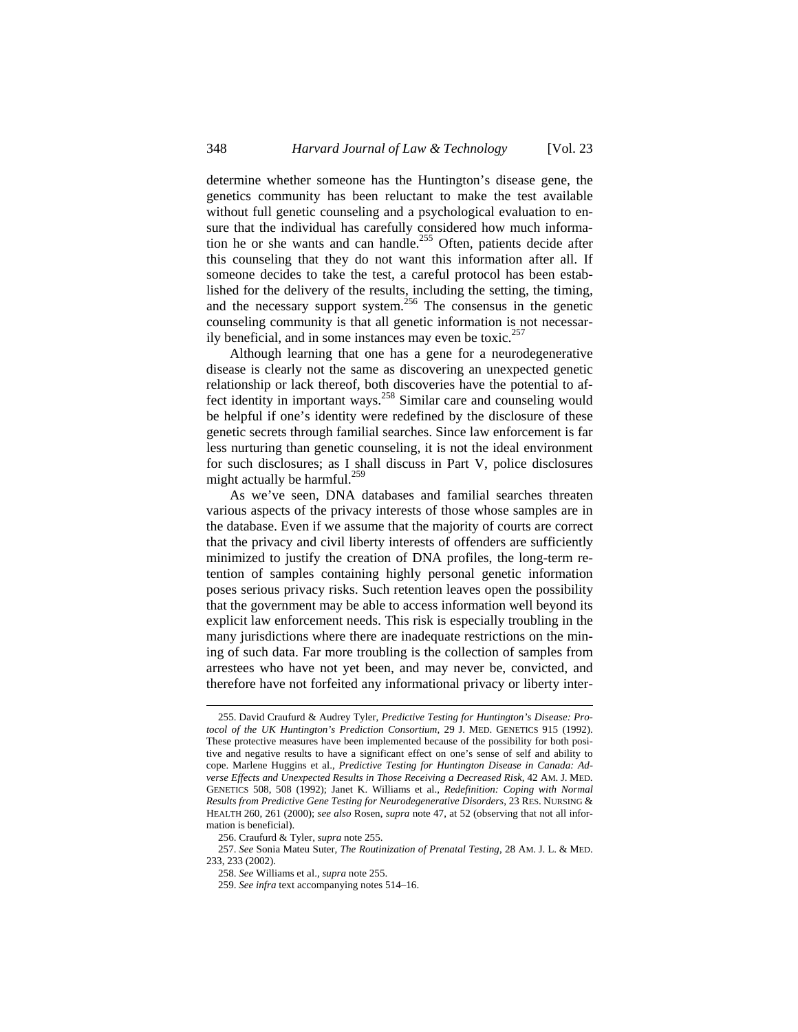determine whether someone has the Huntington's disease gene, the genetics community has been reluctant to make the test available without full genetic counseling and a psychological evaluation to ensure that the individual has carefully considered how much information he or she wants and can handle.[255] Often, patients decide after this counseling that they do not want this information after all. If someone decides to take the test, a careful protocol has been established for the delivery of the results, including the setting, the timing, and the necessary support system.[256] The consensus in the genetic counseling community is that all genetic information is not necessarily beneficial, and in some instances may even be toxic.[257]

Although learning that one has a gene for a neurodegenerative disease is clearly not the same as discovering an unexpected genetic relationship or lack thereof, both discoveries have the potential to affect identity in important ways.[258] Similar care and counseling would be helpful if one's identity were redefined by the disclosure of these genetic secrets through familial searches. Since law enforcement is far less nurturing than genetic counseling, it is not the ideal environment for such disclosures; as I shall discuss in Part V, police disclosures might actually be harmful.[259]

As we've seen, DNA databases and familial searches threaten various aspects of the privacy interests of those whose samples are in the database. Even if we assume that the majority of courts are correct that the privacy and civil liberty interests of offenders are sufficiently minimized to justify the creation of DNA profiles, the long-term retention of samples containing highly personal genetic information poses serious privacy risks. Such retention leaves open the possibility that the government may be able to access information well beyond its explicit law enforcement needs. This risk is especially troubling in the many jurisdictions where there are inadequate restrictions on the mining of such data. Far more troubling is the collection of samples from arrestees who have not yet been, and may never be, convicted, and therefore have not forfeited any informational privacy or liberty inter-

---

255. David Craufurd & Audrey Tyler, *Predictive Testing for Huntington's Disease: Protocol of the UK Huntington's Prediction Consortium*, 29 J. MED. GENETICS 915 (1992). These protective measures have been implemented because of the possibility for both positive and negative results to have a significant effect on one's sense of self and ability to cope. Marlene Huggins et al., *Predictive Testing for Huntington Disease in Canada: Adverse Effects and Unexpected Results in Those Receiving a Decreased Risk*, 42 AM. J. MED. GENETICS 508, 508 (1992); Janet K. Williams et al., *Redefinition: Coping with Normal Results from Predictive Gene Testing for Neurodegenerative Disorders*, 23 RES. NURSING & HEALTH 260, 261 (2000); *see also* Rosen, *supra* note 47, at 52 (observing that not all information is beneficial).

256. Craufurd & Tyler, *supra* note 255.

257. *See* Sonia Mateu Suter, *The Routinization of Prenatal Testing*, 28 AM. J. L. & MED. 233, 233 (2002).

258. *See* Williams et al., *supra* note 255.

259. *See infra* text accompanying notes 514–16.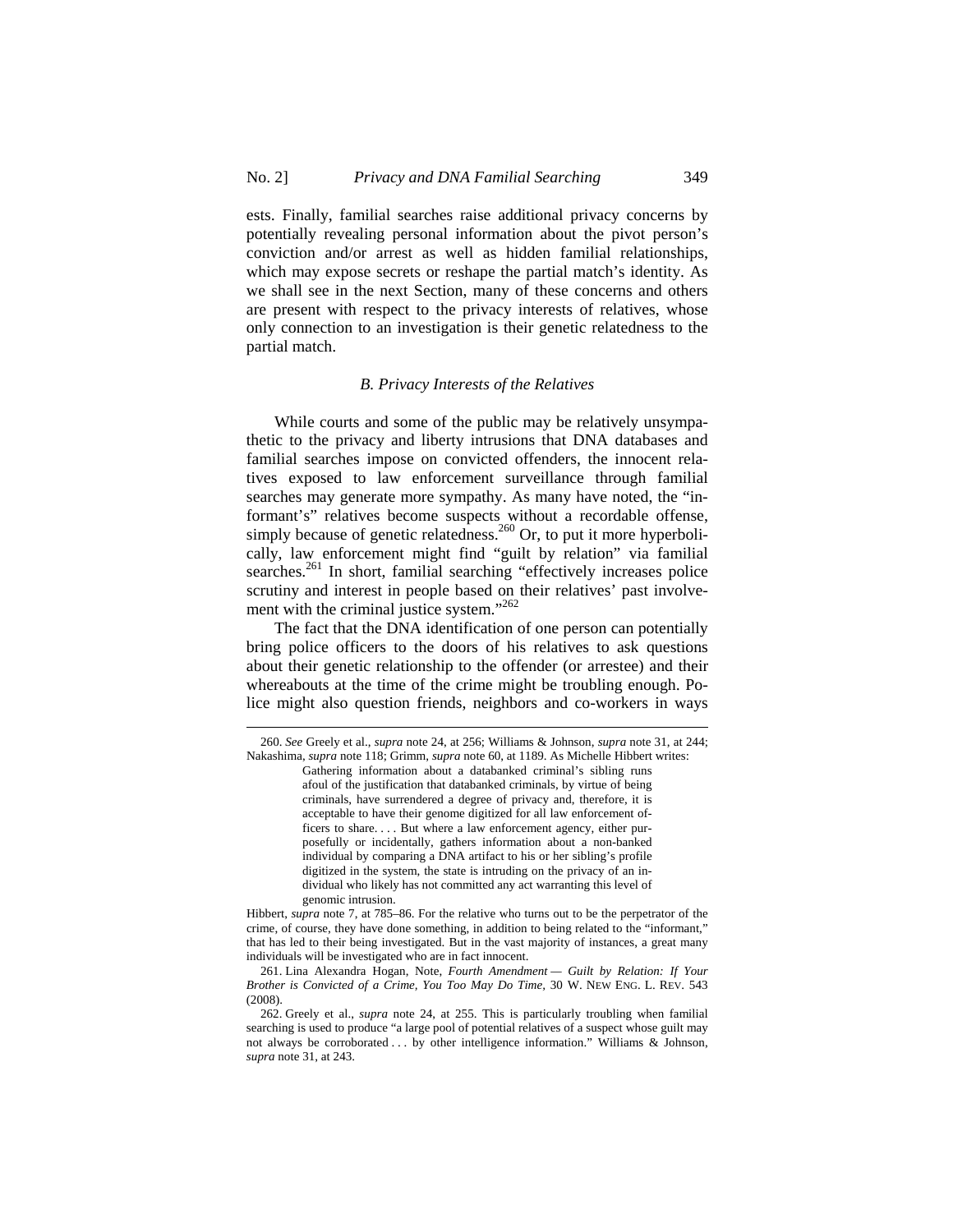ests. Finally, familial searches raise additional privacy concerns by potentially revealing personal information about the pivot person's conviction and/or arrest as well as hidden familial relationships, which may expose secrets or reshape the partial match's identity. As we shall see in the next Section, many of these concerns and others are present with respect to the privacy interests of relatives, whose only connection to an investigation is their genetic relatedness to the partial match.

### *B. Privacy Interests of the Relatives*

While courts and some of the public may be relatively unsympathetic to the privacy and liberty intrusions that DNA databases and familial searches impose on convicted offenders, the innocent relatives exposed to law enforcement surveillance through familial searches may generate more sympathy. As many have noted, the "informant's" relatives become suspects without a recordable offense, simply because of genetic relatedness.[260] Or, to put it more hyperbolically, law enforcement might find "guilt by relation" via familial searches.[261] In short, familial searching "effectively increases police scrutiny and interest in people based on their relatives' past involvement with the criminal justice system."[262]

The fact that the DNA identification of one person can potentially bring police officers to the doors of his relatives to ask questions about their genetic relationship to the offender (or arrestee) and their whereabouts at the time of the crime might be troubling enough. Police might also question friends, neighbors and co-workers in ways

---

260. *See* Greely et al., *supra* note 24, at 256; Williams & Johnson, *supra* note 31, at 244; Nakashima, *supra* note 118; Grimm, *supra* note 60, at 1189. As Michelle Hibbert writes:

> Gathering information about a databanked criminal's sibling runs afoul of the justification that databanked criminals, by virtue of being criminals, have surrendered a degree of privacy and, therefore, it is acceptable to have their genome digitized for all law enforcement officers to share. . . . But where a law enforcement agency, either purposefully or incidentally, gathers information about a non-banked individual by comparing a DNA artifact to his or her sibling's profile digitized in the system, the state is intruding on the privacy of an individual who likely has not committed any act warranting this level of genomic intrusion.

Hibbert, *supra* note 7, at 785–86. For the relative who turns out to be the perpetrator of the crime, of course, they have done something, in addition to being related to the "informant," that has led to their being investigated. But in the vast majority of instances, a great many individuals will be investigated who are in fact innocent.

261. Lina Alexandra Hogan, Note, *Fourth Amendment — Guilt by Relation: If Your Brother is Convicted of a Crime, You Too May Do Time*, 30 W. NEW ENG. L. REV. 543 (2008).

262. Greely et al., *supra* note 24, at 255. This is particularly troubling when familial searching is used to produce "a large pool of potential relatives of a suspect whose guilt may not always be corroborated . . . by other intelligence information." Williams & Johnson, *supra* note 31, at 243.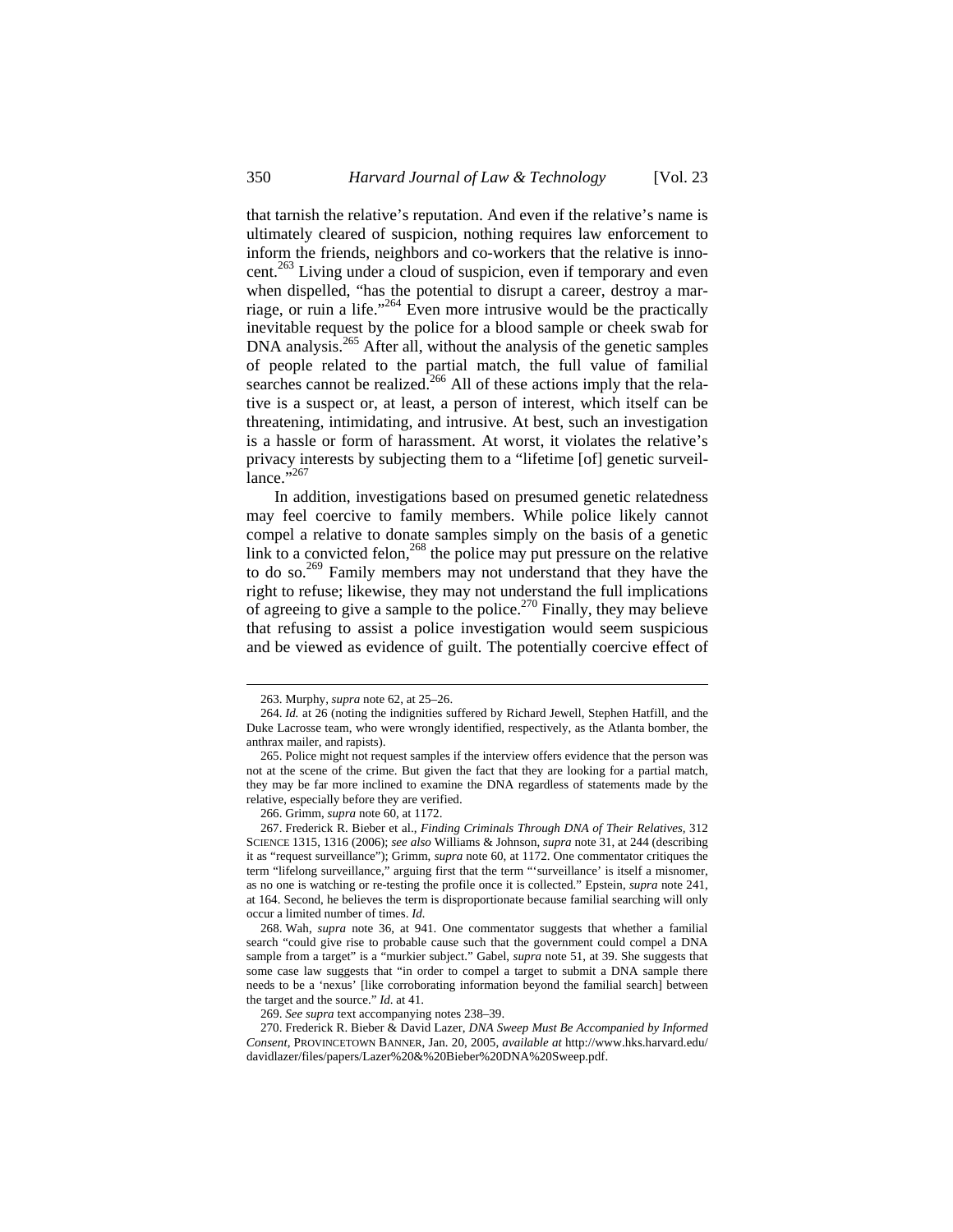that tarnish the relative's reputation. And even if the relative's name is ultimately cleared of suspicion, nothing requires law enforcement to inform the friends, neighbors and co-workers that the relative is innocent.[263] Living under a cloud of suspicion, even if temporary and even when dispelled, "has the potential to disrupt a career, destroy a marriage, or ruin a life."[264] Even more intrusive would be the practically inevitable request by the police for a blood sample or cheek swab for DNA analysis.[265] After all, without the analysis of the genetic samples of people related to the partial match, the full value of familial searches cannot be realized.[266] All of these actions imply that the relative is a suspect or, at least, a person of interest, which itself can be threatening, intimidating, and intrusive. At best, such an investigation is a hassle or form of harassment. At worst, it violates the relative's privacy interests by subjecting them to a "lifetime [of] genetic surveillance."[267]

In addition, investigations based on presumed genetic relatedness may feel coercive to family members. While police likely cannot compel a relative to donate samples simply on the basis of a genetic link to a convicted felon,[268] the police may put pressure on the relative to do so.[269] Family members may not understand that they have the right to refuse; likewise, they may not understand the full implications of agreeing to give a sample to the police.[270] Finally, they may believe that refusing to assist a police investigation would seem suspicious and be viewed as evidence of guilt. The potentially coercive effect of

---

263. Murphy, *supra* note 62, at 25–26.

264. *Id.* at 26 (noting the indignities suffered by Richard Jewell, Stephen Hatfill, and the Duke Lacrosse team, who were wrongly identified, respectively, as the Atlanta bomber, the anthrax mailer, and rapists).

265. Police might not request samples if the interview offers evidence that the person was not at the scene of the crime. But given the fact that they are looking for a partial match, they may be far more inclined to examine the DNA regardless of statements made by the relative, especially before they are verified.

266. Grimm, *supra* note 60, at 1172.

267. Frederick R. Bieber et al., *Finding Criminals Through DNA of Their Relatives*, 312 SCIENCE 1315, 1316 (2006); *see also* Williams & Johnson, *supra* note 31, at 244 (describing it as "request surveillance"); Grimm, *supra* note 60, at 1172. One commentator critiques the term "lifelong surveillance," arguing first that the term "'surveillance' is itself a misnomer, as no one is watching or re-testing the profile once it is collected." Epstein, *supra* note 241, at 164. Second, he believes the term is disproportionate because familial searching will only occur a limited number of times. *Id.*

268. Wah, *supra* note 36, at 941. One commentator suggests that whether a familial search "could give rise to probable cause such that the government could compel a DNA sample from a target" is a "murkier subject." Gabel, *supra* note 51, at 39. She suggests that some case law suggests that "in order to compel a target to submit a DNA sample there needs to be a 'nexus' [like corroborating information beyond the familial search] between the target and the source." *Id.* at 41.

269. *See supra* text accompanying notes 238–39.

270. Frederick R. Bieber & David Lazer, *DNA Sweep Must Be Accompanied by Informed Consent*, PROVINCETOWN BANNER, Jan. 20, 2005, *available at* http://www.hks.harvard.edu/davidlazer/files/papers/Lazer%20&%20Bieber%20DNA%20Sweep.pdf.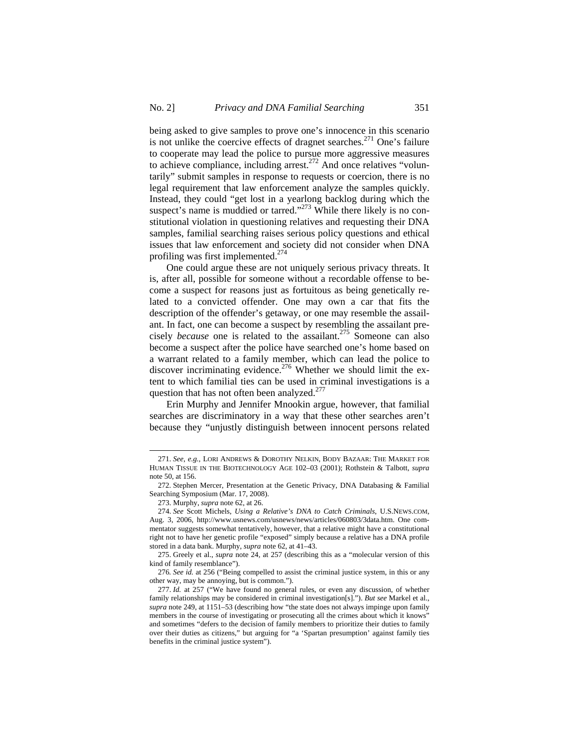being asked to give samples to prove one's innocence in this scenario is not unlike the coercive effects of dragnet searches.[271] One's failure to cooperate may lead the police to pursue more aggressive measures to achieve compliance, including arrest.[272] And once relatives "voluntarily" submit samples in response to requests or coercion, there is no legal requirement that law enforcement analyze the samples quickly. Instead, they could "get lost in a yearlong backlog during which the suspect's name is muddied or tarred."[273] While there likely is no constitutional violation in questioning relatives and requesting their DNA samples, familial searching raises serious policy questions and ethical issues that law enforcement and society did not consider when DNA profiling was first implemented.[274]

One could argue these are not uniquely serious privacy threats. It is, after all, possible for someone without a recordable offense to become a suspect for reasons just as fortuitous as being genetically related to a convicted offender. One may own a car that fits the description of the offender's getaway, or one may resemble the assailant. In fact, one can become a suspect by resembling the assailant precisely *because* one is related to the assailant.[275] Someone can also become a suspect after the police have searched one's home based on a warrant related to a family member, which can lead the police to discover incriminating evidence.[276] Whether we should limit the extent to which familial ties can be used in criminal investigations is a question that has not often been analyzed.[277]

Erin Murphy and Jennifer Mnookin argue, however, that familial searches are discriminatory in a way that these other searches aren't because they "unjustly distinguish between innocent persons related

---

271. *See, e.g.*, LORI ANDREWS & DOROTHY NELKIN, BODY BAZAAR: THE MARKET FOR HUMAN TISSUE IN THE BIOTECHNOLOGY AGE 102–03 (2001); Rothstein & Talbott, *supra* note 50, at 156.

272. Stephen Mercer, Presentation at the Genetic Privacy, DNA Databasing & Familial Searching Symposium (Mar. 17, 2008).

273. Murphy, *supra* note 62, at 26.

274. *See* Scott Michels, *Using a Relative's DNA to Catch Criminals*, U.S.NEWS.COM, Aug. 3, 2006, http://www.usnews.com/usnews/news/articles/060803/3data.htm. One commentator suggests somewhat tentatively, however, that a relative might have a constitutional right not to have her genetic profile "exposed" simply because a relative has a DNA profile stored in a data bank. Murphy, *supra* note 62, at 41–43.

275. Greely et al., *supra* note 24, at 257 (describing this as a "molecular version of this kind of family resemblance").

276. *See id.* at 256 ("Being compelled to assist the criminal justice system, in this or any other way, may be annoying, but is common.").

277. *Id.* at 257 ("We have found no general rules, or even any discussion, of whether family relationships may be considered in criminal investigation[s]."). *But see* Markel et al., *supra* note 249, at 1151–53 (describing how "the state does not always impinge upon family members in the course of investigating or prosecuting all the crimes about which it knows" and sometimes "defers to the decision of family members to prioritize their duties to family over their duties as citizens," but arguing for "a 'Spartan presumption' against family ties benefits in the criminal justice system").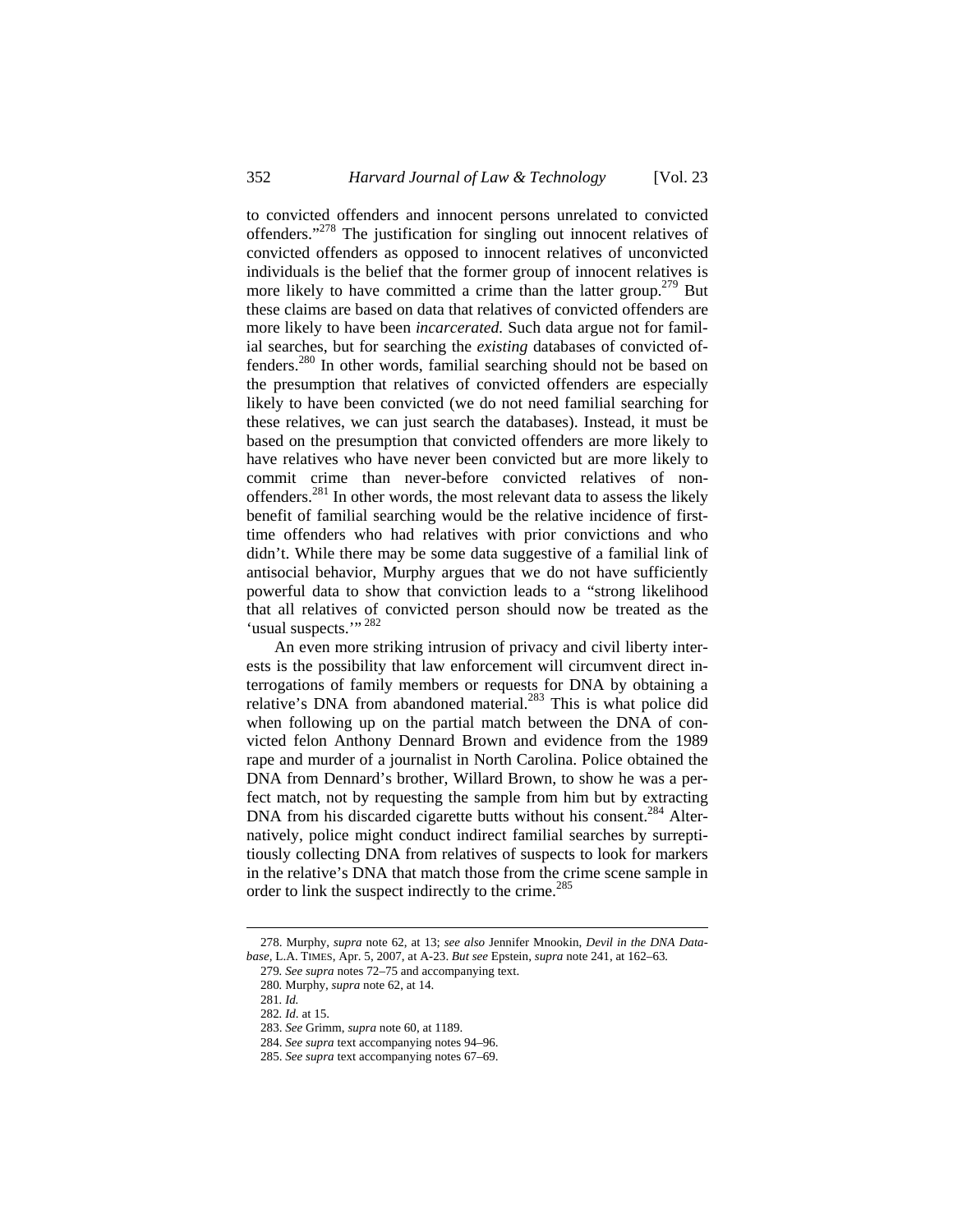to convicted offenders and innocent persons unrelated to convicted offenders."[278] The justification for singling out innocent relatives of convicted offenders as opposed to innocent relatives of unconvicted individuals is the belief that the former group of innocent relatives is more likely to have committed a crime than the latter group.[279] But these claims are based on data that relatives of convicted offenders are more likely to have been *incarcerated.* Such data argue not for familial searches, but for searching the *existing* databases of convicted offenders.[280] In other words, familial searching should not be based on the presumption that relatives of convicted offenders are especially likely to have been convicted (we do not need familial searching for these relatives, we can just search the databases). Instead, it must be based on the presumption that convicted offenders are more likely to have relatives who have never been convicted but are more likely to commit crime than never-before convicted relatives of non-offenders.[281] In other words, the most relevant data to assess the likely benefit of familial searching would be the relative incidence of first-time offenders who had relatives with prior convictions and who didn't. While there may be some data suggestive of a familial link of antisocial behavior, Murphy argues that we do not have sufficiently powerful data to show that conviction leads to a "strong likelihood that all relatives of convicted person should now be treated as the 'usual suspects.'"[282]

An even more striking intrusion of privacy and civil liberty interests is the possibility that law enforcement will circumvent direct interrogations of family members or requests for DNA by obtaining a relative's DNA from abandoned material.[283] This is what police did when following up on the partial match between the DNA of convicted felon Anthony Dennard Brown and evidence from the 1989 rape and murder of a journalist in North Carolina. Police obtained the DNA from Dennard's brother, Willard Brown, to show he was a perfect match, not by requesting the sample from him but by extracting DNA from his discarded cigarette butts without his consent.[284] Alternatively, police might conduct indirect familial searches by surreptitiously collecting DNA from relatives of suspects to look for markers in the relative's DNA that match those from the crime scene sample in order to link the suspect indirectly to the crime.[285]

---

278. Murphy, *supra* note 62, at 13; *see also* Jennifer Mnookin, *Devil in the DNA Database*, L.A. TIMES, Apr. 5, 2007, at A-23. *But see* Epstein, *supra* note 241, at 162–63.

279. *See supra* notes 72–75 and accompanying text.

280. Murphy, *supra* note 62, at 14.

281. *Id.*

282. *Id.* at 15.

283. *See* Grimm, *supra* note 60, at 1189.

284. *See supra* text accompanying notes 94–96.

285. *See supra* text accompanying notes 67–69.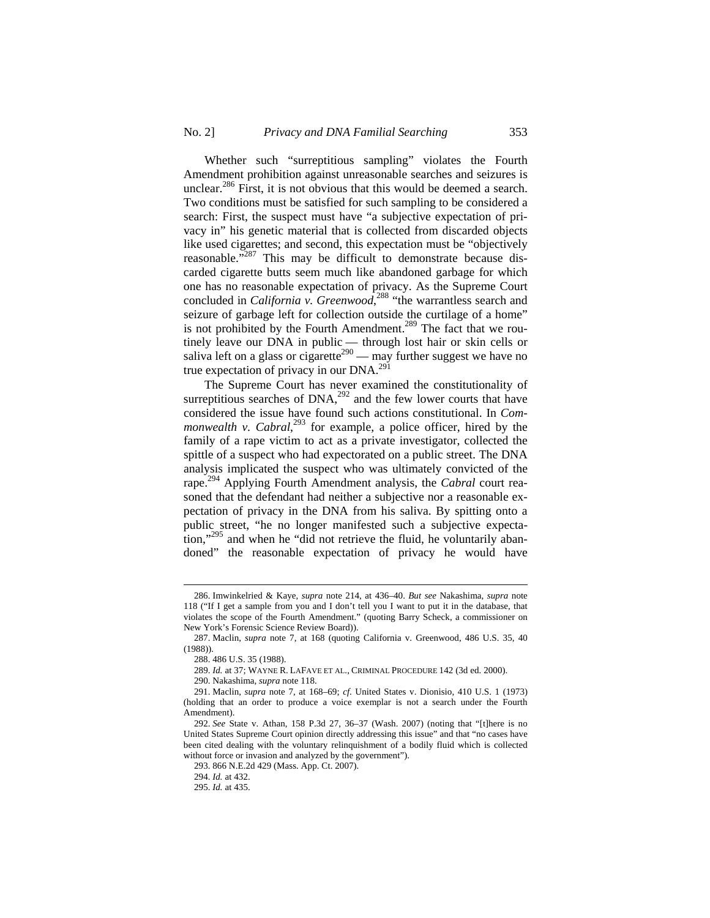Whether such "surreptitious sampling" violates the Fourth Amendment prohibition against unreasonable searches and seizures is unclear.[286] First, it is not obvious that this would be deemed a search. Two conditions must be satisfied for such sampling to be considered a search: First, the suspect must have "a subjective expectation of privacy in" his genetic material that is collected from discarded objects like used cigarettes; and second, this expectation must be "objectively reasonable."[287] This may be difficult to demonstrate because discarded cigarette butts seem much like abandoned garbage for which one has no reasonable expectation of privacy. As the Supreme Court concluded in *California v. Greenwood*,[288] "the warrantless search and seizure of garbage left for collection outside the curtilage of a home" is not prohibited by the Fourth Amendment.[289] The fact that we routinely leave our DNA in public — through lost hair or skin cells or saliva left on a glass or cigarette[290] — may further suggest we have no true expectation of privacy in our DNA.[291]

The Supreme Court has never examined the constitutionality of surreptitious searches of DNA,[292] and the few lower courts that have considered the issue have found such actions constitutional. In *Commonwealth v. Cabral*,[293] for example, a police officer, hired by the family of a rape victim to act as a private investigator, collected the spittle of a suspect who had expectorated on a public street. The DNA analysis implicated the suspect who was ultimately convicted of the rape.[294] Applying Fourth Amendment analysis, the *Cabral* court reasoned that the defendant had neither a subjective nor a reasonable expectation of privacy in the DNA from his saliva. By spitting onto a public street, "he no longer manifested such a subjective expectation,"[295] and when he "did not retrieve the fluid, he voluntarily abandoned" the reasonable expectation of privacy he would have

---

286. Imwinkelried & Kaye, *supra* note 214, at 436–40. *But see* Nakashima, *supra* note 118 ("If I get a sample from you and I don't tell you I want to put it in the database, that violates the scope of the Fourth Amendment." (quoting Barry Scheck, a commissioner on New York's Forensic Science Review Board)).

287. Maclin, *supra* note 7, at 168 (quoting California v. Greenwood, 486 U.S. 35, 40 (1988)).

288. 486 U.S. 35 (1988).

289. *Id.* at 37; WAYNE R. LAFAVE ET AL., CRIMINAL PROCEDURE 142 (3d ed. 2000).

290. Nakashima, *supra* note 118.

291. Maclin, *supra* note 7, at 168–69; *cf.* United States v. Dionisio, 410 U.S. 1 (1973) (holding that an order to produce a voice exemplar is not a search under the Fourth Amendment).

292. *See* State v. Athan, 158 P.3d 27, 36–37 (Wash. 2007) (noting that "[t]here is no United States Supreme Court opinion directly addressing this issue" and that "no cases have been cited dealing with the voluntary relinquishment of a bodily fluid which is collected without force or invasion and analyzed by the government").

293. 866 N.E.2d 429 (Mass. App. Ct. 2007).

294. *Id.* at 432.

295. *Id.* at 435.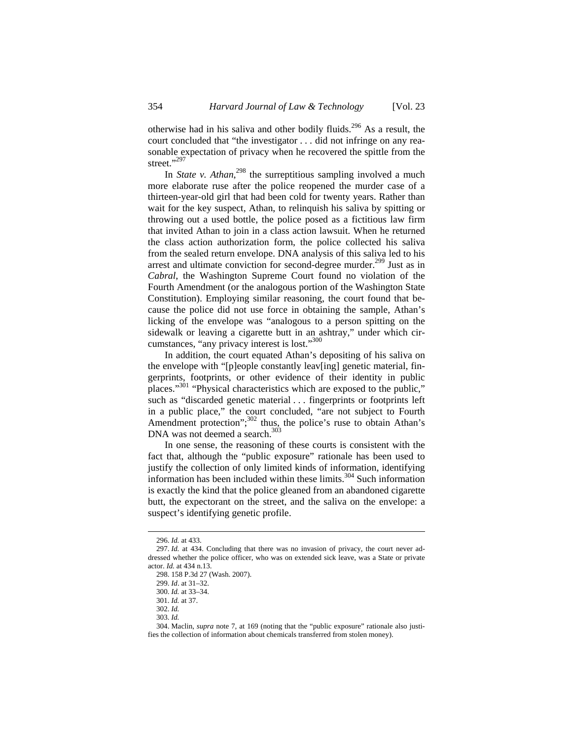otherwise had in his saliva and other bodily fluids.[296] As a result, the court concluded that "the investigator . . . did not infringe on any reasonable expectation of privacy when he recovered the spittle from the street."[297]

In *State v. Athan*,[298] the surreptitious sampling involved a much more elaborate ruse after the police reopened the murder case of a thirteen-year-old girl that had been cold for twenty years. Rather than wait for the key suspect, Athan, to relinquish his saliva by spitting or throwing out a used bottle, the police posed as a fictitious law firm that invited Athan to join in a class action lawsuit. When he returned the class action authorization form, the police collected his saliva from the sealed return envelope. DNA analysis of this saliva led to his arrest and ultimate conviction for second-degree murder.[299] Just as in *Cabral*, the Washington Supreme Court found no violation of the Fourth Amendment (or the analogous portion of the Washington State Constitution). Employing similar reasoning, the court found that because the police did not use force in obtaining the sample, Athan's licking of the envelope was "analogous to a person spitting on the sidewalk or leaving a cigarette butt in an ashtray," under which circumstances, "any privacy interest is lost."[300]

In addition, the court equated Athan's depositing of his saliva on the envelope with "[p]eople constantly leav[ing] genetic material, fingerprints, footprints, or other evidence of their identity in public places."[301] "Physical characteristics which are exposed to the public," such as "discarded genetic material . . . fingerprints or footprints left in a public place," the court concluded, "are not subject to Fourth Amendment protection";[302] thus, the police's ruse to obtain Athan's DNA was not deemed a search.[303]

In one sense, the reasoning of these courts is consistent with the fact that, although the "public exposure" rationale has been used to justify the collection of only limited kinds of information, identifying information has been included within these limits.[304] Such information is exactly the kind that the police gleaned from an abandoned cigarette butt, the expectorant on the street, and the saliva on the envelope: a suspect's identifying genetic profile.

---

296. *Id.* at 433.

297. *Id.* at 434. Concluding that there was no invasion of privacy, the court never addressed whether the police officer, who was on extended sick leave, was a State or private actor. *Id.* at 434 n.13.

298. 158 P.3d 27 (Wash. 2007).

299. *Id*. at 31–32.

300. *Id.* at 33–34.

301. *Id.* at 37.

302. *Id.*

303. *Id.*

304. Maclin, *supra* note 7, at 169 (noting that the "public exposure" rationale also justifies the collection of information about chemicals transferred from stolen money).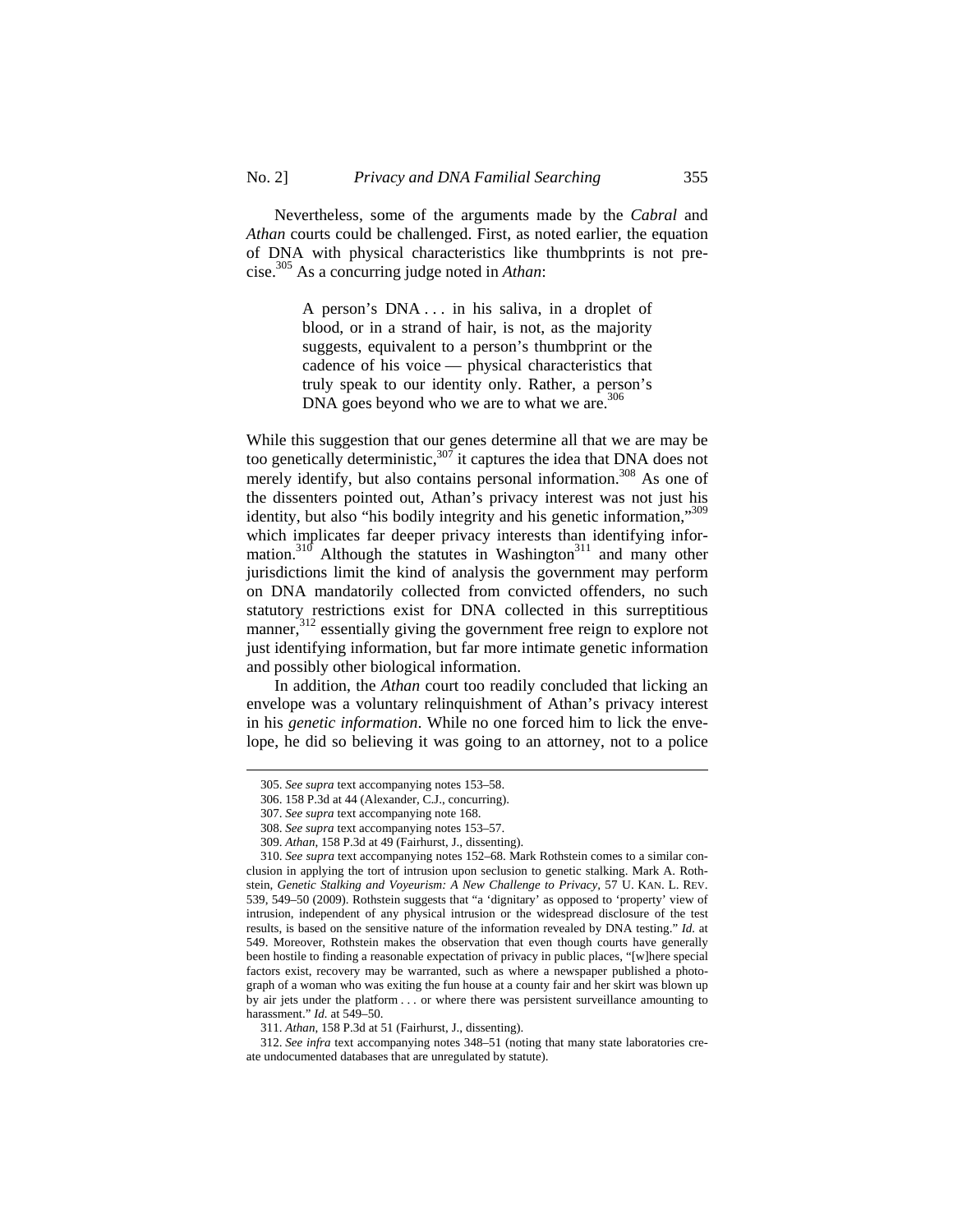Nevertheless, some of the arguments made by the *Cabral* and *Athan* courts could be challenged. First, as noted earlier, the equation of DNA with physical characteristics like thumbprints is not precise.[305] As a concurring judge noted in *Athan*:

> A person's DNA . . . in his saliva, in a droplet of blood, or in a strand of hair, is not, as the majority suggests, equivalent to a person's thumbprint or the cadence of his voice — physical characteristics that truly speak to our identity only. Rather, a person's DNA goes beyond who we are to what we are.[306]

While this suggestion that our genes determine all that we are may be too genetically deterministic,[307] it captures the idea that DNA does not merely identify, but also contains personal information.[308] As one of the dissenters pointed out, Athan's privacy interest was not just his identity, but also "his bodily integrity and his genetic information,"[309] which implicates far deeper privacy interests than identifying information.[310] Although the statutes in Washington[311] and many other jurisdictions limit the kind of analysis the government may perform on DNA mandatorily collected from convicted offenders, no such statutory restrictions exist for DNA collected in this surreptitious manner,[312] essentially giving the government free reign to explore not just identifying information, but far more intimate genetic information and possibly other biological information.

In addition, the *Athan* court too readily concluded that licking an envelope was a voluntary relinquishment of Athan's privacy interest in his *genetic information*. While no one forced him to lick the envelope, he did so believing it was going to an attorney, not to a police

---

305. *See supra* text accompanying notes 153–58.

306. 158 P.3d at 44 (Alexander, C.J., concurring).

307. *See supra* text accompanying note 168.

308. *See supra* text accompanying notes 153–57.

309. *Athan*, 158 P.3d at 49 (Fairhurst, J., dissenting).

310. *See supra* text accompanying notes 152–68. Mark Rothstein comes to a similar conclusion in applying the tort of intrusion upon seclusion to genetic stalking. Mark A. Rothstein, *Genetic Stalking and Voyeurism: A New Challenge to Privacy*, 57 U. KAN. L. REV. 539, 549–50 (2009). Rothstein suggests that "a 'dignitary' as opposed to 'property' view of intrusion, independent of any physical intrusion or the widespread disclosure of the test results, is based on the sensitive nature of the information revealed by DNA testing." *Id.* at 549. Moreover, Rothstein makes the observation that even though courts have generally been hostile to finding a reasonable expectation of privacy in public places, "[w]here special factors exist, recovery may be warranted, such as where a newspaper published a photograph of a woman who was exiting the fun house at a county fair and her skirt was blown up by air jets under the platform . . . or where there was persistent surveillance amounting to harassment." *Id.* at 549–50.

311. *Athan*, 158 P.3d at 51 (Fairhurst, J., dissenting).

312. *See infra* text accompanying notes 348–51 (noting that many state laboratories create undocumented databases that are unregulated by statute).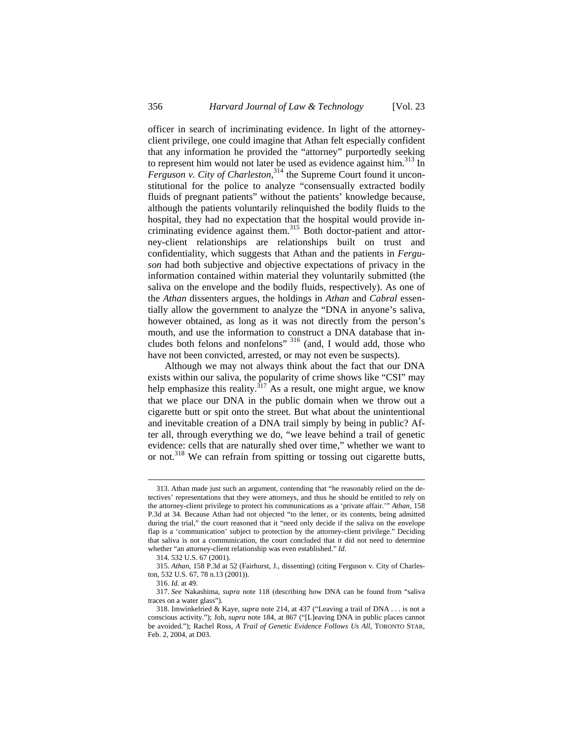officer in search of incriminating evidence. In light of the attorney-client privilege, one could imagine that Athan felt especially confident that any information he provided the "attorney" purportedly seeking to represent him would not later be used as evidence against him.[313] In *Ferguson v. City of Charleston*,[314] the Supreme Court found it unconstitutional for the police to analyze "consensually extracted bodily fluids of pregnant patients" without the patients' knowledge because, although the patients voluntarily relinquished the bodily fluids to the hospital, they had no expectation that the hospital would provide incriminating evidence against them.[315] Both doctor-patient and attorney-client relationships are relationships built on trust and confidentiality, which suggests that Athan and the patients in *Ferguson* had both subjective and objective expectations of privacy in the information contained within material they voluntarily submitted (the saliva on the envelope and the bodily fluids, respectively). As one of the *Athan* dissenters argues, the holdings in *Athan* and *Cabral* essentially allow the government to analyze the "DNA in anyone's saliva, however obtained, as long as it was not directly from the person's mouth, and use the information to construct a DNA database that includes both felons and nonfelons" [316] (and, I would add, those who have not been convicted, arrested, or may not even be suspects).

Although we may not always think about the fact that our DNA exists within our saliva, the popularity of crime shows like "CSI" may help emphasize this reality.[317] As a result, one might argue, we know that we place our DNA in the public domain when we throw out a cigarette butt or spit onto the street. But what about the unintentional and inevitable creation of a DNA trail simply by being in public? After all, through everything we do, "we leave behind a trail of genetic evidence: cells that are naturally shed over time," whether we want to or not.[318] We can refrain from spitting or tossing out cigarette butts,

---

313. Athan made just such an argument, contending that "he reasonably relied on the detectives' representations that they were attorneys, and thus he should be entitled to rely on the attorney-client privilege to protect his communications as a 'private affair.'" *Athan*, 158 P.3d at 34. Because Athan had not objected "to the letter, or its contents, being admitted during the trial," the court reasoned that it "need only decide if the saliva on the envelope flap is a 'communication' subject to protection by the attorney-client privilege." Deciding that saliva is not a communication, the court concluded that it did not need to determine whether "an attorney-client relationship was even established." *Id.*

314. 532 U.S. 67 (2001).

315. *Athan*, 158 P.3d at 52 (Fairhurst, J., dissenting) (citing Ferguson v. City of Charleston, 532 U.S. 67, 78 n.13 (2001)).

316. *Id.* at 49.

317. *See* Nakashima, *supra* note 118 (describing how DNA can be found from "saliva traces on a water glass").

318. Imwinkelried & Kaye, *supra* note 214, at 437 ("Leaving a trail of DNA . . . is not a conscious activity."); Joh, *supra* note 184, at 867 ("[L]eaving DNA in public places cannot be avoided."); Rachel Ross, *A Trail of Genetic Evidence Follows Us All*, TORONTO STAR, Feb. 2, 2004, at D03.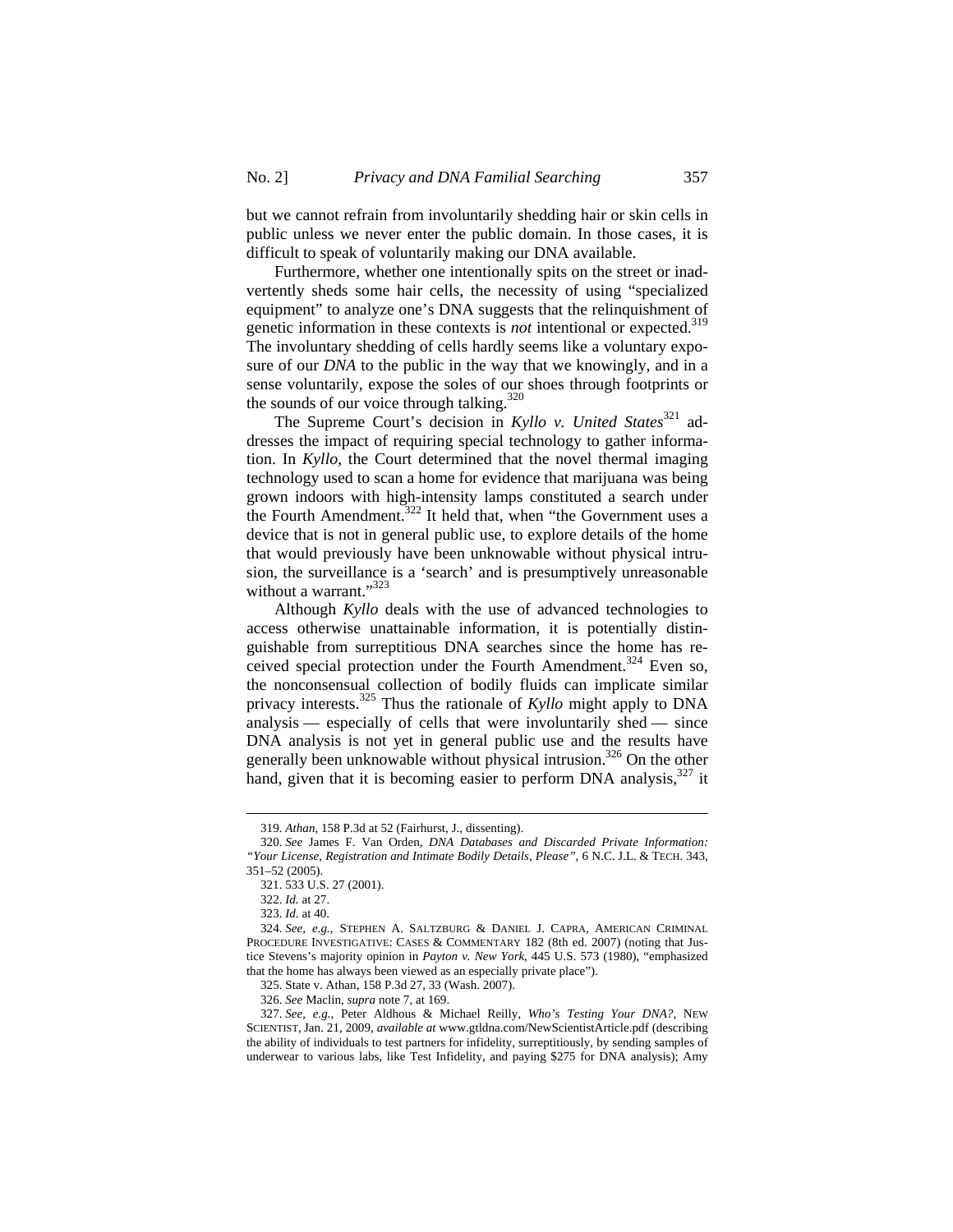but we cannot refrain from involuntarily shedding hair or skin cells in public unless we never enter the public domain. In those cases, it is difficult to speak of voluntarily making our DNA available.

Furthermore, whether one intentionally spits on the street or inadvertently sheds some hair cells, the necessity of using "specialized equipment" to analyze one's DNA suggests that the relinquishment of genetic information in these contexts is *not* intentional or expected.[319] The involuntary shedding of cells hardly seems like a voluntary exposure of our *DNA* to the public in the way that we knowingly, and in a sense voluntarily, expose the soles of our shoes through footprints or the sounds of our voice through talking.[320]

The Supreme Court's decision in *Kyllo v. United States*[321] addresses the impact of requiring special technology to gather information. In *Kyllo*, the Court determined that the novel thermal imaging technology used to scan a home for evidence that marijuana was being grown indoors with high-intensity lamps constituted a search under the Fourth Amendment.[322] It held that, when "the Government uses a device that is not in general public use, to explore details of the home that would previously have been unknowable without physical intrusion, the surveillance is a 'search' and is presumptively unreasonable without a warrant."[323]

Although *Kyllo* deals with the use of advanced technologies to access otherwise unattainable information, it is potentially distinguishable from surreptitious DNA searches since the home has received special protection under the Fourth Amendment.[324] Even so, the nonconsensual collection of bodily fluids can implicate similar privacy interests.[325] Thus the rationale of *Kyllo* might apply to DNA analysis — especially of cells that were involuntarily shed — since DNA analysis is not yet in general public use and the results have generally been unknowable without physical intrusion.[326] On the other hand, given that it is becoming easier to perform DNA analysis,[327] it

---

319. *Athan*, 158 P.3d at 52 (Fairhurst, J., dissenting).

320. *See* James F. Van Orden, *DNA Databases and Discarded Private Information: "Your License, Registration and Intimate Bodily Details, Please"*, 6 N.C. J.L. & TECH. 343, 351–52 (2005).

321. 533 U.S. 27 (2001).

322. *Id.* at 27.

323. *Id.* at 40.

324. *See, e.g.*, STEPHEN A. SALTZBURG & DANIEL J. CAPRA, AMERICAN CRIMINAL PROCEDURE INVESTIGATIVE: CASES & COMMENTARY 182 (8th ed. 2007) (noting that Justice Stevens's majority opinion in *Payton v. New York*, 445 U.S. 573 (1980), "emphasized that the home has always been viewed as an especially private place").

325. State v. Athan, 158 P.3d 27, 33 (Wash. 2007).

326. *See* Maclin, *supra* note 7, at 169.

327. *See, e.g.*, Peter Aldhous & Michael Reilly, *Who's Testing Your DNA?*, NEW SCIENTIST, Jan. 21, 2009, *available at* www.gtldna.com/NewScientistArticle.pdf (describing the ability of individuals to test partners for infidelity, surreptitiously, by sending samples of underwear to various labs, like Test Infidelity, and paying $275 for DNA analysis); Amy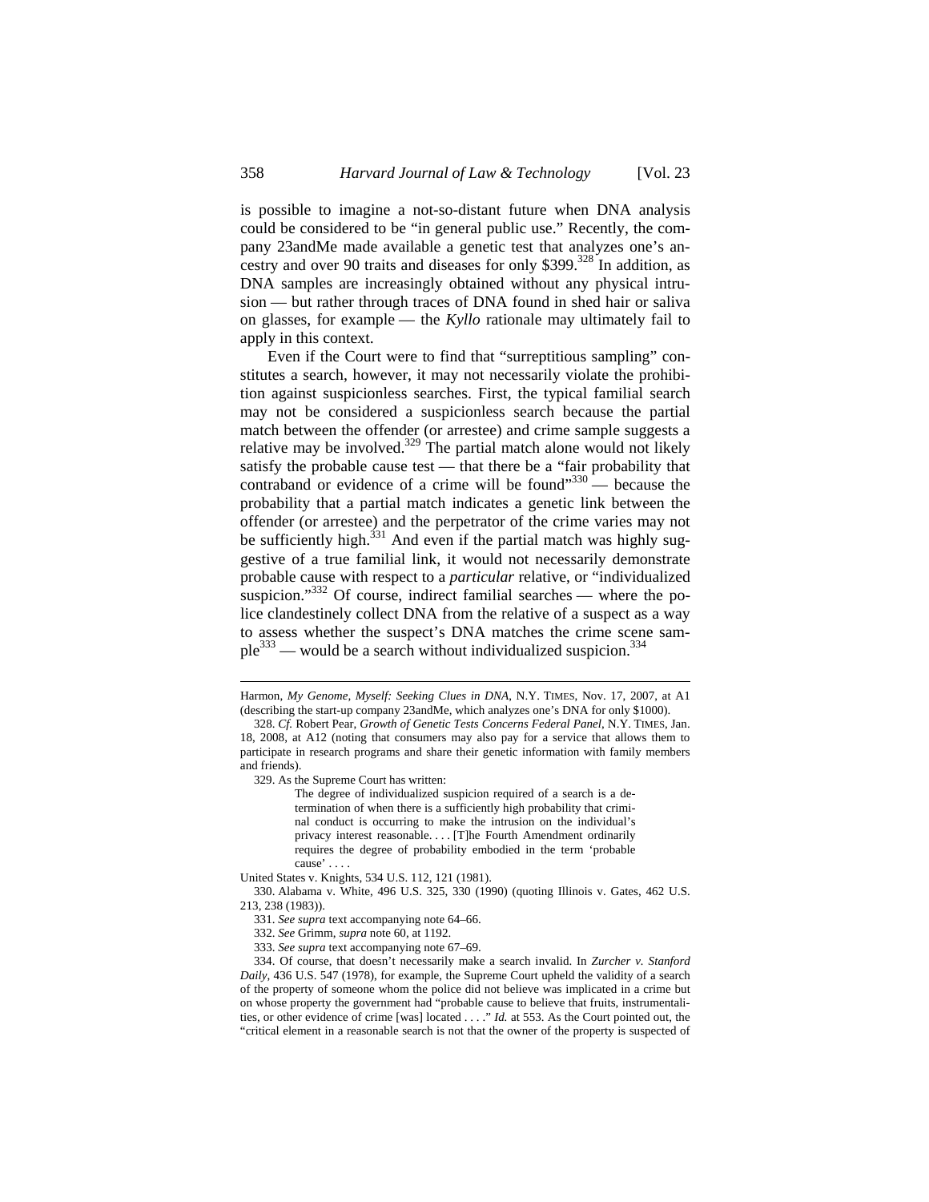is possible to imagine a not-so-distant future when DNA analysis could be considered to be "in general public use." Recently, the company 23andMe made available a genetic test that analyzes one's ancestry and over 90 traits and diseases for only $399.[328] In addition, as DNA samples are increasingly obtained without any physical intrusion — but rather through traces of DNA found in shed hair or saliva on glasses, for example — the *Kyllo* rationale may ultimately fail to apply in this context.

Even if the Court were to find that "surreptitious sampling" constitutes a search, however, it may not necessarily violate the prohibition against suspicionless searches. First, the typical familial search may not be considered a suspicionless search because the partial match between the offender (or arrestee) and crime sample suggests a relative may be involved.[329] The partial match alone would not likely satisfy the probable cause test — that there be a "fair probability that contraband or evidence of a crime will be found"[330] — because the probability that a partial match indicates a genetic link between the offender (or arrestee) and the perpetrator of the crime varies may not be sufficiently high.[331] And even if the partial match was highly suggestive of a true familial link, it would not necessarily demonstrate probable cause with respect to a *particular* relative, or "individualized suspicion."[332] Of course, indirect familial searches — where the police clandestinely collect DNA from the relative of a suspect as a way to assess whether the suspect's DNA matches the crime scene sample[333] — would be a search without individualized suspicion.[334]

---

Harmon, *My Genome, Myself: Seeking Clues in DNA*, N.Y. TIMES, Nov. 17, 2007, at A1 (describing the start-up company 23andMe, which analyzes one's DNA for only $1000).

328. *Cf.* Robert Pear, *Growth of Genetic Tests Concerns Federal Panel*, N.Y. TIMES, Jan. 18, 2008, at A12 (noting that consumers may also pay for a service that allows them to participate in research programs and share their genetic information with family members and friends).

329. As the Supreme Court has written:

> The degree of individualized suspicion required of a search is a determination of when there is a sufficiently high probability that criminal conduct is occurring to make the intrusion on the individual's privacy interest reasonable. . . . [T]he Fourth Amendment ordinarily requires the degree of probability embodied in the term 'probable cause' . . . .

United States v. Knights, 534 U.S. 112, 121 (1981).

330. Alabama v. White, 496 U.S. 325, 330 (1990) (quoting Illinois v. Gates, 462 U.S. 213, 238 (1983)).

331. *See supra* text accompanying note 64–66.

332. *See* Grimm, *supra* note 60, at 1192.

333. *See supra* text accompanying note 67–69.

334. Of course, that doesn't necessarily make a search invalid. In *Zurcher v. Stanford Daily*, 436 U.S. 547 (1978), for example, the Supreme Court upheld the validity of a search of the property of someone whom the police did not believe was implicated in a crime but on whose property the government had "probable cause to believe that fruits, instrumentalities, or other evidence of crime [was] located . . . ." *Id.* at 553. As the Court pointed out, the "critical element in a reasonable search is not that the owner of the property is suspected of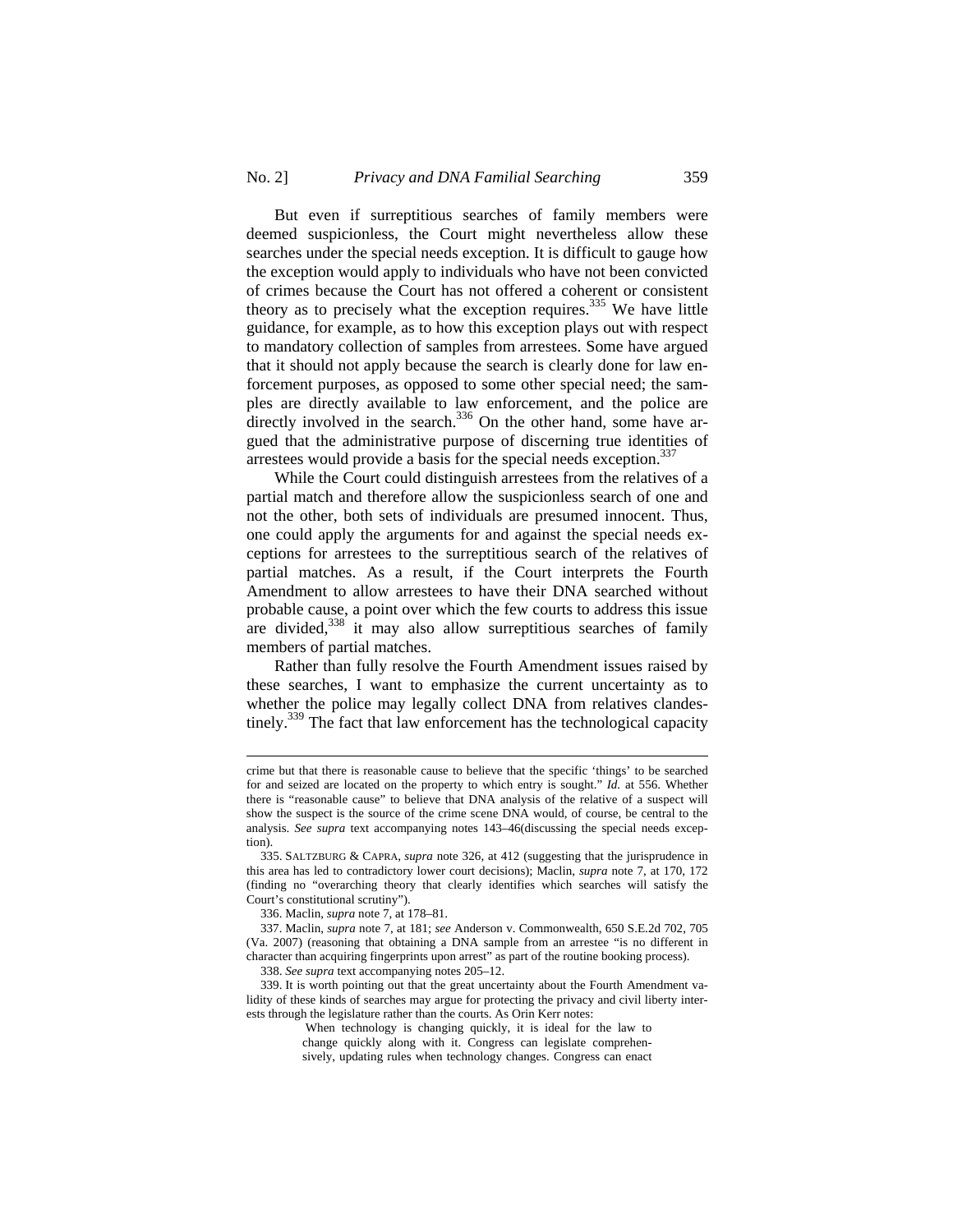But even if surreptitious searches of family members were deemed suspicionless, the Court might nevertheless allow these searches under the special needs exception. It is difficult to gauge how the exception would apply to individuals who have not been convicted of crimes because the Court has not offered a coherent or consistent theory as to precisely what the exception requires.[335] We have little guidance, for example, as to how this exception plays out with respect to mandatory collection of samples from arrestees. Some have argued that it should not apply because the search is clearly done for law enforcement purposes, as opposed to some other special need; the samples are directly available to law enforcement, and the police are directly involved in the search.[336] On the other hand, some have argued that the administrative purpose of discerning true identities of arrestees would provide a basis for the special needs exception.[337]

While the Court could distinguish arrestees from the relatives of a partial match and therefore allow the suspicionless search of one and not the other, both sets of individuals are presumed innocent. Thus, one could apply the arguments for and against the special needs exceptions for arrestees to the surreptitious search of the relatives of partial matches. As a result, if the Court interprets the Fourth Amendment to allow arrestees to have their DNA searched without probable cause, a point over which the few courts to address this issue are divided,[338] it may also allow surreptitious searches of family members of partial matches.

Rather than fully resolve the Fourth Amendment issues raised by these searches, I want to emphasize the current uncertainty as to whether the police may legally collect DNA from relatives clandestinely.[339] The fact that law enforcement has the technological capacity

---

crime but that there is reasonable cause to believe that the specific 'things' to be searched for and seized are located on the property to which entry is sought." *Id.* at 556. Whether there is "reasonable cause" to believe that DNA analysis of the relative of a suspect will show the suspect is the source of the crime scene DNA would, of course, be central to the analysis. *See supra* text accompanying notes 143–46(discussing the special needs exception).

335. SALTZBURG & CAPRA, *supra* note 326, at 412 (suggesting that the jurisprudence in this area has led to contradictory lower court decisions); Maclin, *supra* note 7, at 170, 172 (finding no "overarching theory that clearly identifies which searches will satisfy the Court's constitutional scrutiny").

336. Maclin, *supra* note 7, at 178–81.

337. Maclin, *supra* note 7, at 181; *see* Anderson v. Commonwealth, 650 S.E.2d 702, 705 (Va. 2007) (reasoning that obtaining a DNA sample from an arrestee "is no different in character than acquiring fingerprints upon arrest" as part of the routine booking process).

338. *See supra* text accompanying notes 205–12.

339. It is worth pointing out that the great uncertainty about the Fourth Amendment validity of these kinds of searches may argue for protecting the privacy and civil liberty interests through the legislature rather than the courts. As Orin Kerr notes:

> When technology is changing quickly, it is ideal for the law to change quickly along with it. Congress can legislate comprehensively, updating rules when technology changes. Congress can enact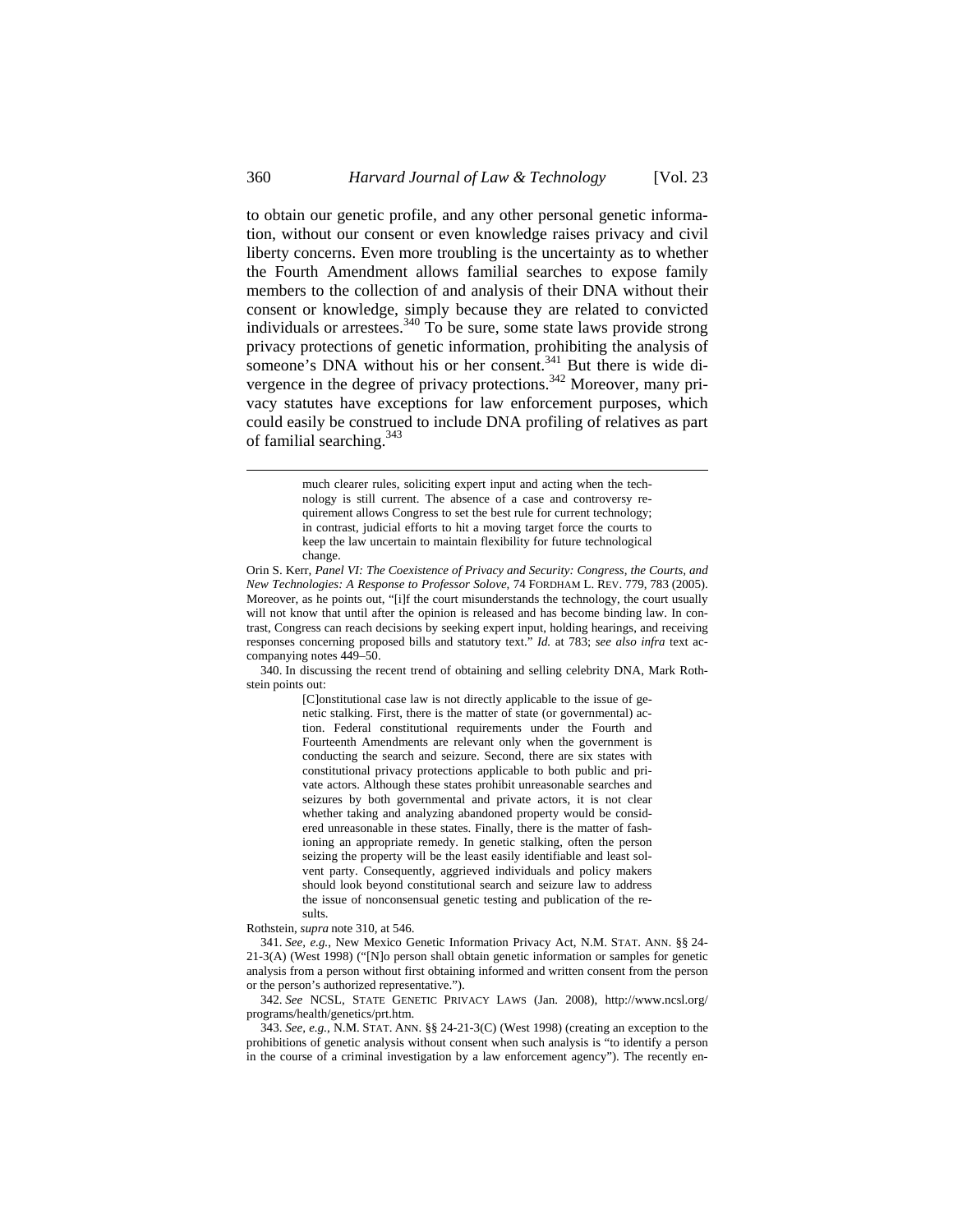to obtain our genetic profile, and any other personal genetic information, without our consent or even knowledge raises privacy and civil liberty concerns. Even more troubling is the uncertainty as to whether the Fourth Amendment allows familial searches to expose family members to the collection of and analysis of their DNA without their consent or knowledge, simply because they are related to convicted individuals or arrestees.[340] To be sure, some state laws provide strong privacy protections of genetic information, prohibiting the analysis of someone's DNA without his or her consent.[341] But there is wide divergence in the degree of privacy protections.[342] Moreover, many privacy statutes have exceptions for law enforcement purposes, which could easily be construed to include DNA profiling of relatives as part of familial searching.[343]

---

> much clearer rules, soliciting expert input and acting when the technology is still current. The absence of a case and controversy requirement allows Congress to set the best rule for current technology; in contrast, judicial efforts to hit a moving target force the courts to keep the law uncertain to maintain flexibility for future technological change.

Orin S. Kerr, *Panel VI: The Coexistence of Privacy and Security: Congress, the Courts, and New Technologies: A Response to Professor Solove*, 74 FORDHAM L. REV. 779, 783 (2005). Moreover, as he points out, "[i]f the court misunderstands the technology, the court usually will not know that until after the opinion is released and has become binding law. In contrast, Congress can reach decisions by seeking expert input, holding hearings, and receiving responses concerning proposed bills and statutory text." *Id.* at 783; *see also infra* text accompanying notes 449–50.

340. In discussing the recent trend of obtaining and selling celebrity DNA, Mark Rothstein points out:

> [C]onstitutional case law is not directly applicable to the issue of genetic stalking. First, there is the matter of state (or governmental) action. Federal constitutional requirements under the Fourth and Fourteenth Amendments are relevant only when the government is conducting the search and seizure. Second, there are six states with constitutional privacy protections applicable to both public and private actors. Although these states prohibit unreasonable searches and seizures by both governmental and private actors, it is not clear whether taking and analyzing abandoned property would be considered unreasonable in these states. Finally, there is the matter of fashioning an appropriate remedy. In genetic stalking, often the person seizing the property will be the least easily identifiable and least solvent party. Consequently, aggrieved individuals and policy makers should look beyond constitutional search and seizure law to address the issue of nonconsensual genetic testing and publication of the results.

Rothstein, *supra* note 310, at 546.

341. *See, e.g.*, New Mexico Genetic Information Privacy Act, N.M. STAT. ANN. §§ 24-21-3(A) (West 1998) ("[N]o person shall obtain genetic information or samples for genetic analysis from a person without first obtaining informed and written consent from the person or the person's authorized representative.").

342. *See* NCSL, STATE GENETIC PRIVACY LAWS (Jan. 2008), http://www.ncsl.org/programs/health/genetics/prt.htm.

343. *See, e.g.*, N.M. STAT. ANN. §§ 24-21-3(C) (West 1998) (creating an exception to the prohibitions of genetic analysis without consent when such analysis is "to identify a person in the course of a criminal investigation by a law enforcement agency"). The recently en-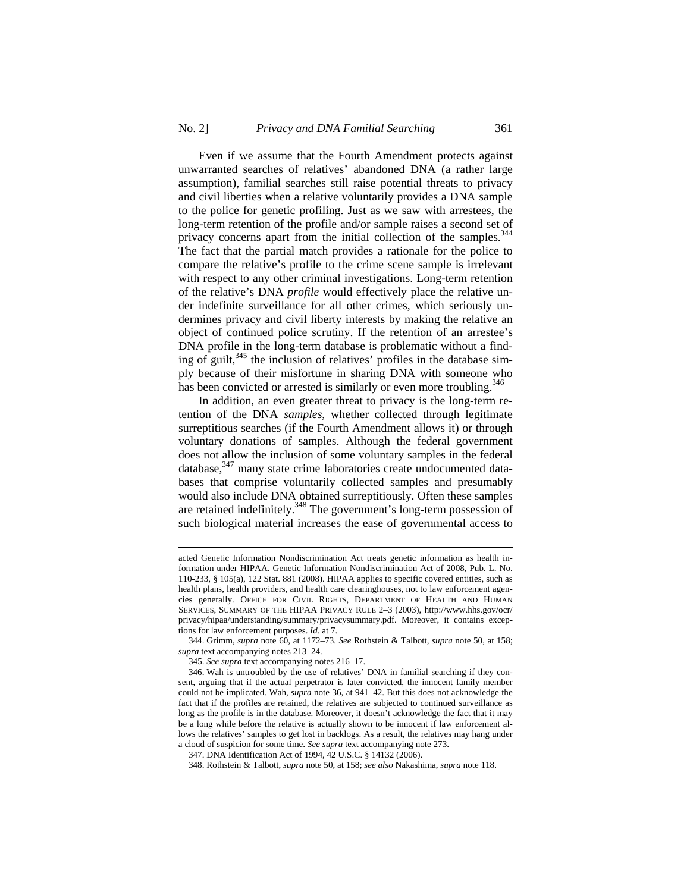Even if we assume that the Fourth Amendment protects against unwarranted searches of relatives' abandoned DNA (a rather large assumption), familial searches still raise potential threats to privacy and civil liberties when a relative voluntarily provides a DNA sample to the police for genetic profiling. Just as we saw with arrestees, the long-term retention of the profile and/or sample raises a second set of privacy concerns apart from the initial collection of the samples.[344] The fact that the partial match provides a rationale for the police to compare the relative's profile to the crime scene sample is irrelevant with respect to any other criminal investigations. Long-term retention of the relative's DNA *profile* would effectively place the relative under indefinite surveillance for all other crimes, which seriously undermines privacy and civil liberty interests by making the relative an object of continued police scrutiny. If the retention of an arrestee's DNA profile in the long-term database is problematic without a finding of guilt,[345] the inclusion of relatives' profiles in the database simply because of their misfortune in sharing DNA with someone who has been convicted or arrested is similarly or even more troubling.[346]

In addition, an even greater threat to privacy is the long-term retention of the DNA *samples*, whether collected through legitimate surreptitious searches (if the Fourth Amendment allows it) or through voluntary donations of samples. Although the federal government does not allow the inclusion of some voluntary samples in the federal database,[347] many state crime laboratories create undocumented databases that comprise voluntarily collected samples and presumably would also include DNA obtained surreptitiously. Often these samples are retained indefinitely.[348] The government's long-term possession of such biological material increases the ease of governmental access to

---

acted Genetic Information Nondiscrimination Act treats genetic information as health information under HIPAA. Genetic Information Nondiscrimination Act of 2008, Pub. L. No. 110-233, § 105(a), 122 Stat. 881 (2008). HIPAA applies to specific covered entities, such as health plans, health providers, and health care clearinghouses, not to law enforcement agencies generally. OFFICE FOR CIVIL RIGHTS, DEPARTMENT OF HEALTH AND HUMAN SERVICES, SUMMARY OF THE HIPAA PRIVACY RULE 2–3 (2003), http://www.hhs.gov/ocr/privacy/hipaa/understanding/summary/privacysummary.pdf. Moreover, it contains exceptions for law enforcement purposes. *Id.* at 7.

344. Grimm, *supra* note 60, at 1172–73. *See* Rothstein & Talbott, *supra* note 50, at 158; *supra* text accompanying notes 213–24.

345. *See supra* text accompanying notes 216–17.

346. Wah is untroubled by the use of relatives' DNA in familial searching if they consent, arguing that if the actual perpetrator is later convicted, the innocent family member could not be implicated. Wah, *supra* note 36, at 941–42. But this does not acknowledge the fact that if the profiles are retained, the relatives are subjected to continued surveillance as long as the profile is in the database. Moreover, it doesn't acknowledge the fact that it may be a long while before the relative is actually shown to be innocent if law enforcement allows the relatives' samples to get lost in backlogs. As a result, the relatives may hang under a cloud of suspicion for some time. *See supra* text accompanying note 273.

347. DNA Identification Act of 1994, 42 U.S.C. § 14132 (2006).

348. Rothstein & Talbott, *supra* note 50, at 158; *see also* Nakashima, *supra* note 118.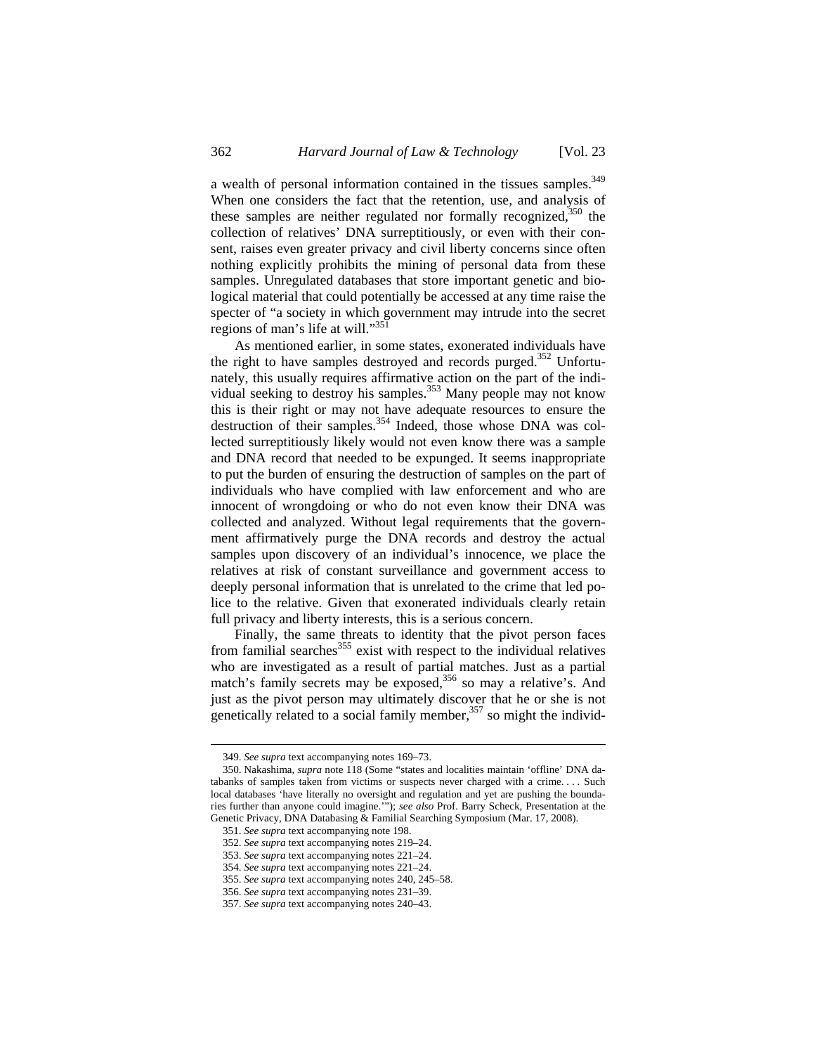a wealth of personal information contained in the tissues samples.[349] When one considers the fact that the retention, use, and analysis of these samples are neither regulated nor formally recognized,[350] the collection of relatives' DNA surreptitiously, or even with their consent, raises even greater privacy and civil liberty concerns since often nothing explicitly prohibits the mining of personal data from these samples. Unregulated databases that store important genetic and biological material that could potentially be accessed at any time raise the specter of "a society in which government may intrude into the secret regions of man's life at will."[351]

As mentioned earlier, in some states, exonerated individuals have the right to have samples destroyed and records purged.[352] Unfortunately, this usually requires affirmative action on the part of the individual seeking to destroy his samples.[353] Many people may not know this is their right or may not have adequate resources to ensure the destruction of their samples.[354] Indeed, those whose DNA was collected surreptitiously likely would not even know there was a sample and DNA record that needed to be expunged. It seems inappropriate to put the burden of ensuring the destruction of samples on the part of individuals who have complied with law enforcement and who are innocent of wrongdoing or who do not even know their DNA was collected and analyzed. Without legal requirements that the government affirmatively purge the DNA records and destroy the actual samples upon discovery of an individual's innocence, we place the relatives at risk of constant surveillance and government access to deeply personal information that is unrelated to the crime that led police to the relative. Given that exonerated individuals clearly retain full privacy and liberty interests, this is a serious concern.

Finally, the same threats to identity that the pivot person faces from familial searches[355] exist with respect to the individual relatives who are investigated as a result of partial matches. Just as a partial match's family secrets may be exposed,[356] so may a relative's. And just as the pivot person may ultimately discover that he or she is not genetically related to a social family member,[357] so might the individ-

---

349. *See supra* text accompanying notes 169–73.

350. Nakashima, *supra* note 118 (Some "states and localities maintain 'offline' DNA databanks of samples taken from victims or suspects never charged with a crime. . . . Such local databases 'have literally no oversight and regulation and yet are pushing the boundaries further than anyone could imagine.'"); *see also* Prof. Barry Scheck, Presentation at the Genetic Privacy, DNA Databasing & Familial Searching Symposium (Mar. 17, 2008).

351. *See supra* text accompanying note 198.

352. *See supra* text accompanying notes 219–24.

353. *See supra* text accompanying notes 221–24.

354. *See supra* text accompanying notes 221–24.

355. *See supra* text accompanying notes 240, 245–58.

356. *See supra* text accompanying notes 231–39.

357. *See supra* text accompanying notes 240–43.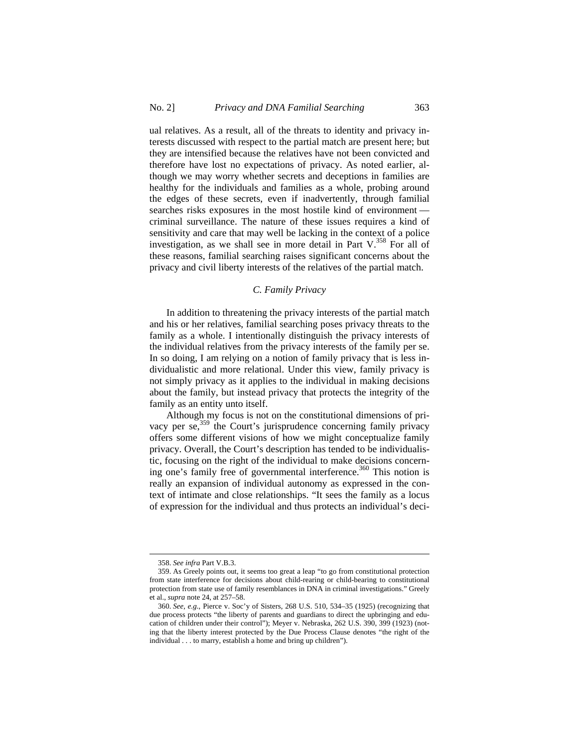ual relatives. As a result, all of the threats to identity and privacy interests discussed with respect to the partial match are present here; but they are intensified because the relatives have not been convicted and therefore have lost no expectations of privacy. As noted earlier, although we may worry whether secrets and deceptions in families are healthy for the individuals and families as a whole, probing around the edges of these secrets, even if inadvertently, through familial searches risks exposures in the most hostile kind of environment — criminal surveillance. The nature of these issues requires a kind of sensitivity and care that may well be lacking in the context of a police investigation, as we shall see in more detail in Part V.[358] For all of these reasons, familial searching raises significant concerns about the privacy and civil liberty interests of the relatives of the partial match.

### *C. Family Privacy*

In addition to threatening the privacy interests of the partial match and his or her relatives, familial searching poses privacy threats to the family as a whole. I intentionally distinguish the privacy interests of the individual relatives from the privacy interests of the family per se. In so doing, I am relying on a notion of family privacy that is less individualistic and more relational. Under this view, family privacy is not simply privacy as it applies to the individual in making decisions about the family, but instead privacy that protects the integrity of the family as an entity unto itself.

Although my focus is not on the constitutional dimensions of privacy per se,[359] the Court's jurisprudence concerning family privacy offers some different visions of how we might conceptualize family privacy. Overall, the Court's description has tended to be individualistic, focusing on the right of the individual to make decisions concerning one's family free of governmental interference.[360] This notion is really an expansion of individual autonomy as expressed in the context of intimate and close relationships. "It sees the family as a locus of expression for the individual and thus protects an individual's deci-

358. *See infra* Part V.B.3.

359. As Greely points out, it seems too great a leap "to go from constitutional protection from state interference for decisions about child-rearing or child-bearing to constitutional protection from state use of family resemblances in DNA in criminal investigations." Greely et al., *supra* note 24, at 257–58.

360. *See, e.g.*, Pierce v. Soc'y of Sisters, 268 U.S. 510, 534–35 (1925) (recognizing that due process protects "the liberty of parents and guardians to direct the upbringing and education of children under their control"); Meyer v. Nebraska, 262 U.S. 390, 399 (1923) (noting that the liberty interest protected by the Due Process Clause denotes "the right of the individual . . . to marry, establish a home and bring up children").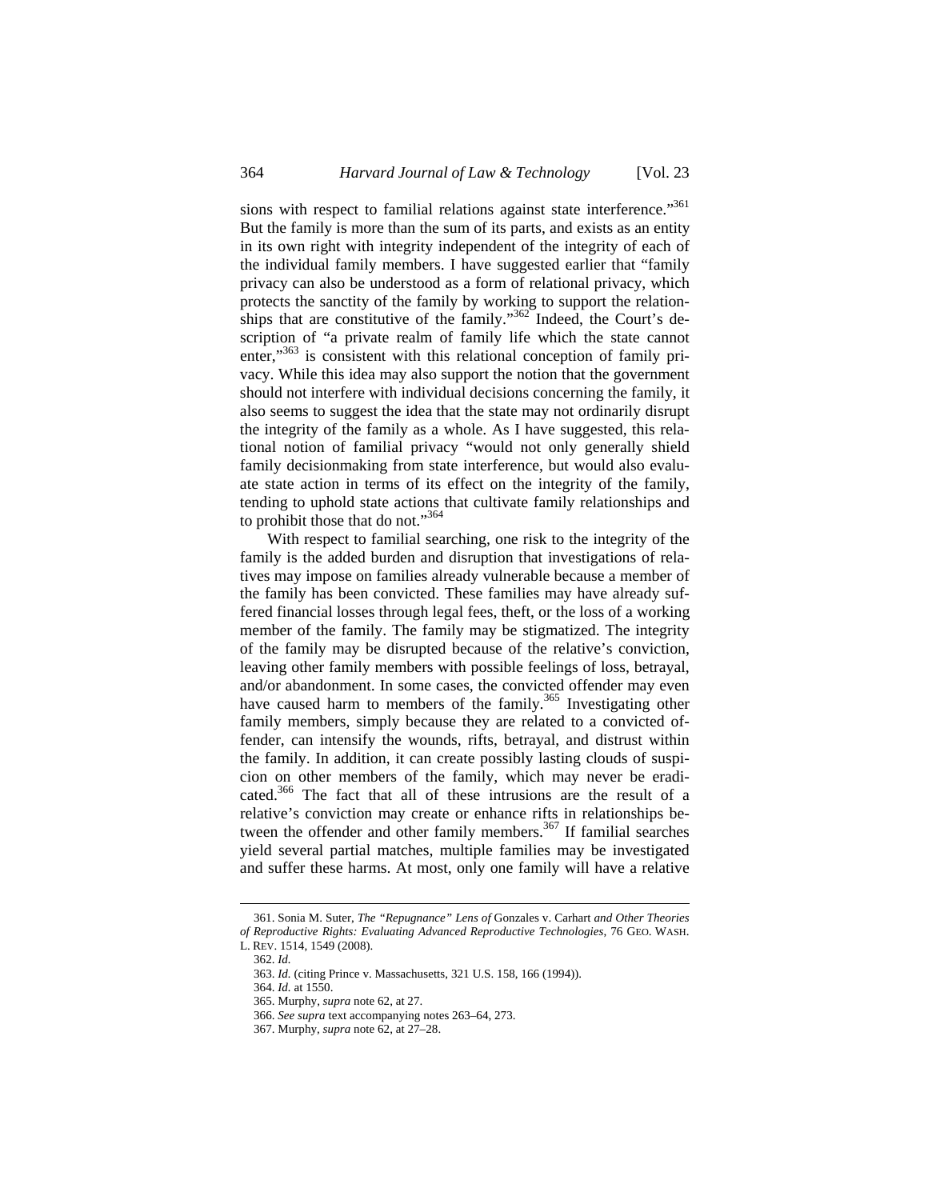sions with respect to familial relations against state interference."[361] But the family is more than the sum of its parts, and exists as an entity in its own right with integrity independent of the integrity of each of the individual family members. I have suggested earlier that "family privacy can also be understood as a form of relational privacy, which protects the sanctity of the family by working to support the relationships that are constitutive of the family."[362] Indeed, the Court's description of "a private realm of family life which the state cannot enter,"[363] is consistent with this relational conception of family privacy. While this idea may also support the notion that the government should not interfere with individual decisions concerning the family, it also seems to suggest the idea that the state may not ordinarily disrupt the integrity of the family as a whole. As I have suggested, this relational notion of familial privacy "would not only generally shield family decisionmaking from state interference, but would also evaluate state action in terms of its effect on the integrity of the family, tending to uphold state actions that cultivate family relationships and to prohibit those that do not."[364]

With respect to familial searching, one risk to the integrity of the family is the added burden and disruption that investigations of relatives may impose on families already vulnerable because a member of the family has been convicted. These families may have already suffered financial losses through legal fees, theft, or the loss of a working member of the family. The family may be stigmatized. The integrity of the family may be disrupted because of the relative's conviction, leaving other family members with possible feelings of loss, betrayal, and/or abandonment. In some cases, the convicted offender may even have caused harm to members of the family.[365] Investigating other family members, simply because they are related to a convicted offender, can intensify the wounds, rifts, betrayal, and distrust within the family. In addition, it can create possibly lasting clouds of suspicion on other members of the family, which may never be eradicated.[366] The fact that all of these intrusions are the result of a relative's conviction may create or enhance rifts in relationships between the offender and other family members.[367] If familial searches yield several partial matches, multiple families may be investigated and suffer these harms. At most, only one family will have a relative

361. Sonia M. Suter, *The "Repugnance" Lens of* Gonzales v. Carhart *and Other Theories of Reproductive Rights: Evaluating Advanced Reproductive Technologies*, 76 GEO. WASH. L. REV. 1514, 1549 (2008).

362. *Id.*

363. *Id.* (citing Prince v. Massachusetts, 321 U.S. 158, 166 (1994)).

364. *Id.* at 1550.

365. Murphy, *supra* note 62, at 27.

366. *See supra* text accompanying notes 263–64, 273.

367. Murphy, *supra* note 62, at 27–28.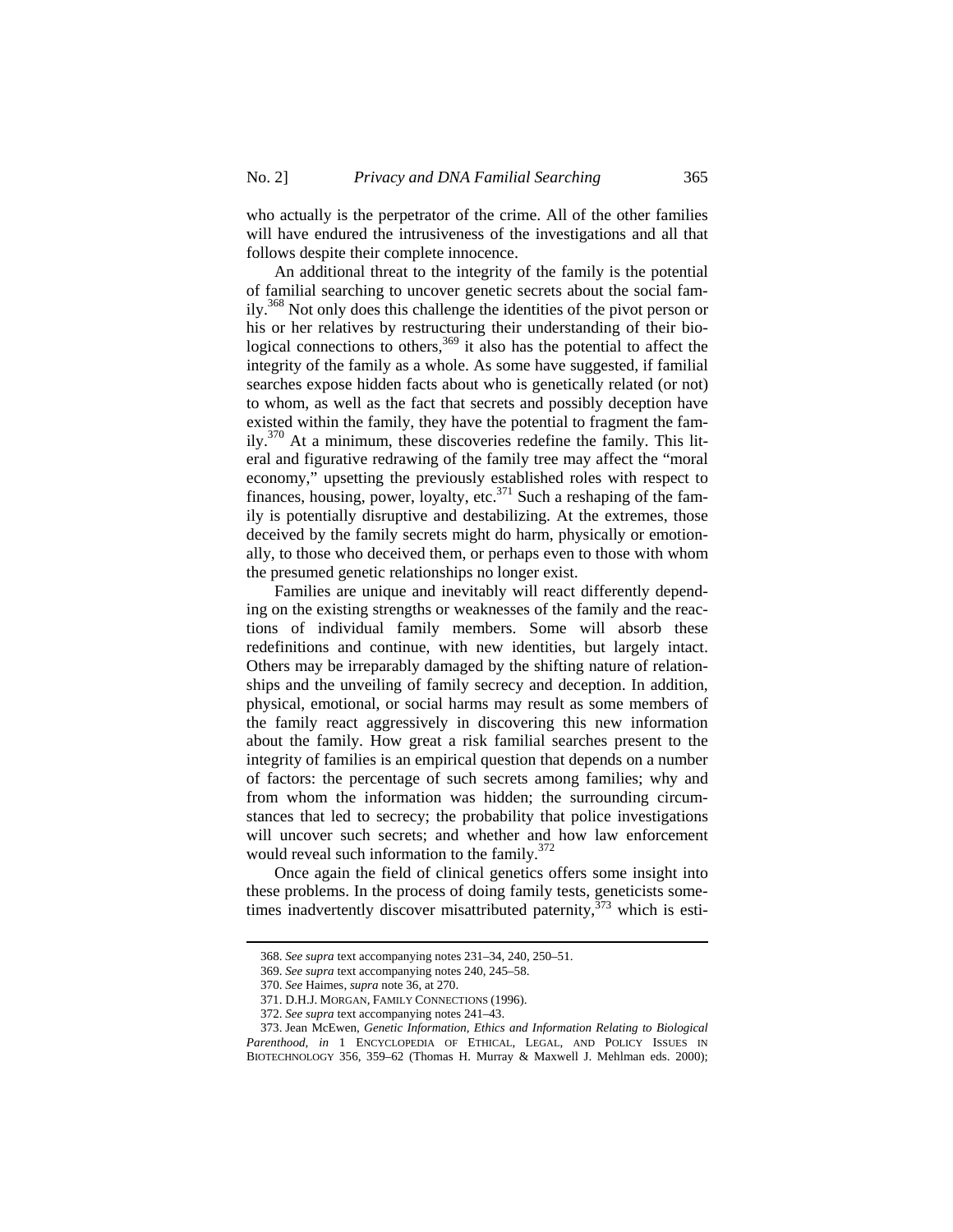who actually is the perpetrator of the crime. All of the other families will have endured the intrusiveness of the investigations and all that follows despite their complete innocence.

An additional threat to the integrity of the family is the potential of familial searching to uncover genetic secrets about the social family.[368] Not only does this challenge the identities of the pivot person or his or her relatives by restructuring their understanding of their biological connections to others,[369] it also has the potential to affect the integrity of the family as a whole. As some have suggested, if familial searches expose hidden facts about who is genetically related (or not) to whom, as well as the fact that secrets and possibly deception have existed within the family, they have the potential to fragment the family.[370] At a minimum, these discoveries redefine the family. This literal and figurative redrawing of the family tree may affect the "moral economy," upsetting the previously established roles with respect to finances, housing, power, loyalty, etc.[371] Such a reshaping of the family is potentially disruptive and destabilizing. At the extremes, those deceived by the family secrets might do harm, physically or emotionally, to those who deceived them, or perhaps even to those with whom the presumed genetic relationships no longer exist.

Families are unique and inevitably will react differently depending on the existing strengths or weaknesses of the family and the reactions of individual family members. Some will absorb these redefinitions and continue, with new identities, but largely intact. Others may be irreparably damaged by the shifting nature of relationships and the unveiling of family secrecy and deception. In addition, physical, emotional, or social harms may result as some members of the family react aggressively in discovering this new information about the family. How great a risk familial searches present to the integrity of families is an empirical question that depends on a number of factors: the percentage of such secrets among families; why and from whom the information was hidden; the surrounding circumstances that led to secrecy; the probability that police investigations will uncover such secrets; and whether and how law enforcement would reveal such information to the family.[372]

Once again the field of clinical genetics offers some insight into these problems. In the process of doing family tests, geneticists sometimes inadvertently discover misattributed paternity,[373] which is esti-

---

368. *See supra* text accompanying notes 231–34, 240, 250–51.

369. *See supra* text accompanying notes 240, 245–58.

370. *See* Haimes, *supra* note 36, at 270.

371. D.H.J. MORGAN, FAMILY CONNECTIONS (1996).

372. *See supra* text accompanying notes 241–43.

373. Jean McEwen, *Genetic Information, Ethics and Information Relating to Biological Parenthood*, *in* 1 ENCYCLOPEDIA OF ETHICAL, LEGAL, AND POLICY ISSUES IN BIOTECHNOLOGY 356, 359–62 (Thomas H. Murray & Maxwell J. Mehlman eds. 2000);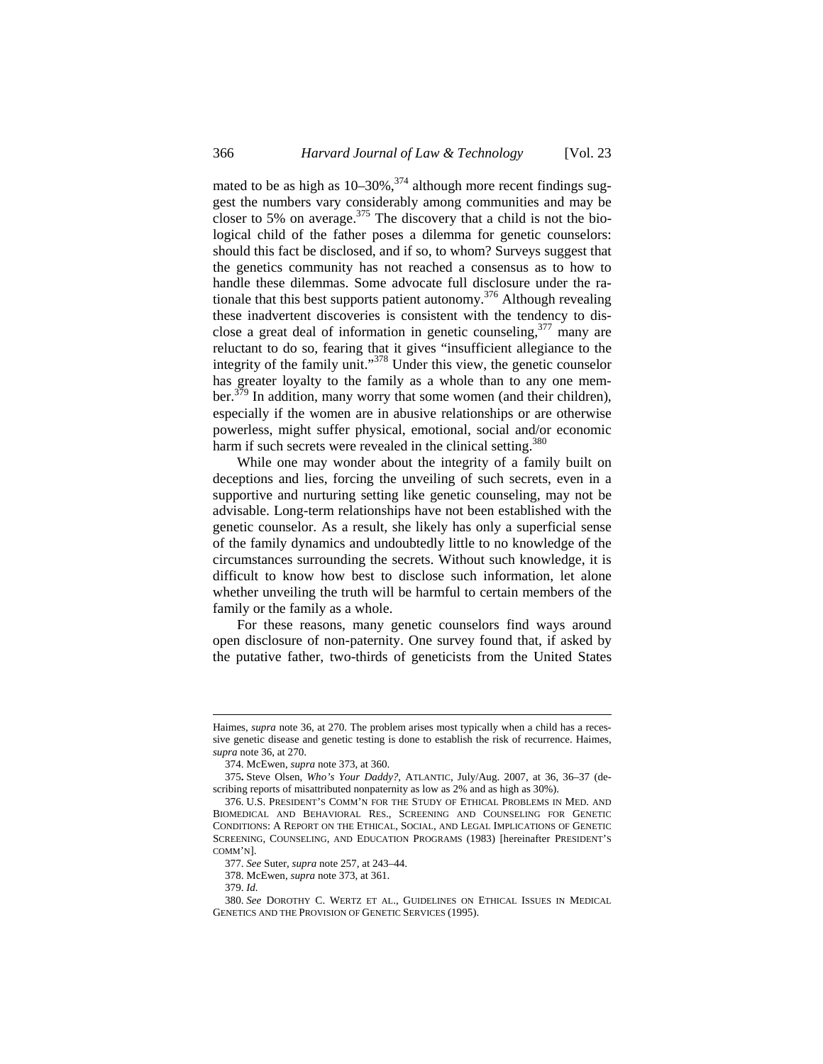mated to be as high as 10–30%,[374] although more recent findings suggest the numbers vary considerably among communities and may be closer to 5% on average.[375] The discovery that a child is not the biological child of the father poses a dilemma for genetic counselors: should this fact be disclosed, and if so, to whom? Surveys suggest that the genetics community has not reached a consensus as to how to handle these dilemmas. Some advocate full disclosure under the rationale that this best supports patient autonomy.[376] Although revealing these inadvertent discoveries is consistent with the tendency to disclose a great deal of information in genetic counseling,[377] many are reluctant to do so, fearing that it gives "insufficient allegiance to the integrity of the family unit."[378] Under this view, the genetic counselor has greater loyalty to the family as a whole than to any one member.[379] In addition, many worry that some women (and their children), especially if the women are in abusive relationships or are otherwise powerless, might suffer physical, emotional, social and/or economic harm if such secrets were revealed in the clinical setting.[380]

While one may wonder about the integrity of a family built on deceptions and lies, forcing the unveiling of such secrets, even in a supportive and nurturing setting like genetic counseling, may not be advisable. Long-term relationships have not been established with the genetic counselor. As a result, she likely has only a superficial sense of the family dynamics and undoubtedly little to no knowledge of the circumstances surrounding the secrets. Without such knowledge, it is difficult to know how best to disclose such information, let alone whether unveiling the truth will be harmful to certain members of the family or the family as a whole.

For these reasons, many genetic counselors find ways around open disclosure of non-paternity. One survey found that, if asked by the putative father, two-thirds of geneticists from the United States

---

Haimes, *supra* note 36, at 270. The problem arises most typically when a child has a recessive genetic disease and genetic testing is done to establish the risk of recurrence. Haimes, *supra* note 36, at 270.

374. McEwen, *supra* note 373, at 360.

375. Steve Olsen, *Who's Your Daddy?*, ATLANTIC, July/Aug. 2007, at 36, 36–37 (describing reports of misattributed nonpaternity as low as 2% and as high as 30%).

376. U.S. PRESIDENT'S COMM'N FOR THE STUDY OF ETHICAL PROBLEMS IN MED. AND BIOMEDICAL AND BEHAVIORAL RES., SCREENING AND COUNSELING FOR GENETIC CONDITIONS: A REPORT ON THE ETHICAL, SOCIAL, AND LEGAL IMPLICATIONS OF GENETIC SCREENING, COUNSELING, AND EDUCATION PROGRAMS (1983) [hereinafter PRESIDENT'S COMM'N].

377. *See* Suter, *supra* note 257, at 243–44.

378. McEwen, *supra* note 373, at 361.

379. *Id.*

380. *See* DOROTHY C. WERTZ ET AL., GUIDELINES ON ETHICAL ISSUES IN MEDICAL GENETICS AND THE PROVISION OF GENETIC SERVICES (1995).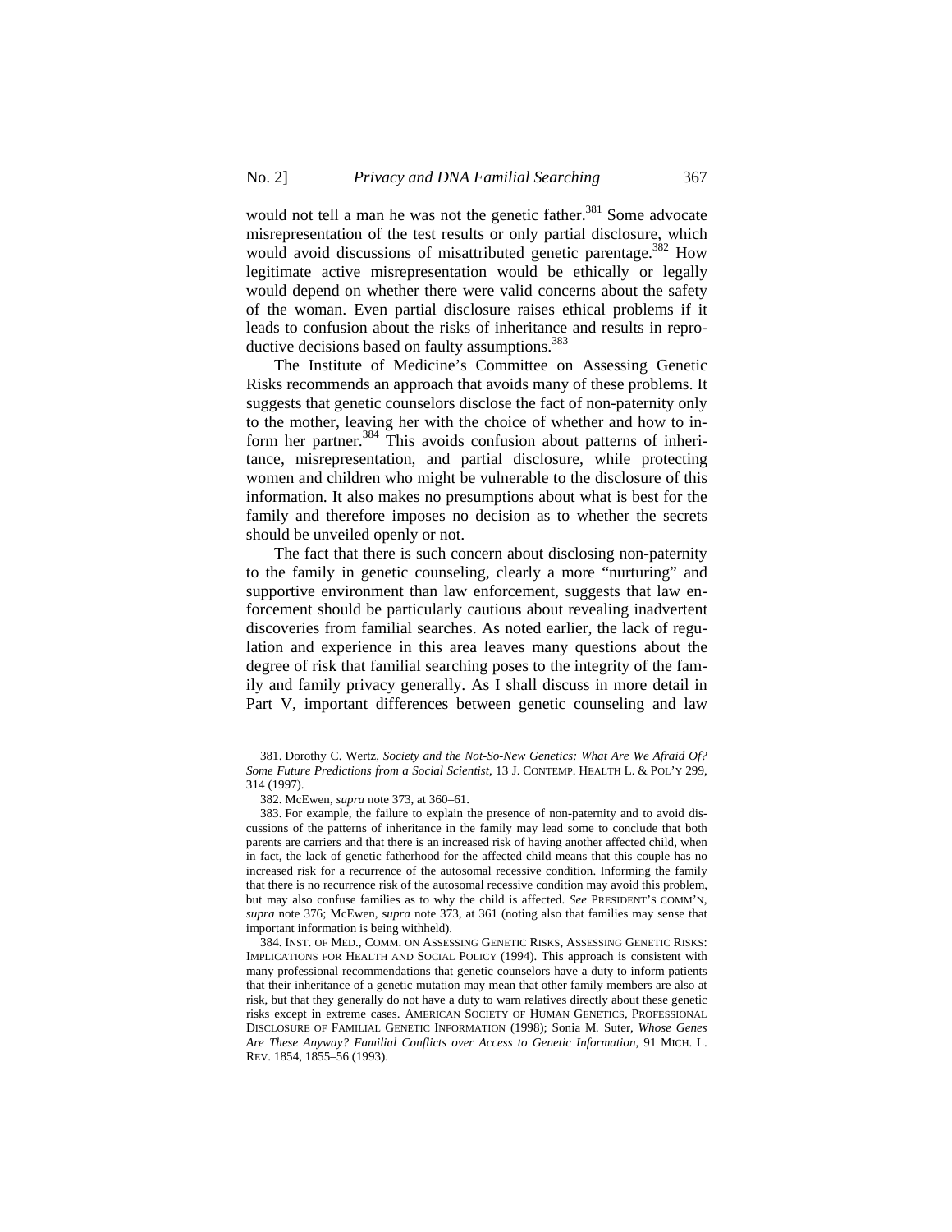would not tell a man he was not the genetic father.[381] Some advocate misrepresentation of the test results or only partial disclosure, which would avoid discussions of misattributed genetic parentage.[382] How legitimate active misrepresentation would be ethically or legally would depend on whether there were valid concerns about the safety of the woman. Even partial disclosure raises ethical problems if it leads to confusion about the risks of inheritance and results in reproductive decisions based on faulty assumptions.[383]

The Institute of Medicine's Committee on Assessing Genetic Risks recommends an approach that avoids many of these problems. It suggests that genetic counselors disclose the fact of non-paternity only to the mother, leaving her with the choice of whether and how to inform her partner.[384] This avoids confusion about patterns of inheritance, misrepresentation, and partial disclosure, while protecting women and children who might be vulnerable to the disclosure of this information. It also makes no presumptions about what is best for the family and therefore imposes no decision as to whether the secrets should be unveiled openly or not.

The fact that there is such concern about disclosing non-paternity to the family in genetic counseling, clearly a more "nurturing" and supportive environment than law enforcement, suggests that law enforcement should be particularly cautious about revealing inadvertent discoveries from familial searches. As noted earlier, the lack of regulation and experience in this area leaves many questions about the degree of risk that familial searching poses to the integrity of the family and family privacy generally. As I shall discuss in more detail in Part V, important differences between genetic counseling and law

---

381. Dorothy C. Wertz, *Society and the Not-So-New Genetics: What Are We Afraid Of? Some Future Predictions from a Social Scientist*, 13 J. CONTEMP. HEALTH L. & POL'Y 299, 314 (1997).

382. McEwen, *supra* note 373, at 360–61.

383. For example, the failure to explain the presence of non-paternity and to avoid discussions of the patterns of inheritance in the family may lead some to conclude that both parents are carriers and that there is an increased risk of having another affected child, when in fact, the lack of genetic fatherhood for the affected child means that this couple has no increased risk for a recurrence of the autosomal recessive condition. Informing the family that there is no recurrence risk of the autosomal recessive condition may avoid this problem, but may also confuse families as to why the child is affected. *See* PRESIDENT'S COMM'N, *supra* note 376; McEwen, *supra* note 373, at 361 (noting also that families may sense that important information is being withheld).

384. INST. OF MED., COMM. ON ASSESSING GENETIC RISKS, ASSESSING GENETIC RISKS: IMPLICATIONS FOR HEALTH AND SOCIAL POLICY (1994). This approach is consistent with many professional recommendations that genetic counselors have a duty to inform patients that their inheritance of a genetic mutation may mean that other family members are also at risk, but that they generally do not have a duty to warn relatives directly about these genetic risks except in extreme cases. AMERICAN SOCIETY OF HUMAN GENETICS, PROFESSIONAL DISCLOSURE OF FAMILIAL GENETIC INFORMATION (1998); Sonia M. Suter, *Whose Genes Are These Anyway? Familial Conflicts over Access to Genetic Information*, 91 MICH. L. REV. 1854, 1855–56 (1993).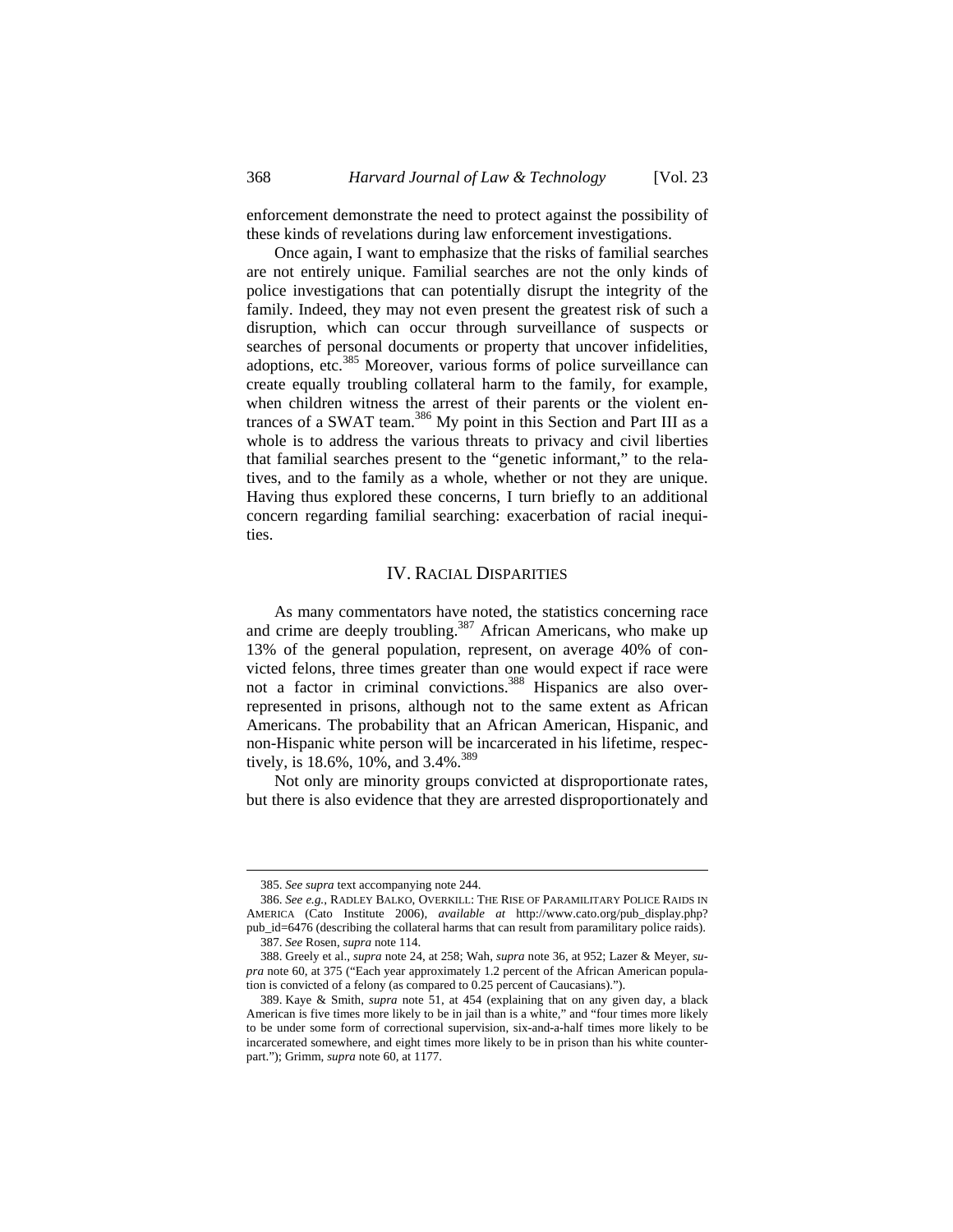enforcement demonstrate the need to protect against the possibility of these kinds of revelations during law enforcement investigations.

Once again, I want to emphasize that the risks of familial searches are not entirely unique. Familial searches are not the only kinds of police investigations that can potentially disrupt the integrity of the family. Indeed, they may not even present the greatest risk of such a disruption, which can occur through surveillance of suspects or searches of personal documents or property that uncover infidelities, adoptions, etc.[385] Moreover, various forms of police surveillance can create equally troubling collateral harm to the family, for example, when children witness the arrest of their parents or the violent entrances of a SWAT team.[386] My point in this Section and Part III as a whole is to address the various threats to privacy and civil liberties that familial searches present to the "genetic informant," to the relatives, and to the family as a whole, whether or not they are unique. Having thus explored these concerns, I turn briefly to an additional concern regarding familial searching: exacerbation of racial inequities.

## IV. Racial Disparities

As many commentators have noted, the statistics concerning race and crime are deeply troubling.[387] African Americans, who make up 13% of the general population, represent, on average 40% of convicted felons, three times greater than one would expect if race were not a factor in criminal convictions.[388] Hispanics are also overrepresented in prisons, although not to the same extent as African Americans. The probability that an African American, Hispanic, and non-Hispanic white person will be incarcerated in his lifetime, respectively, is 18.6%, 10%, and 3.4%.[389]

Not only are minority groups convicted at disproportionate rates, but there is also evidence that they are arrested disproportionately and

---

385. *See supra* text accompanying note 244.

386. *See e.g.*, Radley Balko, Overkill: The Rise of Paramilitary Police Raids in America (Cato Institute 2006), *available at* http://www.cato.org/pub_display.php?pub_id=6476 (describing the collateral harms that can result from paramilitary police raids).

387. *See* Rosen, *supra* note 114.

388. Greely et al., *supra* note 24, at 258; Wah, *supra* note 36, at 952; Lazer & Meyer, *supra* note 60, at 375 ("Each year approximately 1.2 percent of the African American population is convicted of a felony (as compared to 0.25 percent of Caucasians).").

389. Kaye & Smith, *supra* note 51, at 454 (explaining that on any given day, a black American is five times more likely to be in jail than is a white," and "four times more likely to be under some form of correctional supervision, six-and-a-half times more likely to be incarcerated somewhere, and eight times more likely to be in prison than his white counterpart."); Grimm, *supra* note 60, at 1177.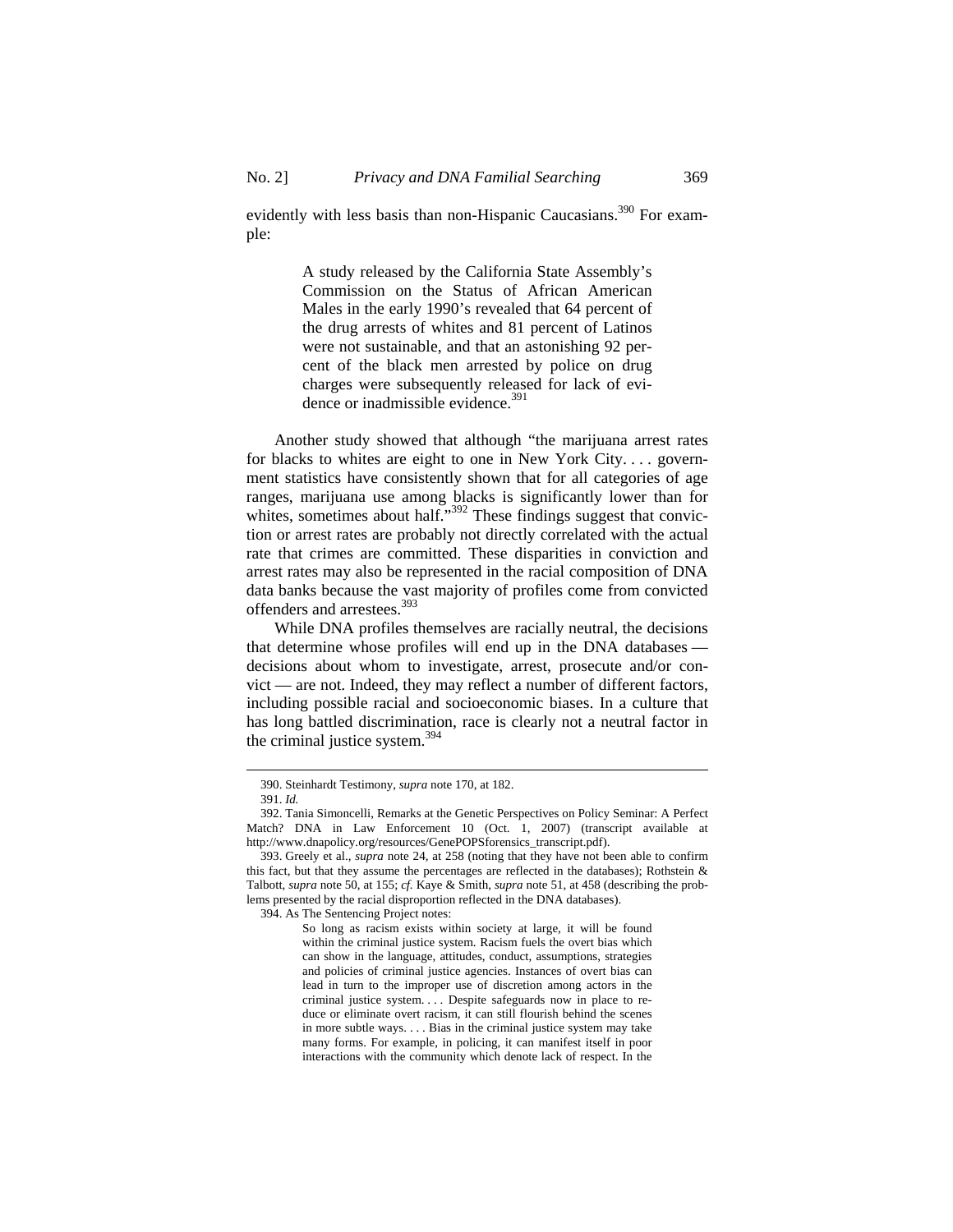evidently with less basis than non-Hispanic Caucasians.[390] For example:

> A study released by the California State Assembly's Commission on the Status of African American Males in the early 1990's revealed that 64 percent of the drug arrests of whites and 81 percent of Latinos were not sustainable, and that an astonishing 92 percent of the black men arrested by police on drug charges were subsequently released for lack of evidence or inadmissible evidence.[391]

Another study showed that although "the marijuana arrest rates for blacks to whites are eight to one in New York City. . . . government statistics have consistently shown that for all categories of age ranges, marijuana use among blacks is significantly lower than for whites, sometimes about half."[392] These findings suggest that conviction or arrest rates are probably not directly correlated with the actual rate that crimes are committed. These disparities in conviction and arrest rates may also be represented in the racial composition of DNA data banks because the vast majority of profiles come from convicted offenders and arrestees.[393]

While DNA profiles themselves are racially neutral, the decisions that determine whose profiles will end up in the DNA databases — decisions about whom to investigate, arrest, prosecute and/or convict — are not. Indeed, they may reflect a number of different factors, including possible racial and socioeconomic biases. In a culture that has long battled discrimination, race is clearly not a neutral factor in the criminal justice system.[394]

---

390. Steinhardt Testimony, *supra* note 170, at 182.

391. *Id.*

392. Tania Simoncelli, Remarks at the Genetic Perspectives on Policy Seminar: A Perfect Match? DNA in Law Enforcement 10 (Oct. 1, 2007) (transcript available at http://www.dnapolicy.org/resources/GenePOPSforensics_transcript.pdf).

393. Greely et al., *supra* note 24, at 258 (noting that they have not been able to confirm this fact, but that they assume the percentages are reflected in the databases); Rothstein & Talbott, *supra* note 50, at 155; *cf.* Kaye & Smith, *supra* note 51, at 458 (describing the problems presented by the racial disproportion reflected in the DNA databases).

394. As The Sentencing Project notes:

> So long as racism exists within society at large, it will be found within the criminal justice system. Racism fuels the overt bias which can show in the language, attitudes, conduct, assumptions, strategies and policies of criminal justice agencies. Instances of overt bias can lead in turn to the improper use of discretion among actors in the criminal justice system. . . . Despite safeguards now in place to reduce or eliminate overt racism, it can still flourish behind the scenes in more subtle ways. . . . Bias in the criminal justice system may take many forms. For example, in policing, it can manifest itself in poor interactions with the community which denote lack of respect. In the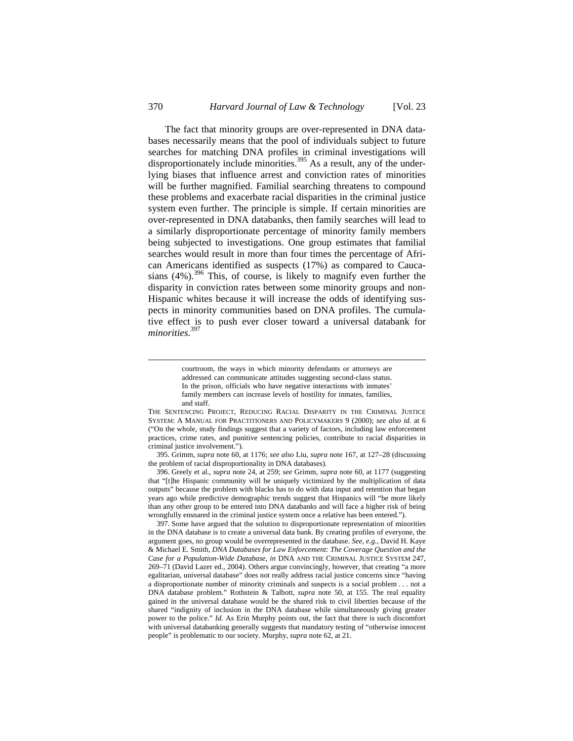The fact that minority groups are over-represented in DNA databases necessarily means that the pool of individuals subject to future searches for matching DNA profiles in criminal investigations will disproportionately include minorities.[395] As a result, any of the underlying biases that influence arrest and conviction rates of minorities will be further magnified. Familial searching threatens to compound these problems and exacerbate racial disparities in the criminal justice system even further. The principle is simple. If certain minorities are over-represented in DNA databanks, then family searches will lead to a similarly disproportionate percentage of minority family members being subjected to investigations. One group estimates that familial searches would result in more than four times the percentage of African Americans identified as suspects (17%) as compared to Caucasians (4%).[396] This, of course, is likely to magnify even further the disparity in conviction rates between some minority groups and non-Hispanic whites because it will increase the odds of identifying suspects in minority communities based on DNA profiles. The cumulative effect is to push ever closer toward a universal databank for *minorities*.[397]

---

> courtroom, the ways in which minority defendants or attorneys are addressed can communicate attitudes suggesting second-class status. In the prison, officials who have negative interactions with inmates' family members can increase levels of hostility for inmates, families, and staff.

THE SENTENCING PROJECT, REDUCING RACIAL DISPARITY IN THE CRIMINAL JUSTICE SYSTEM: A MANUAL FOR PRACTITIONERS AND POLICYMAKERS 9 (2000); *see also id.* at 6 ("On the whole, study findings suggest that a variety of factors, including law enforcement practices, crime rates, and punitive sentencing policies, contribute to racial disparities in criminal justice involvement.").

395. Grimm, *supra* note 60, at 1176; *see also* Liu, *supra* note 167, at 127–28 (discussing the problem of racial disproportionality in DNA databases).

396. Greely et al., *supra* note 24, at 259; *see* Grimm, *supra* note 60, at 1177 (suggesting that "[t]he Hispanic community will be uniquely victimized by the multiplication of data outputs" because the problem with blacks has to do with data input and retention that began years ago while predictive demographic trends suggest that Hispanics will "be more likely than any other group to be entered into DNA databanks and will face a higher risk of being wrongfully ensnared in the criminal justice system once a relative has been entered.").

397. Some have argued that the solution to disproportionate representation of minorities in the DNA database is to create a universal data bank. By creating profiles of everyone, the argument goes, no group would be overrepresented in the database. *See, e.g.*, David H. Kaye & Michael E. Smith, *DNA Databases for Law Enforcement: The Coverage Question and the Case for a Population-Wide Database*, *in* DNA AND THE CRIMINAL JUSTICE SYSTEM 247, 269–71 (David Lazer ed., 2004). Others argue convincingly, however, that creating "a more egalitarian, universal database" does not really address racial justice concerns since "having a disproportionate number of minority criminals and suspects is a social problem . . . not a DNA database problem." Rothstein & Talbott, *supra* note 50, at 155. The real equality gained in the universal database would be the shared risk to civil liberties because of the shared "indignity of inclusion in the DNA database while simultaneously giving greater power to the police." *Id.* As Erin Murphy points out, the fact that there is such discomfort with universal databanking generally suggests that mandatory testing of "otherwise innocent people" is problematic to our society. Murphy, *supra* note 62, at 21.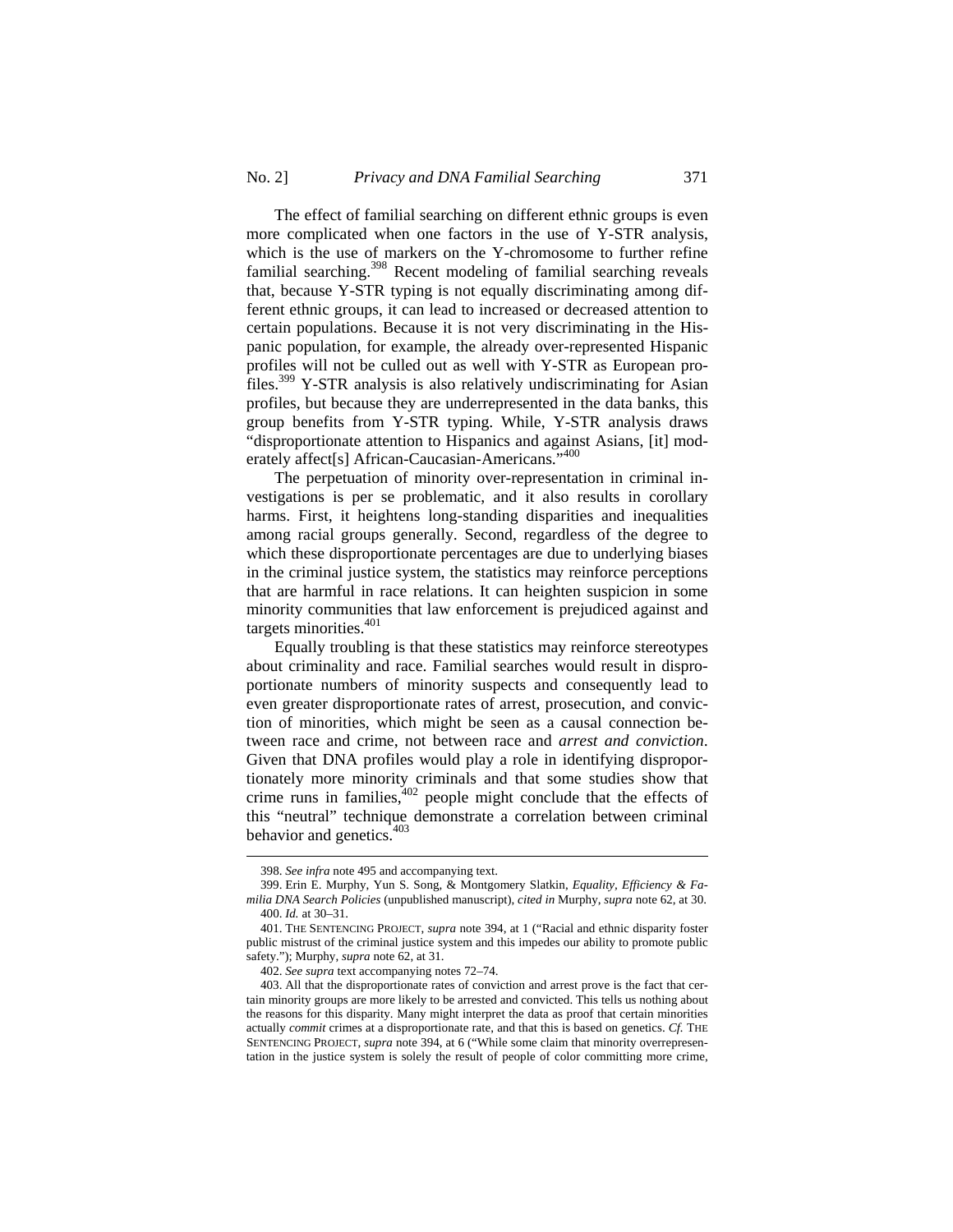The effect of familial searching on different ethnic groups is even more complicated when one factors in the use of Y-STR analysis, which is the use of markers on the Y-chromosome to further refine familial searching.[398] Recent modeling of familial searching reveals that, because Y-STR typing is not equally discriminating among different ethnic groups, it can lead to increased or decreased attention to certain populations. Because it is not very discriminating in the Hispanic population, for example, the already over-represented Hispanic profiles will not be culled out as well with Y-STR as European profiles.[399] Y-STR analysis is also relatively undiscriminating for Asian profiles, but because they are underrepresented in the data banks, this group benefits from Y-STR typing. While, Y-STR analysis draws "disproportionate attention to Hispanics and against Asians, [it] moderately affect[s] African-Caucasian-Americans."[400]

The perpetuation of minority over-representation in criminal investigations is per se problematic, and it also results in corollary harms. First, it heightens long-standing disparities and inequalities among racial groups generally. Second, regardless of the degree to which these disproportionate percentages are due to underlying biases in the criminal justice system, the statistics may reinforce perceptions that are harmful in race relations. It can heighten suspicion in some minority communities that law enforcement is prejudiced against and targets minorities.[401]

Equally troubling is that these statistics may reinforce stereotypes about criminality and race. Familial searches would result in disproportionate numbers of minority suspects and consequently lead to even greater disproportionate rates of arrest, prosecution, and conviction of minorities, which might be seen as a causal connection between race and crime, not between race and *arrest and conviction*. Given that DNA profiles would play a role in identifying disproportionately more minority criminals and that some studies show that crime runs in families,[402] people might conclude that the effects of this "neutral" technique demonstrate a correlation between criminal behavior and genetics.[403]

---

398. *See infra* note 495 and accompanying text.

399. Erin E. Murphy, Yun S. Song, & Montgomery Slatkin, *Equality, Efficiency & Familia DNA Search Policies* (unpublished manuscript), *cited in* Murphy, *supra* note 62, at 30.

400. *Id.* at 30–31.

401. THE SENTENCING PROJECT, *supra* note 394, at 1 ("Racial and ethnic disparity foster public mistrust of the criminal justice system and this impedes our ability to promote public safety."); Murphy, *supra* note 62, at 31.

402. *See supra* text accompanying notes 72–74.

403. All that the disproportionate rates of conviction and arrest prove is the fact that certain minority groups are more likely to be arrested and convicted. This tells us nothing about the reasons for this disparity. Many might interpret the data as proof that certain minorities actually *commit* crimes at a disproportionate rate, and that this is based on genetics. *Cf.* THE SENTENCING PROJECT, *supra* note 394, at 6 ("While some claim that minority overrepresentation in the justice system is solely the result of people of color committing more crime,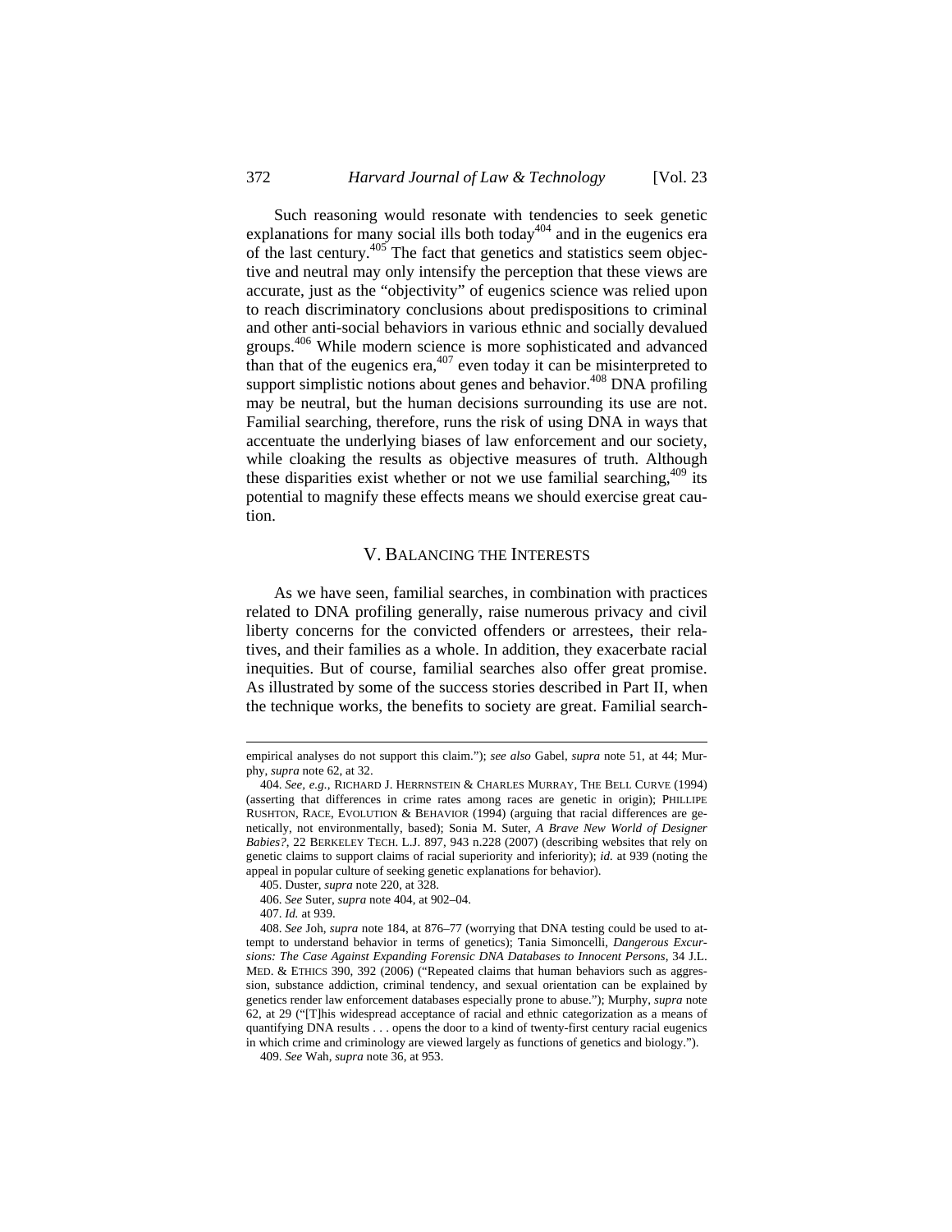Such reasoning would resonate with tendencies to seek genetic explanations for many social ills both today[404] and in the eugenics era of the last century.[405] The fact that genetics and statistics seem objective and neutral may only intensify the perception that these views are accurate, just as the "objectivity" of eugenics science was relied upon to reach discriminatory conclusions about predispositions to criminal and other anti-social behaviors in various ethnic and socially devalued groups.[406] While modern science is more sophisticated and advanced than that of the eugenics era,[407] even today it can be misinterpreted to support simplistic notions about genes and behavior.[408] DNA profiling may be neutral, but the human decisions surrounding its use are not. Familial searching, therefore, runs the risk of using DNA in ways that accentuate the underlying biases of law enforcement and our society, while cloaking the results as objective measures of truth. Although these disparities exist whether or not we use familial searching,[409] its potential to magnify these effects means we should exercise great caution.

## V. BALANCING THE INTERESTS

As we have seen, familial searches, in combination with practices related to DNA profiling generally, raise numerous privacy and civil liberty concerns for the convicted offenders or arrestees, their relatives, and their families as a whole. In addition, they exacerbate racial inequities. But of course, familial searches also offer great promise. As illustrated by some of the success stories described in Part II, when the technique works, the benefits to society are great. Familial search-

---

empirical analyses do not support this claim."); *see also* Gabel, *supra* note 51, at 44; Murphy, *supra* note 62, at 32.

404. *See, e.g.*, RICHARD J. HERRNSTEIN & CHARLES MURRAY, THE BELL CURVE (1994) (asserting that differences in crime rates among races are genetic in origin); PHILLIPE RUSHTON, RACE, EVOLUTION & BEHAVIOR (1994) (arguing that racial differences are genetically, not environmentally, based); Sonia M. Suter, *A Brave New World of Designer Babies?*, 22 BERKELEY TECH. L.J. 897, 943 n.228 (2007) (describing websites that rely on genetic claims to support claims of racial superiority and inferiority); *id.* at 939 (noting the appeal in popular culture of seeking genetic explanations for behavior).

405. Duster, *supra* note 220, at 328.

406. *See* Suter, *supra* note 404, at 902–04.

407. *Id.* at 939.

408. *See* Joh, *supra* note 184, at 876–77 (worrying that DNA testing could be used to attempt to understand behavior in terms of genetics); Tania Simoncelli, *Dangerous Excursions: The Case Against Expanding Forensic DNA Databases to Innocent Persons*, 34 J.L. MED. & ETHICS 390, 392 (2006) ("Repeated claims that human behaviors such as aggression, substance addiction, criminal tendency, and sexual orientation can be explained by genetics render law enforcement databases especially prone to abuse."); Murphy, *supra* note 62, at 29 ("[T]his widespread acceptance of racial and ethnic categorization as a means of quantifying DNA results . . . opens the door to a kind of twenty-first century racial eugenics in which crime and criminology are viewed largely as functions of genetics and biology.").

409. *See* Wah, *supra* note 36, at 953.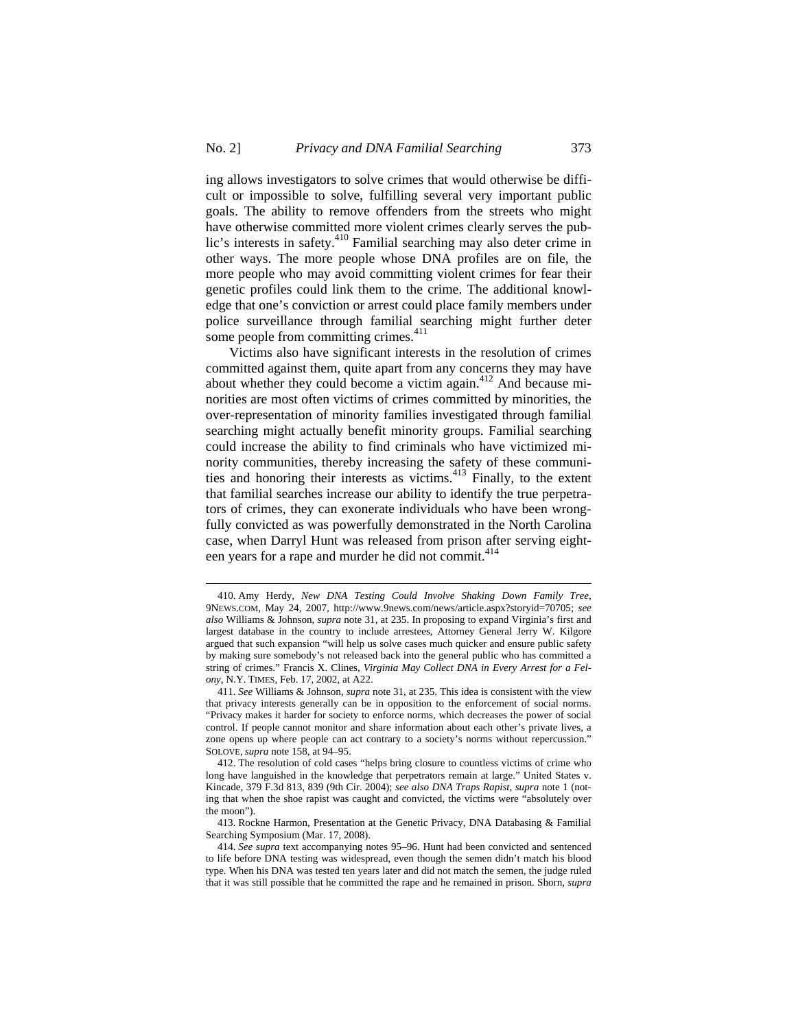ing allows investigators to solve crimes that would otherwise be difficult or impossible to solve, fulfilling several very important public goals. The ability to remove offenders from the streets who might have otherwise committed more violent crimes clearly serves the public's interests in safety.[410] Familial searching may also deter crime in other ways. The more people whose DNA profiles are on file, the more people who may avoid committing violent crimes for fear their genetic profiles could link them to the crime. The additional knowledge that one's conviction or arrest could place family members under police surveillance through familial searching might further deter some people from committing crimes.[411]

Victims also have significant interests in the resolution of crimes committed against them, quite apart from any concerns they may have about whether they could become a victim again.[412] And because minorities are most often victims of crimes committed by minorities, the over-representation of minority families investigated through familial searching might actually benefit minority groups. Familial searching could increase the ability to find criminals who have victimized minority communities, thereby increasing the safety of these communities and honoring their interests as victims.[413] Finally, to the extent that familial searches increase our ability to identify the true perpetrators of crimes, they can exonerate individuals who have been wrongfully convicted as was powerfully demonstrated in the North Carolina case, when Darryl Hunt was released from prison after serving eighteen years for a rape and murder he did not commit.[414]

---

410. Amy Herdy, *New DNA Testing Could Involve Shaking Down Family Tree*, 9NEWS.COM, May 24, 2007, http://www.9news.com/news/article.aspx?storyid=70705; *see also* Williams & Johnson, *supra* note 31, at 235. In proposing to expand Virginia's first and largest database in the country to include arrestees, Attorney General Jerry W. Kilgore argued that such expansion "will help us solve cases much quicker and ensure public safety by making sure somebody's not released back into the general public who has committed a string of crimes." Francis X. Clines, *Virginia May Collect DNA in Every Arrest for a Felony*, N.Y. TIMES, Feb. 17, 2002, at A22.

411. *See* Williams & Johnson, *supra* note 31, at 235. This idea is consistent with the view that privacy interests generally can be in opposition to the enforcement of social norms. "Privacy makes it harder for society to enforce norms, which decreases the power of social control. If people cannot monitor and share information about each other's private lives, a zone opens up where people can act contrary to a society's norms without repercussion." SOLOVE, *supra* note 158, at 94–95.

412. The resolution of cold cases "helps bring closure to countless victims of crime who long have languished in the knowledge that perpetrators remain at large." United States v. Kincade, 379 F.3d 813, 839 (9th Cir. 2004); *see also DNA Traps Rapist*, *supra* note 1 (noting that when the shoe rapist was caught and convicted, the victims were "absolutely over the moon").

413. Rockne Harmon, Presentation at the Genetic Privacy, DNA Databasing & Familial Searching Symposium (Mar. 17, 2008).

414. *See supra* text accompanying notes 95–96. Hunt had been convicted and sentenced to life before DNA testing was widespread, even though the semen didn't match his blood type. When his DNA was tested ten years later and did not match the semen, the judge ruled that it was still possible that he committed the rape and he remained in prison. Shorn, *supra*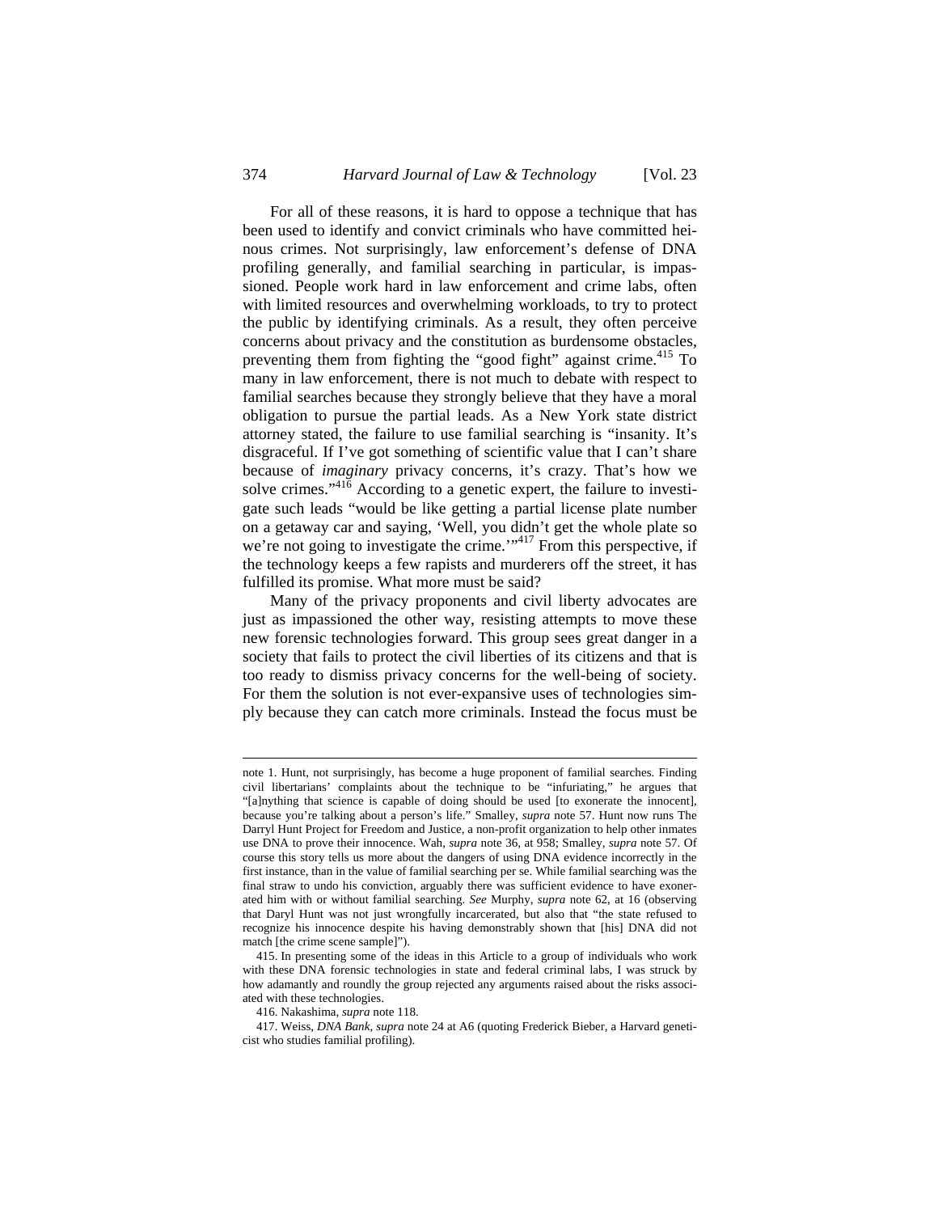For all of these reasons, it is hard to oppose a technique that has been used to identify and convict criminals who have committed heinous crimes. Not surprisingly, law enforcement's defense of DNA profiling generally, and familial searching in particular, is impassioned. People work hard in law enforcement and crime labs, often with limited resources and overwhelming workloads, to try to protect the public by identifying criminals. As a result, they often perceive concerns about privacy and the constitution as burdensome obstacles, preventing them from fighting the "good fight" against crime.[415] To many in law enforcement, there is not much to debate with respect to familial searches because they strongly believe that they have a moral obligation to pursue the partial leads. As a New York state district attorney stated, the failure to use familial searching is "insanity. It's disgraceful. If I've got something of scientific value that I can't share because of *imaginary* privacy concerns, it's crazy. That's how we solve crimes."[416] According to a genetic expert, the failure to investigate such leads "would be like getting a partial license plate number on a getaway car and saying, 'Well, you didn't get the whole plate so we're not going to investigate the crime.'"[417] From this perspective, if the technology keeps a few rapists and murderers off the street, it has fulfilled its promise. What more must be said?

Many of the privacy proponents and civil liberty advocates are just as impassioned the other way, resisting attempts to move these new forensic technologies forward. This group sees great danger in a society that fails to protect the civil liberties of its citizens and that is too ready to dismiss privacy concerns for the well-being of society. For them the solution is not ever-expansive uses of technologies simply because they can catch more criminals. Instead the focus must be

---

note 1. Hunt, not surprisingly, has become a huge proponent of familial searches. Finding civil libertarians' complaints about the technique to be "infuriating," he argues that "[a]nything that science is capable of doing should be used [to exonerate the innocent], because you're talking about a person's life." Smalley, *supra* note 57. Hunt now runs The Darryl Hunt Project for Freedom and Justice, a non-profit organization to help other inmates use DNA to prove their innocence. Wah, *supra* note 36, at 958; Smalley, *supra* note 57. Of course this story tells us more about the dangers of using DNA evidence incorrectly in the first instance, than in the value of familial searching per se. While familial searching was the final straw to undo his conviction, arguably there was sufficient evidence to have exonerated him with or without familial searching. *See* Murphy, *supra* note 62, at 16 (observing that Daryl Hunt was not just wrongfully incarcerated, but also that "the state refused to recognize his innocence despite his having demonstrably shown that [his] DNA did not match [the crime scene sample]").

415. In presenting some of the ideas in this Article to a group of individuals who work with these DNA forensic technologies in state and federal criminal labs, I was struck by how adamantly and roundly the group rejected any arguments raised about the risks associated with these technologies.

416. Nakashima, *supra* note 118.

417. Weiss, *DNA Bank*, *supra* note 24 at A6 (quoting Frederick Bieber, a Harvard geneticist who studies familial profiling).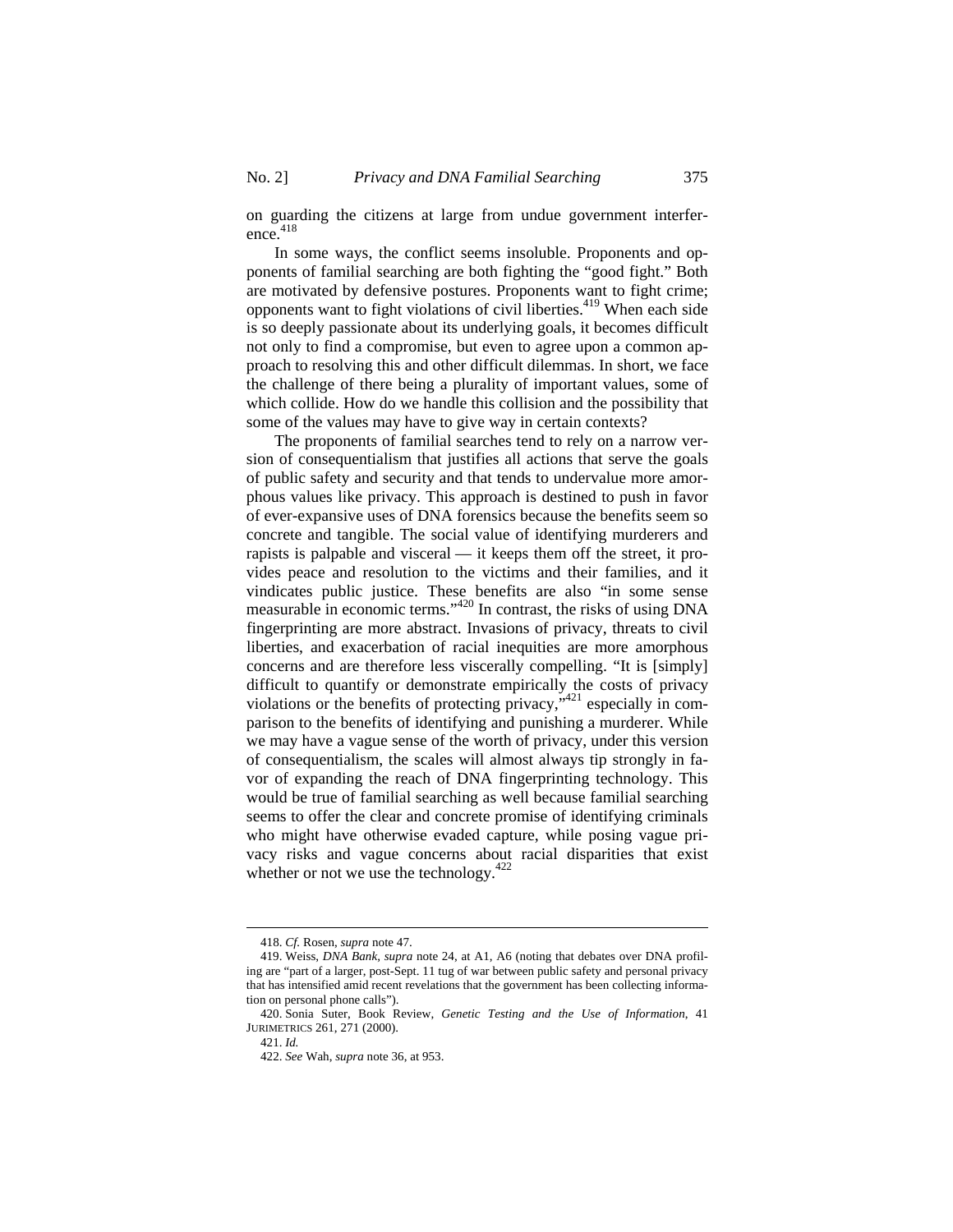on guarding the citizens at large from undue government interference.[418]

In some ways, the conflict seems insoluble. Proponents and opponents of familial searching are both fighting the "good fight." Both are motivated by defensive postures. Proponents want to fight crime; opponents want to fight violations of civil liberties.[419] When each side is so deeply passionate about its underlying goals, it becomes difficult not only to find a compromise, but even to agree upon a common approach to resolving this and other difficult dilemmas. In short, we face the challenge of there being a plurality of important values, some of which collide. How do we handle this collision and the possibility that some of the values may have to give way in certain contexts?

The proponents of familial searches tend to rely on a narrow version of consequentialism that justifies all actions that serve the goals of public safety and security and that tends to undervalue more amorphous values like privacy. This approach is destined to push in favor of ever-expansive uses of DNA forensics because the benefits seem so concrete and tangible. The social value of identifying murderers and rapists is palpable and visceral — it keeps them off the street, it provides peace and resolution to the victims and their families, and it vindicates public justice. These benefits are also "in some sense measurable in economic terms."[420] In contrast, the risks of using DNA fingerprinting are more abstract. Invasions of privacy, threats to civil liberties, and exacerbation of racial inequities are more amorphous concerns and are therefore less viscerally compelling. "It is [simply] difficult to quantify or demonstrate empirically the costs of privacy violations or the benefits of protecting privacy,"[421] especially in comparison to the benefits of identifying and punishing a murderer. While we may have a vague sense of the worth of privacy, under this version of consequentialism, the scales will almost always tip strongly in favor of expanding the reach of DNA fingerprinting technology. This would be true of familial searching as well because familial searching seems to offer the clear and concrete promise of identifying criminals who might have otherwise evaded capture, while posing vague privacy risks and vague concerns about racial disparities that exist whether or not we use the technology.[422]

---

418. *Cf.* Rosen, *supra* note 47.

419. Weiss, *DNA Bank*, *supra* note 24, at A1, A6 (noting that debates over DNA profiling are "part of a larger, post-Sept. 11 tug of war between public safety and personal privacy that has intensified amid recent revelations that the government has been collecting information on personal phone calls").

420. Sonia Suter, Book Review, *Genetic Testing and the Use of Information*, 41 JURIMETRICS 261, 271 (2000).

421. *Id.*

422. *See* Wah, *supra* note 36, at 953.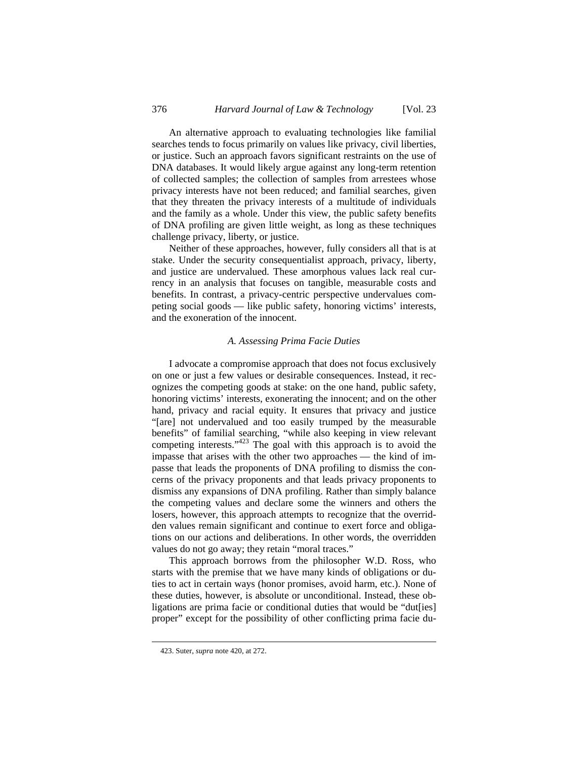An alternative approach to evaluating technologies like familial searches tends to focus primarily on values like privacy, civil liberties, or justice. Such an approach favors significant restraints on the use of DNA databases. It would likely argue against any long-term retention of collected samples; the collection of samples from arrestees whose privacy interests have not been reduced; and familial searches, given that they threaten the privacy interests of a multitude of individuals and the family as a whole. Under this view, the public safety benefits of DNA profiling are given little weight, as long as these techniques challenge privacy, liberty, or justice.

Neither of these approaches, however, fully considers all that is at stake. Under the security consequentialist approach, privacy, liberty, and justice are undervalued. These amorphous values lack real currency in an analysis that focuses on tangible, measurable costs and benefits. In contrast, a privacy-centric perspective undervalues competing social goods — like public safety, honoring victims' interests, and the exoneration of the innocent.

### *A. Assessing Prima Facie Duties*

I advocate a compromise approach that does not focus exclusively on one or just a few values or desirable consequences. Instead, it recognizes the competing goods at stake: on the one hand, public safety, honoring victims' interests, exonerating the innocent; and on the other hand, privacy and racial equity. It ensures that privacy and justice "[are] not undervalued and too easily trumped by the measurable benefits" of familial searching, "while also keeping in view relevant competing interests."[423] The goal with this approach is to avoid the impasse that arises with the other two approaches — the kind of impasse that leads the proponents of DNA profiling to dismiss the concerns of the privacy proponents and that leads privacy proponents to dismiss any expansions of DNA profiling. Rather than simply balance the competing values and declare some the winners and others the losers, however, this approach attempts to recognize that the overridden values remain significant and continue to exert force and obligations on our actions and deliberations. In other words, the overridden values do not go away; they retain "moral traces."

This approach borrows from the philosopher W.D. Ross, who starts with the premise that we have many kinds of obligations or duties to act in certain ways (honor promises, avoid harm, etc.). None of these duties, however, is absolute or unconditional. Instead, these obligations are prima facie or conditional duties that would be "dut[ies] proper" except for the possibility of other conflicting prima facie du-

423. Suter, *supra* note 420, at 272.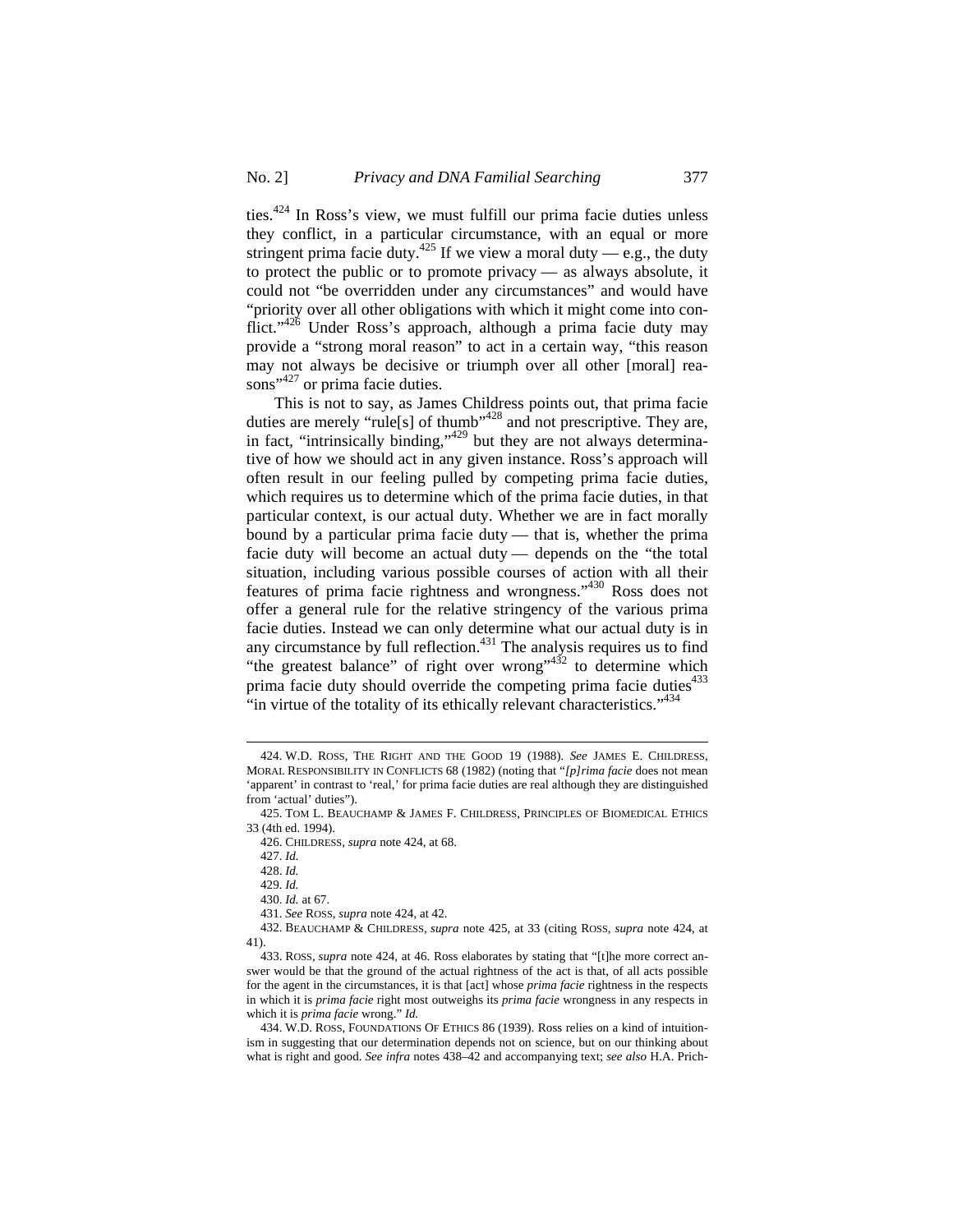ties.[424] In Ross's view, we must fulfill our prima facie duties unless they conflict, in a particular circumstance, with an equal or more stringent prima facie duty.[425] If we view a moral duty — e.g., the duty to protect the public or to promote privacy — as always absolute, it could not "be overridden under any circumstances" and would have "priority over all other obligations with which it might come into conflict."[426] Under Ross's approach, although a prima facie duty may provide a "strong moral reason" to act in a certain way, "this reason may not always be decisive or triumph over all other [moral] reasons"[427] or prima facie duties.

This is not to say, as James Childress points out, that prima facie duties are merely "rule[s] of thumb"[428] and not prescriptive. They are, in fact, "intrinsically binding,"[429] but they are not always determinative of how we should act in any given instance. Ross's approach will often result in our feeling pulled by competing prima facie duties, which requires us to determine which of the prima facie duties, in that particular context, is our actual duty. Whether we are in fact morally bound by a particular prima facie duty — that is, whether the prima facie duty will become an actual duty — depends on the "the total situation, including various possible courses of action with all their features of prima facie rightness and wrongness."[430] Ross does not offer a general rule for the relative stringency of the various prima facie duties. Instead we can only determine what our actual duty is in any circumstance by full reflection.[431] The analysis requires us to find "the greatest balance" of right over wrong"[432] to determine which prima facie duty should override the competing prima facie duties[433] "in virtue of the totality of its ethically relevant characteristics."[434]

---

424. W.D. ROSS, THE RIGHT AND THE GOOD 19 (1988). *See* JAMES E. CHILDRESS, MORAL RESPONSIBILITY IN CONFLICTS 68 (1982) (noting that "*[p]rima facie* does not mean 'apparent' in contrast to 'real,' for prima facie duties are real although they are distinguished from 'actual' duties").

425. TOM L. BEAUCHAMP & JAMES F. CHILDRESS, PRINCIPLES OF BIOMEDICAL ETHICS 33 (4th ed. 1994).

426. CHILDRESS, *supra* note 424, at 68.

427. *Id.*

428. *Id.*

429. *Id.*

430. *Id.* at 67.

431. *See* ROSS, *supra* note 424, at 42.

432. BEAUCHAMP & CHILDRESS, *supra* note 425, at 33 (citing ROSS, *supra* note 424, at 41).

433. ROSS, *supra* note 424, at 46. Ross elaborates by stating that "[t]he more correct answer would be that the ground of the actual rightness of the act is that, of all acts possible for the agent in the circumstances, it is that [act] whose *prima facie* rightness in the respects in which it is *prima facie* right most outweighs its *prima facie* wrongness in any respects in which it is *prima facie* wrong." *Id.*

434. W.D. ROSS, FOUNDATIONS OF ETHICS 86 (1939). Ross relies on a kind of intuitionism in suggesting that our determination depends not on science, but on our thinking about what is right and good. *See infra* notes 438–42 and accompanying text; *see also* H.A. Prich-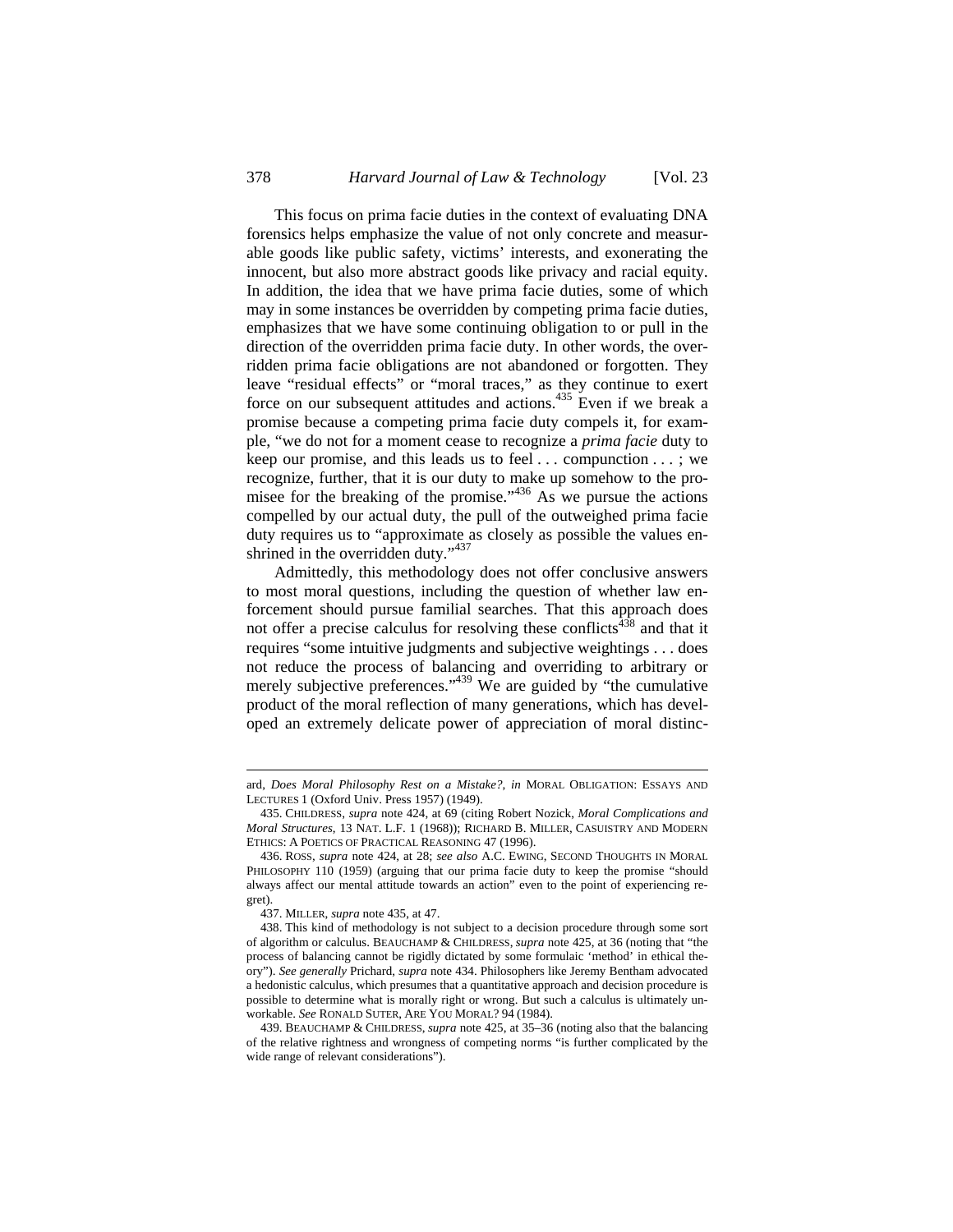This focus on prima facie duties in the context of evaluating DNA forensics helps emphasize the value of not only concrete and measurable goods like public safety, victims' interests, and exonerating the innocent, but also more abstract goods like privacy and racial equity. In addition, the idea that we have prima facie duties, some of which may in some instances be overridden by competing prima facie duties, emphasizes that we have some continuing obligation to or pull in the direction of the overridden prima facie duty. In other words, the overridden prima facie obligations are not abandoned or forgotten. They leave "residual effects" or "moral traces," as they continue to exert force on our subsequent attitudes and actions.[435] Even if we break a promise because a competing prima facie duty compels it, for example, "we do not for a moment cease to recognize a *prima facie* duty to keep our promise, and this leads us to feel . . . compunction . . . ; we recognize, further, that it is our duty to make up somehow to the promisee for the breaking of the promise."[436] As we pursue the actions compelled by our actual duty, the pull of the outweighed prima facie duty requires us to "approximate as closely as possible the values enshrined in the overridden duty."[437]

Admittedly, this methodology does not offer conclusive answers to most moral questions, including the question of whether law enforcement should pursue familial searches. That this approach does not offer a precise calculus for resolving these conflicts[438] and that it requires "some intuitive judgments and subjective weightings . . . does not reduce the process of balancing and overriding to arbitrary or merely subjective preferences."[439] We are guided by "the cumulative product of the moral reflection of many generations, which has developed an extremely delicate power of appreciation of moral distinc-

---

ard, *Does Moral Philosophy Rest on a Mistake?*, *in* MORAL OBLIGATION: ESSAYS AND LECTURES 1 (Oxford Univ. Press 1957) (1949).

435. CHILDRESS, *supra* note 424, at 69 (citing Robert Nozick, *Moral Complications and Moral Structures*, 13 NAT. L.F. 1 (1968)); RICHARD B. MILLER, CASUISTRY AND MODERN ETHICS: A POETICS OF PRACTICAL REASONING 47 (1996).

436. ROSS, *supra* note 424, at 28; *see also* A.C. EWING, SECOND THOUGHTS IN MORAL PHILOSOPHY 110 (1959) (arguing that our prima facie duty to keep the promise "should always affect our mental attitude towards an action" even to the point of experiencing regret).

437. MILLER, *supra* note 435, at 47.

438. This kind of methodology is not subject to a decision procedure through some sort of algorithm or calculus. BEAUCHAMP & CHILDRESS, *supra* note 425, at 36 (noting that "the process of balancing cannot be rigidly dictated by some formulaic 'method' in ethical theory"). *See generally* Prichard, *supra* note 434. Philosophers like Jeremy Bentham advocated a hedonistic calculus, which presumes that a quantitative approach and decision procedure is possible to determine what is morally right or wrong. But such a calculus is ultimately unworkable. *See* RONALD SUTER, ARE YOU MORAL? 94 (1984).

439. BEAUCHAMP & CHILDRESS, *supra* note 425, at 35–36 (noting also that the balancing of the relative rightness and wrongness of competing norms "is further complicated by the wide range of relevant considerations").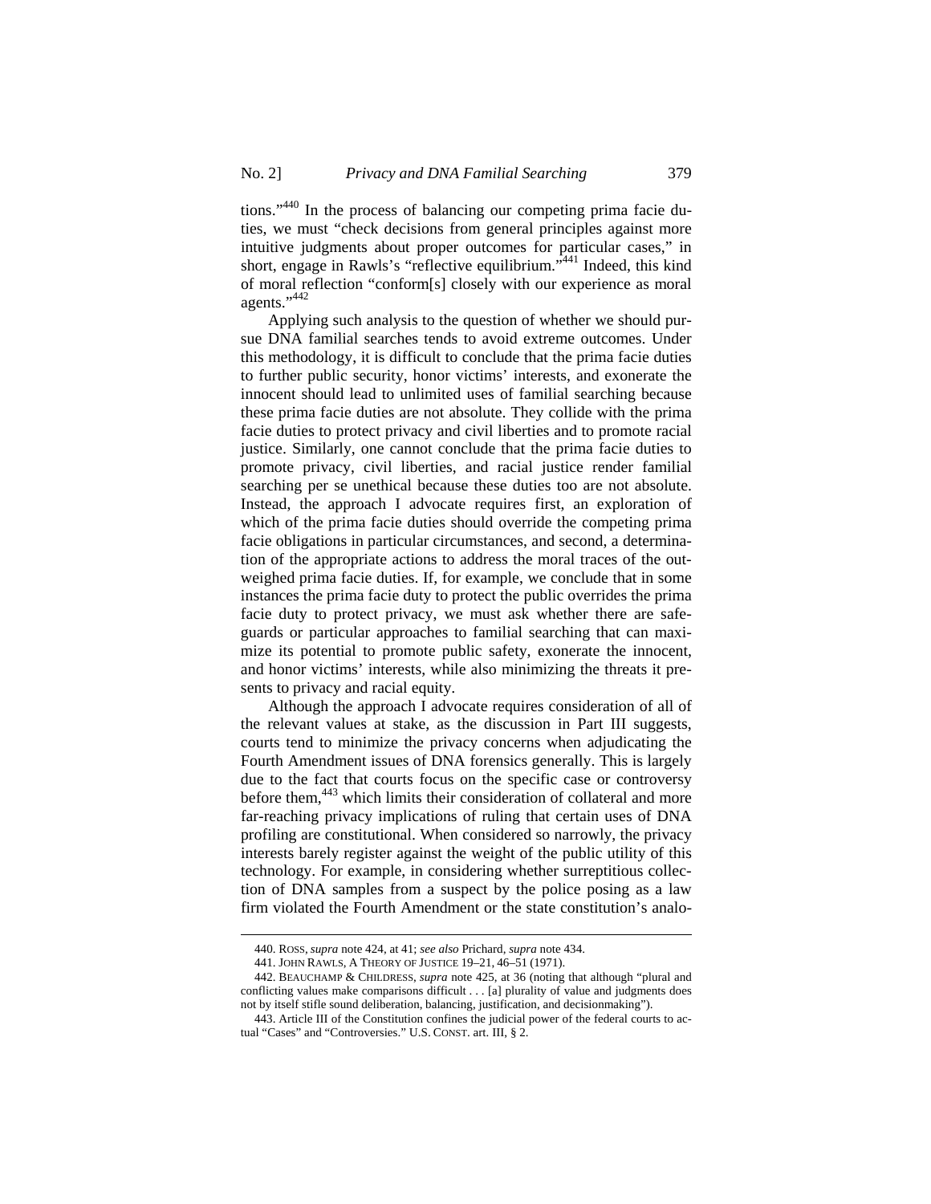tions."[440] In the process of balancing our competing prima facie duties, we must "check decisions from general principles against more intuitive judgments about proper outcomes for particular cases," in short, engage in Rawls's "reflective equilibrium."[441] Indeed, this kind of moral reflection "conform[s] closely with our experience as moral agents."[442]

Applying such analysis to the question of whether we should pursue DNA familial searches tends to avoid extreme outcomes. Under this methodology, it is difficult to conclude that the prima facie duties to further public security, honor victims' interests, and exonerate the innocent should lead to unlimited uses of familial searching because these prima facie duties are not absolute. They collide with the prima facie duties to protect privacy and civil liberties and to promote racial justice. Similarly, one cannot conclude that the prima facie duties to promote privacy, civil liberties, and racial justice render familial searching per se unethical because these duties too are not absolute. Instead, the approach I advocate requires first, an exploration of which of the prima facie duties should override the competing prima facie obligations in particular circumstances, and second, a determination of the appropriate actions to address the moral traces of the outweighed prima facie duties. If, for example, we conclude that in some instances the prima facie duty to protect the public overrides the prima facie duty to protect privacy, we must ask whether there are safeguards or particular approaches to familial searching that can maximize its potential to promote public safety, exonerate the innocent, and honor victims' interests, while also minimizing the threats it presents to privacy and racial equity.

Although the approach I advocate requires consideration of all of the relevant values at stake, as the discussion in Part III suggests, courts tend to minimize the privacy concerns when adjudicating the Fourth Amendment issues of DNA forensics generally. This is largely due to the fact that courts focus on the specific case or controversy before them,[443] which limits their consideration of collateral and more far-reaching privacy implications of ruling that certain uses of DNA profiling are constitutional. When considered so narrowly, the privacy interests barely register against the weight of the public utility of this technology. For example, in considering whether surreptitious collection of DNA samples from a suspect by the police posing as a law firm violated the Fourth Amendment or the state constitution's analo-

440. ROSS, *supra* note 424, at 41; *see also* Prichard, *supra* note 434.

441. JOHN RAWLS, A THEORY OF JUSTICE 19–21, 46–51 (1971).

442. BEAUCHAMP & CHILDRESS, *supra* note 425, at 36 (noting that although "plural and conflicting values make comparisons difficult . . . [a] plurality of value and judgments does not by itself stifle sound deliberation, balancing, justification, and decisionmaking").

443. Article III of the Constitution confines the judicial power of the federal courts to actual "Cases" and "Controversies." U.S. CONST. art. III, § 2.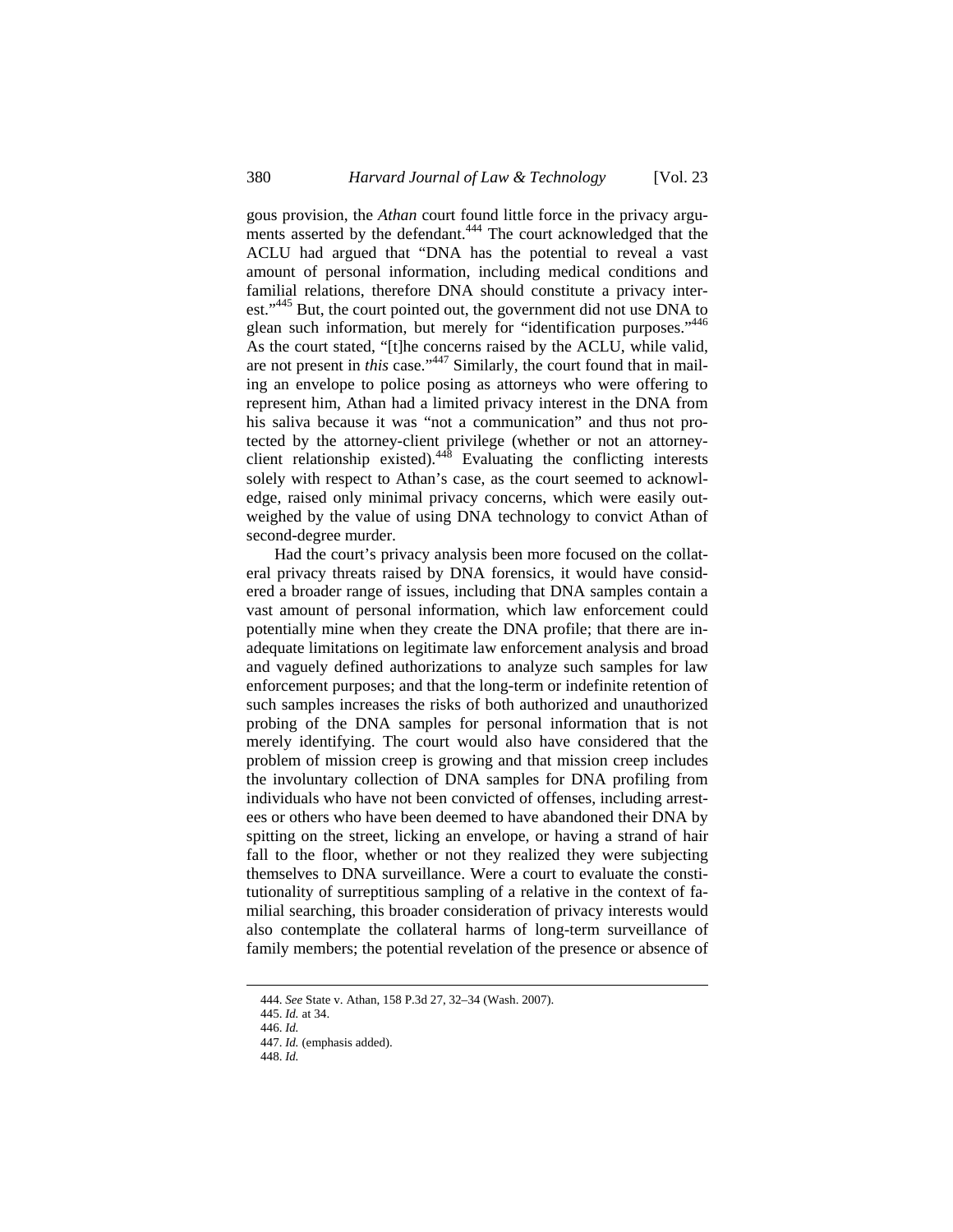gous provision, the *Athan* court found little force in the privacy arguments asserted by the defendant.[444] The court acknowledged that the ACLU had argued that "DNA has the potential to reveal a vast amount of personal information, including medical conditions and familial relations, therefore DNA should constitute a privacy interest."[445] But, the court pointed out, the government did not use DNA to glean such information, but merely for "identification purposes."[446] As the court stated, "[t]he concerns raised by the ACLU, while valid, are not present in *this* case."[447] Similarly, the court found that in mailing an envelope to police posing as attorneys who were offering to represent him, Athan had a limited privacy interest in the DNA from his saliva because it was "not a communication" and thus not protected by the attorney-client privilege (whether or not an attorney-client relationship existed).[448] Evaluating the conflicting interests solely with respect to Athan's case, as the court seemed to acknowledge, raised only minimal privacy concerns, which were easily outweighed by the value of using DNA technology to convict Athan of second-degree murder.

Had the court's privacy analysis been more focused on the collateral privacy threats raised by DNA forensics, it would have considered a broader range of issues, including that DNA samples contain a vast amount of personal information, which law enforcement could potentially mine when they create the DNA profile; that there are inadequate limitations on legitimate law enforcement analysis and broad and vaguely defined authorizations to analyze such samples for law enforcement purposes; and that the long-term or indefinite retention of such samples increases the risks of both authorized and unauthorized probing of the DNA samples for personal information that is not merely identifying. The court would also have considered that the problem of mission creep is growing and that mission creep includes the involuntary collection of DNA samples for DNA profiling from individuals who have not been convicted of offenses, including arrestees or others who have been deemed to have abandoned their DNA by spitting on the street, licking an envelope, or having a strand of hair fall to the floor, whether or not they realized they were subjecting themselves to DNA surveillance. Were a court to evaluate the constitutionality of surreptitious sampling of a relative in the context of familial searching, this broader consideration of privacy interests would also contemplate the collateral harms of long-term surveillance of family members; the potential revelation of the presence or absence of

444. *See* State v. Athan, 158 P.3d 27, 32–34 (Wash. 2007).

445. *Id.* at 34.

446. *Id.*

447. *Id.* (emphasis added).

448. *Id.*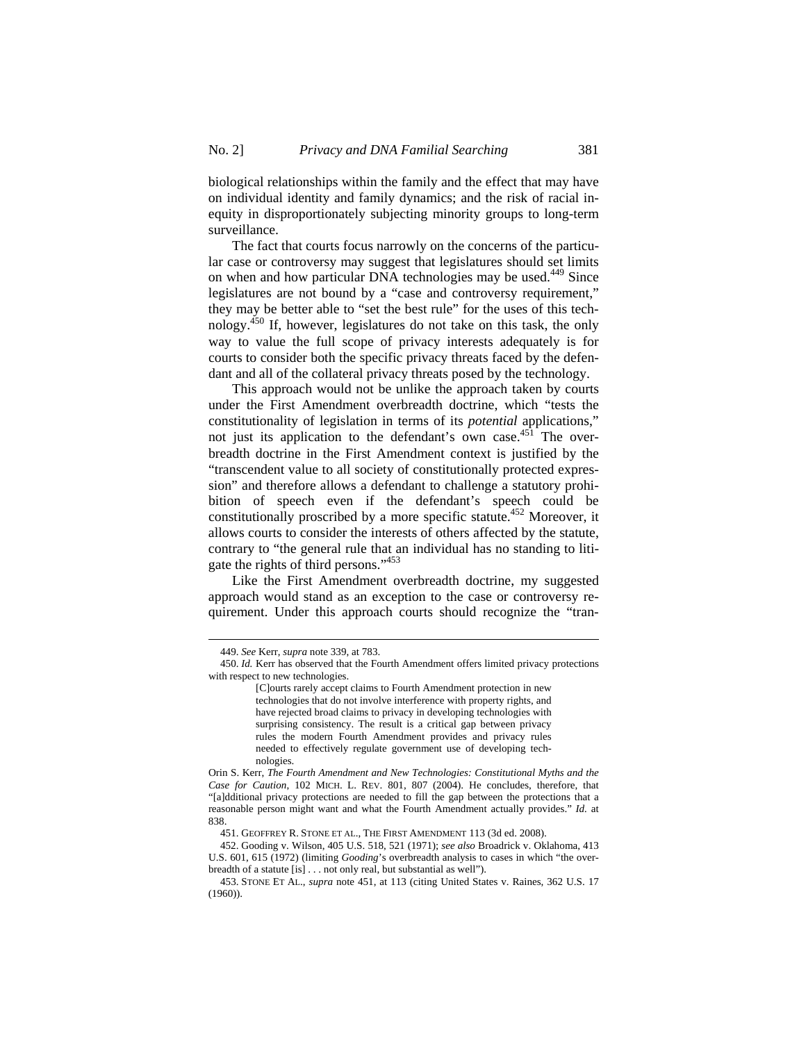biological relationships within the family and the effect that may have on individual identity and family dynamics; and the risk of racial inequity in disproportionately subjecting minority groups to long-term surveillance.

The fact that courts focus narrowly on the concerns of the particular case or controversy may suggest that legislatures should set limits on when and how particular DNA technologies may be used.[449] Since legislatures are not bound by a "case and controversy requirement," they may be better able to "set the best rule" for the uses of this technology.[450] If, however, legislatures do not take on this task, the only way to value the full scope of privacy interests adequately is for courts to consider both the specific privacy threats faced by the defendant and all of the collateral privacy threats posed by the technology.

This approach would not be unlike the approach taken by courts under the First Amendment overbreadth doctrine, which "tests the constitutionality of legislation in terms of its *potential* applications," not just its application to the defendant's own case.[451] The overbreadth doctrine in the First Amendment context is justified by the "transcendent value to all society of constitutionally protected expression" and therefore allows a defendant to challenge a statutory prohibition of speech even if the defendant's speech could be constitutionally proscribed by a more specific statute.[452] Moreover, it allows courts to consider the interests of others affected by the statute, contrary to "the general rule that an individual has no standing to litigate the rights of third persons."[453]

Like the First Amendment overbreadth doctrine, my suggested approach would stand as an exception to the case or controversy requirement. Under this approach courts should recognize the "tran-

---

449. *See* Kerr, *supra* note 339, at 783.

450. *Id.* Kerr has observed that the Fourth Amendment offers limited privacy protections with respect to new technologies.

> [C]ourts rarely accept claims to Fourth Amendment protection in new technologies that do not involve interference with property rights, and have rejected broad claims to privacy in developing technologies with surprising consistency. The result is a critical gap between privacy rules the modern Fourth Amendment provides and privacy rules needed to effectively regulate government use of developing technologies.

Orin S. Kerr, *The Fourth Amendment and New Technologies: Constitutional Myths and the Case for Caution*, 102 MICH. L. REV. 801, 807 (2004). He concludes, therefore, that "[a]dditional privacy protections are needed to fill the gap between the protections that a reasonable person might want and what the Fourth Amendment actually provides." *Id.* at 838.

451. GEOFFREY R. STONE ET AL., THE FIRST AMENDMENT 113 (3d ed. 2008).

452. Gooding v. Wilson, 405 U.S. 518, 521 (1971); *see also* Broadrick v. Oklahoma, 413 U.S. 601, 615 (1972) (limiting *Gooding*'s overbreadth analysis to cases in which "the overbreadth of a statute [is] . . . not only real, but substantial as well").

453. STONE ET AL., *supra* note 451, at 113 (citing United States v. Raines, 362 U.S. 17 (1960)).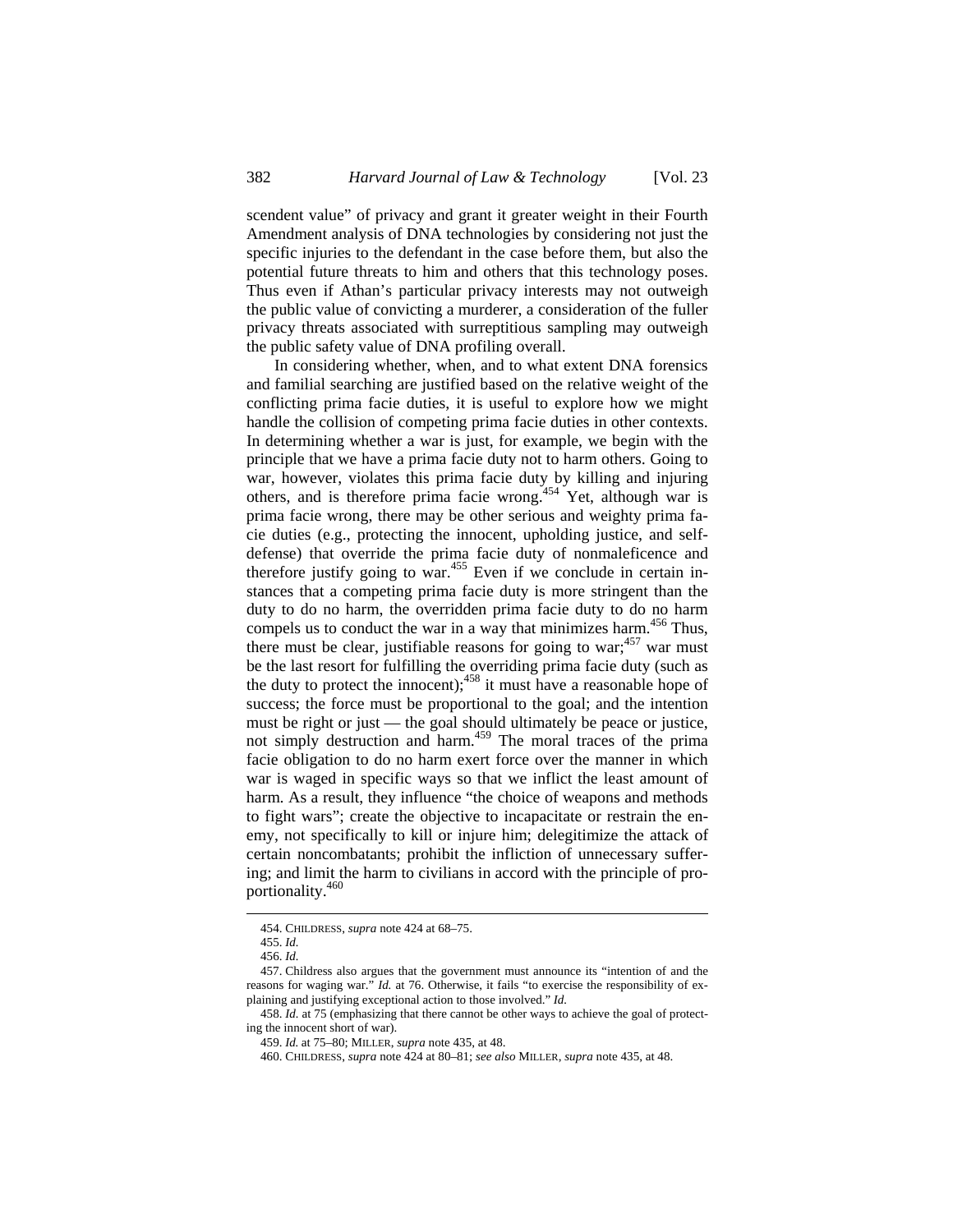scendent value" of privacy and grant it greater weight in their Fourth Amendment analysis of DNA technologies by considering not just the specific injuries to the defendant in the case before them, but also the potential future threats to him and others that this technology poses. Thus even if Athan's particular privacy interests may not outweigh the public value of convicting a murderer, a consideration of the fuller privacy threats associated with surreptitious sampling may outweigh the public safety value of DNA profiling overall.

In considering whether, when, and to what extent DNA forensics and familial searching are justified based on the relative weight of the conflicting prima facie duties, it is useful to explore how we might handle the collision of competing prima facie duties in other contexts. In determining whether a war is just, for example, we begin with the principle that we have a prima facie duty not to harm others. Going to war, however, violates this prima facie duty by killing and injuring others, and is therefore prima facie wrong.[454] Yet, although war is prima facie wrong, there may be other serious and weighty prima facie duties (e.g., protecting the innocent, upholding justice, and self-defense) that override the prima facie duty of nonmaleficence and therefore justify going to war.[455] Even if we conclude in certain instances that a competing prima facie duty is more stringent than the duty to do no harm, the overridden prima facie duty to do no harm compels us to conduct the war in a way that minimizes harm.[456] Thus, there must be clear, justifiable reasons for going to war;[457] war must be the last resort for fulfilling the overriding prima facie duty (such as the duty to protect the innocent);[458] it must have a reasonable hope of success; the force must be proportional to the goal; and the intention must be right or just — the goal should ultimately be peace or justice, not simply destruction and harm.[459] The moral traces of the prima facie obligation to do no harm exert force over the manner in which war is waged in specific ways so that we inflict the least amount of harm. As a result, they influence "the choice of weapons and methods to fight wars"; create the objective to incapacitate or restrain the enemy, not specifically to kill or injure him; delegitimize the attack of certain noncombatants; prohibit the infliction of unnecessary suffering; and limit the harm to civilians in accord with the principle of proportionality.[460]

---

454. CHILDRESS, *supra* note 424 at 68–75.

455. *Id.*

456. *Id.*

457. Childress also argues that the government must announce its "intention of and the reasons for waging war." *Id.* at 76. Otherwise, it fails "to exercise the responsibility of explaining and justifying exceptional action to those involved." *Id.*

458. *Id.* at 75 (emphasizing that there cannot be other ways to achieve the goal of protecting the innocent short of war).

459. *Id.* at 75–80; MILLER, *supra* note 435, at 48.

460. CHILDRESS, *supra* note 424 at 80–81; *see also* MILLER, *supra* note 435, at 48.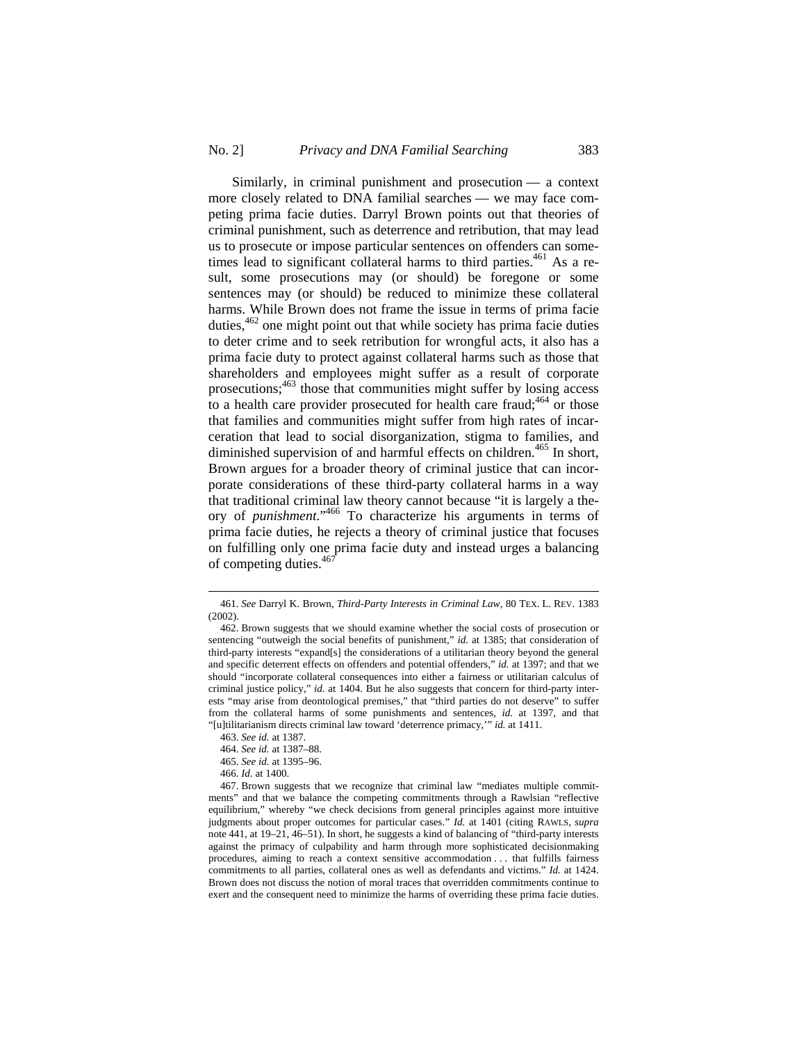Similarly, in criminal punishment and prosecution — a context more closely related to DNA familial searches — we may face competing prima facie duties. Darryl Brown points out that theories of criminal punishment, such as deterrence and retribution, that may lead us to prosecute or impose particular sentences on offenders can sometimes lead to significant collateral harms to third parties.[461] As a result, some prosecutions may (or should) be foregone or some sentences may (or should) be reduced to minimize these collateral harms. While Brown does not frame the issue in terms of prima facie duties,[462] one might point out that while society has prima facie duties to deter crime and to seek retribution for wrongful acts, it also has a prima facie duty to protect against collateral harms such as those that shareholders and employees might suffer as a result of corporate prosecutions;[463] those that communities might suffer by losing access to a health care provider prosecuted for health care fraud;[464] or those that families and communities might suffer from high rates of incarceration that lead to social disorganization, stigma to families, and diminished supervision of and harmful effects on children.[465] In short, Brown argues for a broader theory of criminal justice that can incorporate considerations of these third-party collateral harms in a way that traditional criminal law theory cannot because "it is largely a theory of *punishment*."[466] To characterize his arguments in terms of prima facie duties, he rejects a theory of criminal justice that focuses on fulfilling only one prima facie duty and instead urges a balancing of competing duties.[467]

---

461. *See* Darryl K. Brown, *Third-Party Interests in Criminal Law*, 80 TEX. L. REV. 1383 (2002).

462. Brown suggests that we should examine whether the social costs of prosecution or sentencing "outweigh the social benefits of punishment," *id.* at 1385; that consideration of third-party interests "expand[s] the considerations of a utilitarian theory beyond the general and specific deterrent effects on offenders and potential offenders," *id.* at 1397; and that we should "incorporate collateral consequences into either a fairness or utilitarian calculus of criminal justice policy," *id.* at 1404. But he also suggests that concern for third-party interests "may arise from deontological premises," that "third parties do not deserve" to suffer from the collateral harms of some punishments and sentences, *id.* at 1397, and that "[u]tilitarianism directs criminal law toward 'deterrence primacy,'" *id.* at 1411.

463. *See id.* at 1387.

464. *See id.* at 1387–88.

465. *See id.* at 1395–96.

466. *Id.* at 1400.

467. Brown suggests that we recognize that criminal law "mediates multiple commitments" and that we balance the competing commitments through a Rawlsian "reflective equilibrium," whereby "we check decisions from general principles against more intuitive judgments about proper outcomes for particular cases." *Id.* at 1401 (citing RAWLS, *supra* note 441, at 19–21, 46–51). In short, he suggests a kind of balancing of "third-party interests against the primacy of culpability and harm through more sophisticated decisionmaking procedures, aiming to reach a context sensitive accommodation . . . that fulfills fairness commitments to all parties, collateral ones as well as defendants and victims." *Id.* at 1424. Brown does not discuss the notion of moral traces that overridden commitments continue to exert and the consequent need to minimize the harms of overriding these prima facie duties.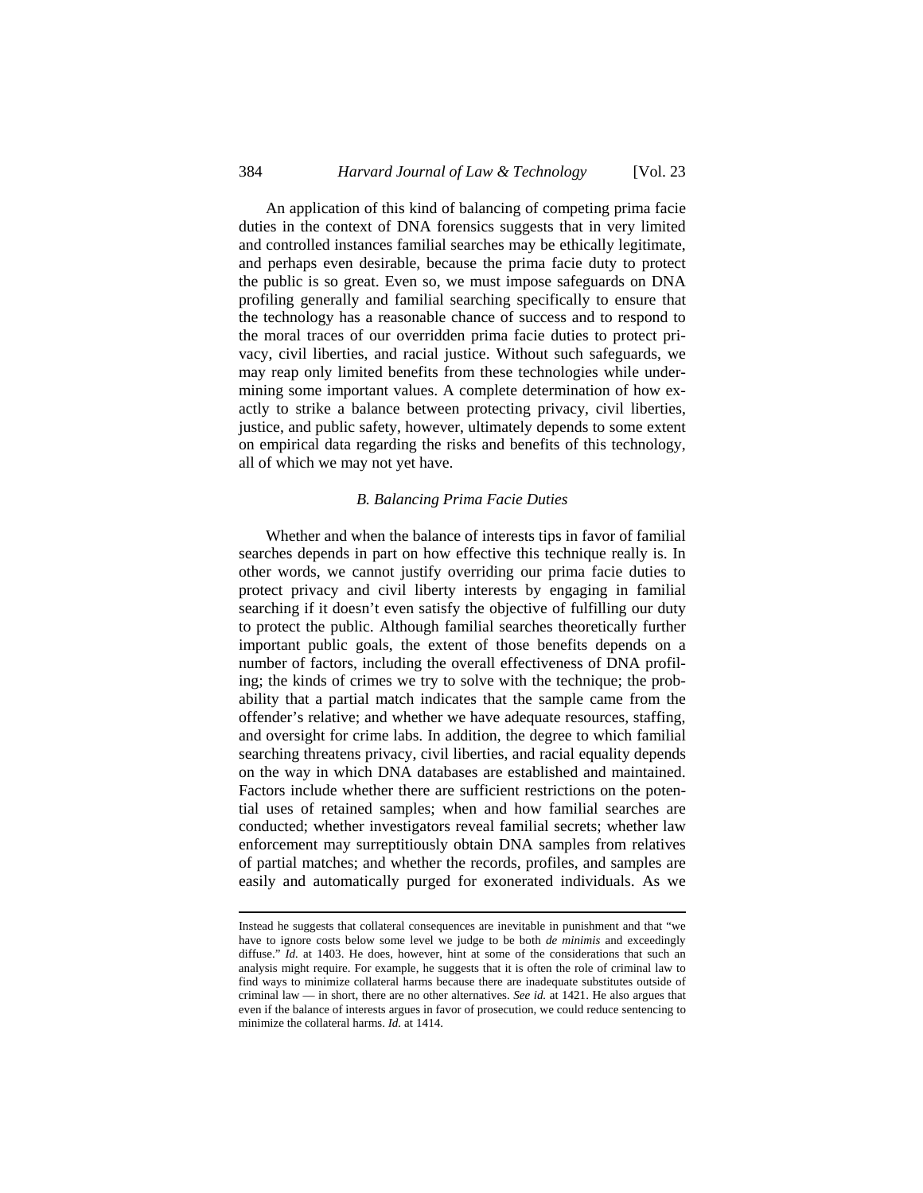An application of this kind of balancing of competing prima facie duties in the context of DNA forensics suggests that in very limited and controlled instances familial searches may be ethically legitimate, and perhaps even desirable, because the prima facie duty to protect the public is so great. Even so, we must impose safeguards on DNA profiling generally and familial searching specifically to ensure that the technology has a reasonable chance of success and to respond to the moral traces of our overridden prima facie duties to protect privacy, civil liberties, and racial justice. Without such safeguards, we may reap only limited benefits from these technologies while undermining some important values. A complete determination of how exactly to strike a balance between protecting privacy, civil liberties, justice, and public safety, however, ultimately depends to some extent on empirical data regarding the risks and benefits of this technology, all of which we may not yet have.

### *B. Balancing Prima Facie Duties*

Whether and when the balance of interests tips in favor of familial searches depends in part on how effective this technique really is. In other words, we cannot justify overriding our prima facie duties to protect privacy and civil liberty interests by engaging in familial searching if it doesn't even satisfy the objective of fulfilling our duty to protect the public. Although familial searches theoretically further important public goals, the extent of those benefits depends on a number of factors, including the overall effectiveness of DNA profiling; the kinds of crimes we try to solve with the technique; the probability that a partial match indicates that the sample came from the offender's relative; and whether we have adequate resources, staffing, and oversight for crime labs. In addition, the degree to which familial searching threatens privacy, civil liberties, and racial equality depends on the way in which DNA databases are established and maintained. Factors include whether there are sufficient restrictions on the potential uses of retained samples; when and how familial searches are conducted; whether investigators reveal familial secrets; whether law enforcement may surreptitiously obtain DNA samples from relatives of partial matches; and whether the records, profiles, and samples are easily and automatically purged for exonerated individuals. As we

---

Instead he suggests that collateral consequences are inevitable in punishment and that "we have to ignore costs below some level we judge to be both *de minimis* and exceedingly diffuse." *Id.* at 1403. He does, however, hint at some of the considerations that such an analysis might require. For example, he suggests that it is often the role of criminal law to find ways to minimize collateral harms because there are inadequate substitutes outside of criminal law — in short, there are no other alternatives. *See id.* at 1421. He also argues that even if the balance of interests argues in favor of prosecution, we could reduce sentencing to minimize the collateral harms. *Id.* at 1414.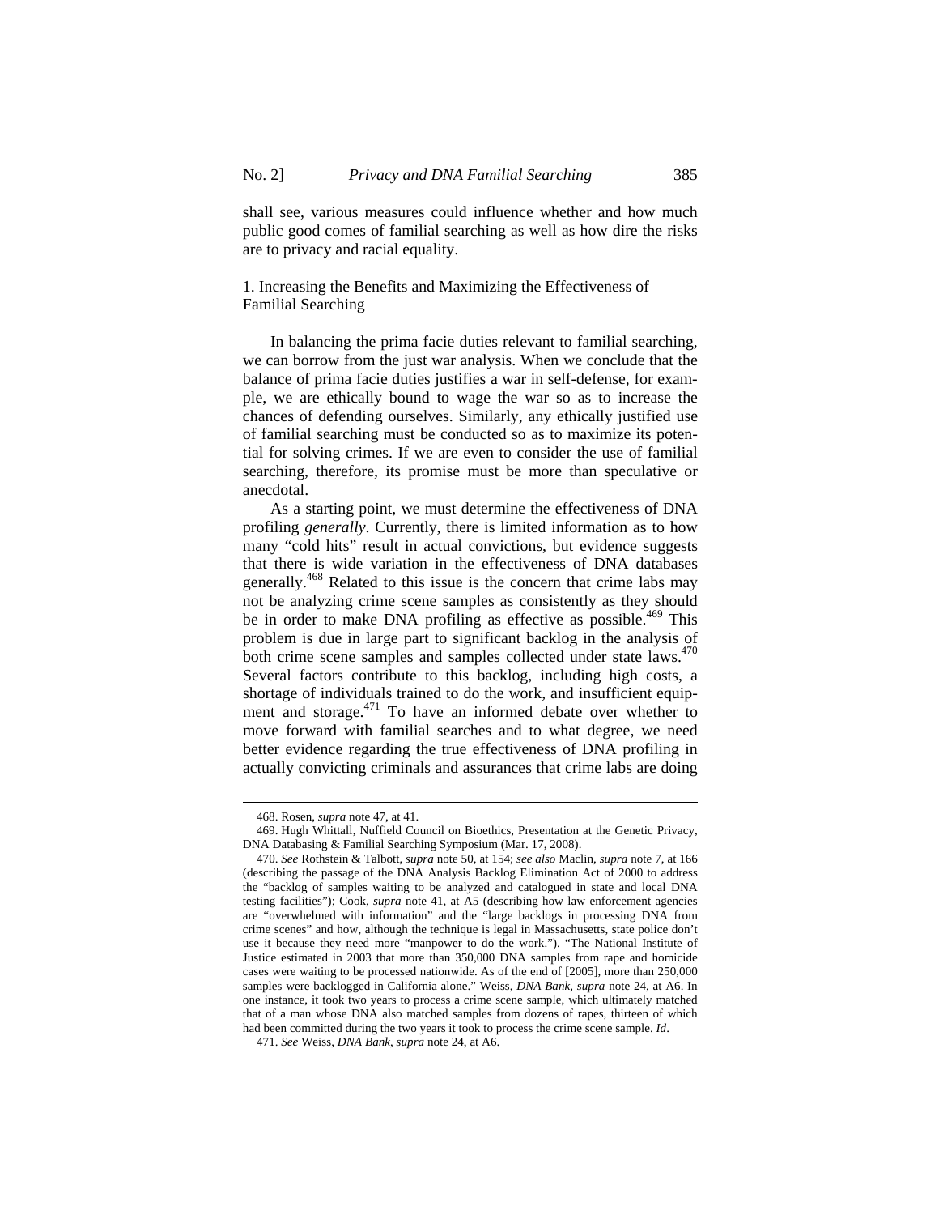shall see, various measures could influence whether and how much public good comes of familial searching as well as how dire the risks are to privacy and racial equality.

### 1. Increasing the Benefits and Maximizing the Effectiveness of Familial Searching

In balancing the prima facie duties relevant to familial searching, we can borrow from the just war analysis. When we conclude that the balance of prima facie duties justifies a war in self-defense, for example, we are ethically bound to wage the war so as to increase the chances of defending ourselves. Similarly, any ethically justified use of familial searching must be conducted so as to maximize its potential for solving crimes. If we are even to consider the use of familial searching, therefore, its promise must be more than speculative or anecdotal.

As a starting point, we must determine the effectiveness of DNA profiling *generally*. Currently, there is limited information as to how many "cold hits" result in actual convictions, but evidence suggests that there is wide variation in the effectiveness of DNA databases generally.[468] Related to this issue is the concern that crime labs may not be analyzing crime scene samples as consistently as they should be in order to make DNA profiling as effective as possible.[469] This problem is due in large part to significant backlog in the analysis of both crime scene samples and samples collected under state laws.[470] Several factors contribute to this backlog, including high costs, a shortage of individuals trained to do the work, and insufficient equipment and storage.[471] To have an informed debate over whether to move forward with familial searches and to what degree, we need better evidence regarding the true effectiveness of DNA profiling in actually convicting criminals and assurances that crime labs are doing

---

468. Rosen, *supra* note 47, at 41.

469. Hugh Whittall, Nuffield Council on Bioethics, Presentation at the Genetic Privacy, DNA Databasing & Familial Searching Symposium (Mar. 17, 2008).

470. *See* Rothstein & Talbott, *supra* note 50, at 154; *see also* Maclin, *supra* note 7, at 166 (describing the passage of the DNA Analysis Backlog Elimination Act of 2000 to address the "backlog of samples waiting to be analyzed and catalogued in state and local DNA testing facilities"); Cook, *supra* note 41, at A5 (describing how law enforcement agencies are "overwhelmed with information" and the "large backlogs in processing DNA from crime scenes" and how, although the technique is legal in Massachusetts, state police don't use it because they need more "manpower to do the work."). "The National Institute of Justice estimated in 2003 that more than 350,000 DNA samples from rape and homicide cases were waiting to be processed nationwide. As of the end of [2005], more than 250,000 samples were backlogged in California alone." Weiss, *DNA Bank*, *supra* note 24, at A6. In one instance, it took two years to process a crime scene sample, which ultimately matched that of a man whose DNA also matched samples from dozens of rapes, thirteen of which had been committed during the two years it took to process the crime scene sample. *Id*.

471. *See* Weiss, *DNA Bank*, *supra* note 24, at A6.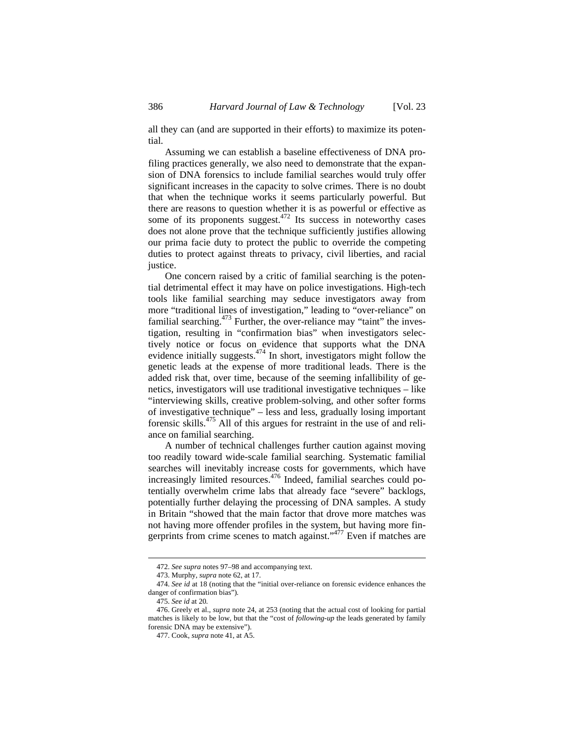all they can (and are supported in their efforts) to maximize its potential.

Assuming we can establish a baseline effectiveness of DNA profiling practices generally, we also need to demonstrate that the expansion of DNA forensics to include familial searches would truly offer significant increases in the capacity to solve crimes. There is no doubt that when the technique works it seems particularly powerful. But there are reasons to question whether it is as powerful or effective as some of its proponents suggest.[472] Its success in noteworthy cases does not alone prove that the technique sufficiently justifies allowing our prima facie duty to protect the public to override the competing duties to protect against threats to privacy, civil liberties, and racial justice.

One concern raised by a critic of familial searching is the potential detrimental effect it may have on police investigations. High-tech tools like familial searching may seduce investigators away from more "traditional lines of investigation," leading to "over-reliance" on familial searching.[473] Further, the over-reliance may "taint" the investigation, resulting in "confirmation bias" when investigators selectively notice or focus on evidence that supports what the DNA evidence initially suggests.[474] In short, investigators might follow the genetic leads at the expense of more traditional leads. There is the added risk that, over time, because of the seeming infallibility of genetics, investigators will use traditional investigative techniques – like "interviewing skills, creative problem-solving, and other softer forms of investigative technique" – less and less, gradually losing important forensic skills.[475] All of this argues for restraint in the use of and reliance on familial searching.

A number of technical challenges further caution against moving too readily toward wide-scale familial searching. Systematic familial searches will inevitably increase costs for governments, which have increasingly limited resources.[476] Indeed, familial searches could potentially overwhelm crime labs that already face "severe" backlogs, potentially further delaying the processing of DNA samples. A study in Britain "showed that the main factor that drove more matches was not having more offender profiles in the system, but having more fingerprints from crime scenes to match against."[477] Even if matches are

472. *See supra* notes 97–98 and accompanying text.

473. Murphy, *supra* note 62, at 17.

474. *See id* at 18 (noting that the "initial over-reliance on forensic evidence enhances the danger of confirmation bias").

475. *See id* at 20.

476. Greely et al., *supra* note 24, at 253 (noting that the actual cost of looking for partial matches is likely to be low, but that the "cost of *following-up* the leads generated by family forensic DNA may be extensive").

477. Cook, *supra* note 41, at A5.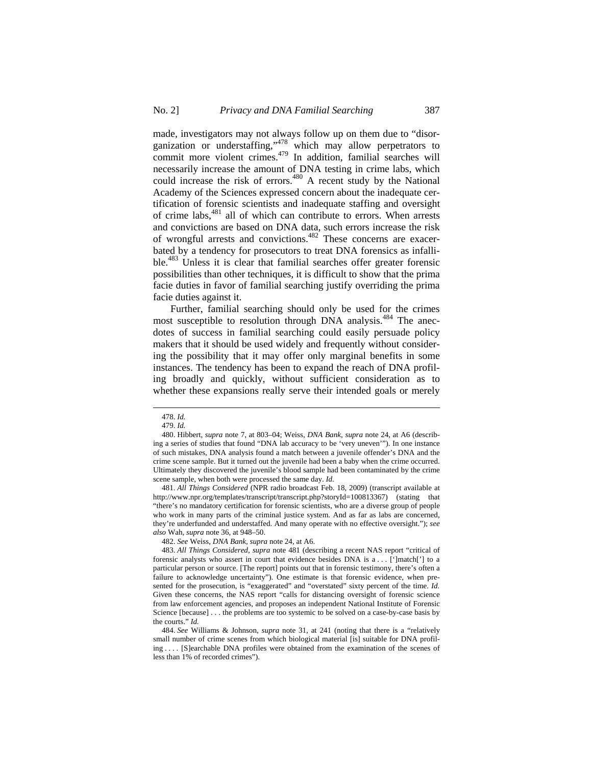made, investigators may not always follow up on them due to "disorganization or understaffing,"[478] which may allow perpetrators to commit more violent crimes.[479] In addition, familial searches will necessarily increase the amount of DNA testing in crime labs, which could increase the risk of errors.[480] A recent study by the National Academy of the Sciences expressed concern about the inadequate certification of forensic scientists and inadequate staffing and oversight of crime labs,[481] all of which can contribute to errors. When arrests and convictions are based on DNA data, such errors increase the risk of wrongful arrests and convictions.[482] These concerns are exacerbated by a tendency for prosecutors to treat DNA forensics as infallible.[483] Unless it is clear that familial searches offer greater forensic possibilities than other techniques, it is difficult to show that the prima facie duties in favor of familial searching justify overriding the prima facie duties against it.

Further, familial searching should only be used for the crimes most susceptible to resolution through DNA analysis.[484] The anecdotes of success in familial searching could easily persuade policy makers that it should be used widely and frequently without considering the possibility that it may offer only marginal benefits in some instances. The tendency has been to expand the reach of DNA profiling broadly and quickly, without sufficient consideration as to whether these expansions really serve their intended goals or merely

---

478. *Id.*

479. *Id.*

480. Hibbert, *supra* note 7, at 803–04; Weiss, *DNA Bank*, *supra* note 24, at A6 (describing a series of studies that found "DNA lab accuracy to be 'very uneven'"). In one instance of such mistakes, DNA analysis found a match between a juvenile offender's DNA and the crime scene sample. But it turned out the juvenile had been a baby when the crime occurred. Ultimately they discovered the juvenile's blood sample had been contaminated by the crime scene sample, when both were processed the same day. *Id.*

481. *All Things Considered* (NPR radio broadcast Feb. 18, 2009) (transcript available at http://www.npr.org/templates/transcript/transcript.php?storyId=100813367) (stating that "there's no mandatory certification for forensic scientists, who are a diverse group of people who work in many parts of the criminal justice system. And as far as labs are concerned, they're underfunded and understaffed. And many operate with no effective oversight."); *see also* Wah, *supra* note 36, at 948–50.

482. *See* Weiss, *DNA Bank*, *supra* note 24, at A6.

483. *All Things Considered*, *supra* note 481 (describing a recent NAS report "critical of forensic analysts who assert in court that evidence besides DNA is a . . . [']match['] to a particular person or source. [The report] points out that in forensic testimony, there's often a failure to acknowledge uncertainty"). One estimate is that forensic evidence, when presented for the prosecution, is "exaggerated" and "overstated" sixty percent of the time. *Id.* Given these concerns, the NAS report "calls for distancing oversight of forensic science from law enforcement agencies, and proposes an independent National Institute of Forensic Science [because] . . . the problems are too systemic to be solved on a case-by-case basis by the courts." *Id.*

484. *See* Williams & Johnson, *supra* note 31, at 241 (noting that there is a "relatively small number of crime scenes from which biological material [is] suitable for DNA profiling . . . . [S]earchable DNA profiles were obtained from the examination of the scenes of less than 1% of recorded crimes").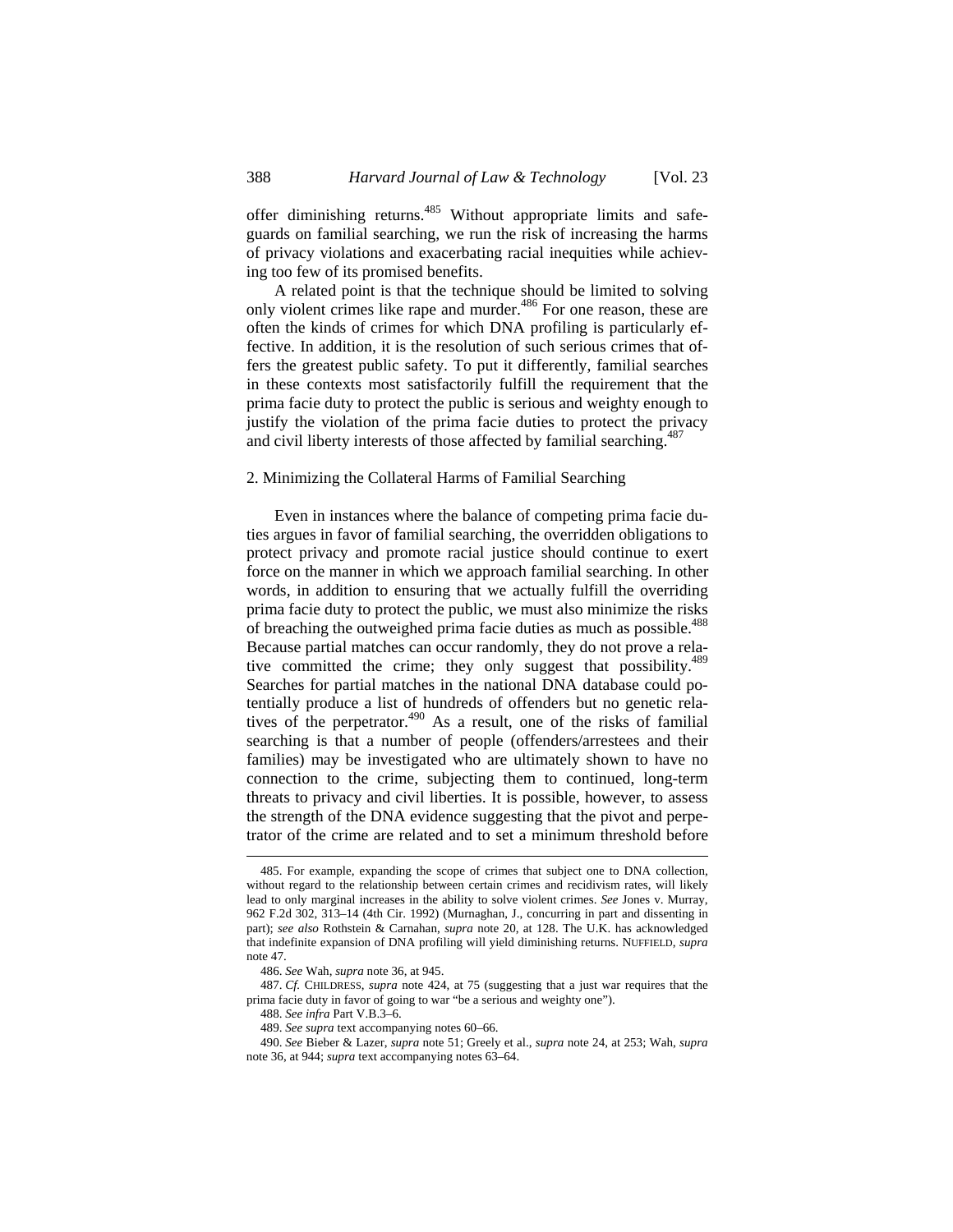offer diminishing returns.[485] Without appropriate limits and safeguards on familial searching, we run the risk of increasing the harms of privacy violations and exacerbating racial inequities while achieving too few of its promised benefits.

A related point is that the technique should be limited to solving only violent crimes like rape and murder.[486] For one reason, these are often the kinds of crimes for which DNA profiling is particularly effective. In addition, it is the resolution of such serious crimes that offers the greatest public safety. To put it differently, familial searches in these contexts most satisfactorily fulfill the requirement that the prima facie duty to protect the public is serious and weighty enough to justify the violation of the prima facie duties to protect the privacy and civil liberty interests of those affected by familial searching.[487]

### 2. Minimizing the Collateral Harms of Familial Searching

Even in instances where the balance of competing prima facie duties argues in favor of familial searching, the overridden obligations to protect privacy and promote racial justice should continue to exert force on the manner in which we approach familial searching. In other words, in addition to ensuring that we actually fulfill the overriding prima facie duty to protect the public, we must also minimize the risks of breaching the outweighed prima facie duties as much as possible.[488] Because partial matches can occur randomly, they do not prove a relative committed the crime; they only suggest that possibility.[489] Searches for partial matches in the national DNA database could potentially produce a list of hundreds of offenders but no genetic relatives of the perpetrator.[490] As a result, one of the risks of familial searching is that a number of people (offenders/arrestees and their families) may be investigated who are ultimately shown to have no connection to the crime, subjecting them to continued, long-term threats to privacy and civil liberties. It is possible, however, to assess the strength of the DNA evidence suggesting that the pivot and perpetrator of the crime are related and to set a minimum threshold before

---

485. For example, expanding the scope of crimes that subject one to DNA collection, without regard to the relationship between certain crimes and recidivism rates, will likely lead to only marginal increases in the ability to solve violent crimes. *See* Jones v. Murray, 962 F.2d 302, 313–14 (4th Cir. 1992) (Murnaghan, J., concurring in part and dissenting in part); *see also* Rothstein & Carnahan, *supra* note 20, at 128. The U.K. has acknowledged that indefinite expansion of DNA profiling will yield diminishing returns. NUFFIELD, *supra* note 47.

486. *See* Wah, *supra* note 36, at 945.

487. *Cf.* CHILDRESS, *supra* note 424, at 75 (suggesting that a just war requires that the prima facie duty in favor of going to war "be a serious and weighty one").

488. *See infra* Part V.B.3–6.

489. *See supra* text accompanying notes 60–66.

490. *See* Bieber & Lazer, *supra* note 51; Greely et al., *supra* note 24, at 253; Wah, *supra* note 36, at 944; *supra* text accompanying notes 63–64.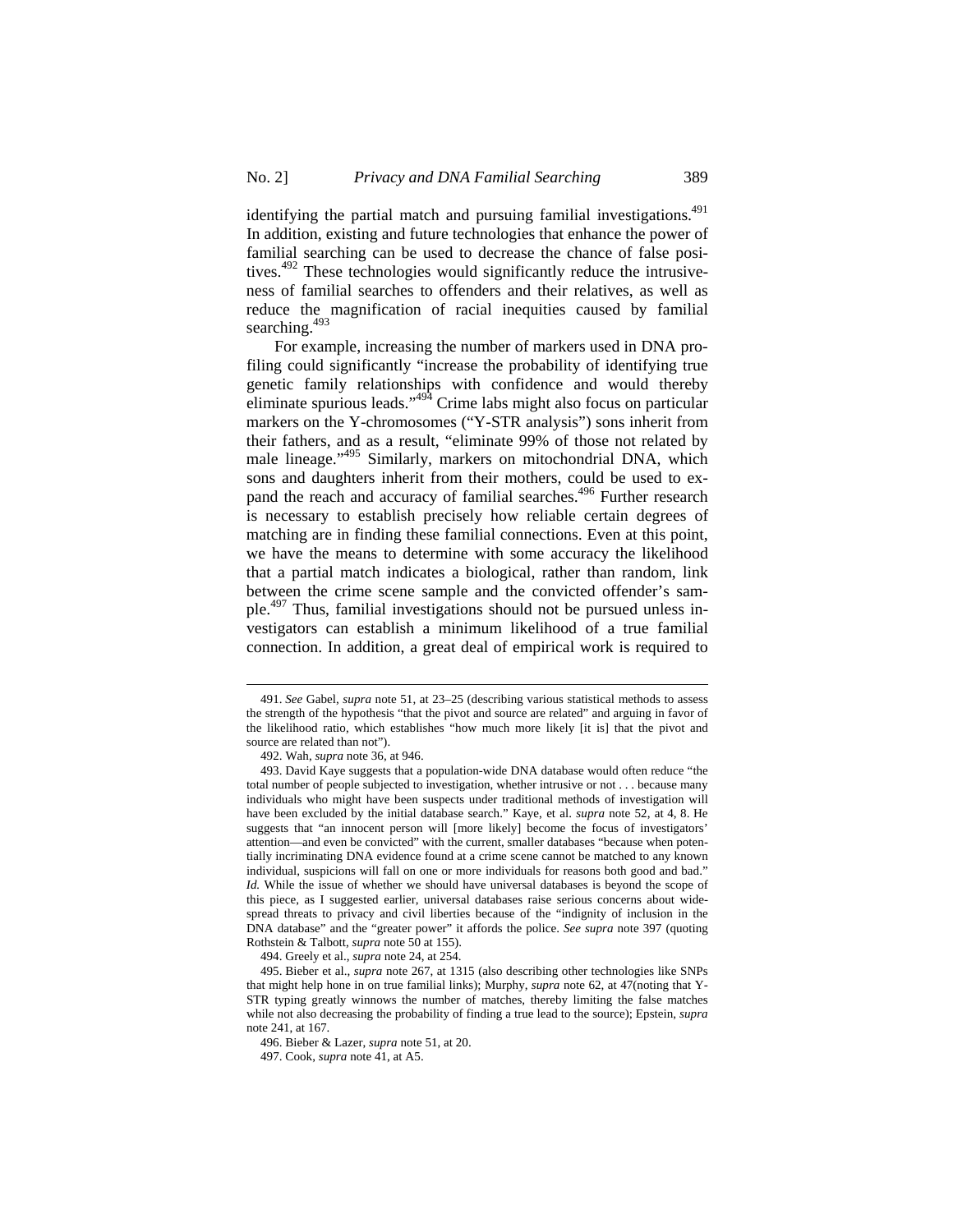identifying the partial match and pursuing familial investigations.[491] In addition, existing and future technologies that enhance the power of familial searching can be used to decrease the chance of false positives.[492] These technologies would significantly reduce the intrusiveness of familial searches to offenders and their relatives, as well as reduce the magnification of racial inequities caused by familial searching.[493]

For example, increasing the number of markers used in DNA profiling could significantly "increase the probability of identifying true genetic family relationships with confidence and would thereby eliminate spurious leads."[494] Crime labs might also focus on particular markers on the Y-chromosomes ("Y-STR analysis") sons inherit from their fathers, and as a result, "eliminate 99% of those not related by male lineage."[495] Similarly, markers on mitochondrial DNA, which sons and daughters inherit from their mothers, could be used to expand the reach and accuracy of familial searches.[496] Further research is necessary to establish precisely how reliable certain degrees of matching are in finding these familial connections. Even at this point, we have the means to determine with some accuracy the likelihood that a partial match indicates a biological, rather than random, link between the crime scene sample and the convicted offender's sample.[497] Thus, familial investigations should not be pursued unless investigators can establish a minimum likelihood of a true familial connection. In addition, a great deal of empirical work is required to

---

491. *See* Gabel, *supra* note 51, at 23–25 (describing various statistical methods to assess the strength of the hypothesis "that the pivot and source are related" and arguing in favor of the likelihood ratio, which establishes "how much more likely [it is] that the pivot and source are related than not").

492. Wah, *supra* note 36, at 946.

493. David Kaye suggests that a population-wide DNA database would often reduce "the total number of people subjected to investigation, whether intrusive or not . . . because many individuals who might have been suspects under traditional methods of investigation will have been excluded by the initial database search." Kaye, et al. *supra* note 52, at 4, 8. He suggests that "an innocent person will [more likely] become the focus of investigators' attention—and even be convicted" with the current, smaller databases "because when potentially incriminating DNA evidence found at a crime scene cannot be matched to any known individual, suspicions will fall on one or more individuals for reasons both good and bad." *Id.* While the issue of whether we should have universal databases is beyond the scope of this piece, as I suggested earlier, universal databases raise serious concerns about widespread threats to privacy and civil liberties because of the "indignity of inclusion in the DNA database" and the "greater power" it affords the police. *See supra* note 397 (quoting Rothstein & Talbott, *supra* note 50 at 155).

494. Greely et al., *supra* note 24, at 254.

495. Bieber et al., *supra* note 267, at 1315 (also describing other technologies like SNPs that might help hone in on true familial links); Murphy, *supra* note 62, at 47(noting that Y-STR typing greatly winnows the number of matches, thereby limiting the false matches while not also decreasing the probability of finding a true lead to the source); Epstein, *supra* note 241, at 167.

496. Bieber & Lazer, *supra* note 51, at 20.

497. Cook, *supra* note 41, at A5.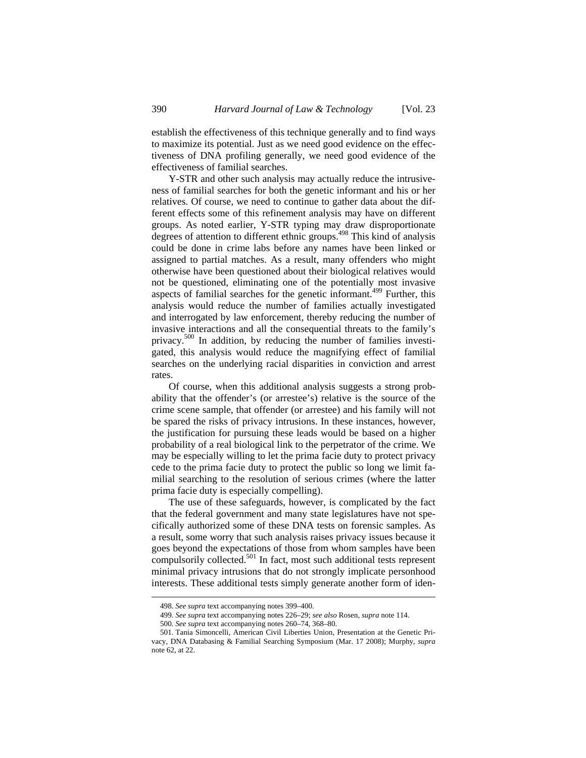establish the effectiveness of this technique generally and to find ways to maximize its potential. Just as we need good evidence on the effectiveness of DNA profiling generally, we need good evidence of the effectiveness of familial searches.

Y-STR and other such analysis may actually reduce the intrusiveness of familial searches for both the genetic informant and his or her relatives. Of course, we need to continue to gather data about the different effects some of this refinement analysis may have on different groups. As noted earlier, Y-STR typing may draw disproportionate degrees of attention to different ethnic groups.[498] This kind of analysis could be done in crime labs before any names have been linked or assigned to partial matches. As a result, many offenders who might otherwise have been questioned about their biological relatives would not be questioned, eliminating one of the potentially most invasive aspects of familial searches for the genetic informant.[499] Further, this analysis would reduce the number of families actually investigated and interrogated by law enforcement, thereby reducing the number of invasive interactions and all the consequential threats to the family's privacy.[500] In addition, by reducing the number of families investigated, this analysis would reduce the magnifying effect of familial searches on the underlying racial disparities in conviction and arrest rates.

Of course, when this additional analysis suggests a strong probability that the offender's (or arrestee's) relative is the source of the crime scene sample, that offender (or arrestee) and his family will not be spared the risks of privacy intrusions. In these instances, however, the justification for pursuing these leads would be based on a higher probability of a real biological link to the perpetrator of the crime. We may be especially willing to let the prima facie duty to protect privacy cede to the prima facie duty to protect the public so long we limit familial searching to the resolution of serious crimes (where the latter prima facie duty is especially compelling).

The use of these safeguards, however, is complicated by the fact that the federal government and many state legislatures have not specifically authorized some of these DNA tests on forensic samples. As a result, some worry that such analysis raises privacy issues because it goes beyond the expectations of those from whom samples have been compulsorily collected.[501] In fact, most such additional tests represent minimal privacy intrusions that do not strongly implicate personhood interests. These additional tests simply generate another form of iden-

498. *See supra* text accompanying notes 399–400.

499. *See supra* text accompanying notes 226–29; *see also* Rosen, *supra* note 114.

500. *See supra* text accompanying notes 260–74, 368–80.

501. Tania Simoncelli, American Civil Liberties Union, Presentation at the Genetic Privacy, DNA Databasing & Familial Searching Symposium (Mar. 17 2008); Murphy, *supra* note 62, at 22.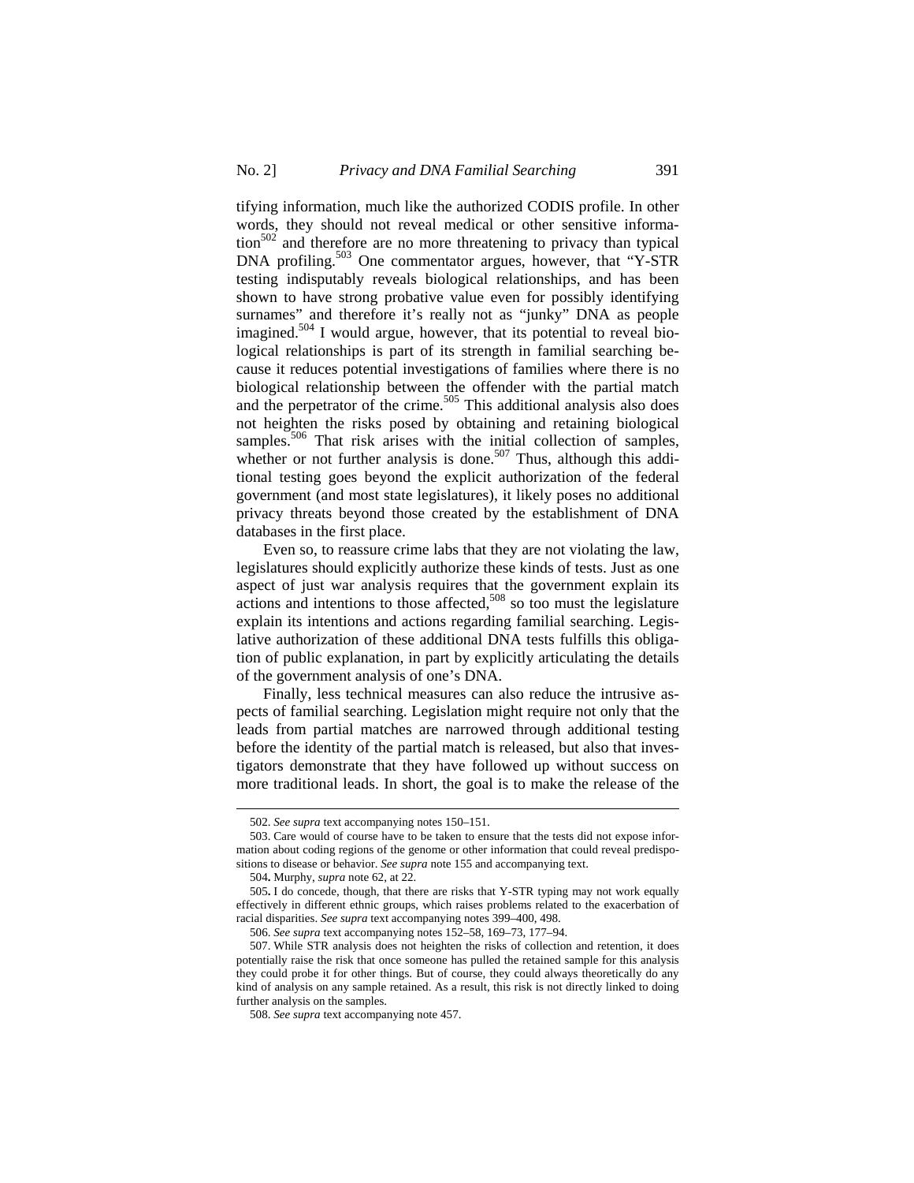tifying information, much like the authorized CODIS profile. In other words, they should not reveal medical or other sensitive information[502] and therefore are no more threatening to privacy than typical DNA profiling.[503] One commentator argues, however, that "Y-STR testing indisputably reveals biological relationships, and has been shown to have strong probative value even for possibly identifying surnames" and therefore it's really not as "junky" DNA as people imagined.[504] I would argue, however, that its potential to reveal biological relationships is part of its strength in familial searching because it reduces potential investigations of families where there is no biological relationship between the offender with the partial match and the perpetrator of the crime.[505] This additional analysis also does not heighten the risks posed by obtaining and retaining biological samples.[506] That risk arises with the initial collection of samples, whether or not further analysis is done.[507] Thus, although this additional testing goes beyond the explicit authorization of the federal government (and most state legislatures), it likely poses no additional privacy threats beyond those created by the establishment of DNA databases in the first place.

Even so, to reassure crime labs that they are not violating the law, legislatures should explicitly authorize these kinds of tests. Just as one aspect of just war analysis requires that the government explain its actions and intentions to those affected,[508] so too must the legislature explain its intentions and actions regarding familial searching. Legislative authorization of these additional DNA tests fulfills this obligation of public explanation, in part by explicitly articulating the details of the government analysis of one's DNA.

Finally, less technical measures can also reduce the intrusive aspects of familial searching. Legislation might require not only that the leads from partial matches are narrowed through additional testing before the identity of the partial match is released, but also that investigators demonstrate that they have followed up without success on more traditional leads. In short, the goal is to make the release of the

---

502. *See supra* text accompanying notes 150–151.

503. Care would of course have to be taken to ensure that the tests did not expose information about coding regions of the genome or other information that could reveal predispositions to disease or behavior. *See supra* note 155 and accompanying text.

504. Murphy, *supra* note 62, at 22.

505. I do concede, though, that there are risks that Y-STR typing may not work equally effectively in different ethnic groups, which raises problems related to the exacerbation of racial disparities. *See supra* text accompanying notes 399–400, 498.

506. *See supra* text accompanying notes 152–58, 169–73, 177–94.

507. While STR analysis does not heighten the risks of collection and retention, it does potentially raise the risk that once someone has pulled the retained sample for this analysis they could probe it for other things. But of course, they could always theoretically do any kind of analysis on any sample retained. As a result, this risk is not directly linked to doing further analysis on the samples.

508. *See supra* text accompanying note 457.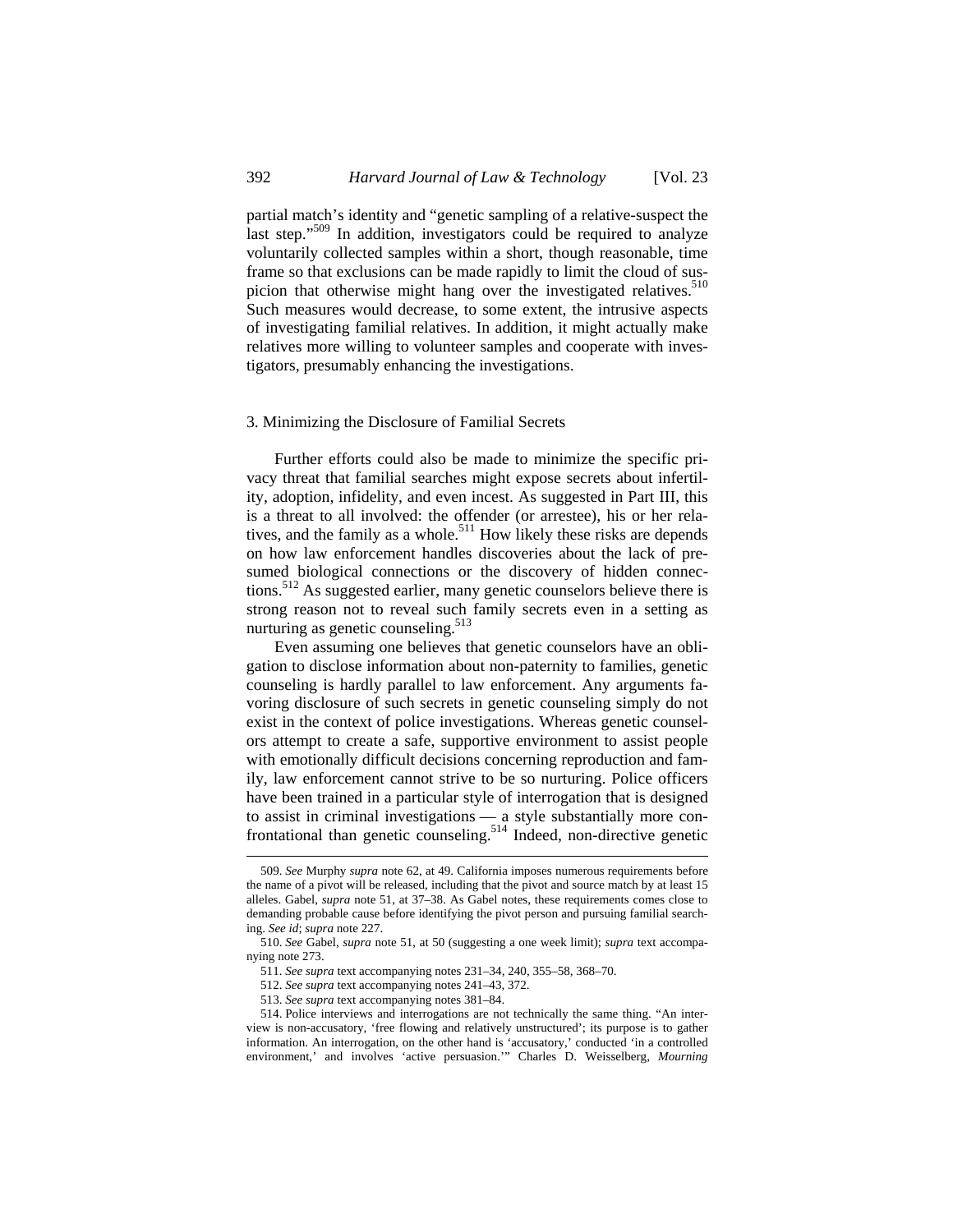partial match's identity and "genetic sampling of a relative-suspect the last step."[509] In addition, investigators could be required to analyze voluntarily collected samples within a short, though reasonable, time frame so that exclusions can be made rapidly to limit the cloud of suspicion that otherwise might hang over the investigated relatives.[510] Such measures would decrease, to some extent, the intrusive aspects of investigating familial relatives. In addition, it might actually make relatives more willing to volunteer samples and cooperate with investigators, presumably enhancing the investigations.

### 3. Minimizing the Disclosure of Familial Secrets

Further efforts could also be made to minimize the specific privacy threat that familial searches might expose secrets about infertility, adoption, infidelity, and even incest. As suggested in Part III, this is a threat to all involved: the offender (or arrestee), his or her relatives, and the family as a whole.[511] How likely these risks are depends on how law enforcement handles discoveries about the lack of presumed biological connections or the discovery of hidden connections.[512] As suggested earlier, many genetic counselors believe there is strong reason not to reveal such family secrets even in a setting as nurturing as genetic counseling.[513]

Even assuming one believes that genetic counselors have an obligation to disclose information about non-paternity to families, genetic counseling is hardly parallel to law enforcement. Any arguments favoring disclosure of such secrets in genetic counseling simply do not exist in the context of police investigations. Whereas genetic counselors attempt to create a safe, supportive environment to assist people with emotionally difficult decisions concerning reproduction and family, law enforcement cannot strive to be so nurturing. Police officers have been trained in a particular style of interrogation that is designed to assist in criminal investigations — a style substantially more confrontational than genetic counseling.[514] Indeed, non-directive genetic

---

509. *See* Murphy *supra* note 62, at 49. California imposes numerous requirements before the name of a pivot will be released, including that the pivot and source match by at least 15 alleles. Gabel, *supra* note 51, at 37–38. As Gabel notes, these requirements comes close to demanding probable cause before identifying the pivot person and pursuing familial searching. *See id*; *supra* note 227.

510. *See* Gabel, *supra* note 51, at 50 (suggesting a one week limit); *supra* text accompanying note 273.

511. *See supra* text accompanying notes 231–34, 240, 355–58, 368–70.

512. *See supra* text accompanying notes 241–43, 372.

513. *See supra* text accompanying notes 381–84.

514. Police interviews and interrogations are not technically the same thing. "An interview is non-accusatory, 'free flowing and relatively unstructured'; its purpose is to gather information. An interrogation, on the other hand is 'accusatory,' conducted 'in a controlled environment,' and involves 'active persuasion.'" Charles D. Weisselberg, *Mourning*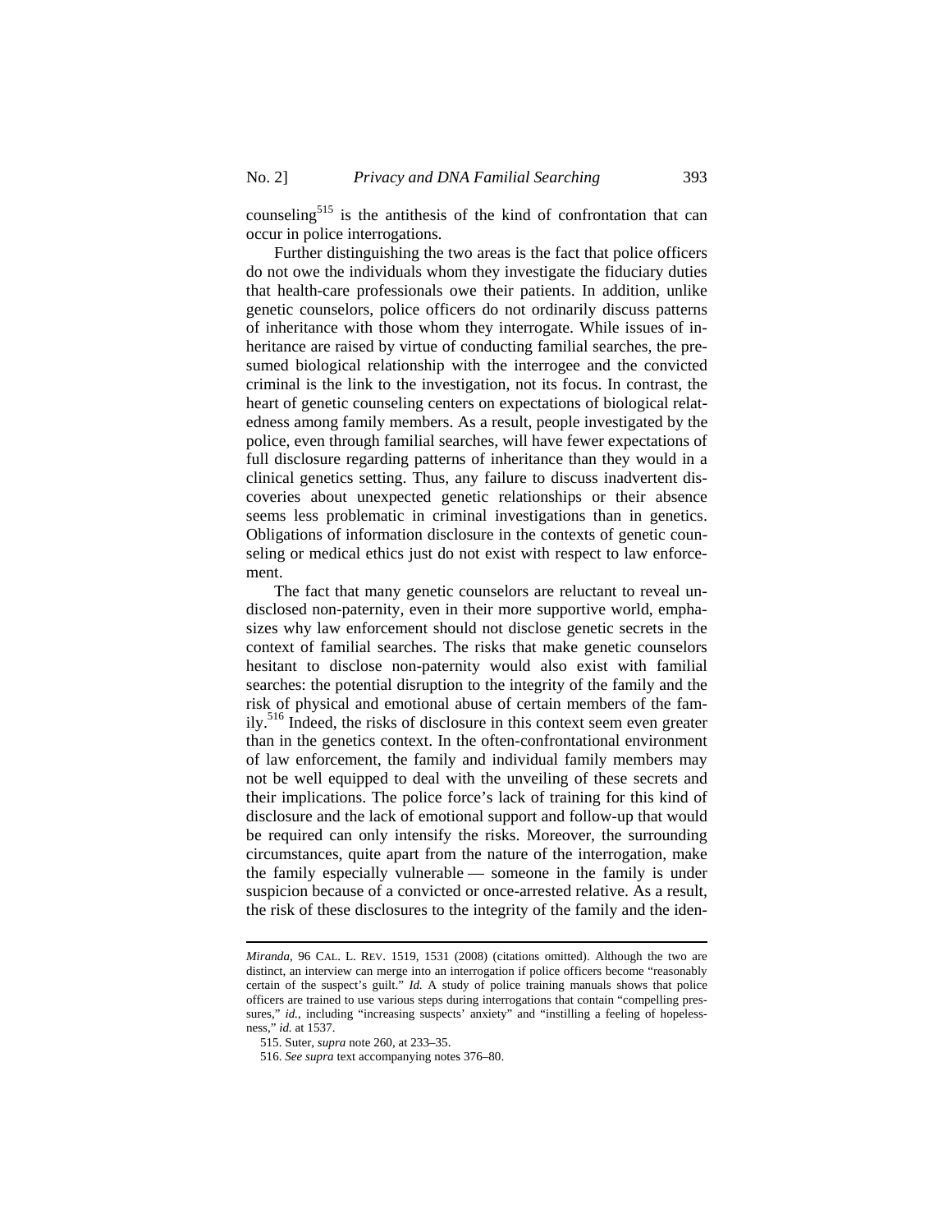counseling[515] is the antithesis of the kind of confrontation that can occur in police interrogations.

Further distinguishing the two areas is the fact that police officers do not owe the individuals whom they investigate the fiduciary duties that health-care professionals owe their patients. In addition, unlike genetic counselors, police officers do not ordinarily discuss patterns of inheritance with those whom they interrogate. While issues of inheritance are raised by virtue of conducting familial searches, the presumed biological relationship with the interrogee and the convicted criminal is the link to the investigation, not its focus. In contrast, the heart of genetic counseling centers on expectations of biological relatedness among family members. As a result, people investigated by the police, even through familial searches, will have fewer expectations of full disclosure regarding patterns of inheritance than they would in a clinical genetics setting. Thus, any failure to discuss inadvertent discoveries about unexpected genetic relationships or their absence seems less problematic in criminal investigations than in genetics. Obligations of information disclosure in the contexts of genetic counseling or medical ethics just do not exist with respect to law enforcement.

The fact that many genetic counselors are reluctant to reveal undisclosed non-paternity, even in their more supportive world, emphasizes why law enforcement should not disclose genetic secrets in the context of familial searches. The risks that make genetic counselors hesitant to disclose non-paternity would also exist with familial searches: the potential disruption to the integrity of the family and the risk of physical and emotional abuse of certain members of the family.[516] Indeed, the risks of disclosure in this context seem even greater than in the genetics context. In the often-confrontational environment of law enforcement, the family and individual family members may not be well equipped to deal with the unveiling of these secrets and their implications. The police force's lack of training for this kind of disclosure and the lack of emotional support and follow-up that would be required can only intensify the risks. Moreover, the surrounding circumstances, quite apart from the nature of the interrogation, make the family especially vulnerable — someone in the family is under suspicion because of a convicted or once-arrested relative. As a result, the risk of these disclosures to the integrity of the family and the iden-

---

*Miranda*, 96 CAL. L. REV. 1519, 1531 (2008) (citations omitted). Although the two are distinct, an interview can merge into an interrogation if police officers become "reasonably certain of the suspect's guilt." *Id.* A study of police training manuals shows that police officers are trained to use various steps during interrogations that contain "compelling pressures," *id.*, including "increasing suspects' anxiety" and "instilling a feeling of hopelessness," *id.* at 1537.

515. Suter, *supra* note 260, at 233–35.

516. *See supra* text accompanying notes 376–80.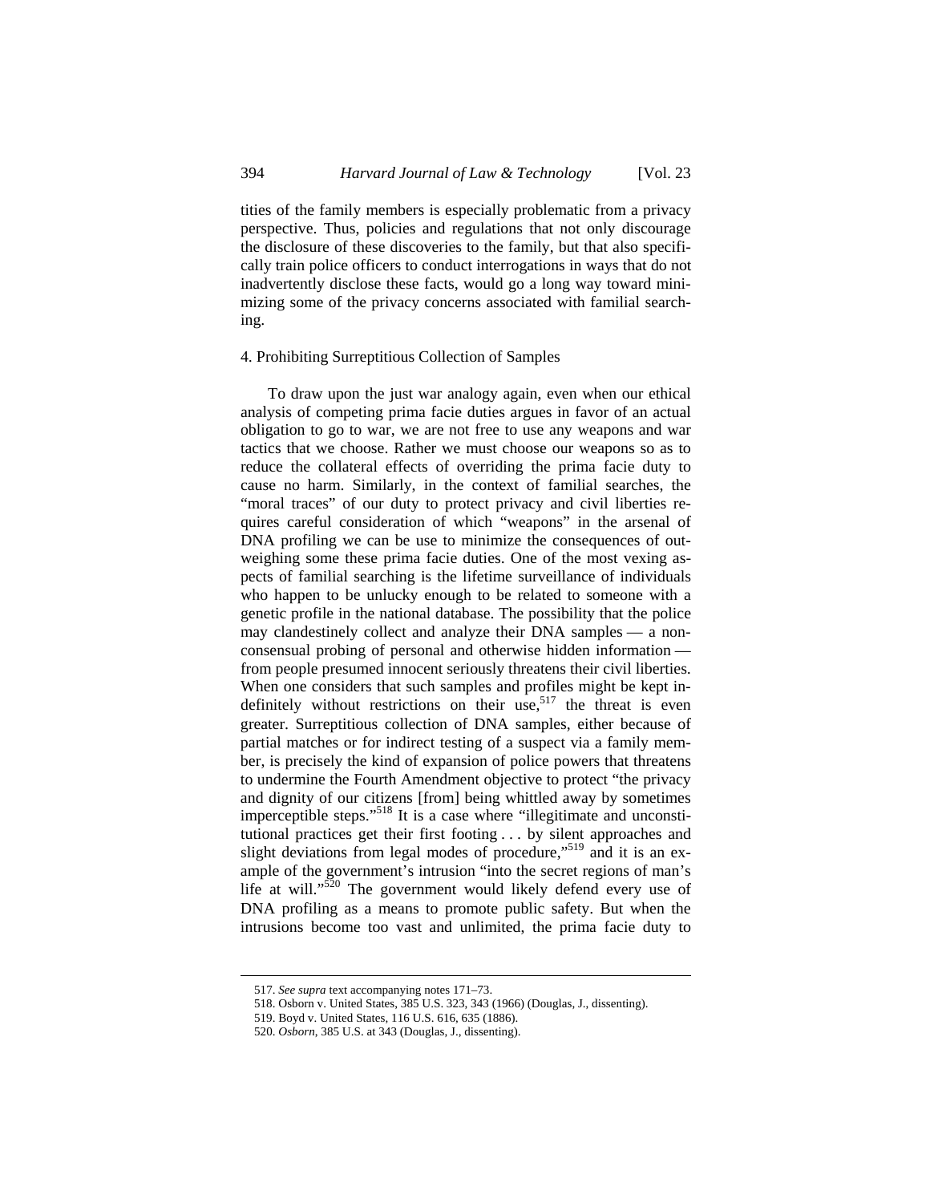tities of the family members is especially problematic from a privacy perspective. Thus, policies and regulations that not only discourage the disclosure of these discoveries to the family, but that also specifically train police officers to conduct interrogations in ways that do not inadvertently disclose these facts, would go a long way toward minimizing some of the privacy concerns associated with familial searching.

#### 4. Prohibiting Surreptitious Collection of Samples

To draw upon the just war analogy again, even when our ethical analysis of competing prima facie duties argues in favor of an actual obligation to go to war, we are not free to use any weapons and war tactics that we choose. Rather we must choose our weapons so as to reduce the collateral effects of overriding the prima facie duty to cause no harm. Similarly, in the context of familial searches, the "moral traces" of our duty to protect privacy and civil liberties requires careful consideration of which "weapons" in the arsenal of DNA profiling we can be use to minimize the consequences of outweighing some these prima facie duties. One of the most vexing aspects of familial searching is the lifetime surveillance of individuals who happen to be unlucky enough to be related to someone with a genetic profile in the national database. The possibility that the police may clandestinely collect and analyze their DNA samples — a nonconsensual probing of personal and otherwise hidden information — from people presumed innocent seriously threatens their civil liberties. When one considers that such samples and profiles might be kept indefinitely without restrictions on their use,[517] the threat is even greater. Surreptitious collection of DNA samples, either because of partial matches or for indirect testing of a suspect via a family member, is precisely the kind of expansion of police powers that threatens to undermine the Fourth Amendment objective to protect "the privacy and dignity of our citizens [from] being whittled away by sometimes imperceptible steps."[518] It is a case where "illegitimate and unconstitutional practices get their first footing . . . by silent approaches and slight deviations from legal modes of procedure,"[519] and it is an example of the government's intrusion "into the secret regions of man's life at will."[520] The government would likely defend every use of DNA profiling as a means to promote public safety. But when the intrusions become too vast and unlimited, the prima facie duty to

---

517. *See supra* text accompanying notes 171–73.

518. Osborn v. United States, 385 U.S. 323, 343 (1966) (Douglas, J., dissenting).

519. Boyd v. United States, 116 U.S. 616, 635 (1886).

520. *Osborn*, 385 U.S. at 343 (Douglas, J., dissenting).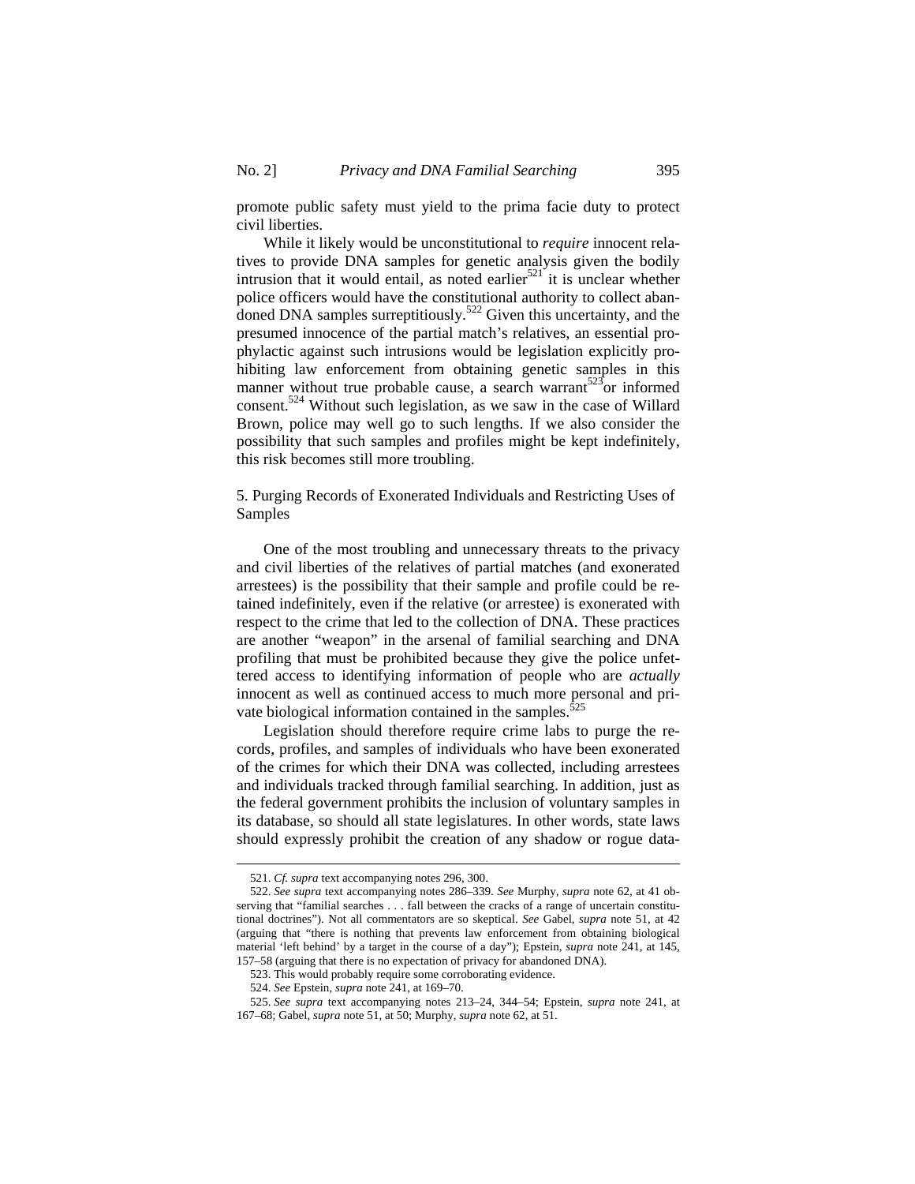promote public safety must yield to the prima facie duty to protect civil liberties.

While it likely would be unconstitutional to *require* innocent relatives to provide DNA samples for genetic analysis given the bodily intrusion that it would entail, as noted earlier[521] it is unclear whether police officers would have the constitutional authority to collect abandoned DNA samples surreptitiously.[522] Given this uncertainty, and the presumed innocence of the partial match's relatives, an essential prophylactic against such intrusions would be legislation explicitly prohibiting law enforcement from obtaining genetic samples in this manner without true probable cause, a search warrant[523] or informed consent.[524] Without such legislation, as we saw in the case of Willard Brown, police may well go to such lengths. If we also consider the possibility that such samples and profiles might be kept indefinitely, this risk becomes still more troubling.

5. Purging Records of Exonerated Individuals and Restricting Uses of Samples

One of the most troubling and unnecessary threats to the privacy and civil liberties of the relatives of partial matches (and exonerated arrestees) is the possibility that their sample and profile could be retained indefinitely, even if the relative (or arrestee) is exonerated with respect to the crime that led to the collection of DNA. These practices are another "weapon" in the arsenal of familial searching and DNA profiling that must be prohibited because they give the police unfettered access to identifying information of people who are *actually* innocent as well as continued access to much more personal and private biological information contained in the samples.[525]

Legislation should therefore require crime labs to purge the records, profiles, and samples of individuals who have been exonerated of the crimes for which their DNA was collected, including arrestees and individuals tracked through familial searching. In addition, just as the federal government prohibits the inclusion of voluntary samples in its database, so should all state legislatures. In other words, state laws should expressly prohibit the creation of any shadow or rogue data-

---

521. *Cf. supra* text accompanying notes 296, 300.

522. *See supra* text accompanying notes 286–339. *See* Murphy, *supra* note 62, at 41 observing that "familial searches . . . fall between the cracks of a range of uncertain constitutional doctrines"). Not all commentators are so skeptical. *See* Gabel, *supra* note 51, at 42 (arguing that "there is nothing that prevents law enforcement from obtaining biological material 'left behind' by a target in the course of a day"); Epstein, *supra* note 241, at 145, 157–58 (arguing that there is no expectation of privacy for abandoned DNA).

523. This would probably require some corroborating evidence.

524. *See* Epstein, *supra* note 241, at 169–70.

525. *See supra* text accompanying notes 213–24, 344–54; Epstein, *supra* note 241, at 167–68; Gabel, *supra* note 51, at 50; Murphy, *supra* note 62, at 51.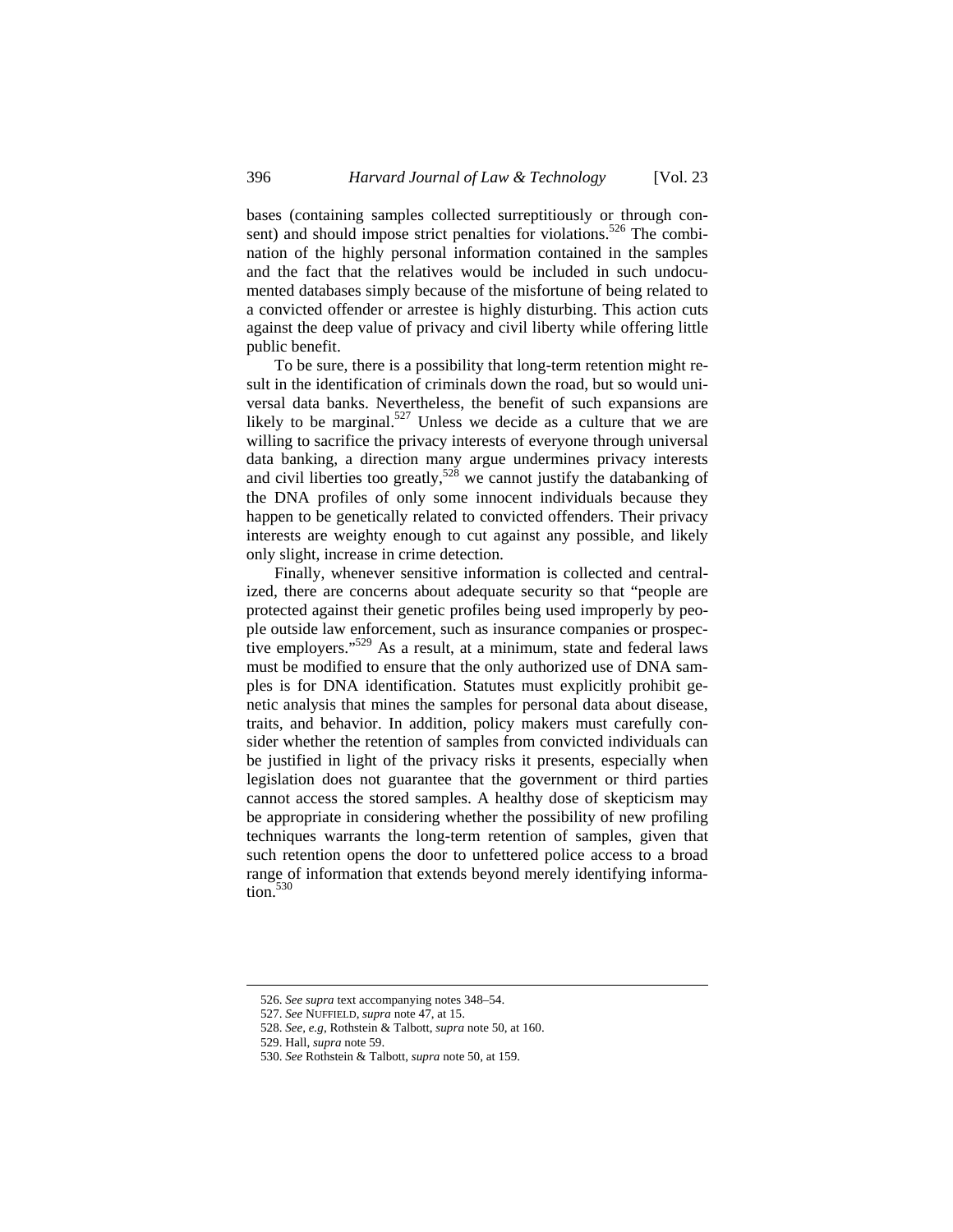bases (containing samples collected surreptitiously or through consent) and should impose strict penalties for violations.[526] The combination of the highly personal information contained in the samples and the fact that the relatives would be included in such undocumented databases simply because of the misfortune of being related to a convicted offender or arrestee is highly disturbing. This action cuts against the deep value of privacy and civil liberty while offering little public benefit.

To be sure, there is a possibility that long-term retention might result in the identification of criminals down the road, but so would universal data banks. Nevertheless, the benefit of such expansions are likely to be marginal.[527] Unless we decide as a culture that we are willing to sacrifice the privacy interests of everyone through universal data banking, a direction many argue undermines privacy interests and civil liberties too greatly,[528] we cannot justify the databanking of the DNA profiles of only some innocent individuals because they happen to be genetically related to convicted offenders. Their privacy interests are weighty enough to cut against any possible, and likely only slight, increase in crime detection.

Finally, whenever sensitive information is collected and centralized, there are concerns about adequate security so that "people are protected against their genetic profiles being used improperly by people outside law enforcement, such as insurance companies or prospective employers."[529] As a result, at a minimum, state and federal laws must be modified to ensure that the only authorized use of DNA samples is for DNA identification. Statutes must explicitly prohibit genetic analysis that mines the samples for personal data about disease, traits, and behavior. In addition, policy makers must carefully consider whether the retention of samples from convicted individuals can be justified in light of the privacy risks it presents, especially when legislation does not guarantee that the government or third parties cannot access the stored samples. A healthy dose of skepticism may be appropriate in considering whether the possibility of new profiling techniques warrants the long-term retention of samples, given that such retention opens the door to unfettered police access to a broad range of information that extends beyond merely identifying information.[530]

---

526. *See supra* text accompanying notes 348–54.

527. *See* NUFFIELD, *supra* note 47, at 15.

528. *See, e.g*, Rothstein & Talbott, *supra* note 50, at 160.

529. Hall, *supra* note 59.

530. *See* Rothstein & Talbott, *supra* note 50, at 159.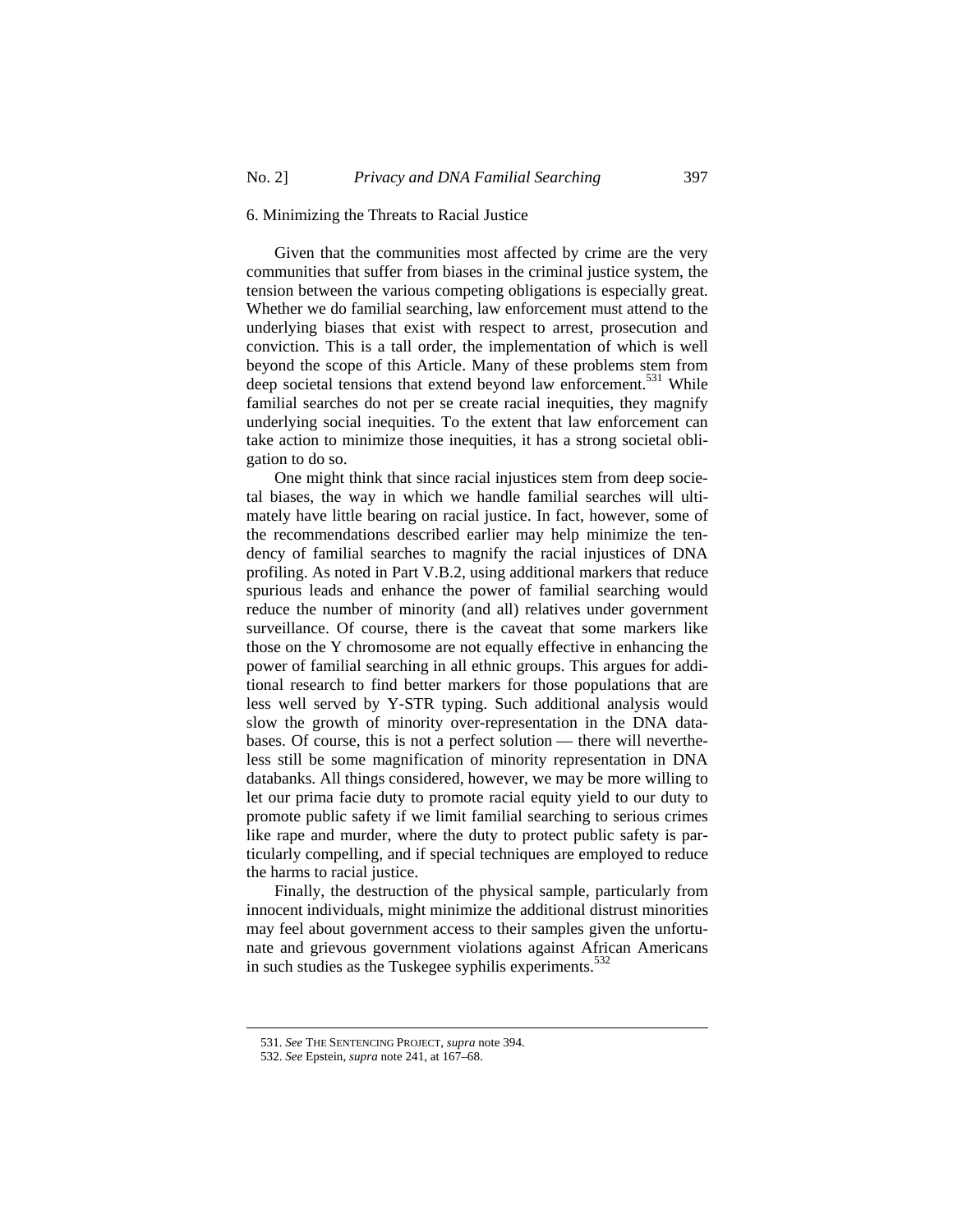### 6. Minimizing the Threats to Racial Justice

Given that the communities most affected by crime are the very communities that suffer from biases in the criminal justice system, the tension between the various competing obligations is especially great. Whether we do familial searching, law enforcement must attend to the underlying biases that exist with respect to arrest, prosecution and conviction. This is a tall order, the implementation of which is well beyond the scope of this Article. Many of these problems stem from deep societal tensions that extend beyond law enforcement.[531] While familial searches do not per se create racial inequities, they magnify underlying social inequities. To the extent that law enforcement can take action to minimize those inequities, it has a strong societal obligation to do so.

One might think that since racial injustices stem from deep societal biases, the way in which we handle familial searches will ultimately have little bearing on racial justice. In fact, however, some of the recommendations described earlier may help minimize the tendency of familial searches to magnify the racial injustices of DNA profiling. As noted in Part V.B.2, using additional markers that reduce spurious leads and enhance the power of familial searching would reduce the number of minority (and all) relatives under government surveillance. Of course, there is the caveat that some markers like those on the Y chromosome are not equally effective in enhancing the power of familial searching in all ethnic groups. This argues for additional research to find better markers for those populations that are less well served by Y-STR typing. Such additional analysis would slow the growth of minority over-representation in the DNA databases. Of course, this is not a perfect solution — there will nevertheless still be some magnification of minority representation in DNA databanks. All things considered, however, we may be more willing to let our prima facie duty to promote racial equity yield to our duty to promote public safety if we limit familial searching to serious crimes like rape and murder, where the duty to protect public safety is particularly compelling, and if special techniques are employed to reduce the harms to racial justice.

Finally, the destruction of the physical sample, particularly from innocent individuals, might minimize the additional distrust minorities may feel about government access to their samples given the unfortunate and grievous government violations against African Americans in such studies as the Tuskegee syphilis experiments.[532]

---

531. *See* THE SENTENCING PROJECT, *supra* note 394.

532. *See* Epstein, *supra* note 241, at 167–68.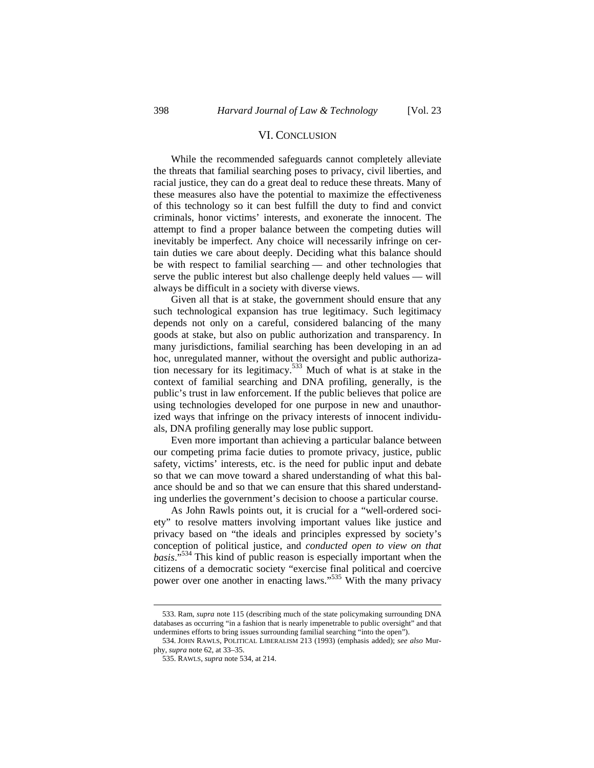## VI. CONCLUSION

While the recommended safeguards cannot completely alleviate the threats that familial searching poses to privacy, civil liberties, and racial justice, they can do a great deal to reduce these threats. Many of these measures also have the potential to maximize the effectiveness of this technology so it can best fulfill the duty to find and convict criminals, honor victims' interests, and exonerate the innocent. The attempt to find a proper balance between the competing duties will inevitably be imperfect. Any choice will necessarily infringe on certain duties we care about deeply. Deciding what this balance should be with respect to familial searching — and other technologies that serve the public interest but also challenge deeply held values — will always be difficult in a society with diverse views.

Given all that is at stake, the government should ensure that any such technological expansion has true legitimacy. Such legitimacy depends not only on a careful, considered balancing of the many goods at stake, but also on public authorization and transparency. In many jurisdictions, familial searching has been developing in an ad hoc, unregulated manner, without the oversight and public authorization necessary for its legitimacy.[533] Much of what is at stake in the context of familial searching and DNA profiling, generally, is the public's trust in law enforcement. If the public believes that police are using technologies developed for one purpose in new and unauthorized ways that infringe on the privacy interests of innocent individuals, DNA profiling generally may lose public support.

Even more important than achieving a particular balance between our competing prima facie duties to promote privacy, justice, public safety, victims' interests, etc. is the need for public input and debate so that we can move toward a shared understanding of what this balance should be and so that we can ensure that this shared understanding underlies the government's decision to choose a particular course.

As John Rawls points out, it is crucial for a "well-ordered society" to resolve matters involving important values like justice and privacy based on "the ideals and principles expressed by society's conception of political justice, and *conducted open to view on that basis*."[534] This kind of public reason is especially important when the citizens of a democratic society "exercise final political and coercive power over one another in enacting laws."[535] With the many privacy

---

533. Ram, *supra* note 115 (describing much of the state policymaking surrounding DNA databases as occurring "in a fashion that is nearly impenetrable to public oversight" and that undermines efforts to bring issues surrounding familial searching "into the open").

534. JOHN RAWLS, POLITICAL LIBERALISM 213 (1993) (emphasis added); *see also* Murphy, *supra* note 62, at 33–35.

535. RAWLS, *supra* note 534, at 214.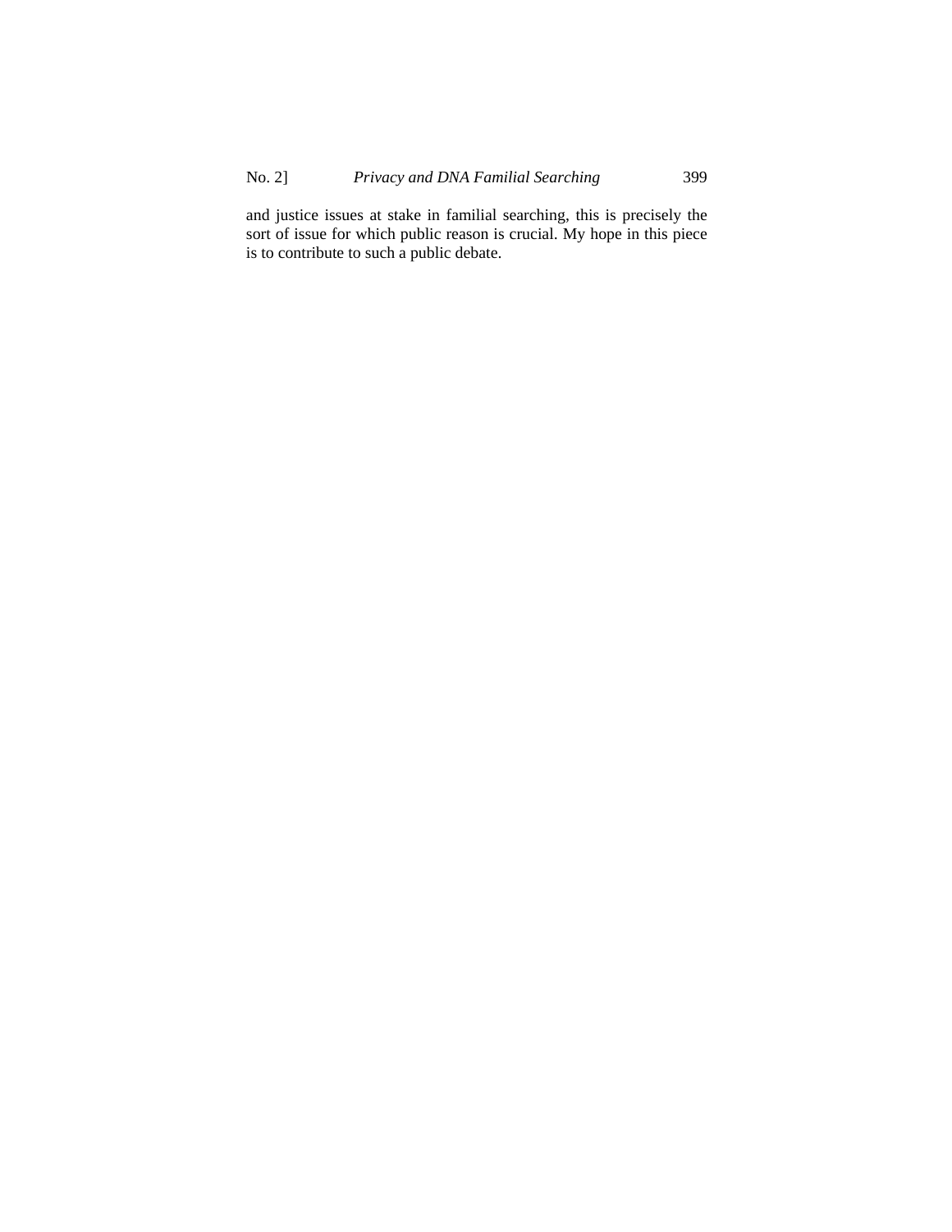and justice issues at stake in familial searching, this is precisely the sort of issue for which public reason is crucial. My hope in this piece is to contribute to such a public debate.